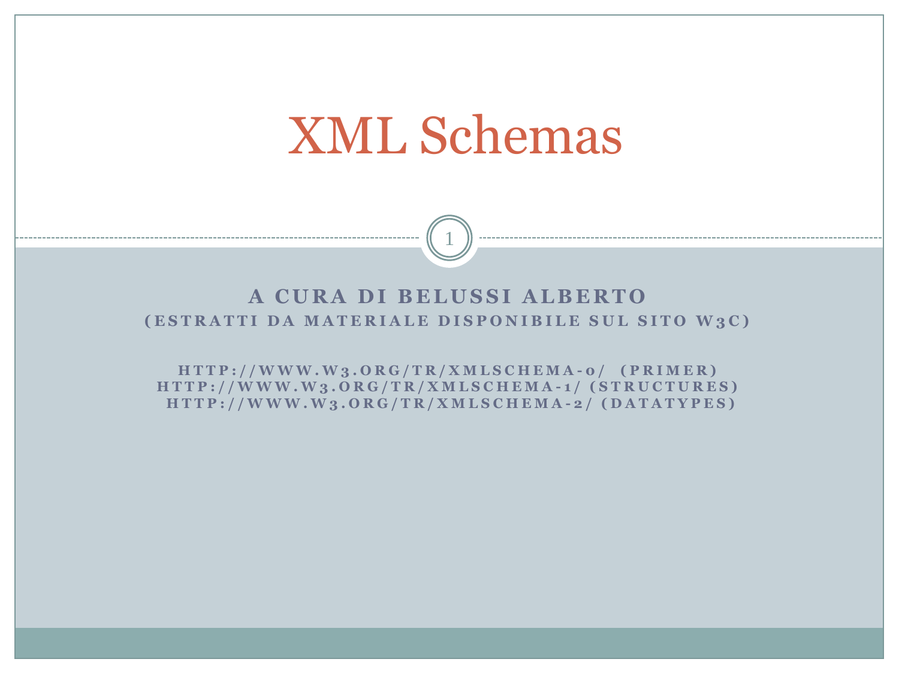# XML Schemas

**A CURA DI BELUSSI ALBERTO**

**(ESTRATTI DA MATERIALE DISPONIBILE SUL SITO W3C)**

**HTTP://WWW.W3.ORG/TR/XMLSCHEMA-0/ (PRIMER)**
**HTTP://WWW.W3.ORG/TR/XMLSCHEMA-1/ (STRUCTURES)**
**HTTP://WWW.W3.ORG/TR/XMLSCHEMA-2/ (DATATYPES)**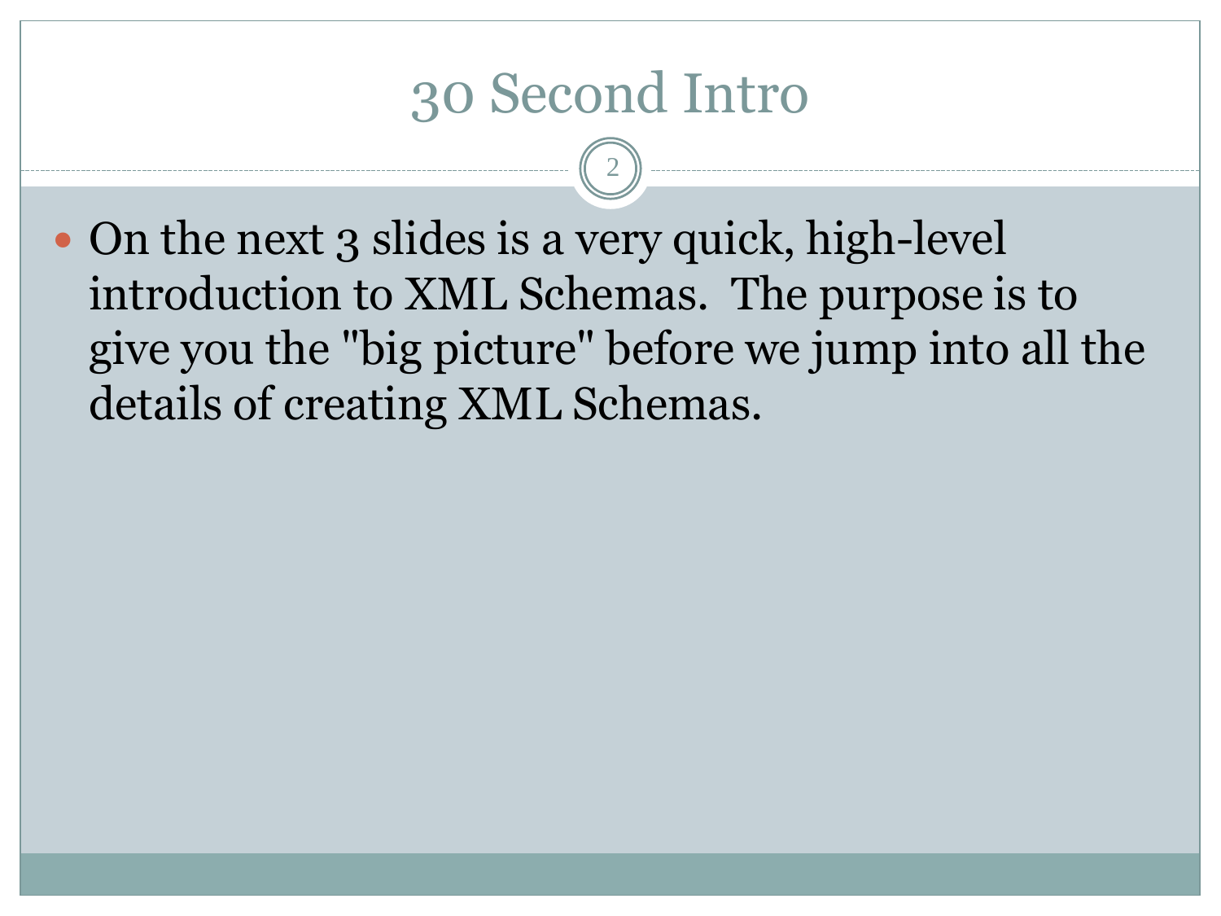# 30 Second Intro

- On the next 3 slides is a very quick, high-level introduction to XML Schemas. The purpose is to give you the "big picture" before we jump into all the details of creating XML Schemas.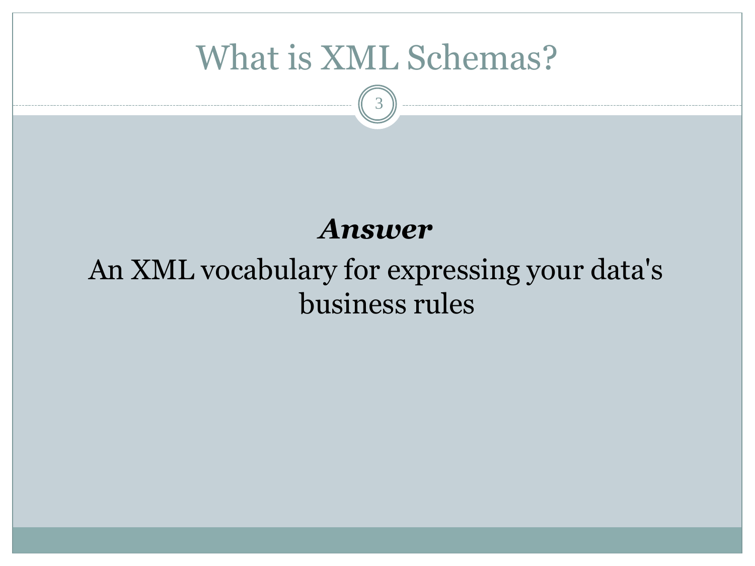# What is XML Schemas?

***Answer***

An XML vocabulary for expressing your data's business rules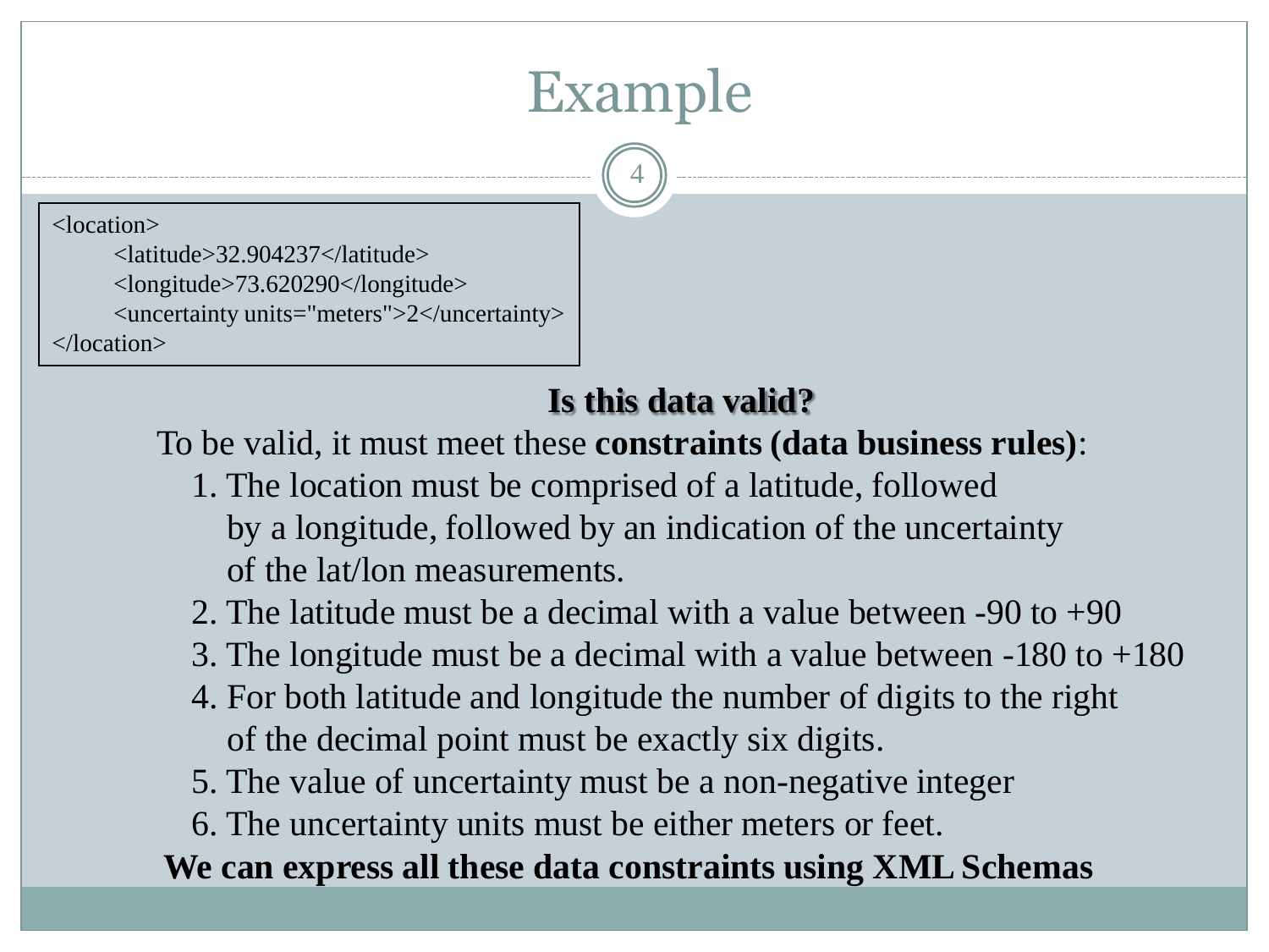# Example

```xml
<location>
    <latitude>32.904237</latitude>
    <longitude>73.620290</longitude>
    <uncertainty units="meters">2</uncertainty>
</location>
```

**Is this data valid?**

To be valid, it must meet these **constraints (data business rules)**:

1. The location must be comprised of a latitude, followed by a longitude, followed by an indication of the uncertainty of the lat/lon measurements.
2. The latitude must be a decimal with a value between -90 to +90
3. The longitude must be a decimal with a value between -180 to +180
4. For both latitude and longitude the number of digits to the right of the decimal point must be exactly six digits.
5. The value of uncertainty must be a non-negative integer
6. The uncertainty units must be either meters or feet.

**We can express all these data constraints using XML Schemas**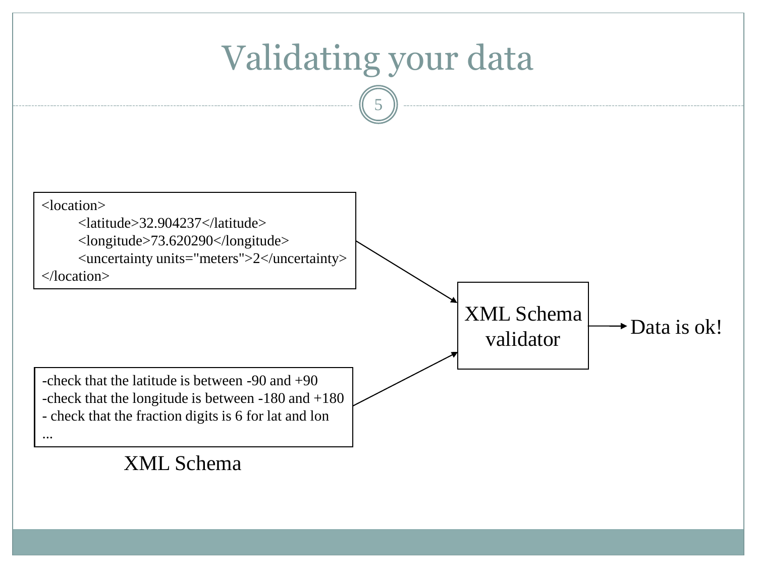# Validating your data

```
<location>
    <latitude>32.904237</latitude>
    <longitude>73.620290</longitude>
    <uncertainty units="meters">2</uncertainty>
</location>
```

-check that the latitude is between -90 and +90
-check that the longitude is between -180 and +180
- check that the fraction digits is 6 for lat and lon
...

XML Schema

XML Schema validator → Data is ok!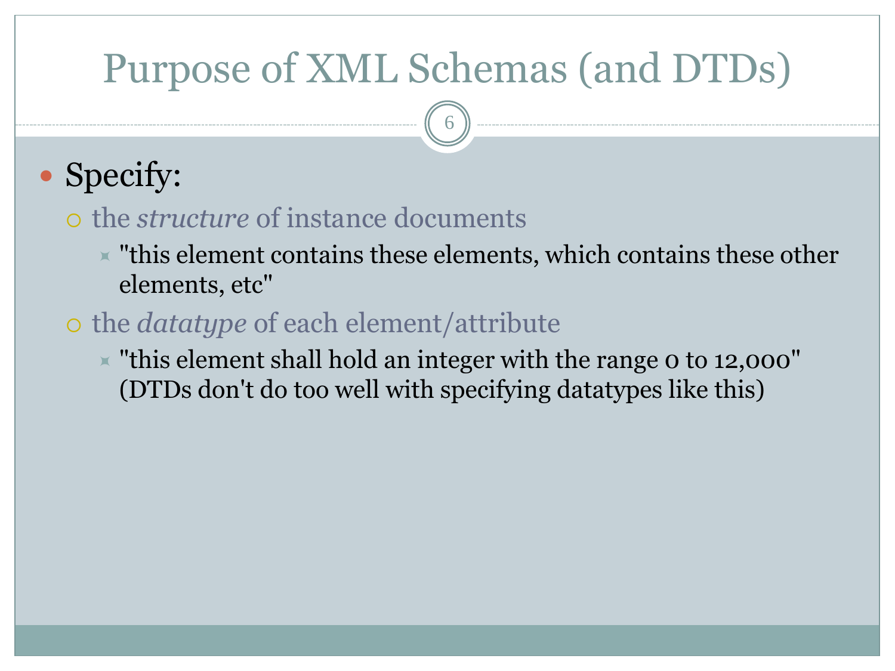# Purpose of XML Schemas (and DTDs)

- Specify:
  - the *structure* of instance documents
    - "this element contains these elements, which contains these other elements, etc"
  - the *datatype* of each element/attribute
    - "this element shall hold an integer with the range 0 to 12,000" (DTDs don't do too well with specifying datatypes like this)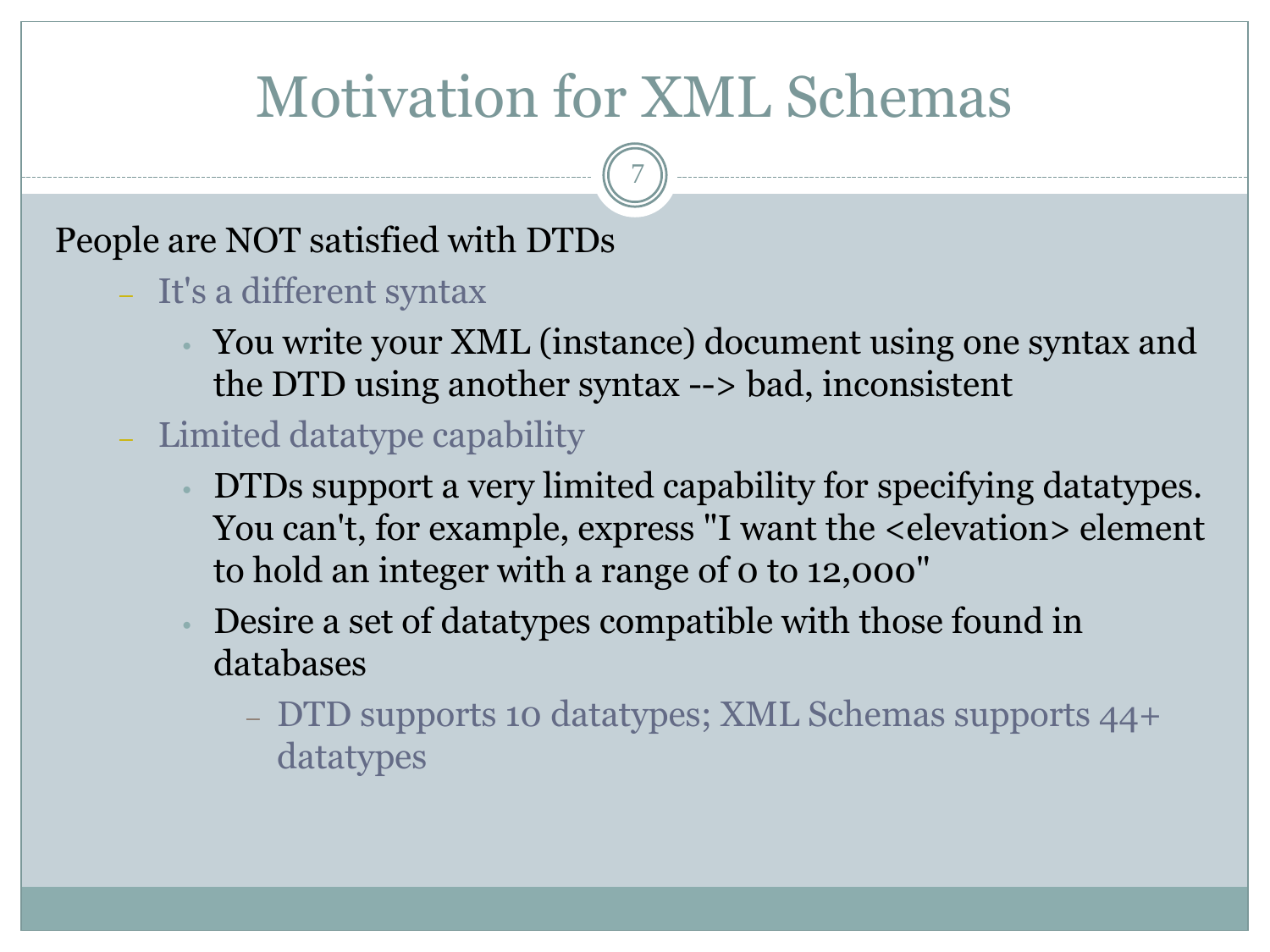# Motivation for XML Schemas

People are NOT satisfied with DTDs

- It's a different syntax
  - You write your XML (instance) document using one syntax and the DTD using another syntax --> bad, inconsistent
- Limited datatype capability
  - DTDs support a very limited capability for specifying datatypes. You can't, for example, express "I want the <elevation> element to hold an integer with a range of 0 to 12,000"
  - Desire a set of datatypes compatible with those found in databases
    - DTD supports 10 datatypes; XML Schemas supports 44+ datatypes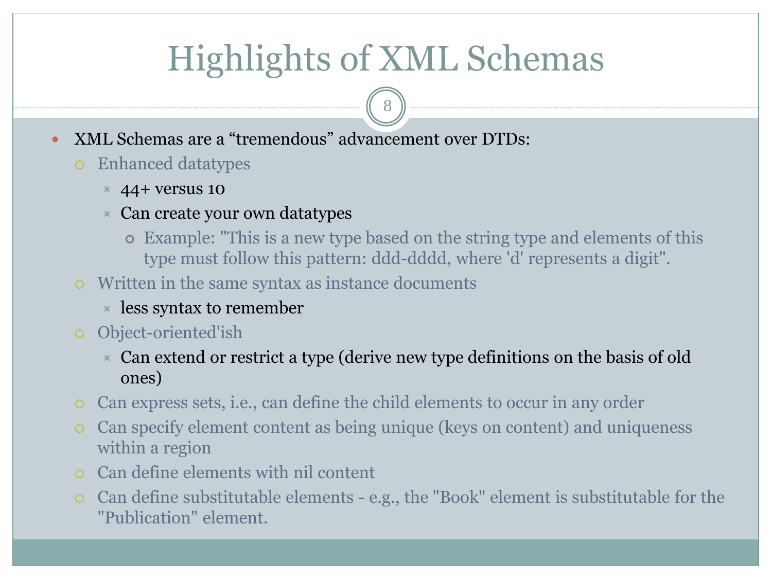# Highlights of XML Schemas

- XML Schemas are a “tremendous” advancement over DTDs:
  - Enhanced datatypes
    - 44+ versus 10
    - Can create your own datatypes
      - Example: "This is a new type based on the string type and elements of this type must follow this pattern: ddd-dddd, where 'd' represents a digit".
  - Written in the same syntax as instance documents
    - less syntax to remember
  - Object-oriented'ish
    - Can extend or restrict a type (derive new type definitions on the basis of old ones)
  - Can express sets, i.e., can define the child elements to occur in any order
  - Can specify element content as being unique (keys on content) and uniqueness within a region
  - Can define elements with nil content
  - Can define substitutable elements - e.g., the "Book" element is substitutable for the "Publication" element.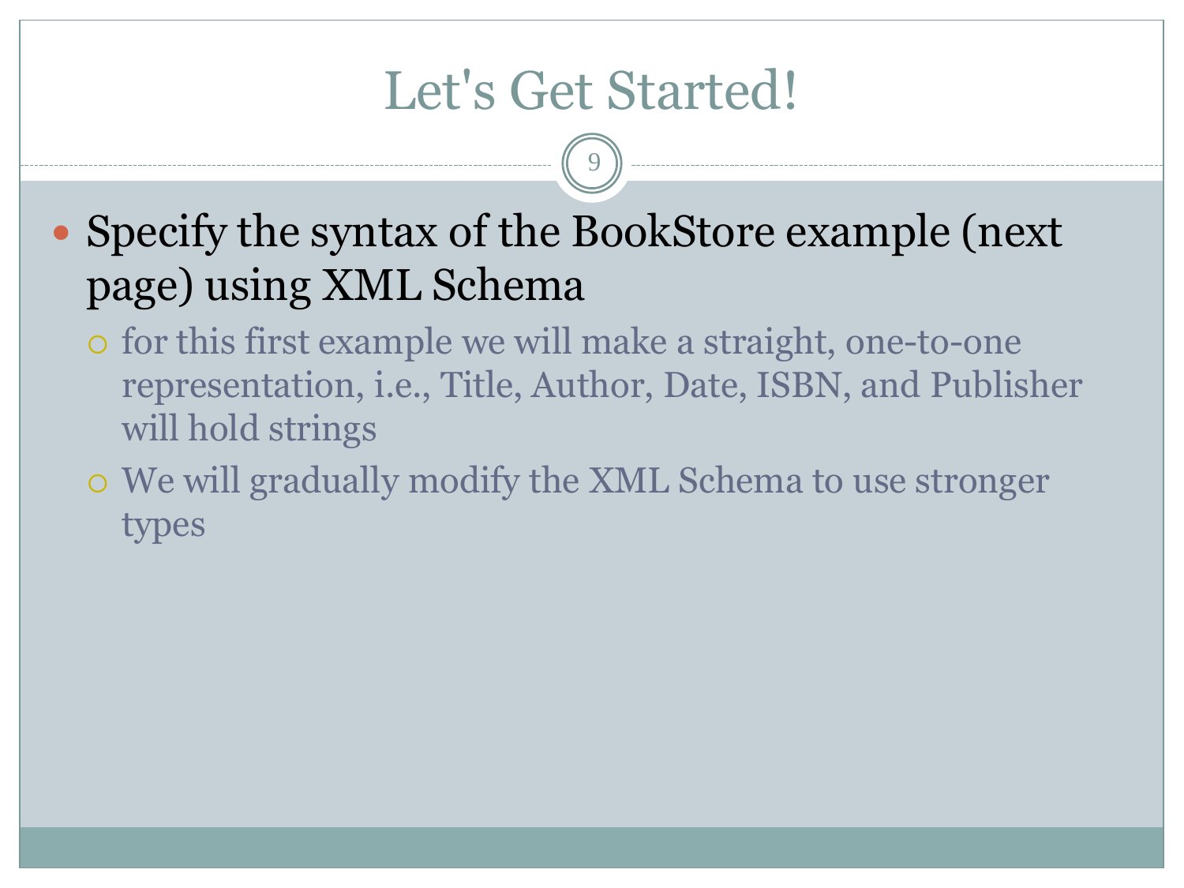# Let's Get Started!

- Specify the syntax of the BookStore example (next page) using XML Schema
  - for this first example we will make a straight, one-to-one representation, i.e., Title, Author, Date, ISBN, and Publisher will hold strings
  - We will gradually modify the XML Schema to use stronger types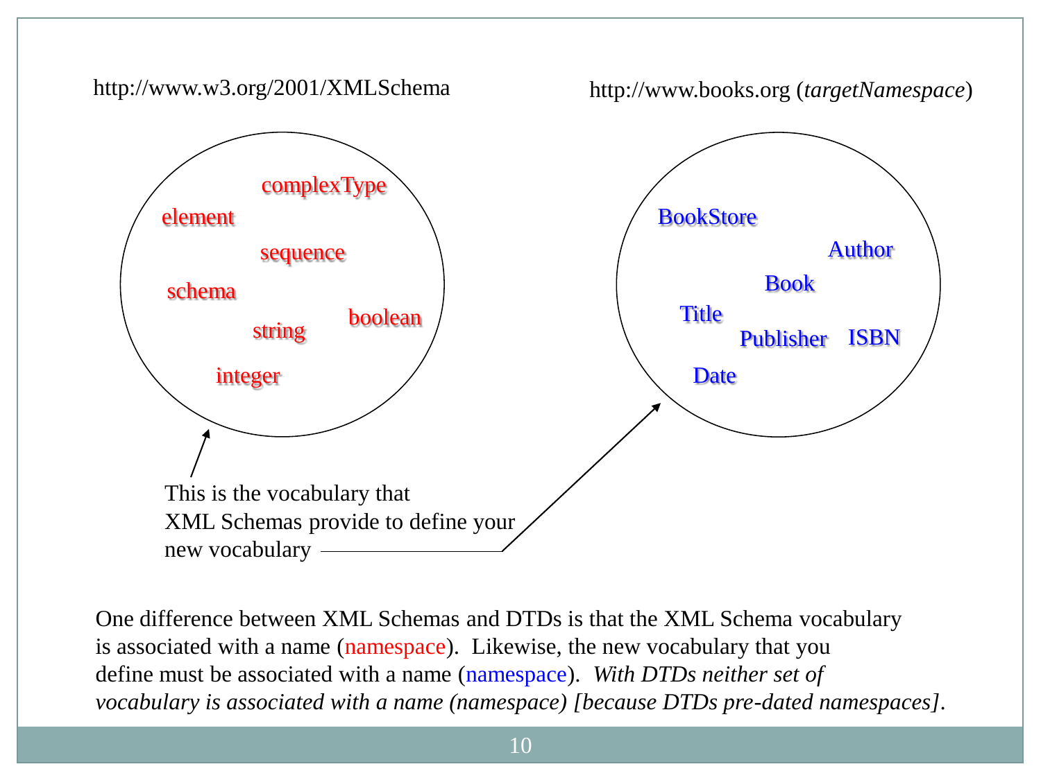http://www.w3.org/2001/XMLSchema

http://www.books.org (*targetNamespace*)

complexType
element
sequence
schema
string
boolean
integer

BookStore
Author
Book
Title
Publisher
ISBN
Date

This is the vocabulary that XML Schemas provide to define your new vocabulary

One difference between XML Schemas and DTDs is that the XML Schema vocabulary is associated with a name (namespace). Likewise, the new vocabulary that you define must be associated with a name (namespace). *With DTDs neither set of vocabulary is associated with a name (namespace) [because DTDs pre-dated namespaces]*.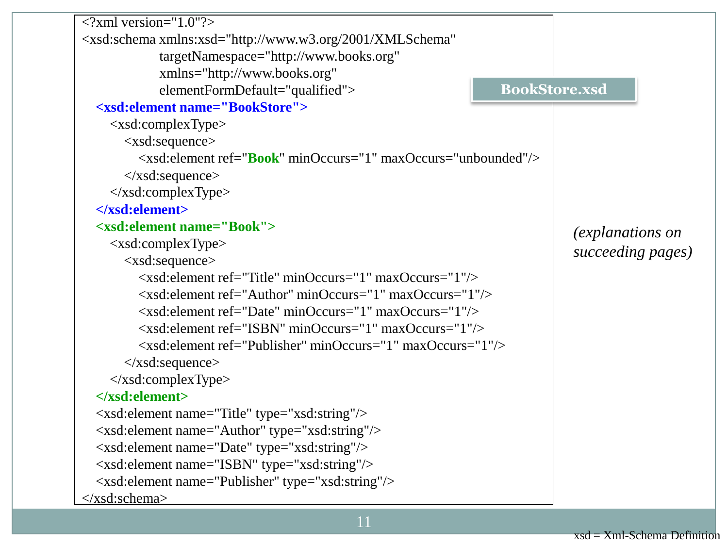## BookStore.xsd

```xml
<?xml version="1.0"?>
<xsd:schema xmlns:xsd="http://www.w3.org/2001/XMLSchema"
            targetNamespace="http://www.books.org"
            xmlns="http://www.books.org"
            elementFormDefault="qualified">
    <xsd:element name="BookStore">
        <xsd:complexType>
            <xsd:sequence>
                <xsd:element ref="Book" minOccurs="1" maxOccurs="unbounded"/>
            </xsd:sequence>
        </xsd:complexType>
    </xsd:element>
    <xsd:element name="Book">
        <xsd:complexType>
            <xsd:sequence>
                <xsd:element ref="Title" minOccurs="1" maxOccurs="1"/>
                <xsd:element ref="Author" minOccurs="1" maxOccurs="1"/>
                <xsd:element ref="Date" minOccurs="1" maxOccurs="1"/>
                <xsd:element ref="ISBN" minOccurs="1" maxOccurs="1"/>
                <xsd:element ref="Publisher" minOccurs="1" maxOccurs="1"/>
            </xsd:sequence>
        </xsd:complexType>
    </xsd:element>
    <xsd:element name="Title" type="xsd:string"/>
    <xsd:element name="Author" type="xsd:string"/>
    <xsd:element name="Date" type="xsd:string"/>
    <xsd:element name="ISBN" type="xsd:string"/>
    <xsd:element name="Publisher" type="xsd:string"/>
</xsd:schema>
```

*(explanations on succeeding pages)*

xsd = Xml-Schema Definition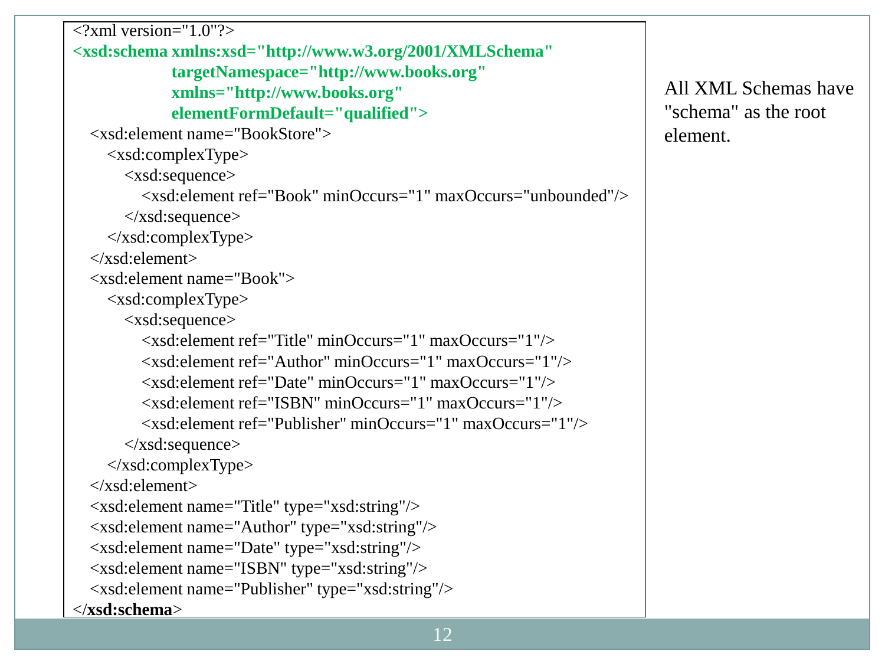```xml
<?xml version="1.0"?>
<xsd:schema xmlns:xsd="http://www.w3.org/2001/XMLSchema"
            targetNamespace="http://www.books.org"
            xmlns="http://www.books.org"
            elementFormDefault="qualified">
  <xsd:element name="BookStore">
    <xsd:complexType>
      <xsd:sequence>
        <xsd:element ref="Book" minOccurs="1" maxOccurs="unbounded"/>
      </xsd:sequence>
    </xsd:complexType>
  </xsd:element>
  <xsd:element name="Book">
    <xsd:complexType>
      <xsd:sequence>
        <xsd:element ref="Title" minOccurs="1" maxOccurs="1"/>
        <xsd:element ref="Author" minOccurs="1" maxOccurs="1"/>
        <xsd:element ref="Date" minOccurs="1" maxOccurs="1"/>
        <xsd:element ref="ISBN" minOccurs="1" maxOccurs="1"/>
        <xsd:element ref="Publisher" minOccurs="1" maxOccurs="1"/>
      </xsd:sequence>
    </xsd:complexType>
  </xsd:element>
  <xsd:element name="Title" type="xsd:string"/>
  <xsd:element name="Author" type="xsd:string"/>
  <xsd:element name="Date" type="xsd:string"/>
  <xsd:element name="ISBN" type="xsd:string"/>
  <xsd:element name="Publisher" type="xsd:string"/>
</xsd:schema>
```

All XML Schemas have "schema" as the root element.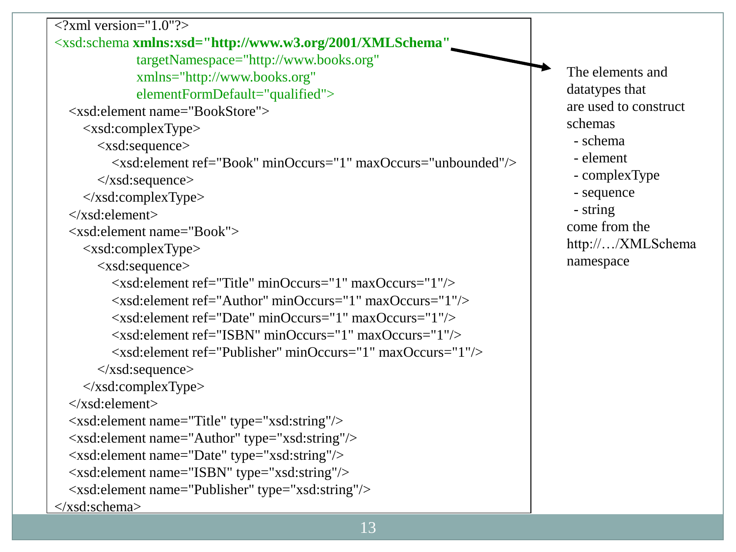```xml
<?xml version="1.0"?>
<xsd:schema xmlns:xsd="http://www.w3.org/2001/XMLSchema"
            targetNamespace="http://www.books.org"
            xmlns="http://www.books.org"
            elementFormDefault="qualified">
  <xsd:element name="BookStore">
    <xsd:complexType>
      <xsd:sequence>
        <xsd:element ref="Book" minOccurs="1" maxOccurs="unbounded"/>
      </xsd:sequence>
    </xsd:complexType>
  </xsd:element>
  <xsd:element name="Book">
    <xsd:complexType>
      <xsd:sequence>
        <xsd:element ref="Title" minOccurs="1" maxOccurs="1"/>
        <xsd:element ref="Author" minOccurs="1" maxOccurs="1"/>
        <xsd:element ref="Date" minOccurs="1" maxOccurs="1"/>
        <xsd:element ref="ISBN" minOccurs="1" maxOccurs="1"/>
        <xsd:element ref="Publisher" minOccurs="1" maxOccurs="1"/>
      </xsd:sequence>
    </xsd:complexType>
  </xsd:element>
  <xsd:element name="Title" type="xsd:string"/>
  <xsd:element name="Author" type="xsd:string"/>
  <xsd:element name="Date" type="xsd:string"/>
  <xsd:element name="ISBN" type="xsd:string"/>
  <xsd:element name="Publisher" type="xsd:string"/>
</xsd:schema>
```

The elements and datatypes that are used to construct schemas

- schema
- element
- complexType
- sequence
- string

come from the http://…/XMLSchema namespace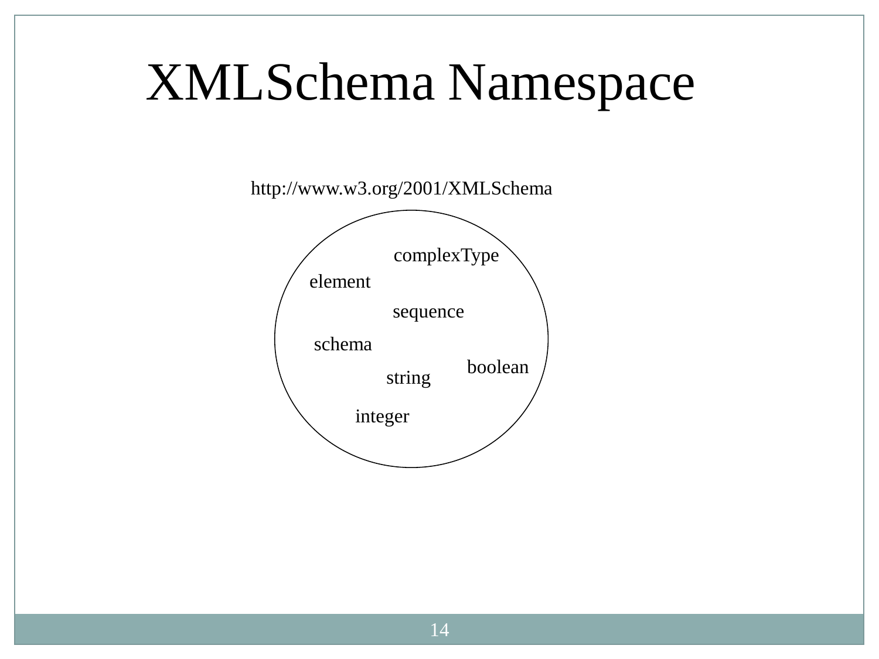# XMLSchema Namespace

http://www.w3.org/2001/XMLSchema

complexType

element

sequence

schema

boolean

string

integer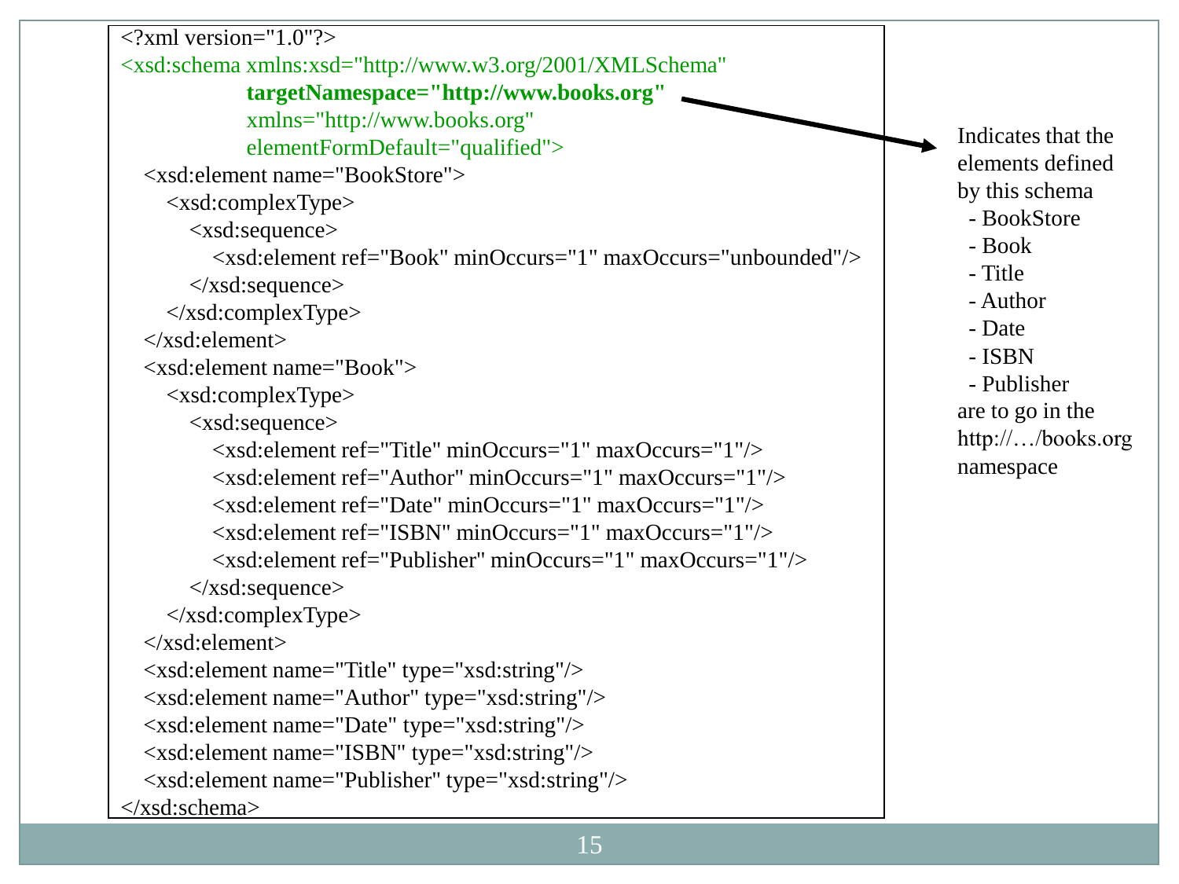```xml
<?xml version="1.0"?>
<xsd:schema xmlns:xsd="http://www.w3.org/2001/XMLSchema"
            targetNamespace="http://www.books.org"
            xmlns="http://www.books.org"
            elementFormDefault="qualified">
  <xsd:element name="BookStore">
    <xsd:complexType>
      <xsd:sequence>
        <xsd:element ref="Book" minOccurs="1" maxOccurs="unbounded"/>
      </xsd:sequence>
    </xsd:complexType>
  </xsd:element>
  <xsd:element name="Book">
    <xsd:complexType>
      <xsd:sequence>
        <xsd:element ref="Title" minOccurs="1" maxOccurs="1"/>
        <xsd:element ref="Author" minOccurs="1" maxOccurs="1"/>
        <xsd:element ref="Date" minOccurs="1" maxOccurs="1"/>
        <xsd:element ref="ISBN" minOccurs="1" maxOccurs="1"/>
        <xsd:element ref="Publisher" minOccurs="1" maxOccurs="1"/>
      </xsd:sequence>
    </xsd:complexType>
  </xsd:element>
  <xsd:element name="Title" type="xsd:string"/>
  <xsd:element name="Author" type="xsd:string"/>
  <xsd:element name="Date" type="xsd:string"/>
  <xsd:element name="ISBN" type="xsd:string"/>
  <xsd:element name="Publisher" type="xsd:string"/>
</xsd:schema>
```

Indicates that the elements defined by this schema
- BookStore
- Book
- Title
- Author
- Date
- ISBN
- Publisher

are to go in the http://…/books.org namespace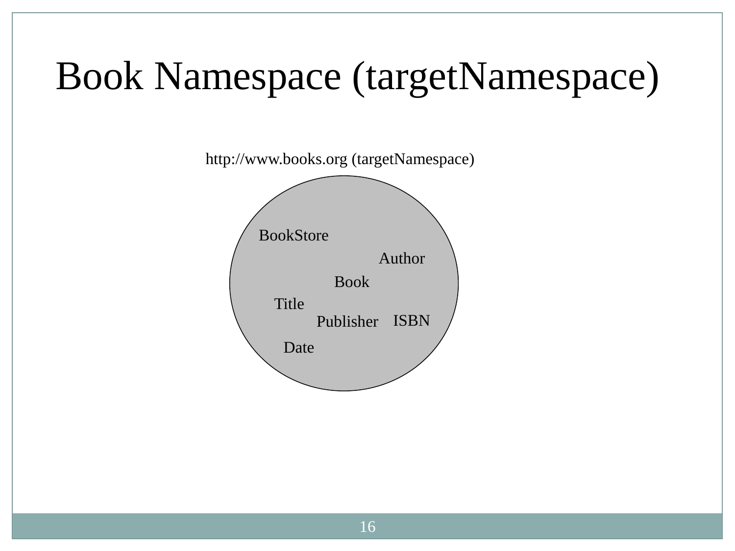# Book Namespace (targetNamespace)

http://www.books.org (targetNamespace)

BookStore

Author

Book

Title

Publisher

ISBN

Date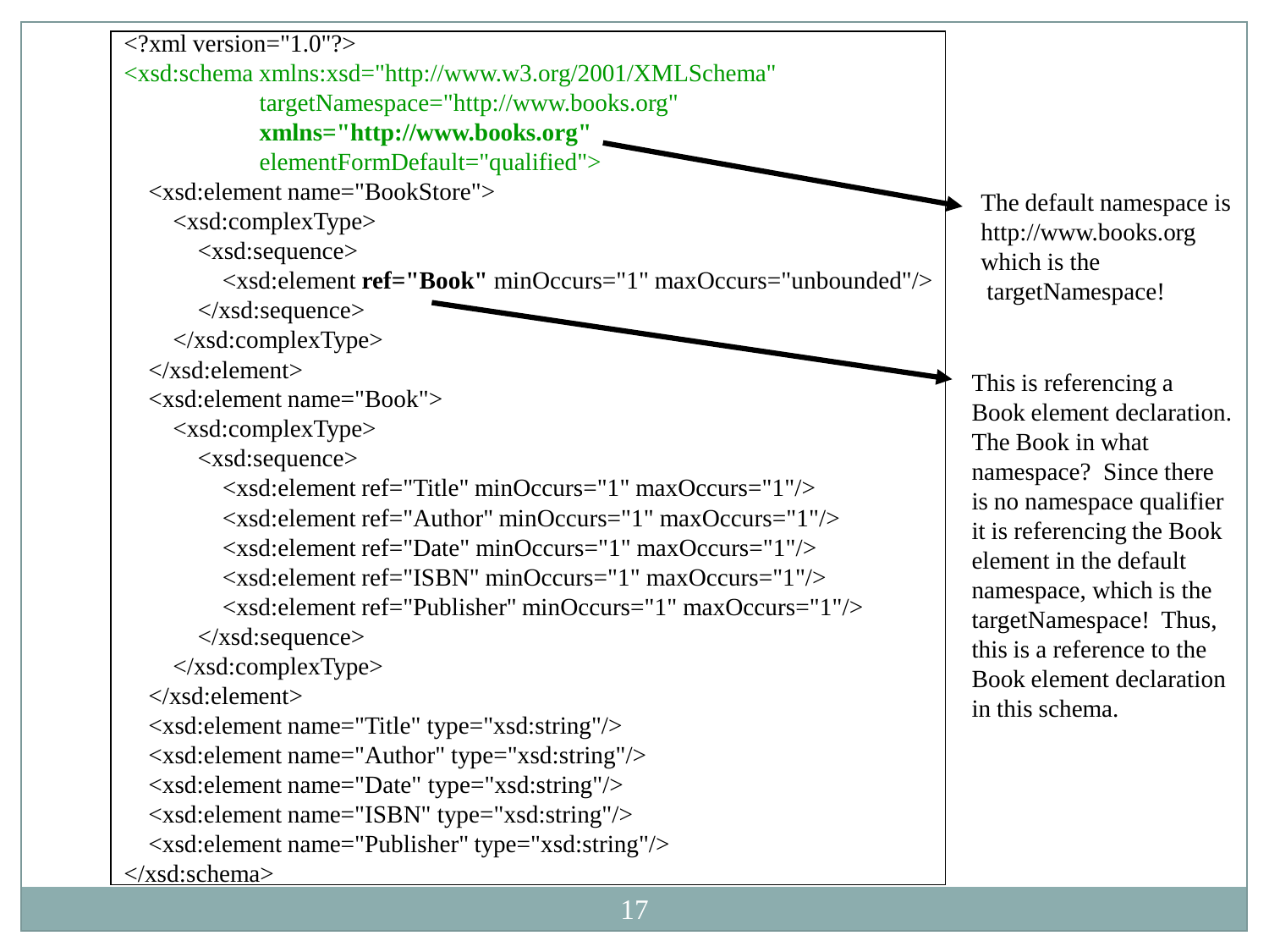```xml
<?xml version="1.0"?>
<xsd:schema xmlns:xsd="http://www.w3.org/2001/XMLSchema"
            targetNamespace="http://www.books.org"
            xmlns="http://www.books.org"
            elementFormDefault="qualified">
  <xsd:element name="BookStore">
    <xsd:complexType>
      <xsd:sequence>
        <xsd:element ref="Book" minOccurs="1" maxOccurs="unbounded"/>
      </xsd:sequence>
    </xsd:complexType>
  </xsd:element>
  <xsd:element name="Book">
    <xsd:complexType>
      <xsd:sequence>
        <xsd:element ref="Title" minOccurs="1" maxOccurs="1"/>
        <xsd:element ref="Author" minOccurs="1" maxOccurs="1"/>
        <xsd:element ref="Date" minOccurs="1" maxOccurs="1"/>
        <xsd:element ref="ISBN" minOccurs="1" maxOccurs="1"/>
        <xsd:element ref="Publisher" minOccurs="1" maxOccurs="1"/>
      </xsd:sequence>
    </xsd:complexType>
  </xsd:element>
  <xsd:element name="Title" type="xsd:string"/>
  <xsd:element name="Author" type="xsd:string"/>
  <xsd:element name="Date" type="xsd:string"/>
  <xsd:element name="ISBN" type="xsd:string"/>
  <xsd:element name="Publisher" type="xsd:string"/>
</xsd:schema>
```

The default namespace is http://www.books.org which is the targetNamespace!

This is referencing a Book element declaration. The Book in what namespace? Since there is no namespace qualifier it is referencing the Book element in the default namespace, which is the targetNamespace! Thus, this is a reference to the Book element declaration in this schema.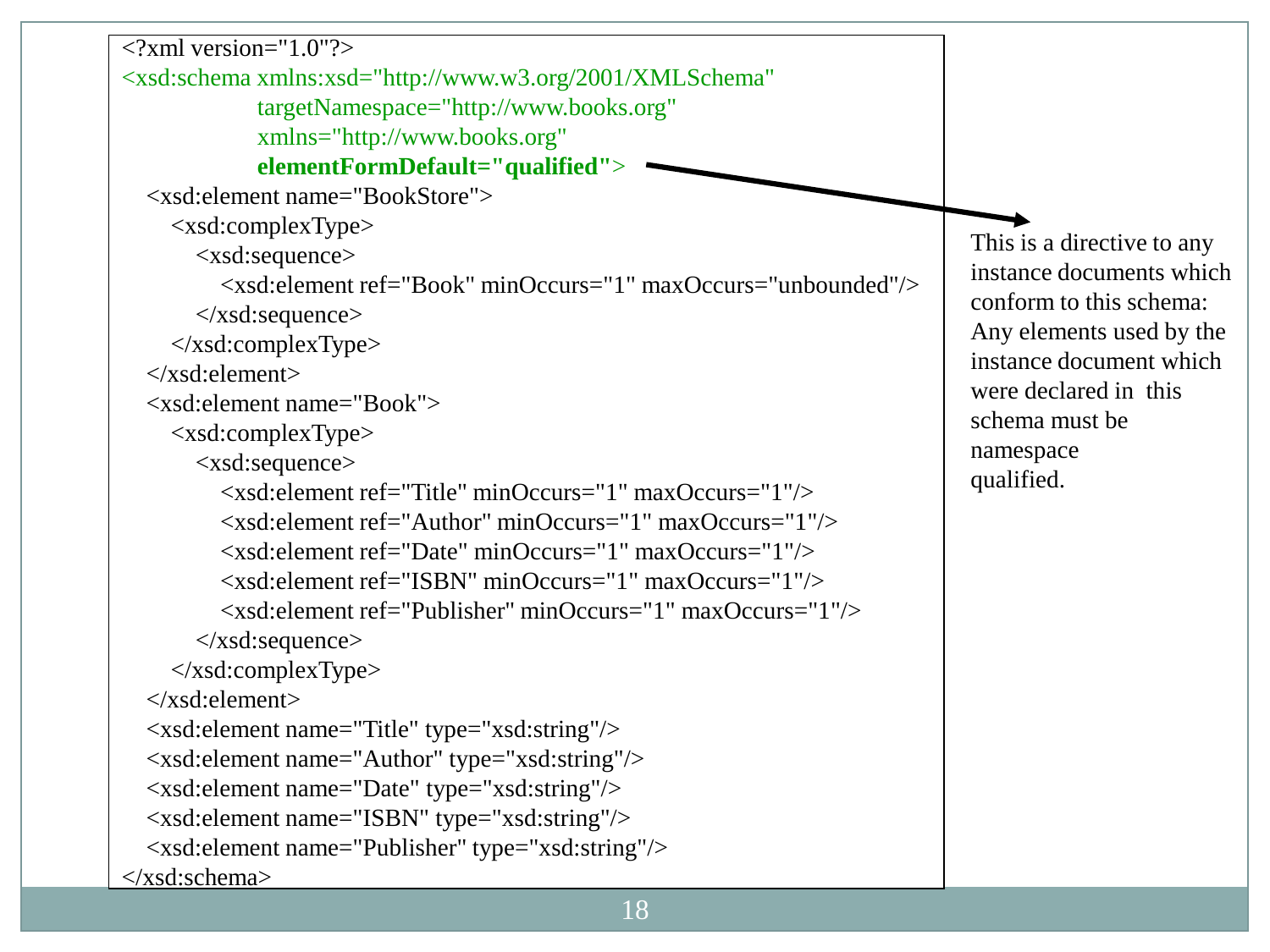```xml
<?xml version="1.0"?>
<xsd:schema xmlns:xsd="http://www.w3.org/2001/XMLSchema"
            targetNamespace="http://www.books.org"
            xmlns="http://www.books.org"
            elementFormDefault="qualified">
    <xsd:element name="BookStore">
        <xsd:complexType>
            <xsd:sequence>
                <xsd:element ref="Book" minOccurs="1" maxOccurs="unbounded"/>
            </xsd:sequence>
        </xsd:complexType>
    </xsd:element>
    <xsd:element name="Book">
        <xsd:complexType>
            <xsd:sequence>
                <xsd:element ref="Title" minOccurs="1" maxOccurs="1"/>
                <xsd:element ref="Author" minOccurs="1" maxOccurs="1"/>
                <xsd:element ref="Date" minOccurs="1" maxOccurs="1"/>
                <xsd:element ref="ISBN" minOccurs="1" maxOccurs="1"/>
                <xsd:element ref="Publisher" minOccurs="1" maxOccurs="1"/>
            </xsd:sequence>
        </xsd:complexType>
    </xsd:element>
    <xsd:element name="Title" type="xsd:string"/>
    <xsd:element name="Author" type="xsd:string"/>
    <xsd:element name="Date" type="xsd:string"/>
    <xsd:element name="ISBN" type="xsd:string"/>
    <xsd:element name="Publisher" type="xsd:string"/>
</xsd:schema>
```

This is a directive to any instance documents which conform to this schema: Any elements used by the instance document which were declared in this schema must be namespace qualified.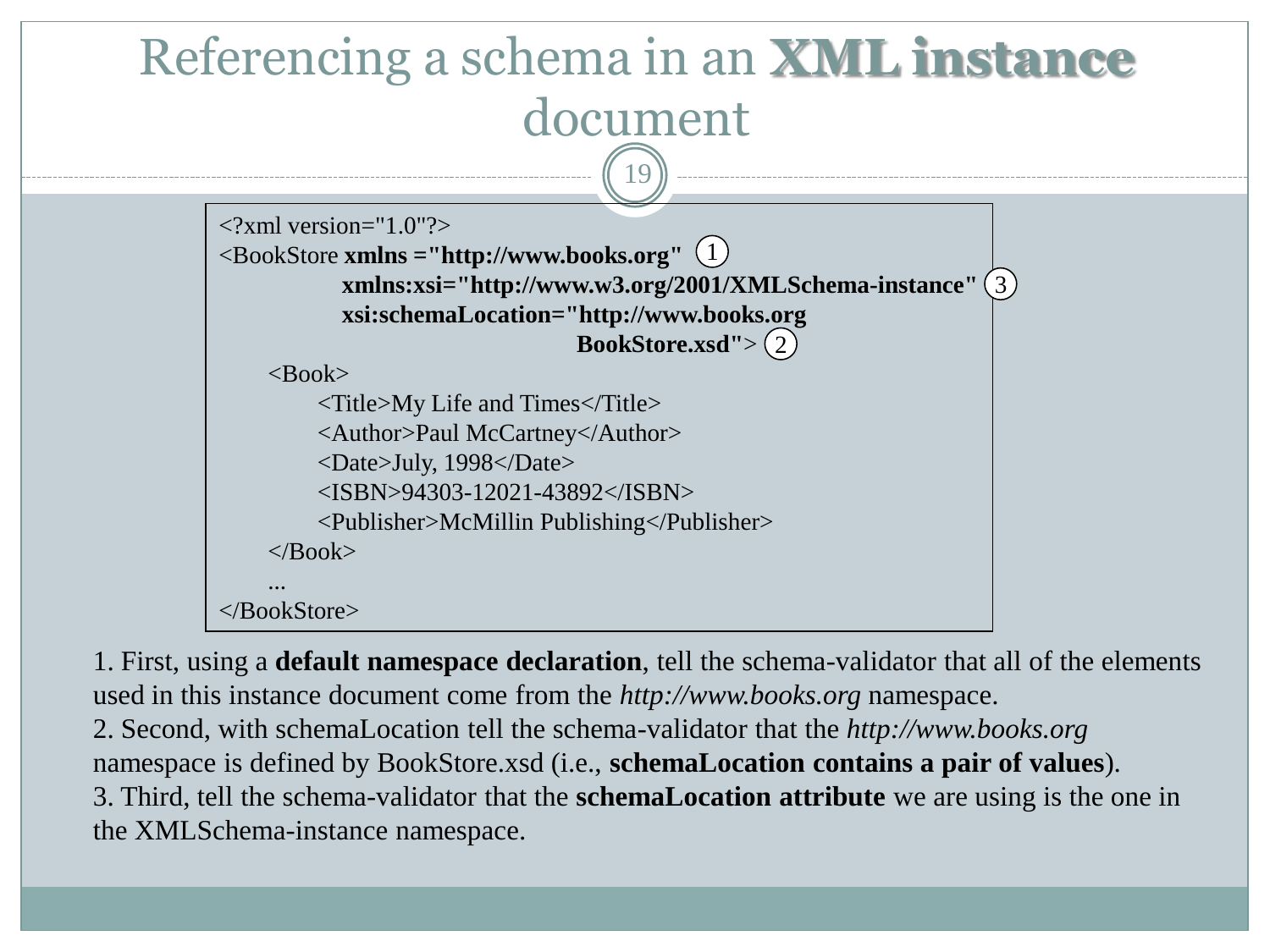# Referencing a schema in an **XML instance** document

```
<?xml version="1.0"?>
<BookStore xmlns ="http://www.books.org"  (1)
           xmlns:xsi="http://www.w3.org/2001/XMLSchema-instance"  (3)
           xsi:schemaLocation="http://www.books.org
                               BookStore.xsd">  (2)
    <Book>
        <Title>My Life and Times</Title>
        <Author>Paul McCartney</Author>
        <Date>July, 1998</Date>
        <ISBN>94303-12021-43892</ISBN>
        <Publisher>McMillin Publishing</Publisher>
    </Book>
    ...
</BookStore>
```

1. First, using a **default namespace declaration**, tell the schema-validator that all of the elements used in this instance document come from the *http://www.books.org* namespace.
2. Second, with schemaLocation tell the schema-validator that the *http://www.books.org* namespace is defined by BookStore.xsd (i.e., **schemaLocation contains a pair of values**).
3. Third, tell the schema-validator that the **schemaLocation attribute** we are using is the one in the XMLSchema-instance namespace.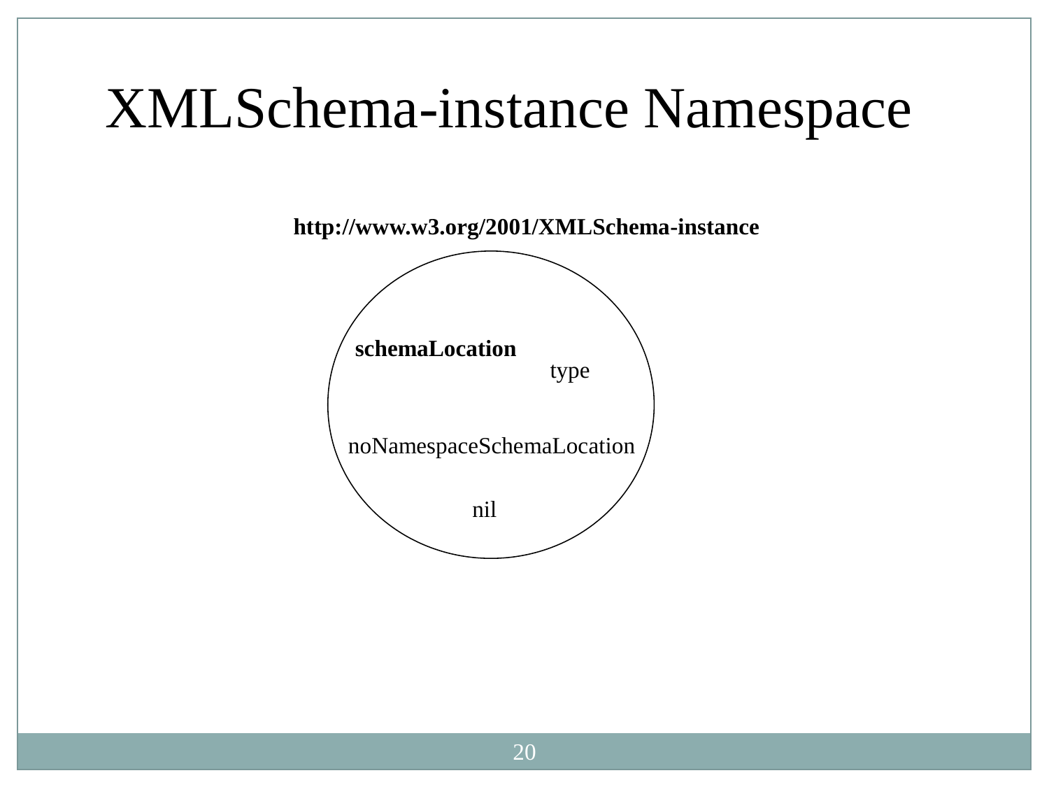# XMLSchema-instance Namespace

**http://www.w3.org/2001/XMLSchema-instance**

**schemaLocation**

type

noNamespaceSchemaLocation

nil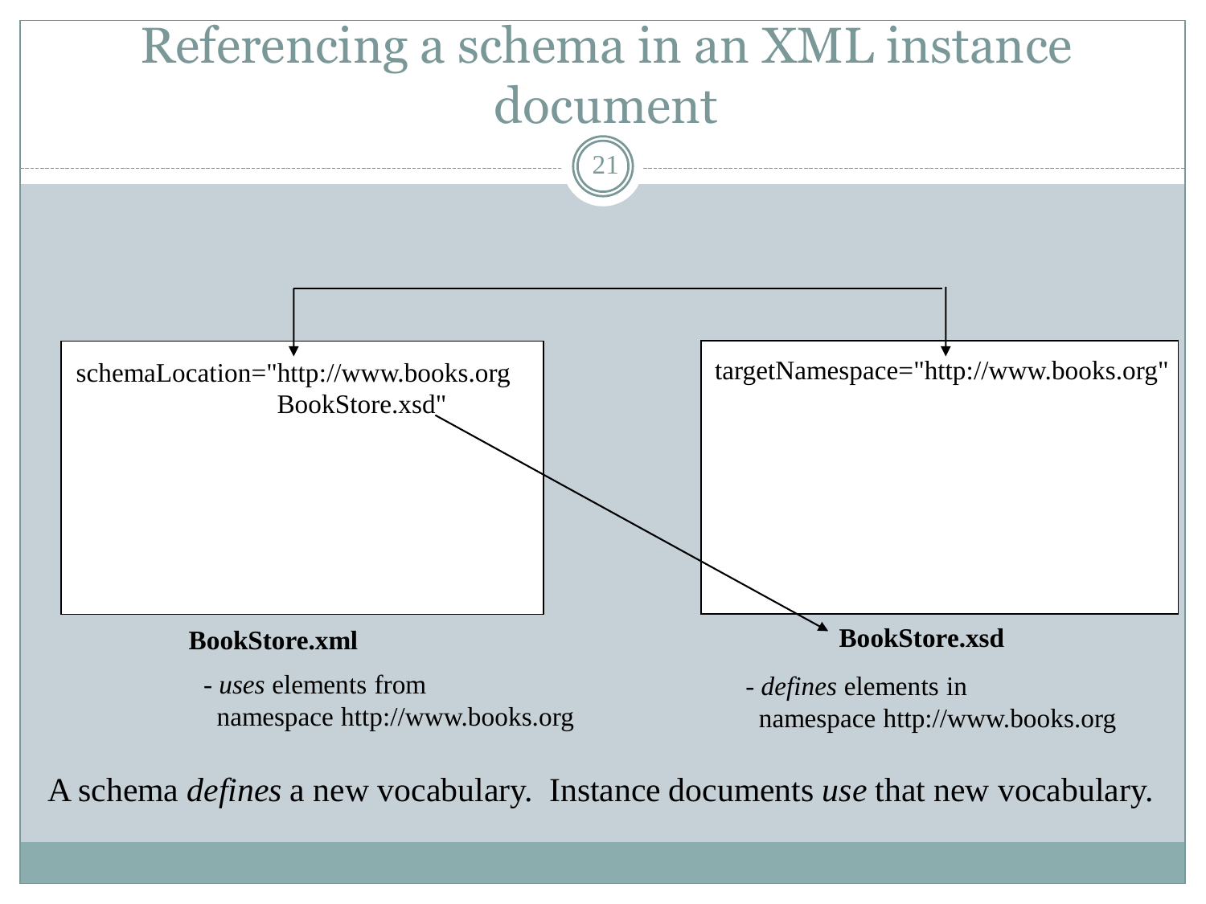# Referencing a schema in an XML instance document

schemaLocation="http://www.books.org
BookStore.xsd"

targetNamespace="http://www.books.org"

**BookStore.xml**

- *uses* elements from namespace http://www.books.org

**BookStore.xsd**

- *defines* elements in namespace http://www.books.org

A schema *defines* a new vocabulary. Instance documents *use* that new vocabulary.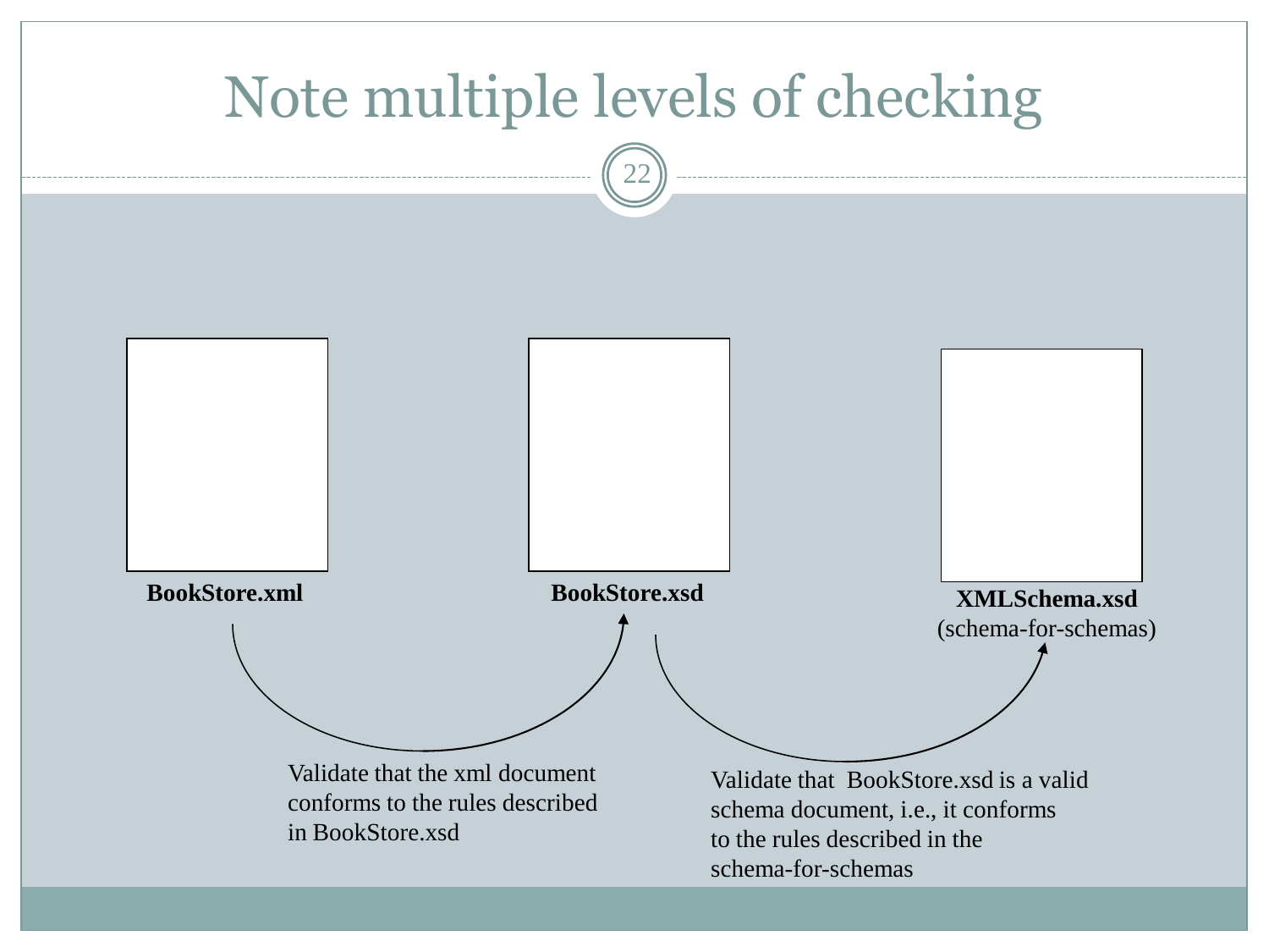# Note multiple levels of checking

**BookStore.xml**

**BookStore.xsd**

**XMLSchema.xsd**
(schema-for-schemas)

Validate that the xml document conforms to the rules described in BookStore.xsd

Validate that BookStore.xsd is a valid schema document, i.e., it conforms to the rules described in the schema-for-schemas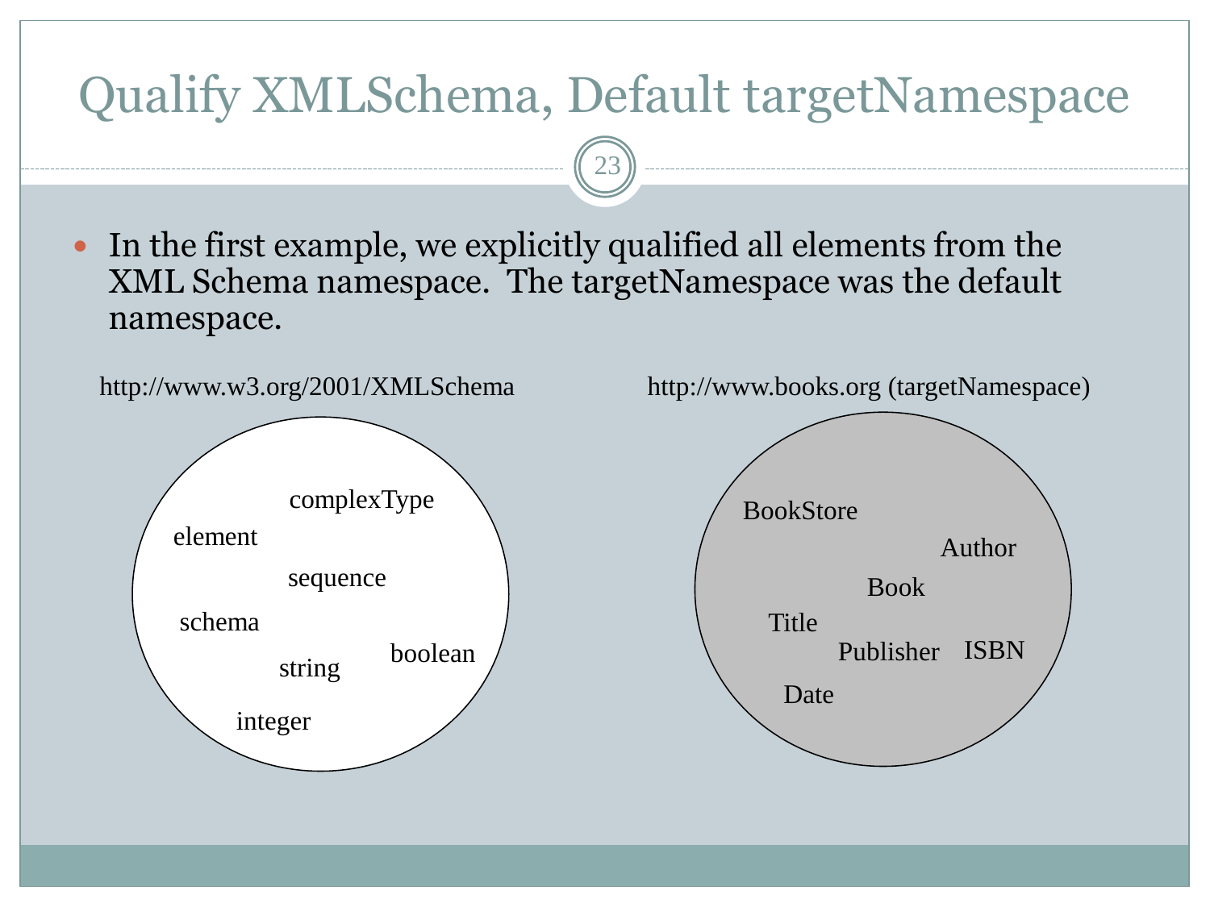# Qualify XMLSchema, Default targetNamespace

- In the first example, we explicitly qualified all elements from the XML Schema namespace. The targetNamespace was the default namespace.

http://www.w3.org/2001/XMLSchema

complexType
element
sequence
schema
string
boolean
integer

http://www.books.org (targetNamespace)

BookStore
Author
Book
Title
Publisher
ISBN
Date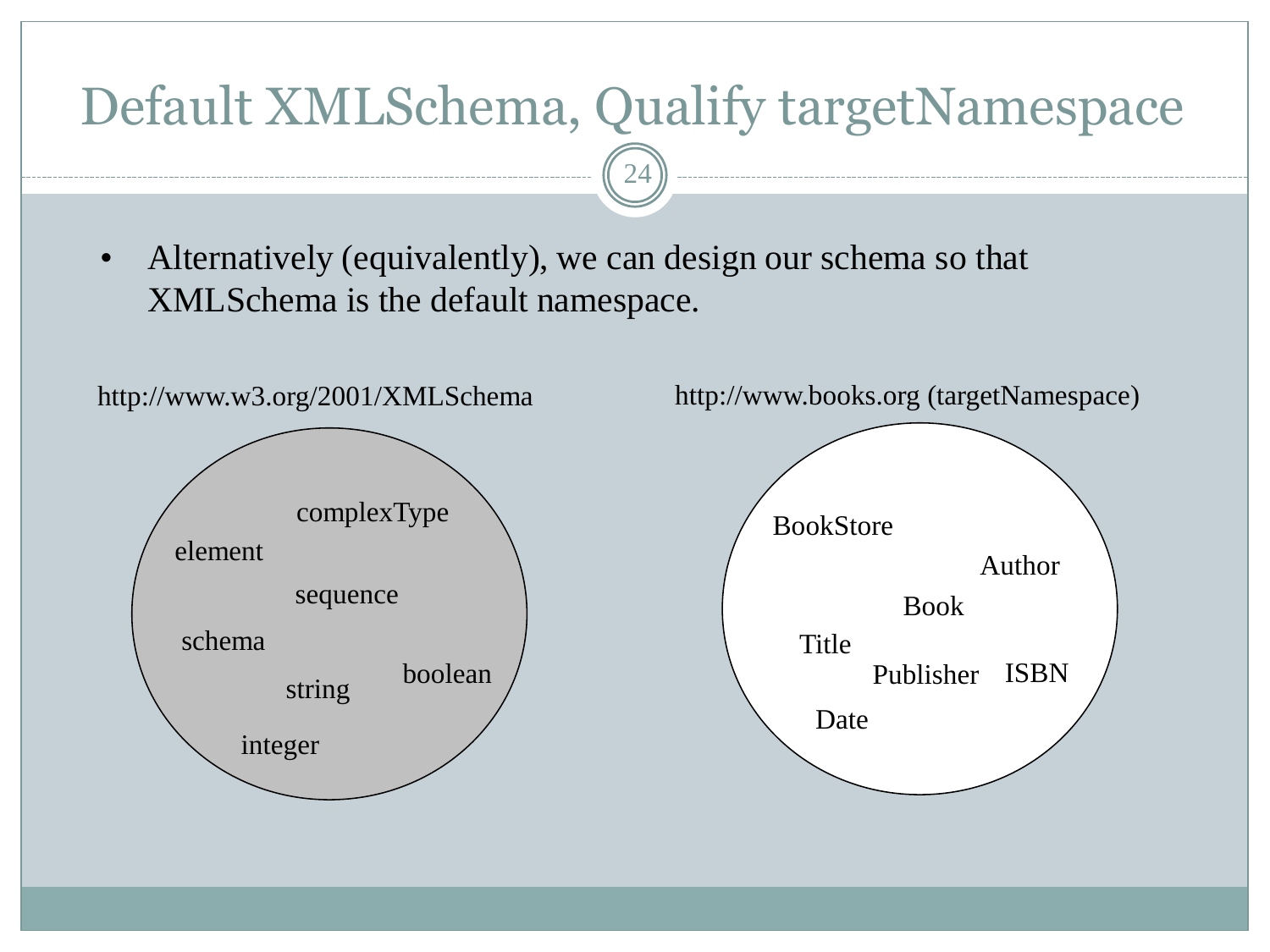# Default XMLSchema, Qualify targetNamespace

- Alternatively (equivalently), we can design our schema so that XMLSchema is the default namespace.

http://www.w3.org/2001/XMLSchema

complexType
element
sequence
schema
string
boolean
integer

http://www.books.org (targetNamespace)

BookStore
Author
Book
Title
Publisher
ISBN
Date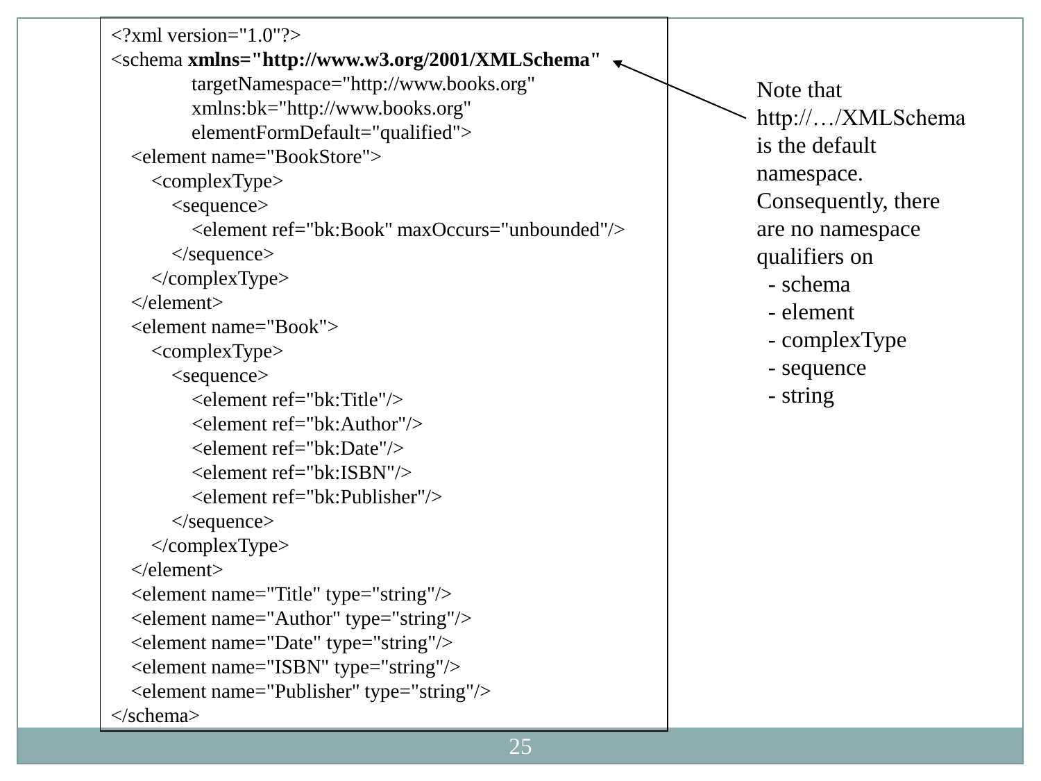```xml
<?xml version="1.0"?>
<schema xmlns="http://www.w3.org/2001/XMLSchema"
        targetNamespace="http://www.books.org"
        xmlns:bk="http://www.books.org"
        elementFormDefault="qualified">
   <element name="BookStore">
      <complexType>
         <sequence>
            <element ref="bk:Book" maxOccurs="unbounded"/>
         </sequence>
      </complexType>
   </element>
   <element name="Book">
      <complexType>
         <sequence>
            <element ref="bk:Title"/>
            <element ref="bk:Author"/>
            <element ref="bk:Date"/>
            <element ref="bk:ISBN"/>
            <element ref="bk:Publisher"/>
         </sequence>
      </complexType>
   </element>
   <element name="Title" type="string"/>
   <element name="Author" type="string"/>
   <element name="Date" type="string"/>
   <element name="ISBN" type="string"/>
   <element name="Publisher" type="string"/>
</schema>
```

Note that http://…/XMLSchema is the default namespace. Consequently, there are no namespace qualifiers on

- schema
- element
- complexType
- sequence
- string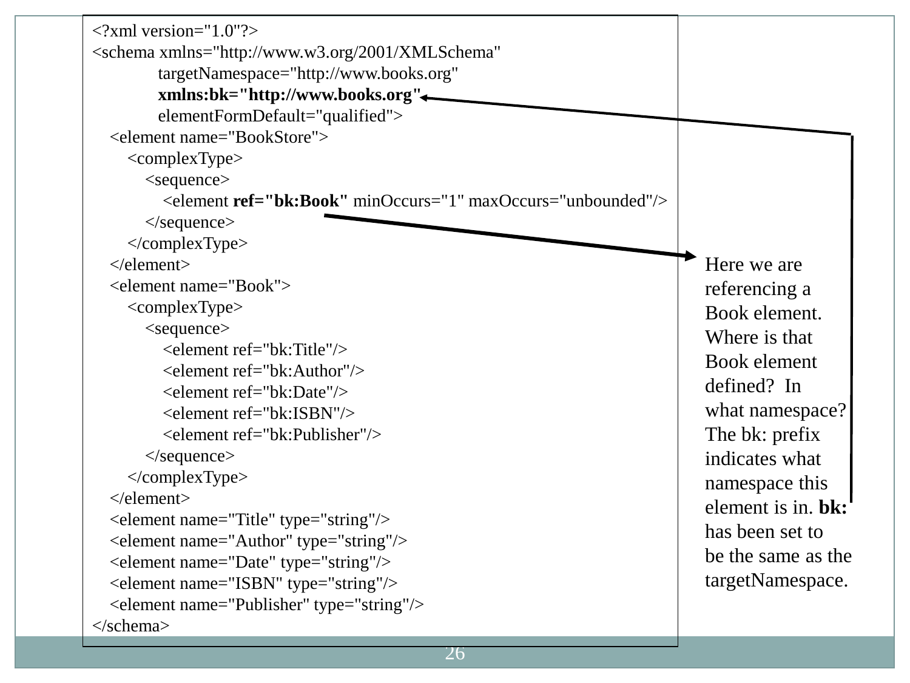```xml
<?xml version="1.0"?>
<schema xmlns="http://www.w3.org/2001/XMLSchema"
            targetNamespace="http://www.books.org"
            xmlns:bk="http://www.books.org"
            elementFormDefault="qualified">
    <element name="BookStore">
        <complexType>
            <sequence>
                <element ref="bk:Book" minOccurs="1" maxOccurs="unbounded"/>
            </sequence>
        </complexType>
    </element>
    <element name="Book">
        <complexType>
            <sequence>
                <element ref="bk:Title"/>
                <element ref="bk:Author"/>
                <element ref="bk:Date"/>
                <element ref="bk:ISBN"/>
                <element ref="bk:Publisher"/>
            </sequence>
        </complexType>
    </element>
    <element name="Title" type="string"/>
    <element name="Author" type="string"/>
    <element name="Date" type="string"/>
    <element name="ISBN" type="string"/>
    <element name="Publisher" type="string"/>
</schema>
```

Here we are referencing a Book element. Where is that Book element defined? In what namespace? The bk: prefix indicates what namespace this element is in. **bk:** has been set to be the same as the targetNamespace.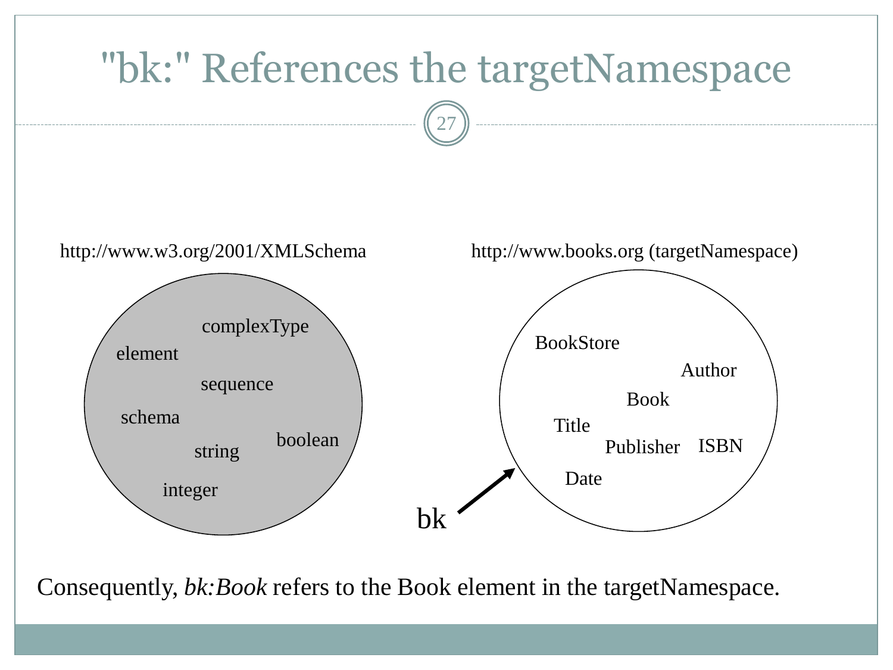# "bk:" References the targetNamespace

http://www.w3.org/2001/XMLSchema

complexType
element
sequence
schema
string
boolean
integer

http://www.books.org (targetNamespace)

BookStore
Author
Book
Title
Publisher
ISBN
Date

bk

Consequently, *bk:Book* refers to the Book element in the targetNamespace.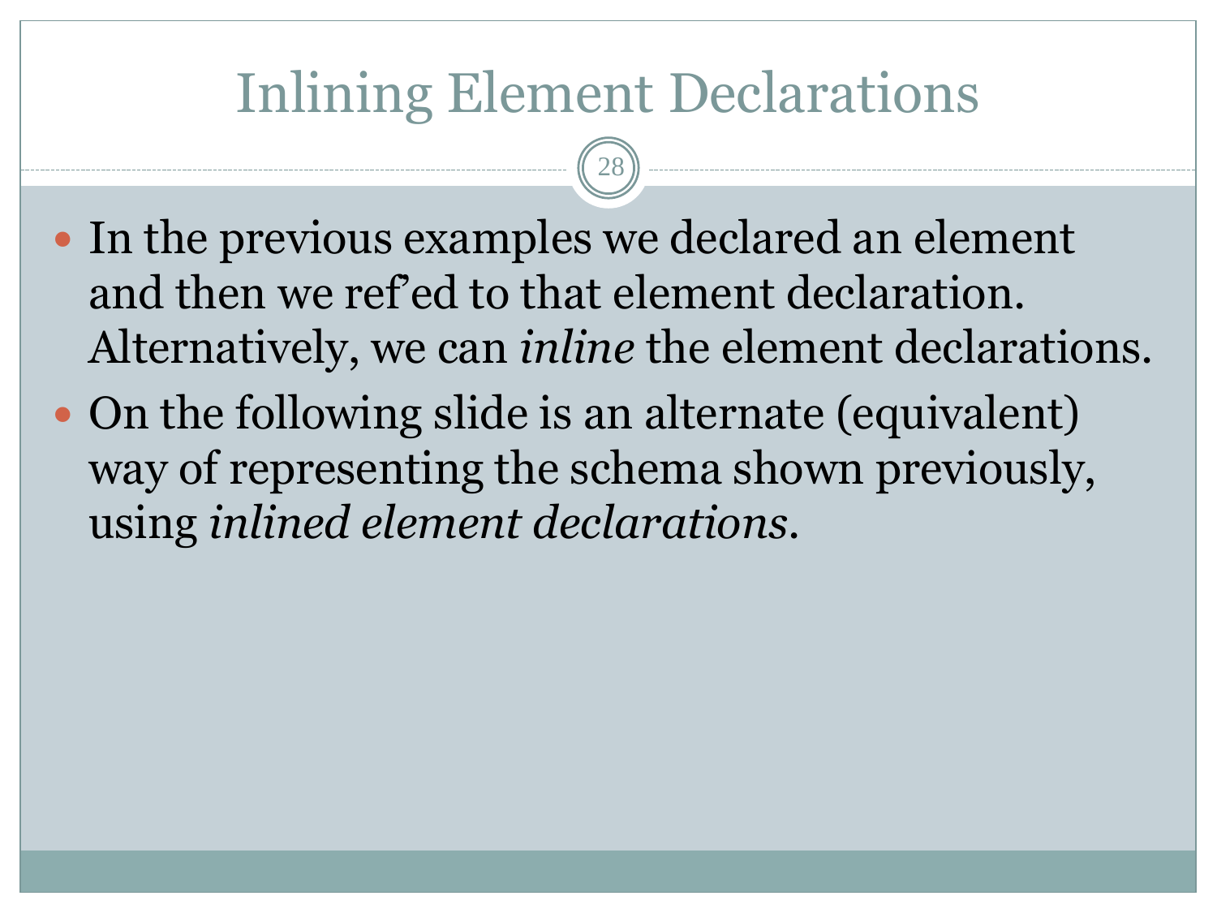# Inlining Element Declarations

- In the previous examples we declared an element and then we ref'ed to that element declaration. Alternatively, we can *inline* the element declarations.
- On the following slide is an alternate (equivalent) way of representing the schema shown previously, using *inlined element declarations*.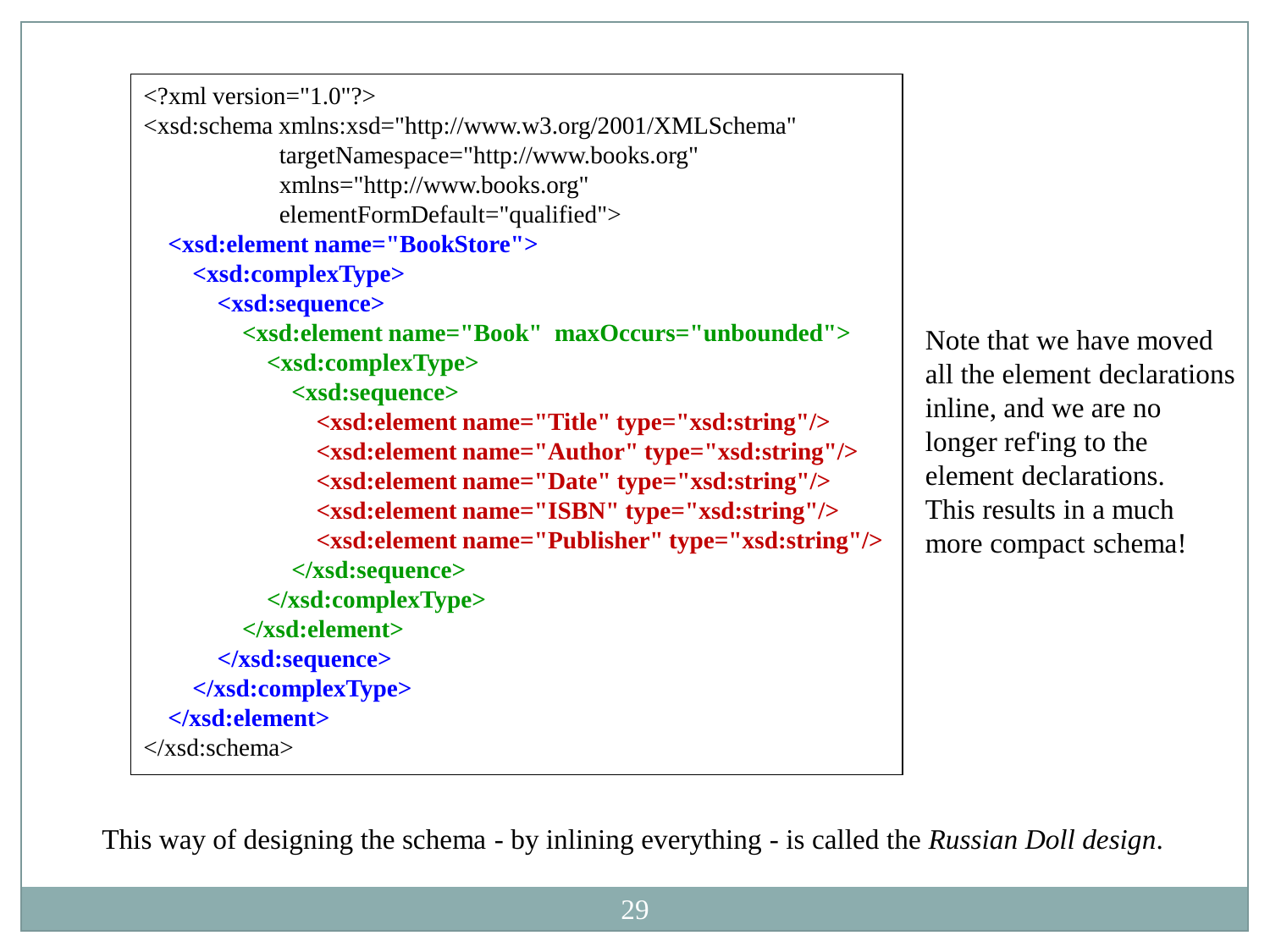```xml
<?xml version="1.0"?>
<xsd:schema xmlns:xsd="http://www.w3.org/2001/XMLSchema"
            targetNamespace="http://www.books.org"
            xmlns="http://www.books.org"
            elementFormDefault="qualified">
  <xsd:element name="BookStore">
    <xsd:complexType>
      <xsd:sequence>
        <xsd:element name="Book"  maxOccurs="unbounded">
          <xsd:complexType>
            <xsd:sequence>
              <xsd:element name="Title" type="xsd:string"/>
              <xsd:element name="Author" type="xsd:string"/>
              <xsd:element name="Date" type="xsd:string"/>
              <xsd:element name="ISBN" type="xsd:string"/>
              <xsd:element name="Publisher" type="xsd:string"/>
            </xsd:sequence>
          </xsd:complexType>
        </xsd:element>
      </xsd:sequence>
    </xsd:complexType>
  </xsd:element>
</xsd:schema>
```

Note that we have moved all the element declarations inline, and we are no longer ref'ing to the element declarations. This results in a much more compact schema!

This way of designing the schema - by inlining everything - is called the *Russian Doll design*.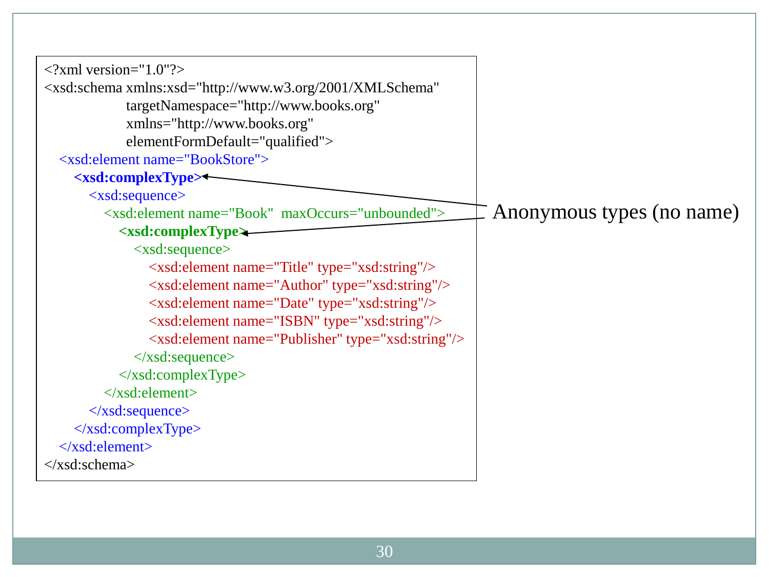```xml
<?xml version="1.0"?>
<xsd:schema xmlns:xsd="http://www.w3.org/2001/XMLSchema"
            targetNamespace="http://www.books.org"
            xmlns="http://www.books.org"
            elementFormDefault="qualified">
    <xsd:element name="BookStore">
        <xsd:complexType>
            <xsd:sequence>
                <xsd:element name="Book"  maxOccurs="unbounded">
                    <xsd:complexType>
                        <xsd:sequence>
                            <xsd:element name="Title" type="xsd:string"/>
                            <xsd:element name="Author" type="xsd:string"/>
                            <xsd:element name="Date" type="xsd:string"/>
                            <xsd:element name="ISBN" type="xsd:string"/>
                            <xsd:element name="Publisher" type="xsd:string"/>
                        </xsd:sequence>
                    </xsd:complexType>
                </xsd:element>
            </xsd:sequence>
        </xsd:complexType>
    </xsd:element>
</xsd:schema>
```

Anonymous types (no name)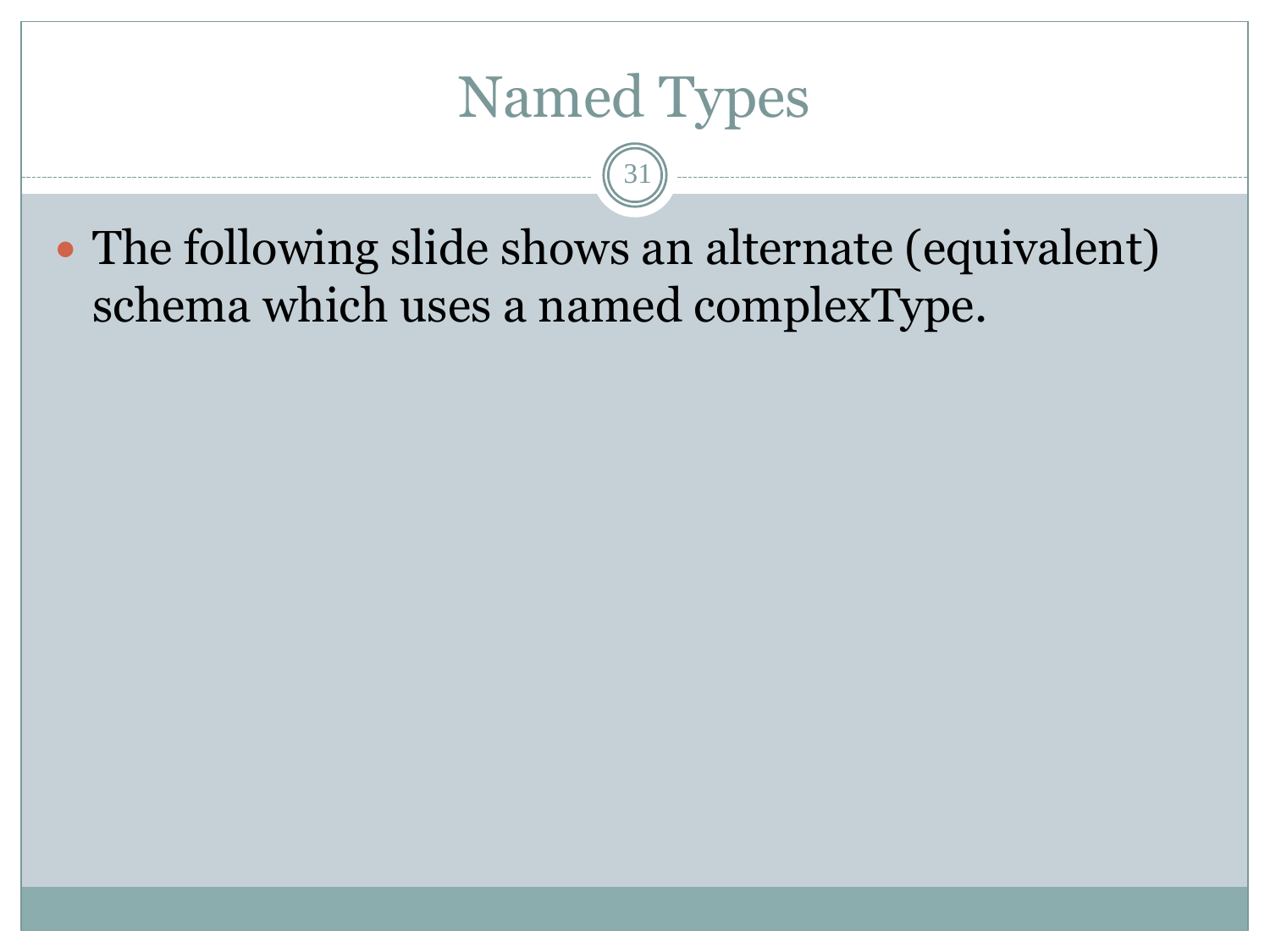# Named Types

- The following slide shows an alternate (equivalent) schema which uses a named complexType.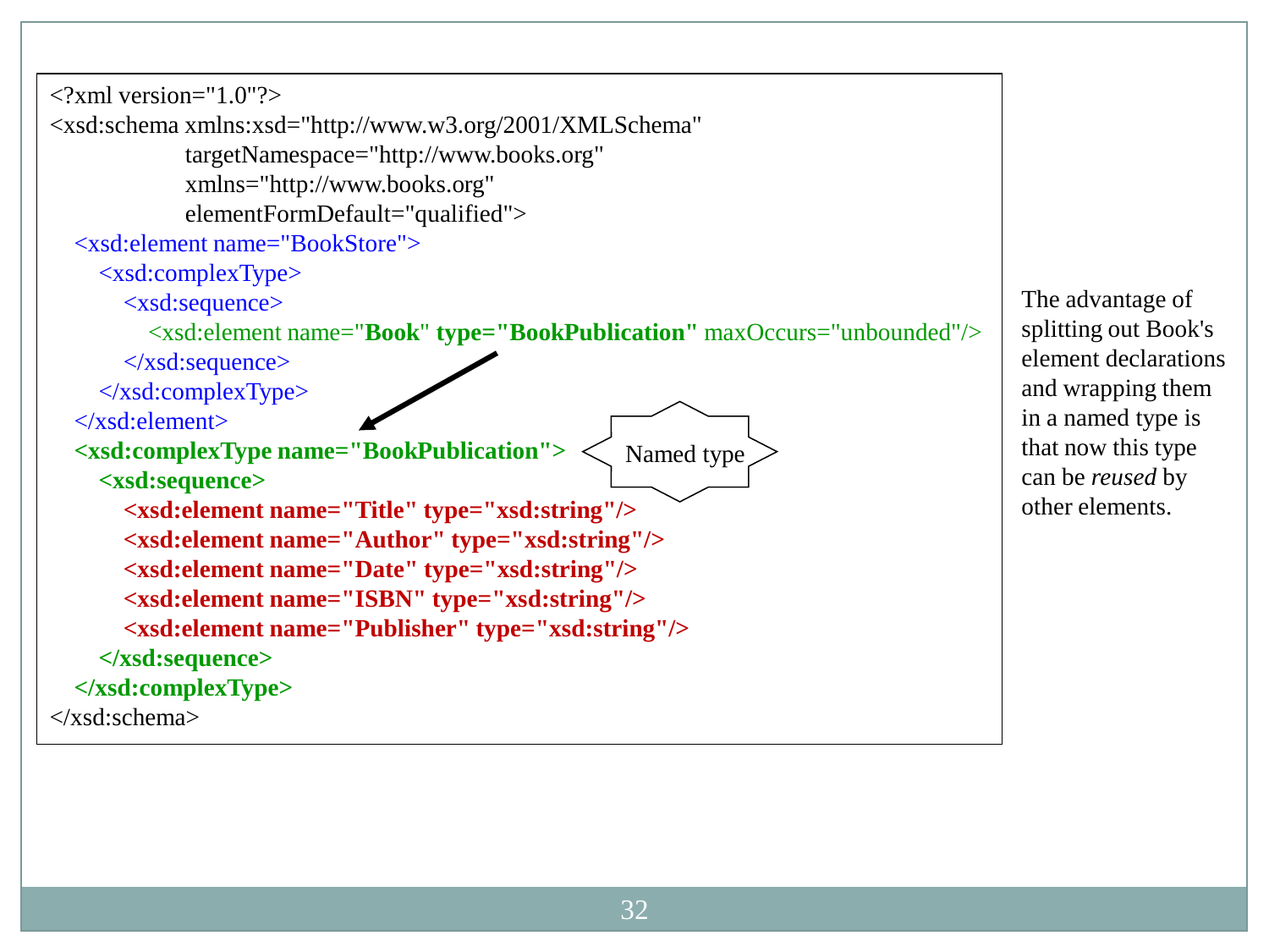```xml
<?xml version="1.0"?>
<xsd:schema xmlns:xsd="http://www.w3.org/2001/XMLSchema"
            targetNamespace="http://www.books.org"
            xmlns="http://www.books.org"
            elementFormDefault="qualified">
  <xsd:element name="BookStore">
    <xsd:complexType>
      <xsd:sequence>
        <xsd:element name="Book" type="BookPublication" maxOccurs="unbounded"/>
      </xsd:sequence>
    </xsd:complexType>
  </xsd:element>
  <xsd:complexType name="BookPublication">
    <xsd:sequence>
      <xsd:element name="Title" type="xsd:string"/>
      <xsd:element name="Author" type="xsd:string"/>
      <xsd:element name="Date" type="xsd:string"/>
      <xsd:element name="ISBN" type="xsd:string"/>
      <xsd:element name="Publisher" type="xsd:string"/>
    </xsd:sequence>
  </xsd:complexType>
</xsd:schema>
```

Named type

The advantage of splitting out Book's element declarations and wrapping them in a named type is that now this type can be *reused* by other elements.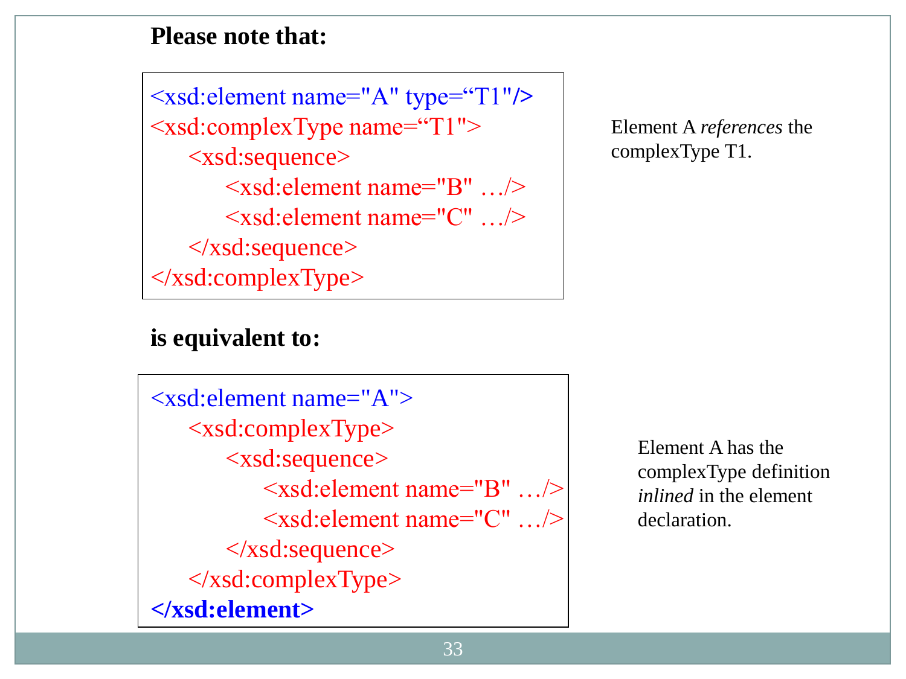**Please note that:**

```
<xsd:element name="A" type="T1"/>
<xsd:complexType name="T1">
    <xsd:sequence>
        <xsd:element name="B" …/>
        <xsd:element name="C" …/>
    </xsd:sequence>
</xsd:complexType>
```

Element A *references* the complexType T1.

**is equivalent to:**

```
<xsd:element name="A">
    <xsd:complexType>
        <xsd:sequence>
            <xsd:element name="B" …/>
            <xsd:element name="C" …/>
        </xsd:sequence>
    </xsd:complexType>
</xsd:element>
```

Element A has the complexType definition *inlined* in the element declaration.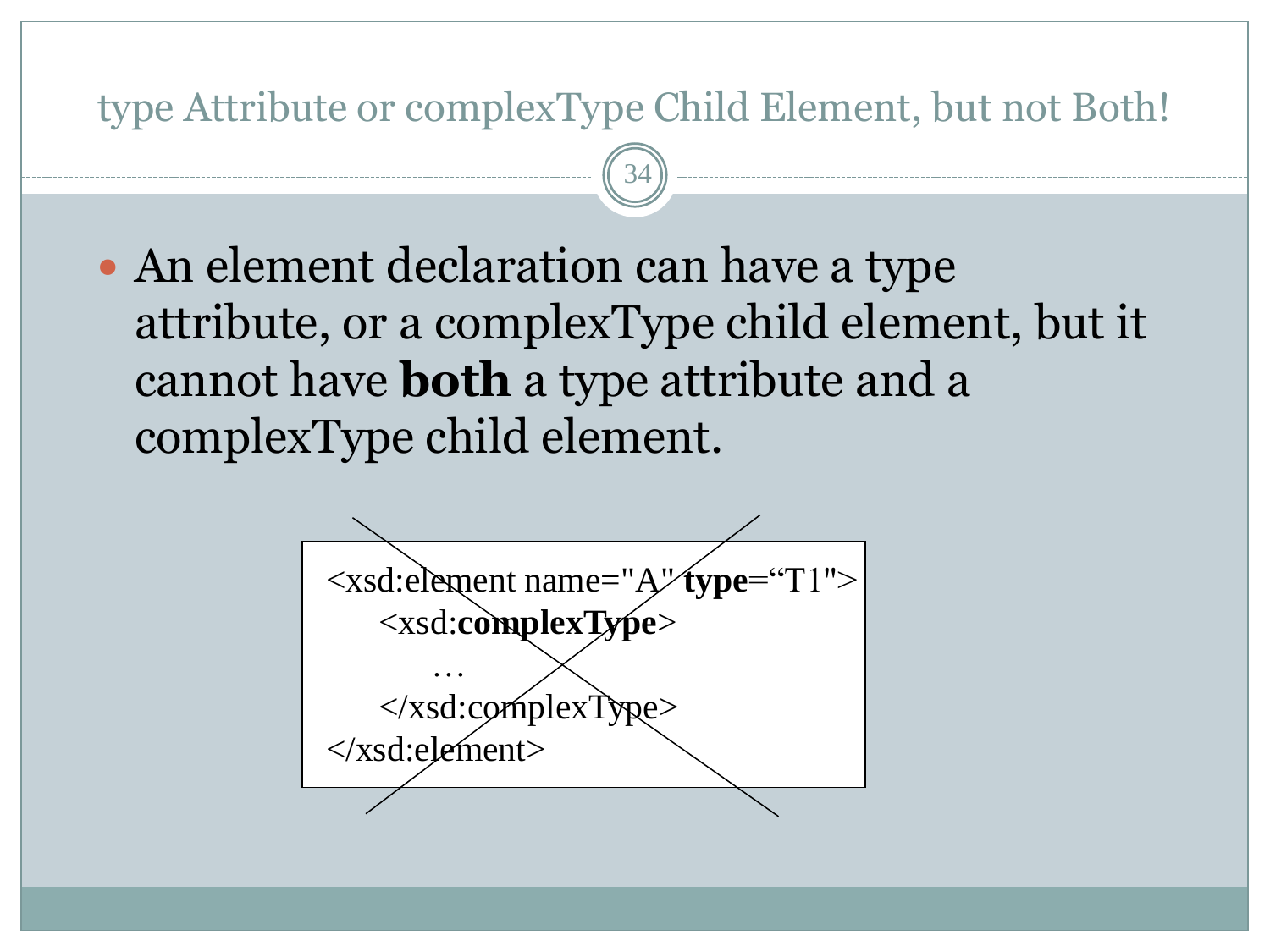# type Attribute or complexType Child Element, but not Both!

- An element declaration can have a type attribute, or a complexType child element, but it cannot have **both** a type attribute and a complexType child element.

```
<xsd:element name="A" type="T1">
    <xsd:complexType>
        …
    </xsd:complexType>
</xsd:element>
```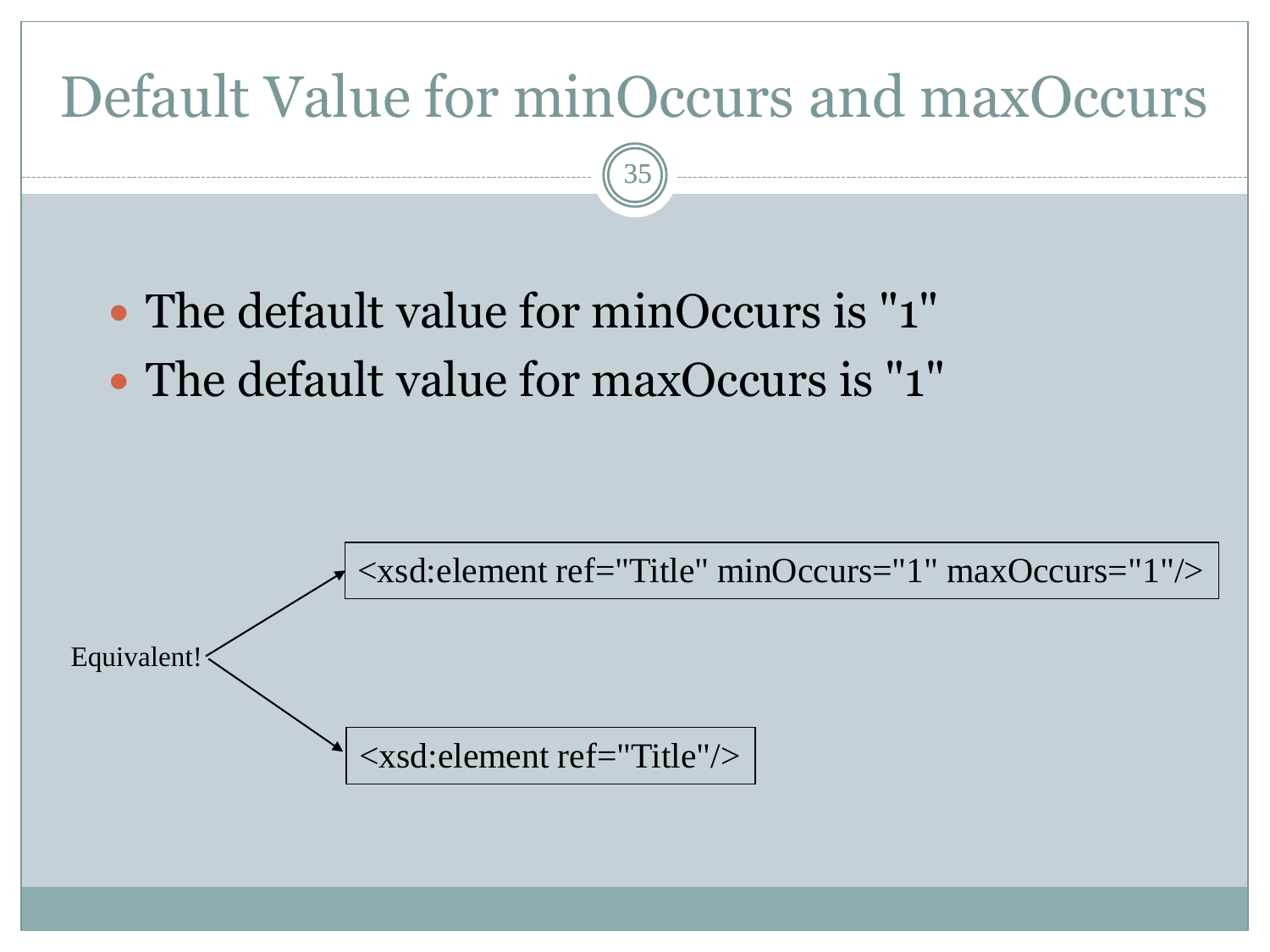# Default Value for minOccurs and maxOccurs

- The default value for minOccurs is "1"
- The default value for maxOccurs is "1"

Equivalent!

```
<xsd:element ref="Title" minOccurs="1" maxOccurs="1"/>
```

```
<xsd:element ref="Title"/>
```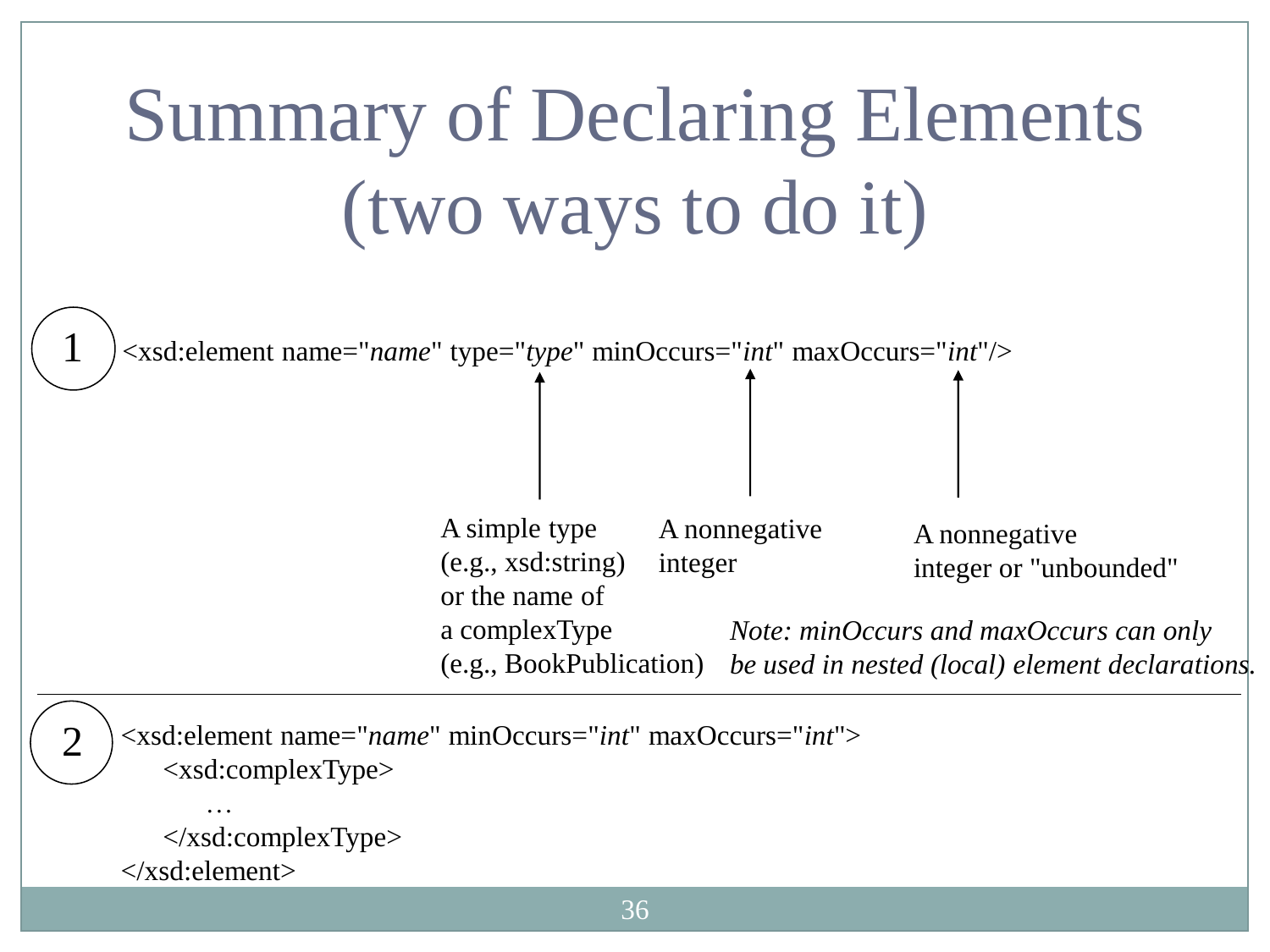# Summary of Declaring Elements (two ways to do it)

**1**

```
<xsd:element name="name" type="type" minOccurs="int" maxOccurs="int"/>
```

- **type**: A simple type (e.g., xsd:string) or the name of a complexType (e.g., BookPublication)
- **minOccurs**: A nonnegative integer
- **maxOccurs**: A nonnegative integer or "unbounded"

*Note: minOccurs and maxOccurs can only be used in nested (local) element declarations.*

---

**2**

```
<xsd:element name="name" minOccurs="int" maxOccurs="int">
    <xsd:complexType>
        …
    </xsd:complexType>
</xsd:element>
```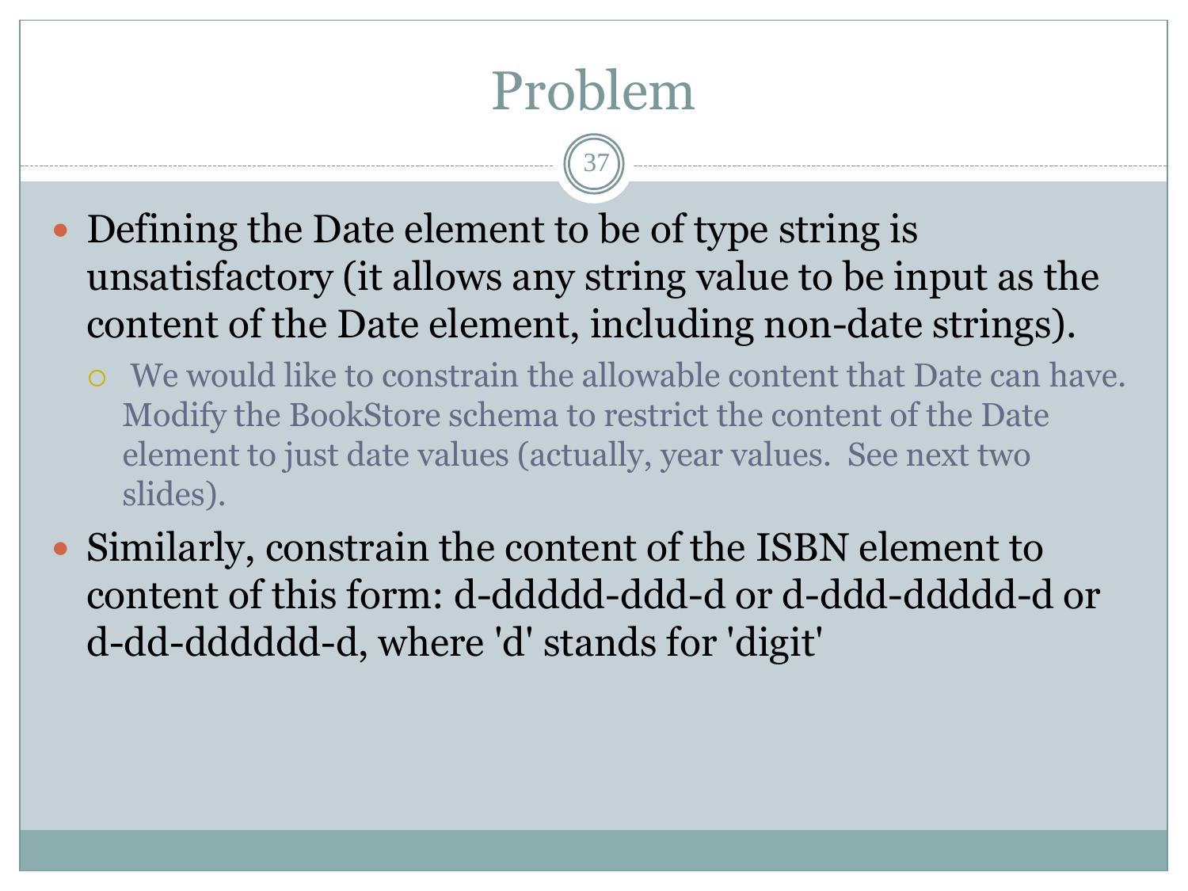# Problem

- Defining the Date element to be of type string is unsatisfactory (it allows any string value to be input as the content of the Date element, including non-date strings).
  - We would like to constrain the allowable content that Date can have. Modify the BookStore schema to restrict the content of the Date element to just date values (actually, year values. See next two slides).
- Similarly, constrain the content of the ISBN element to content of this form: d-ddddd-ddd-d or d-ddd-ddddd-d or d-dd-dddddd-d, where 'd' stands for 'digit'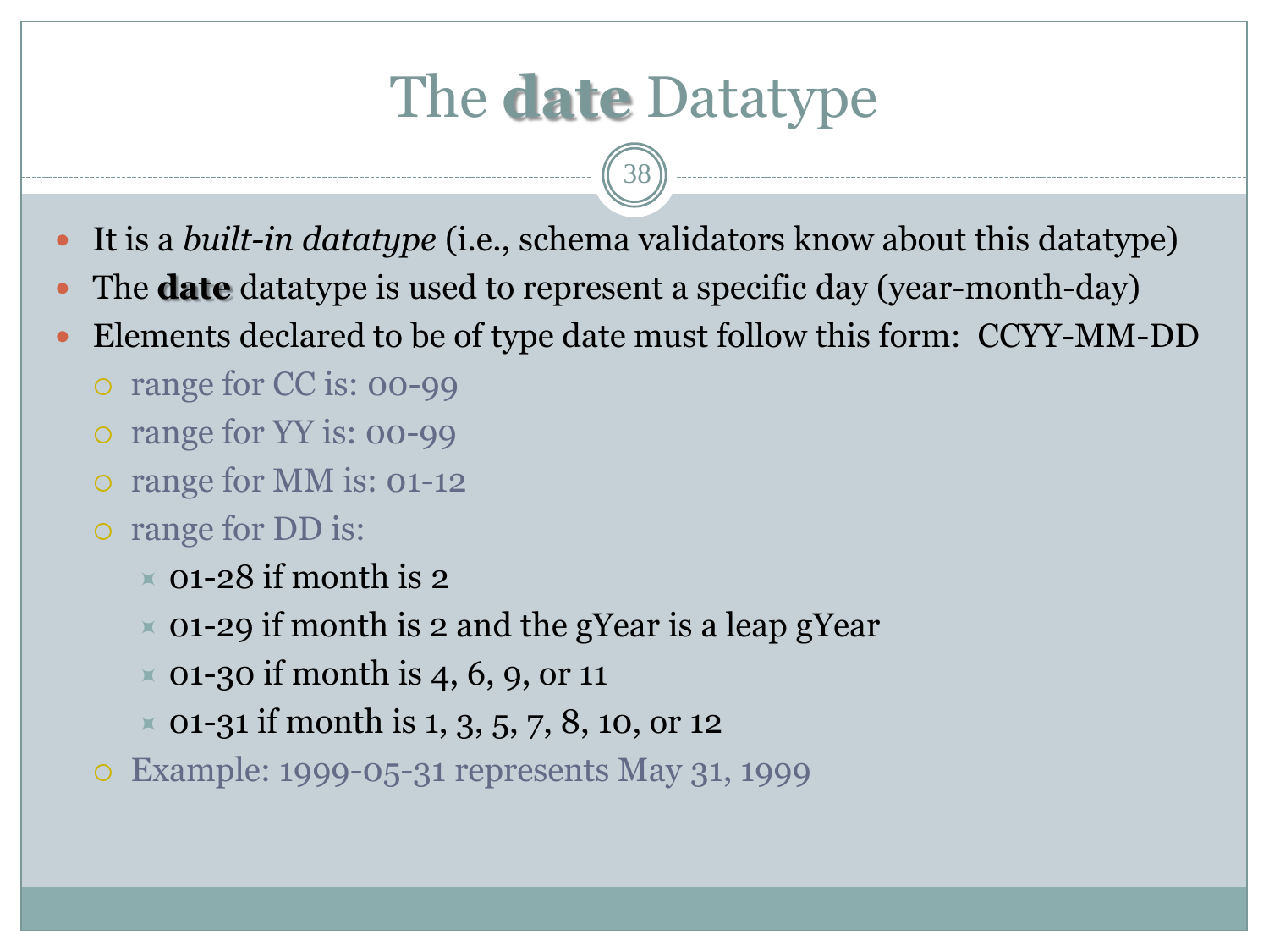# The **date** Datatype

- It is a *built-in datatype* (i.e., schema validators know about this datatype)
- The **date** datatype is used to represent a specific day (year-month-day)
- Elements declared to be of type date must follow this form: CCYY-MM-DD
  - range for CC is: 00-99
  - range for YY is: 00-99
  - range for MM is: 01-12
  - range for DD is:
    - 01-28 if month is 2
    - 01-29 if month is 2 and the gYear is a leap gYear
    - 01-30 if month is 4, 6, 9, or 11
    - 01-31 if month is 1, 3, 5, 7, 8, 10, or 12
  - Example: 1999-05-31 represents May 31, 1999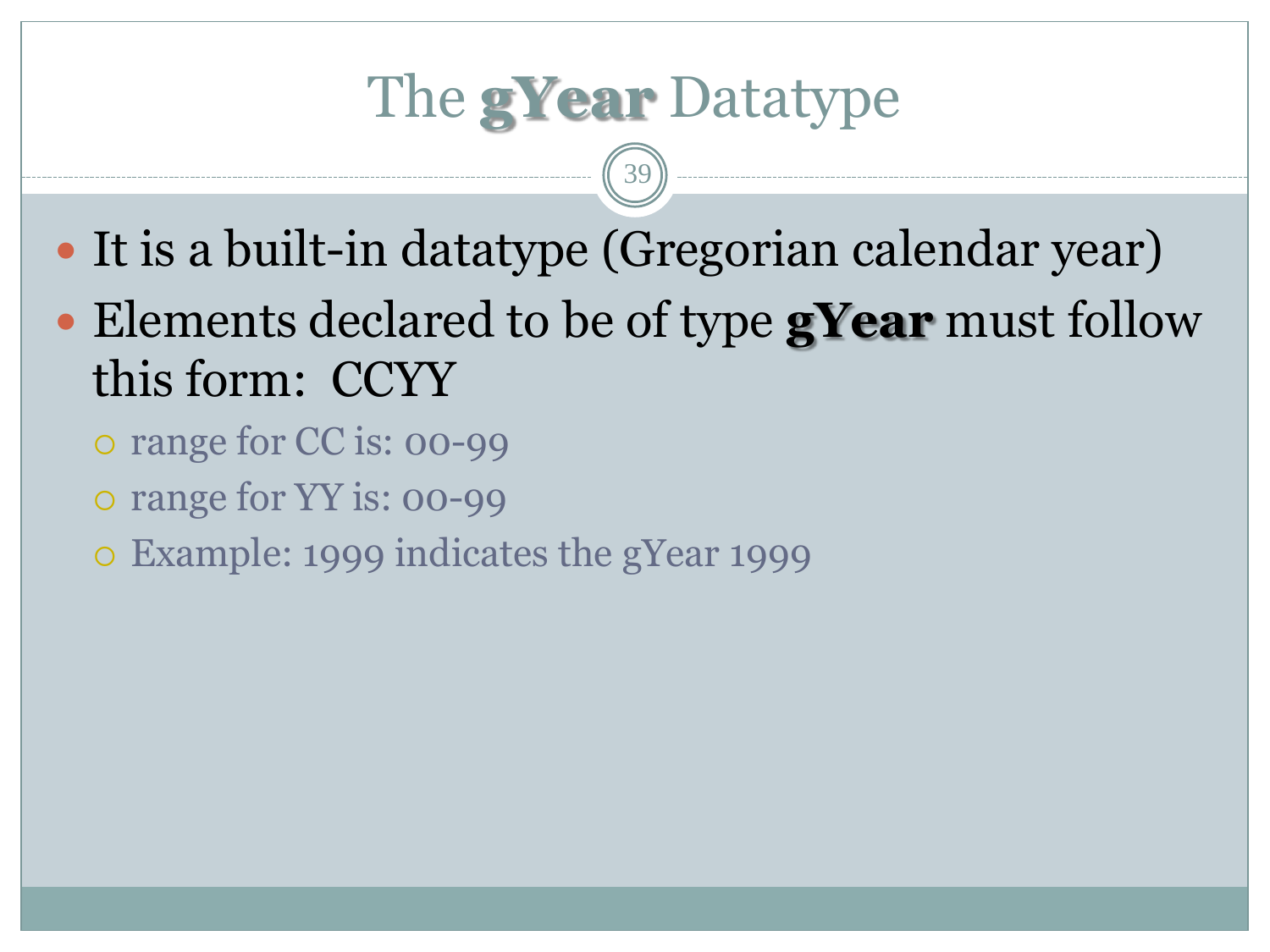# The **gYear** Datatype

- It is a built-in datatype (Gregorian calendar year)
- Elements declared to be of type **gYear** must follow this form: CCYY
  - range for CC is: 00-99
  - range for YY is: 00-99
  - Example: 1999 indicates the gYear 1999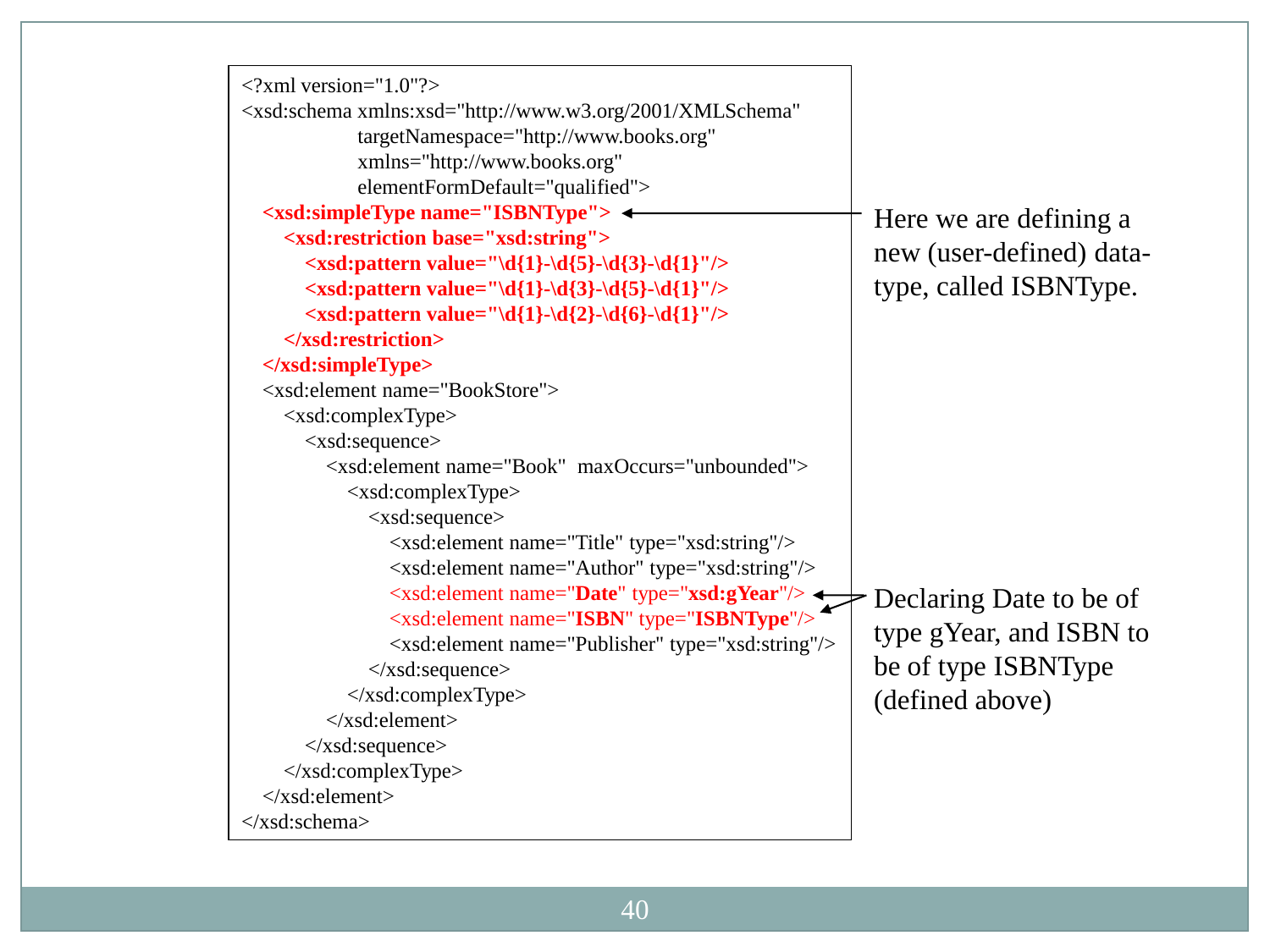```xml
<?xml version="1.0"?>
<xsd:schema xmlns:xsd="http://www.w3.org/2001/XMLSchema"
            targetNamespace="http://www.books.org"
            xmlns="http://www.books.org"
            elementFormDefault="qualified">
  <xsd:simpleType name="ISBNType">
    <xsd:restriction base="xsd:string">
      <xsd:pattern value="\d{1}-\d{5}-\d{3}-\d{1}"/>
      <xsd:pattern value="\d{1}-\d{3}-\d{5}-\d{1}"/>
      <xsd:pattern value="\d{1}-\d{2}-\d{6}-\d{1}"/>
    </xsd:restriction>
  </xsd:simpleType>
  <xsd:element name="BookStore">
    <xsd:complexType>
      <xsd:sequence>
        <xsd:element name="Book"  maxOccurs="unbounded">
          <xsd:complexType>
            <xsd:sequence>
              <xsd:element name="Title" type="xsd:string"/>
              <xsd:element name="Author" type="xsd:string"/>
              <xsd:element name="Date" type="xsd:gYear"/>
              <xsd:element name="ISBN" type="ISBNType"/>
              <xsd:element name="Publisher" type="xsd:string"/>
            </xsd:sequence>
          </xsd:complexType>
        </xsd:element>
      </xsd:sequence>
    </xsd:complexType>
  </xsd:element>
</xsd:schema>
```

Here we are defining a new (user-defined) data-type, called ISBNType.

Declaring Date to be of type gYear, and ISBN to be of type ISBNType (defined above)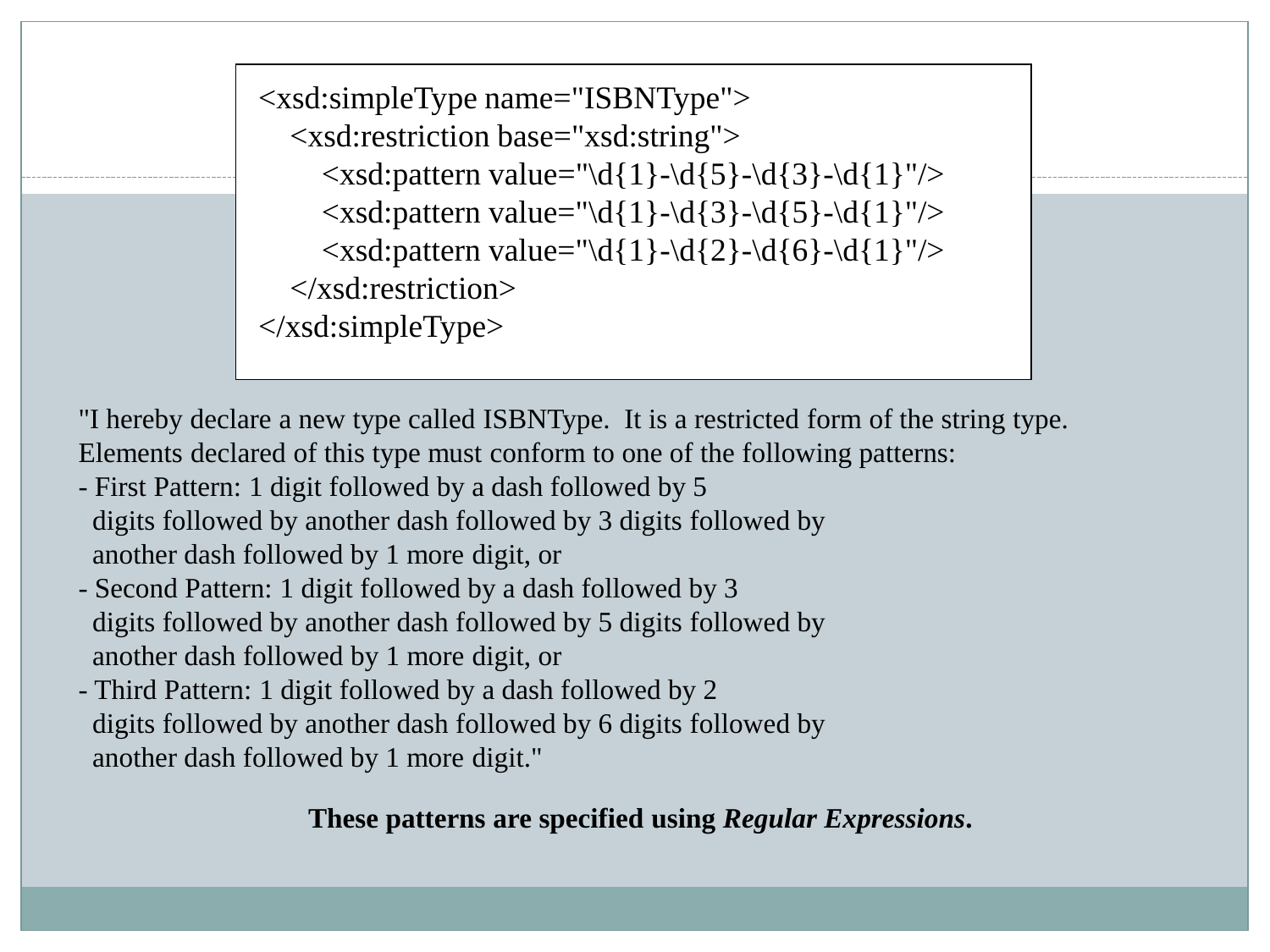```
<xsd:simpleType name="ISBNType">
    <xsd:restriction base="xsd:string">
        <xsd:pattern value="\d{1}-\d{5}-\d{3}-\d{1}"/>
        <xsd:pattern value="\d{1}-\d{3}-\d{5}-\d{1}"/>
        <xsd:pattern value="\d{1}-\d{2}-\d{6}-\d{1}"/>
    </xsd:restriction>
</xsd:simpleType>
```

"I hereby declare a new type called ISBNType. It is a restricted form of the string type. Elements declared of this type must conform to one of the following patterns:

- First Pattern: 1 digit followed by a dash followed by 5 digits followed by another dash followed by 3 digits followed by another dash followed by 1 more digit, or
- Second Pattern: 1 digit followed by a dash followed by 3 digits followed by another dash followed by 5 digits followed by another dash followed by 1 more digit, or
- Third Pattern: 1 digit followed by a dash followed by 2 digits followed by another dash followed by 6 digits followed by another dash followed by 1 more digit."

**These patterns are specified using *Regular Expressions*.**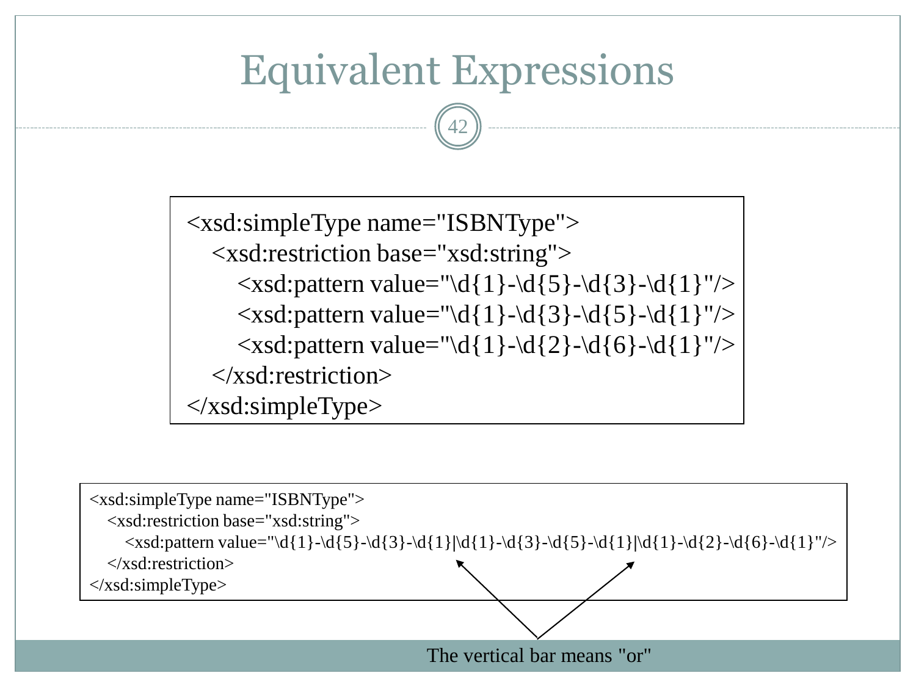# Equivalent Expressions

```
<xsd:simpleType name="ISBNType">
    <xsd:restriction base="xsd:string">
        <xsd:pattern value="\d{1}-\d{5}-\d{3}-\d{1}"/>
        <xsd:pattern value="\d{1}-\d{3}-\d{5}-\d{1}"/>
        <xsd:pattern value="\d{1}-\d{2}-\d{6}-\d{1}"/>
    </xsd:restriction>
</xsd:simpleType>
```

```
<xsd:simpleType name="ISBNType">
    <xsd:restriction base="xsd:string">
        <xsd:pattern value="\d{1}-\d{5}-\d{3}-\d{1}|\d{1}-\d{3}-\d{5}-\d{1}|\d{1}-\d{2}-\d{6}-\d{1}"/>
    </xsd:restriction>
</xsd:simpleType>
```

The vertical bar means "or"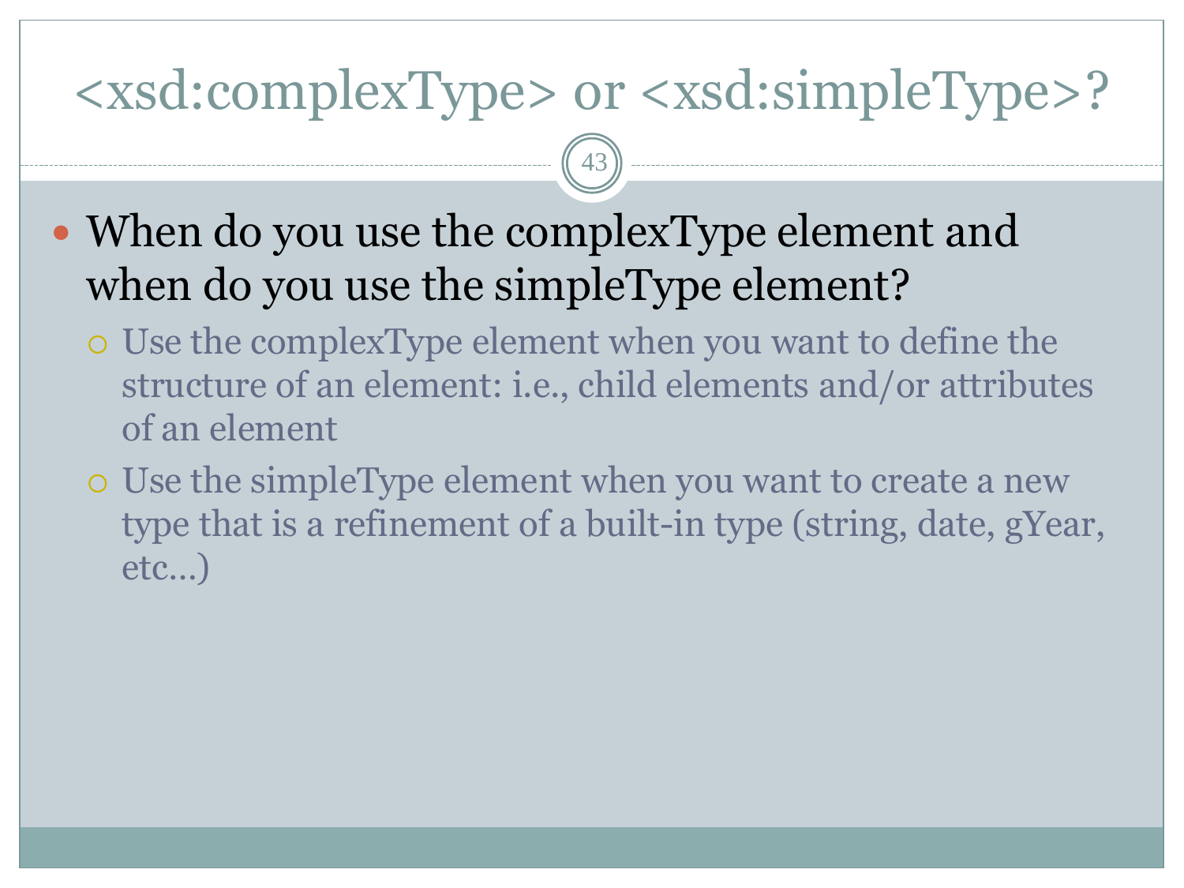# <xsd:complexType> or <xsd:simpleType>?

- When do you use the complexType element and when do you use the simpleType element?
  - Use the complexType element when you want to define the structure of an element: i.e., child elements and/or attributes of an element
  - Use the simpleType element when you want to create a new type that is a refinement of a built-in type (string, date, gYear, etc…)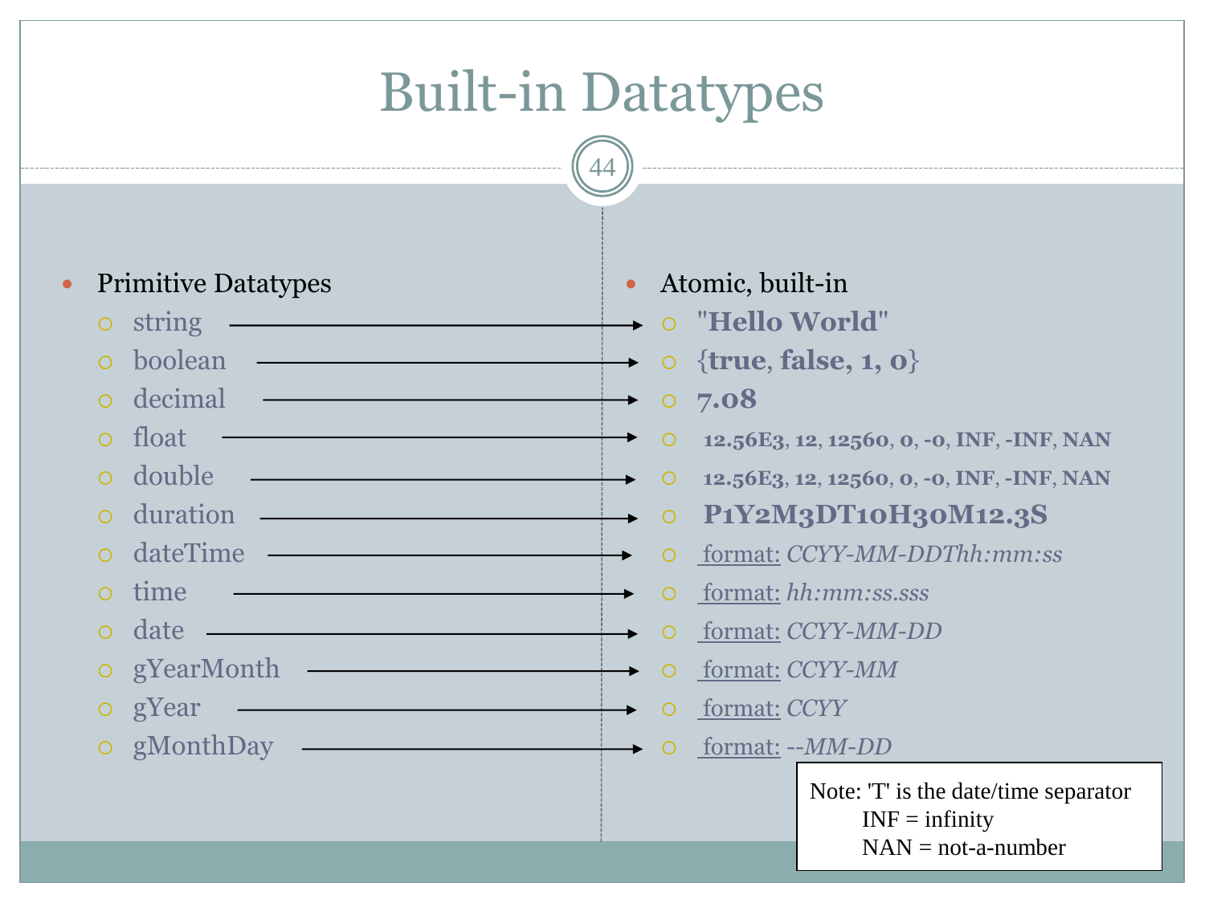# Built-in Datatypes

| Primitive Datatypes | | Atomic, built-in |
|---|---|---|
| string | → | **"Hello World"** |
| boolean | → | {**true**, **false, 1, 0**} |
| decimal | → | **7.08** |
| float | → | **12.56E3, 12, 12560, 0, -0, INF, -INF, NAN** |
| double | → | **12.56E3, 12, 12560, 0, -0, INF, -INF, NAN** |
| duration | → | **P1Y2M3DT10H30M12.3S** |
| dateTime | → | format: *CCYY-MM-DDThh:mm:ss* |
| time | → | format: *hh:mm:ss.sss* |
| date | → | format: *CCYY-MM-DD* |
| gYearMonth | → | format: *CCYY-MM* |
| gYear | → | format: *CCYY* |
| gMonthDay | → | format: *--MM-DD* |

Note: 'T' is the date/time separator
INF = infinity
NAN = not-a-number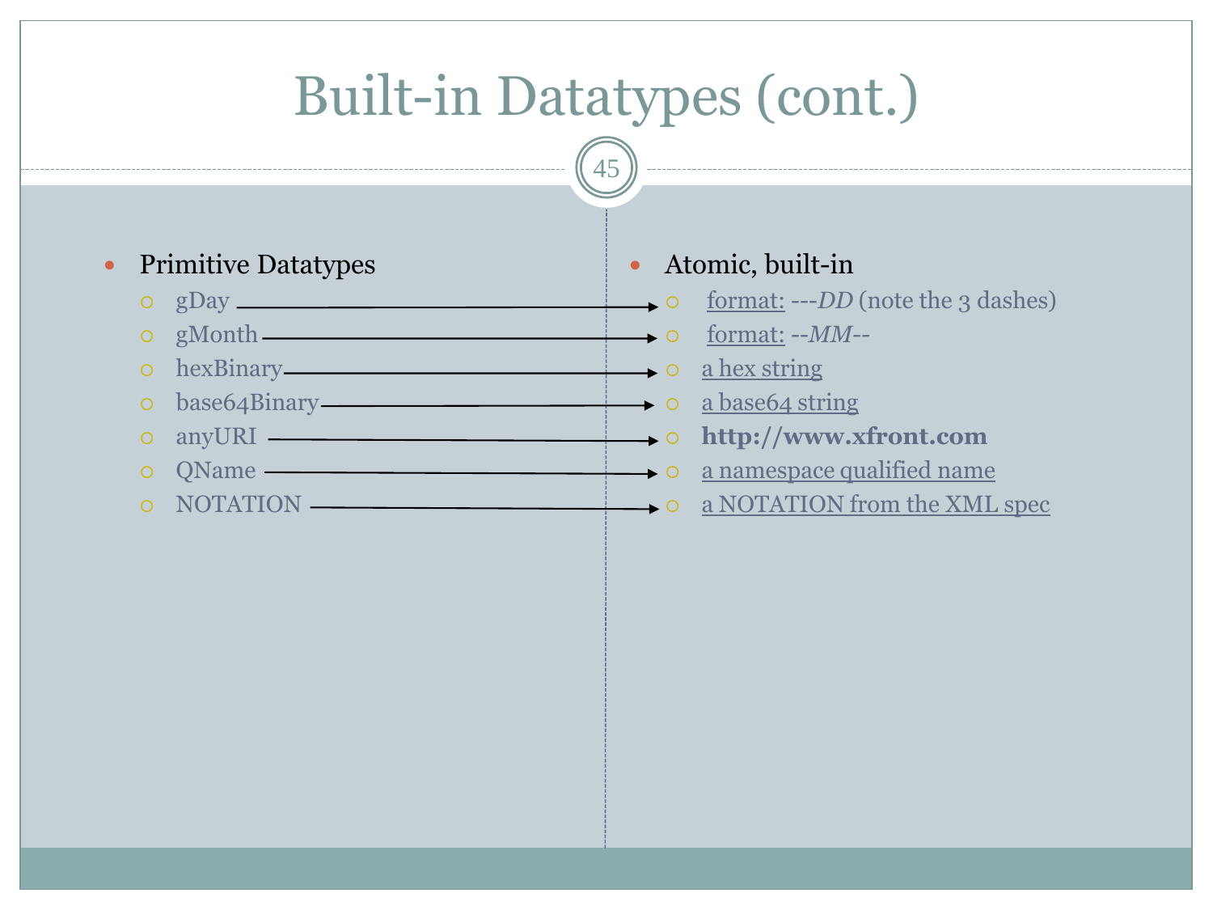# Built-in Datatypes (cont.)

| Primitive Datatypes | Atomic, built-in |
| --- | --- |
| gDay | format: ---*DD* (note the 3 dashes) |
| gMonth | format: --*MM*-- |
| hexBinary | a hex string |
| base64Binary | a base64 string |
| anyURI | **http://www.xfront.com** |
| QName | a namespace qualified name |
| NOTATION | a NOTATION from the XML spec |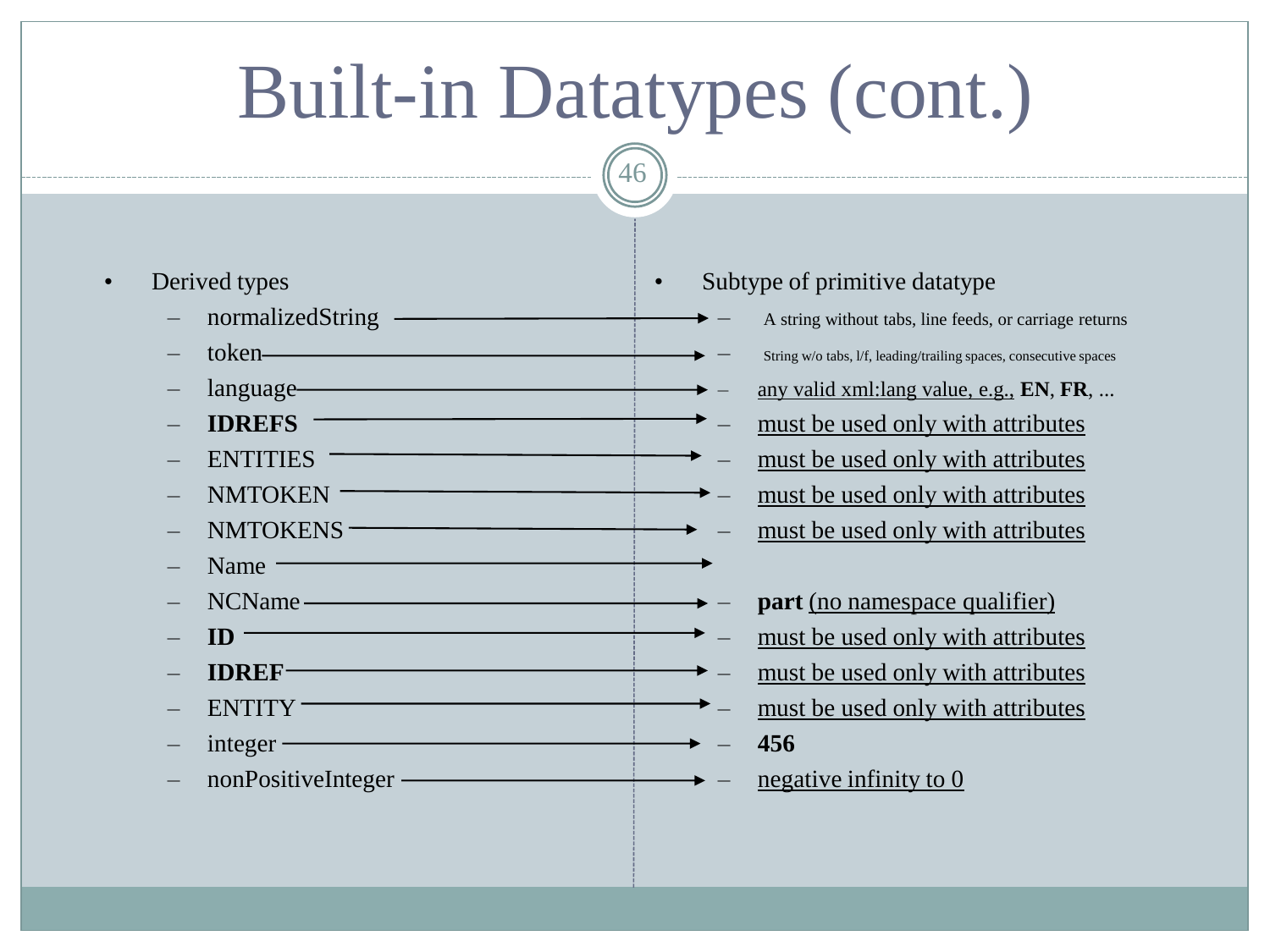# Built-in Datatypes (cont.)

| Derived types | Subtype of primitive datatype |
| --- | --- |
| normalizedString | A string without tabs, line feeds, or carriage returns |
| token | String w/o tabs, l/f, leading/trailing spaces, consecutive spaces |
| language | any valid xml:lang value, e.g., **EN**, **FR**, ... |
| **IDREFS** | must be used only with attributes |
| ENTITIES | must be used only with attributes |
| NMTOKEN | must be used only with attributes |
| NMTOKENS | must be used only with attributes |
| Name | |
| NCName | **part** (no namespace qualifier) |
| **ID** | must be used only with attributes |
| **IDREF** | must be used only with attributes |
| ENTITY | must be used only with attributes |
| integer | **456** |
| nonPositiveInteger | negative infinity to 0 |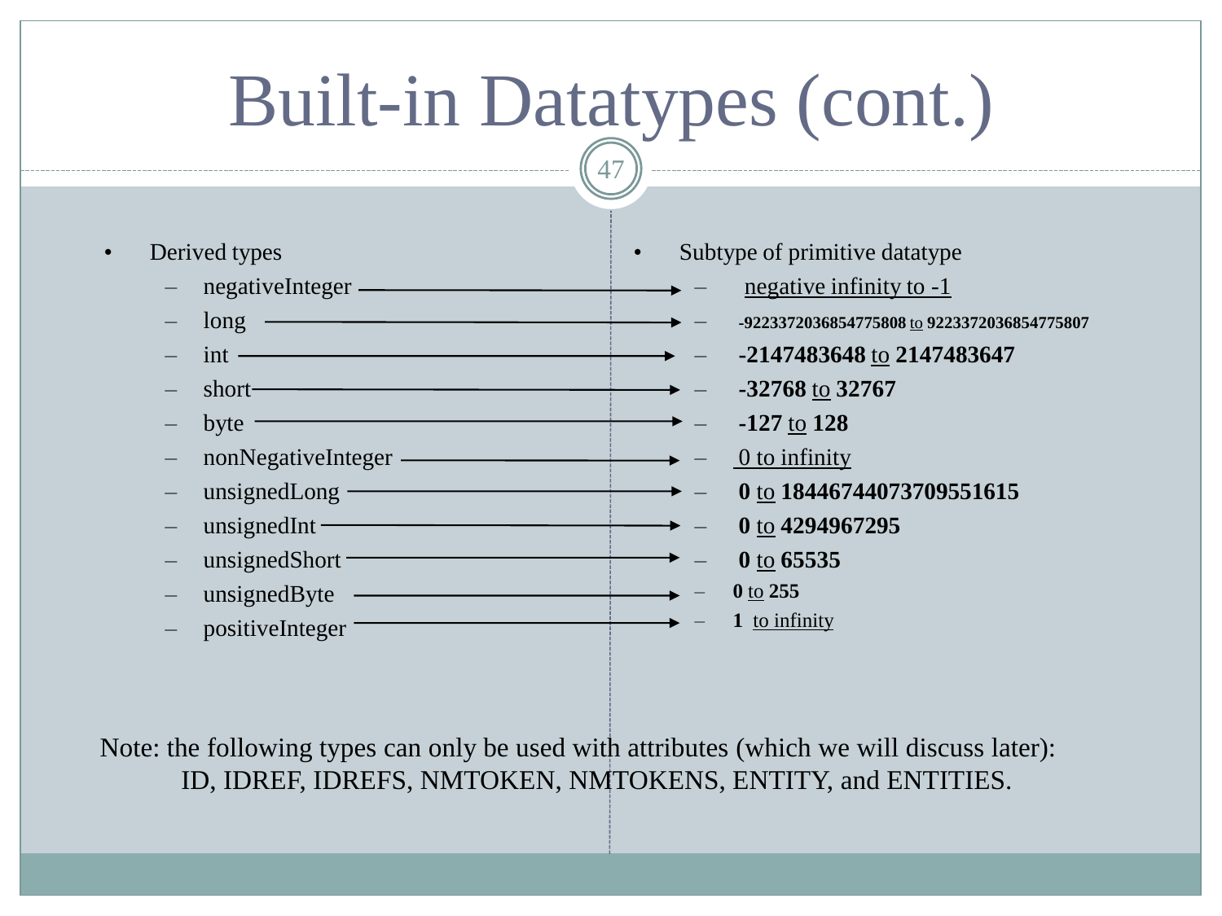# Built-in Datatypes (cont.)

| Derived types | Subtype of primitive datatype |
|---|---|
| negativeInteger | negative infinity to -1 |
| long | **-9223372036854775808** to **9223372036854775807** |
| int | **-2147483648** to **2147483647** |
| short | **-32768** to **32767** |
| byte | **-127** to **128** |
| nonNegativeInteger | 0 to infinity |
| unsignedLong | **0** to **18446744073709551615** |
| unsignedInt | **0** to **4294967295** |
| unsignedShort | **0** to **65535** |
| unsignedByte | **0** to **255** |
| positiveInteger | **1** to infinity |

Note: the following types can only be used with attributes (which we will discuss later): ID, IDREF, IDREFS, NMTOKEN, NMTOKENS, ENTITY, and ENTITIES.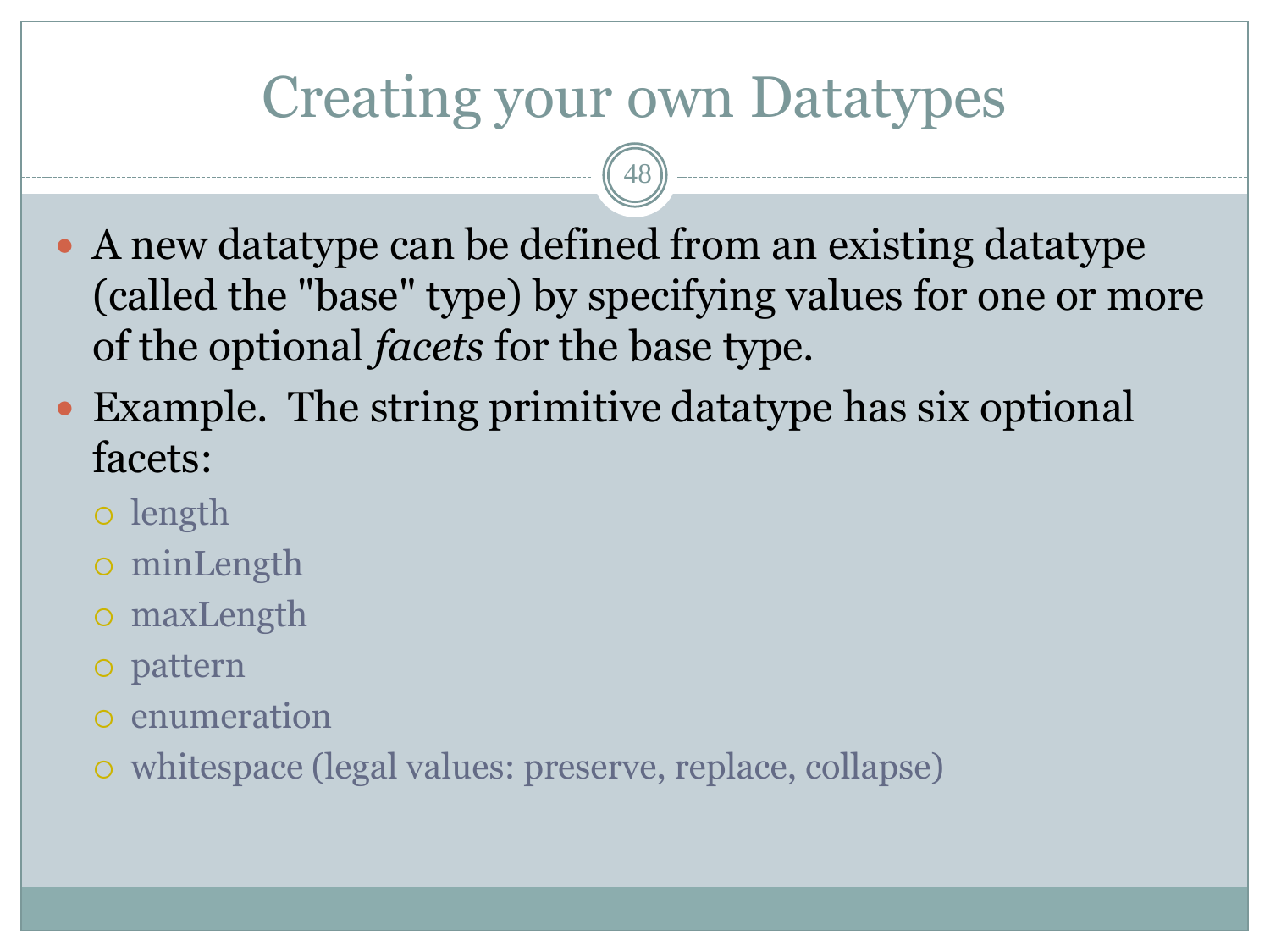# Creating your own Datatypes

- A new datatype can be defined from an existing datatype (called the "base" type) by specifying values for one or more of the optional *facets* for the base type.
- Example. The string primitive datatype has six optional facets:
  - length
  - minLength
  - maxLength
  - pattern
  - enumeration
  - whitespace (legal values: preserve, replace, collapse)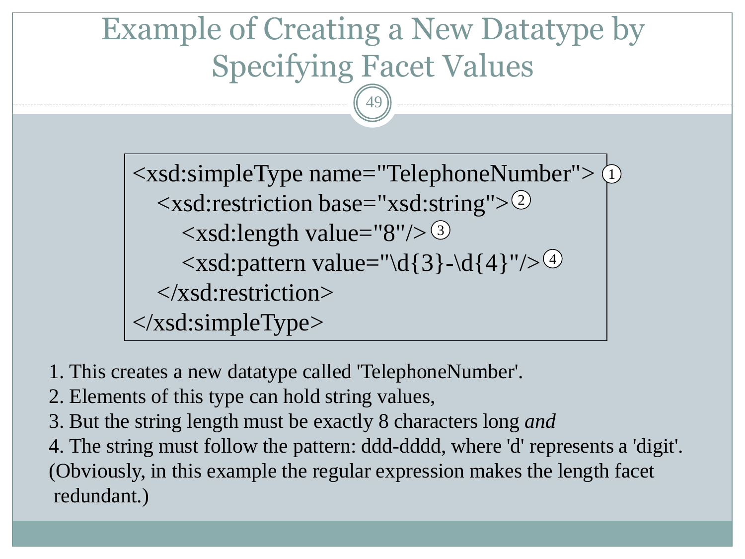# Example of Creating a New Datatype by Specifying Facet Values

```
<xsd:simpleType name="TelephoneNumber"> ①
    <xsd:restriction base="xsd:string">②
        <xsd:length value="8"/> ③
        <xsd:pattern value="\d{3}-\d{4}"/>④
    </xsd:restriction>
</xsd:simpleType>
```

1. This creates a new datatype called 'TelephoneNumber'.
2. Elements of this type can hold string values,
3. But the string length must be exactly 8 characters long *and*
4. The string must follow the pattern: ddd-dddd, where 'd' represents a 'digit'.

(Obviously, in this example the regular expression makes the length facet redundant.)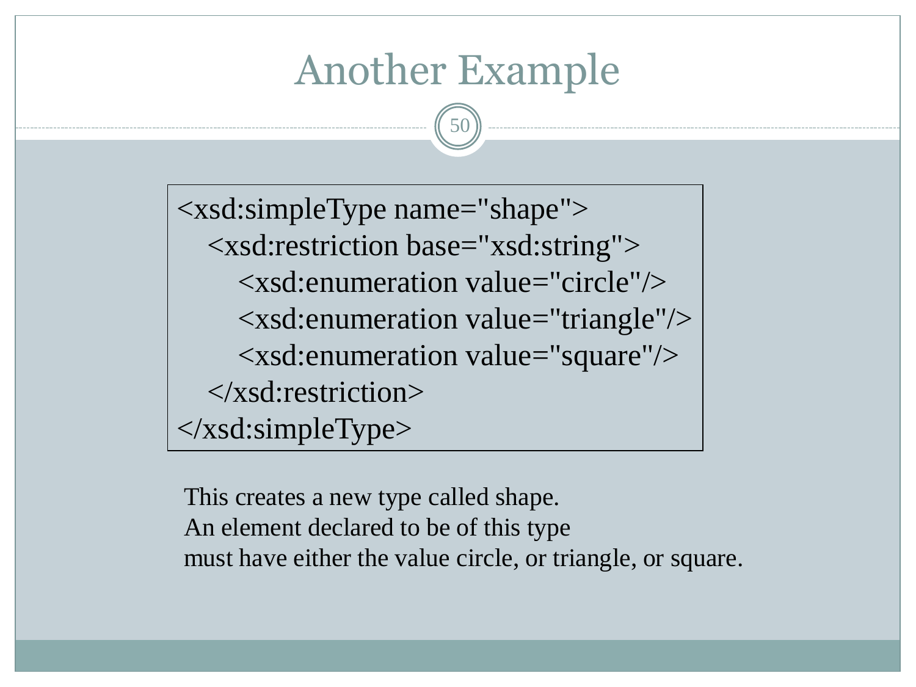# Another Example

```
<xsd:simpleType name="shape">
    <xsd:restriction base="xsd:string">
        <xsd:enumeration value="circle"/>
        <xsd:enumeration value="triangle"/>
        <xsd:enumeration value="square"/>
    </xsd:restriction>
</xsd:simpleType>
```

This creates a new type called shape.
An element declared to be of this type
must have either the value circle, or triangle, or square.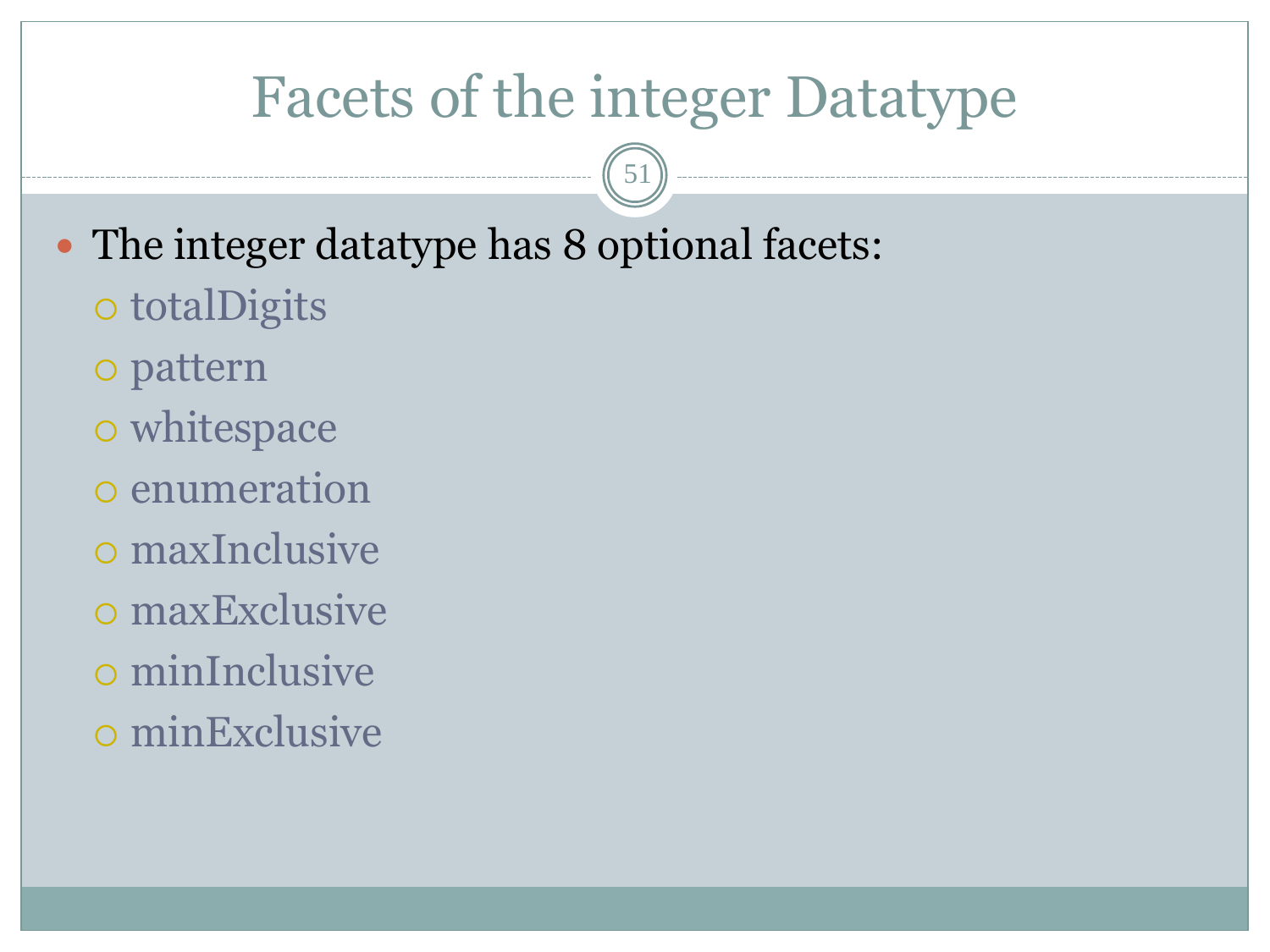# Facets of the integer Datatype

- The integer datatype has 8 optional facets:
  - totalDigits
  - pattern
  - whitespace
  - enumeration
  - maxInclusive
  - maxExclusive
  - minInclusive
  - minExclusive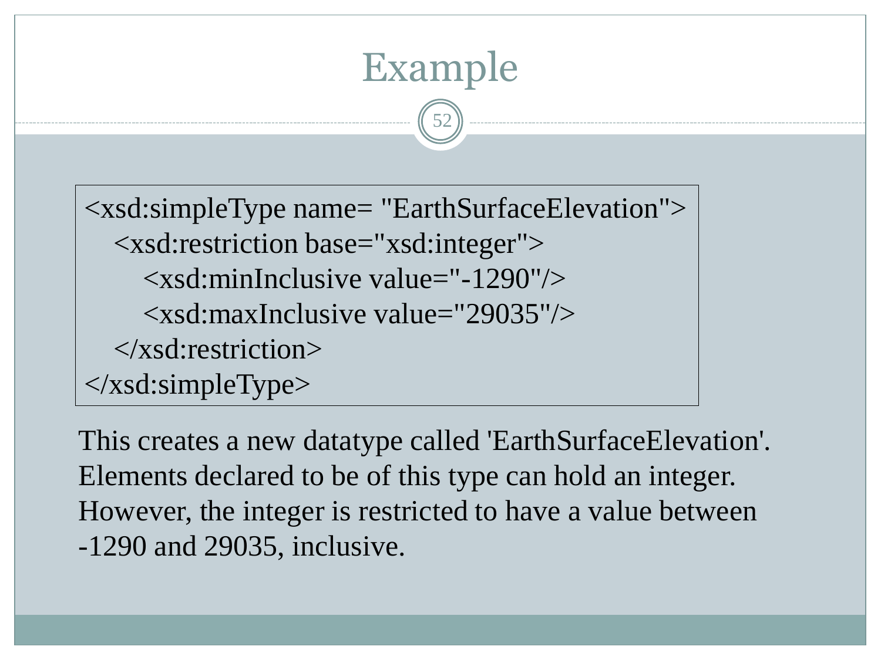# Example

```
<xsd:simpleType name= "EarthSurfaceElevation">
    <xsd:restriction base="xsd:integer">
        <xsd:minInclusive value="-1290"/>
        <xsd:maxInclusive value="29035"/>
    </xsd:restriction>
</xsd:simpleType>
```

This creates a new datatype called 'EarthSurfaceElevation'. Elements declared to be of this type can hold an integer. However, the integer is restricted to have a value between -1290 and 29035, inclusive.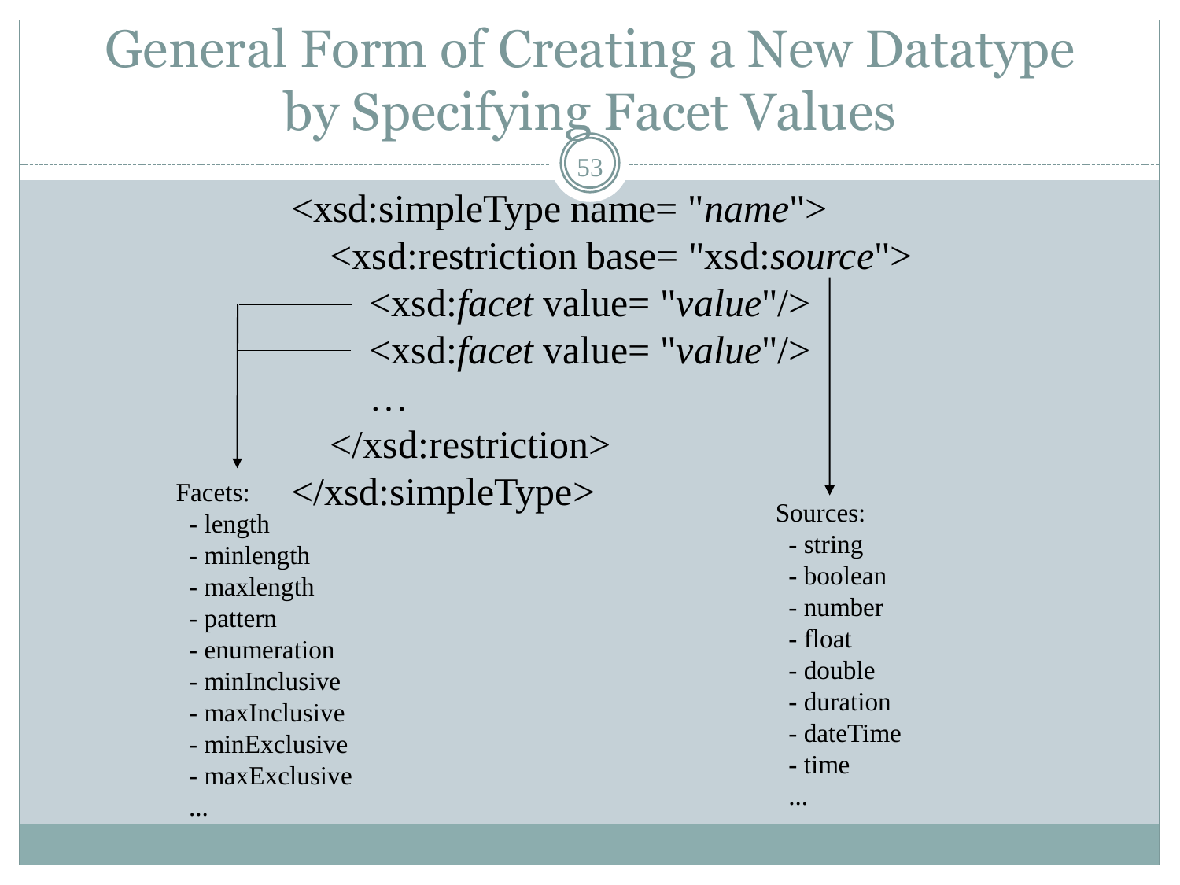# General Form of Creating a New Datatype by Specifying Facet Values

```
<xsd:simpleType name= "name">
    <xsd:restriction base= "xsd:source">
        <xsd:facet value= "value"/>
        <xsd:facet value= "value"/>
        …
    </xsd:restriction>
</xsd:simpleType>
```

Facets:
- length
- minlength
- maxlength
- pattern
- enumeration
- minInclusive
- maxInclusive
- minExclusive
- maxExclusive
- ...

Sources:
- string
- boolean
- number
- float
- double
- duration
- dateTime
- time
- ...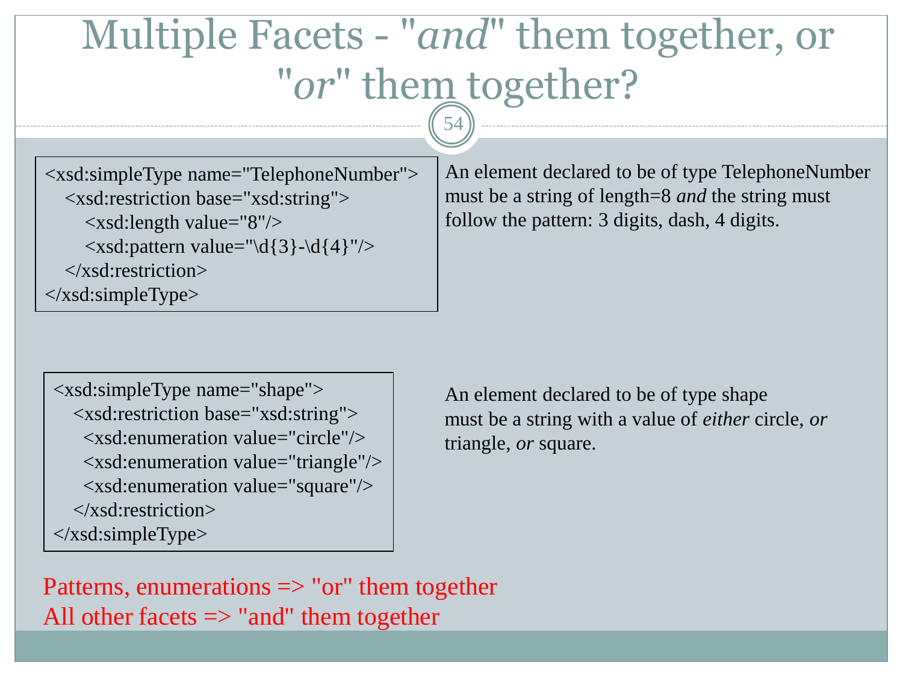# Multiple Facets - "*and*" them together, or "*or*" them together?

```
<xsd:simpleType name="TelephoneNumber">
   <xsd:restriction base="xsd:string">
      <xsd:length value="8"/>
      <xsd:pattern value="\d{3}-\d{4}"/>
   </xsd:restriction>
</xsd:simpleType>
```

An element declared to be of type TelephoneNumber must be a string of length=8 *and* the string must follow the pattern: 3 digits, dash, 4 digits.

```
<xsd:simpleType name="shape">
   <xsd:restriction base="xsd:string">
     <xsd:enumeration value="circle"/>
     <xsd:enumeration value="triangle"/>
     <xsd:enumeration value="square"/>
   </xsd:restriction>
</xsd:simpleType>
```

An element declared to be of type shape must be a string with a value of *either* circle, *or* triangle, *or* square.

Patterns, enumerations => "or" them together
All other facets => "and" them together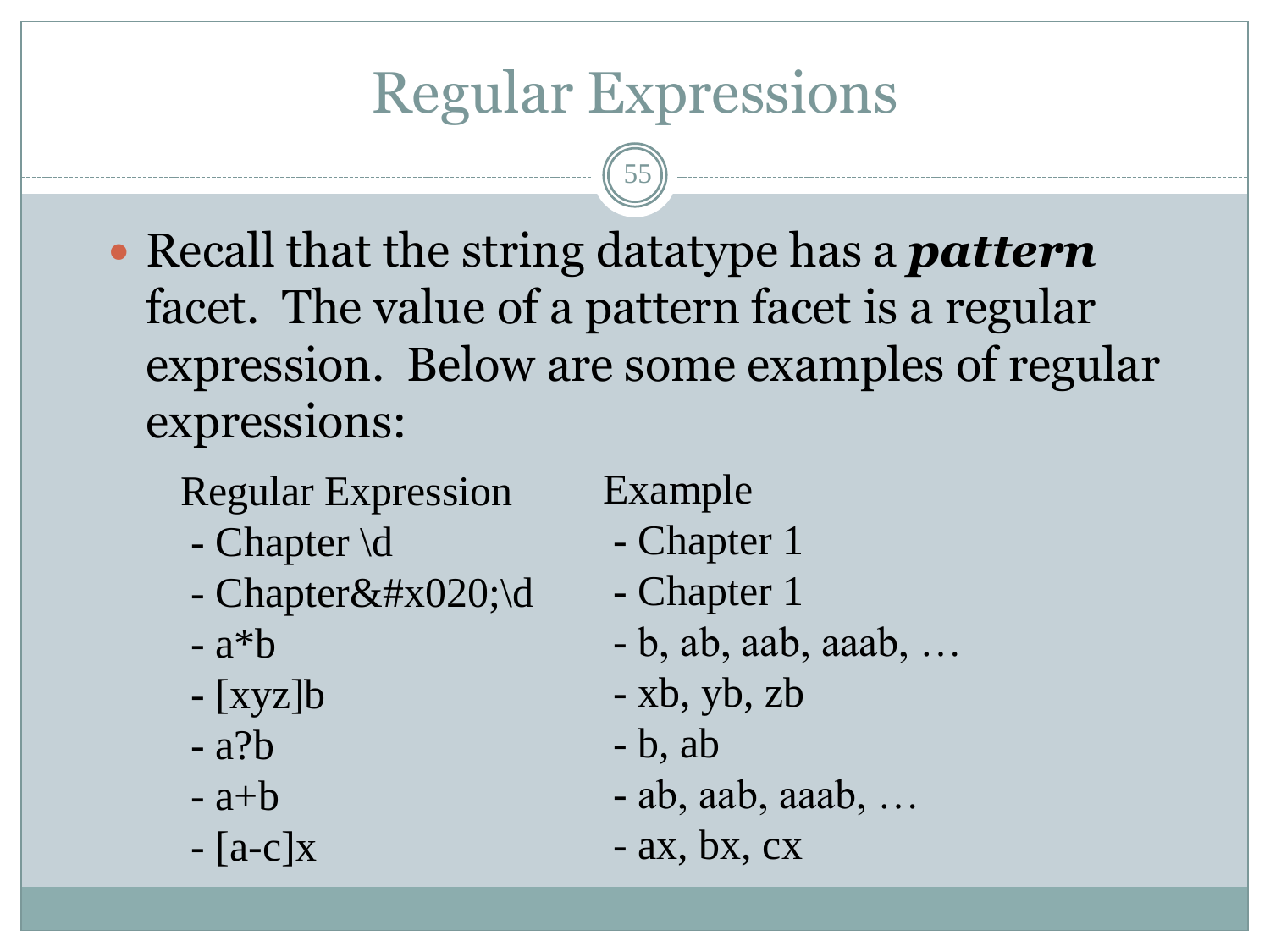# Regular Expressions

- Recall that the string datatype has a ***pattern*** facet. The value of a pattern facet is a regular expression. Below are some examples of regular expressions:

| Regular Expression | Example |
| --- | --- |
| - Chapter \d | - Chapter 1 |
| - Chapter&#x020;\d | - Chapter 1 |
| - a*b | - b, ab, aab, aaab, … |
| - [xyz]b | - xb, yb, zb |
| - a?b | - b, ab |
| - a+b | - ab, aab, aaab, … |
| - [a-c]x | - ax, bx, cx |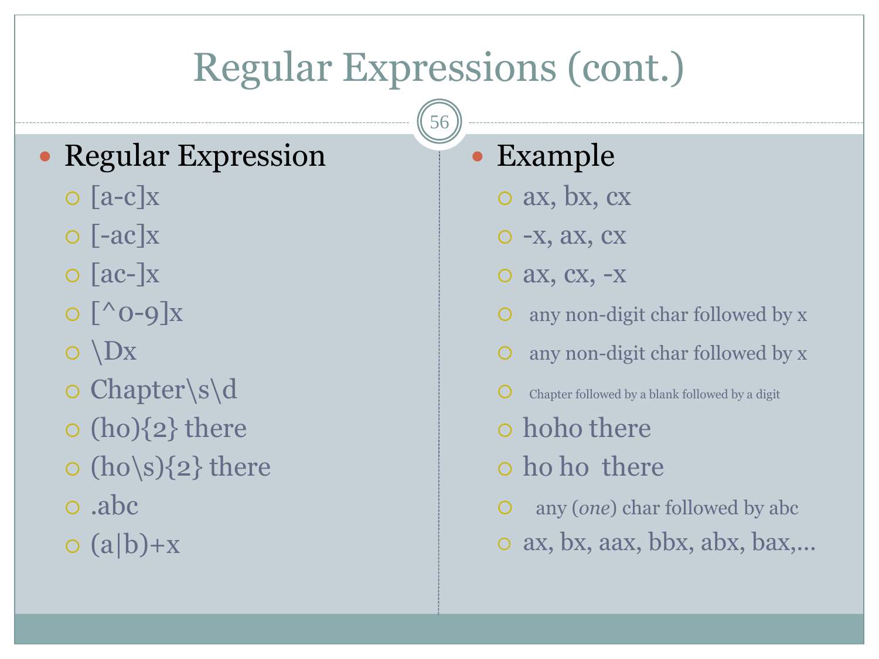# Regular Expressions (cont.)

| Regular Expression | Example |
| --- | --- |
| [a-c]x | ax, bx, cx |
| [-ac]x | -x, ax, cx |
| [ac-]x | ax, cx, -x |
| [^0-9]x | any non-digit char followed by x |
| \Dx | any non-digit char followed by x |
| Chapter\s\d | Chapter followed by a blank followed by a digit |
| (ho){2} there | hoho there |
| (ho\s){2} there | ho ho  there |
| .abc | any (*one*) char followed by abc |
| (a\|b)+x | ax, bx, aax, bbx, abx, bax,... |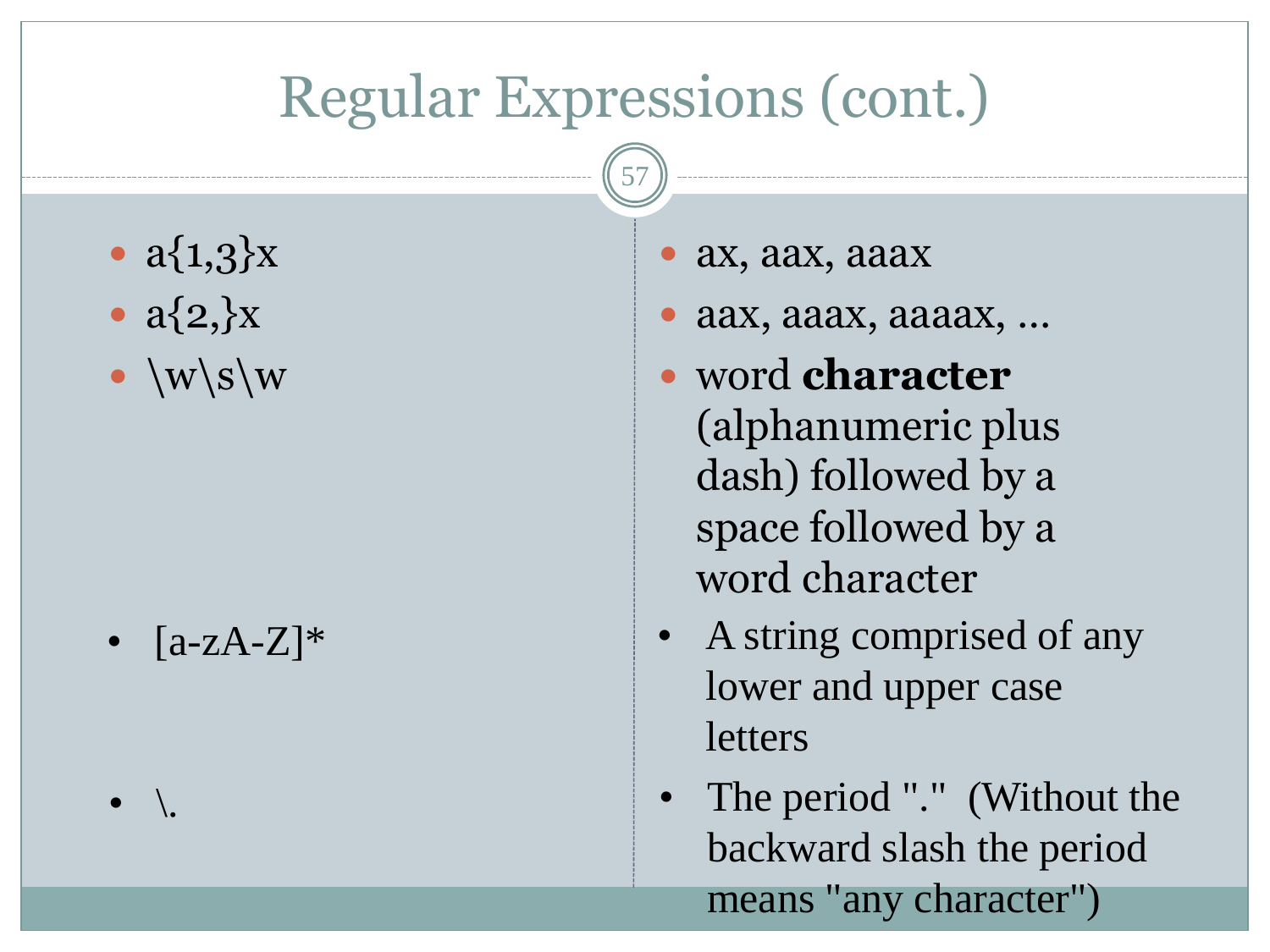# Regular Expressions (cont.)

| Pattern | Meaning |
|---|---|
| a{1,3}x | ax, aax, aaax |
| a{2,}x | aax, aaax, aaaax, … |
| \w\s\w | word **character** (alphanumeric plus dash) followed by a space followed by a word character |
| [a-zA-Z]* | A string comprised of any lower and upper case letters |
| \. | The period "." (Without the backward slash the period means "any character") |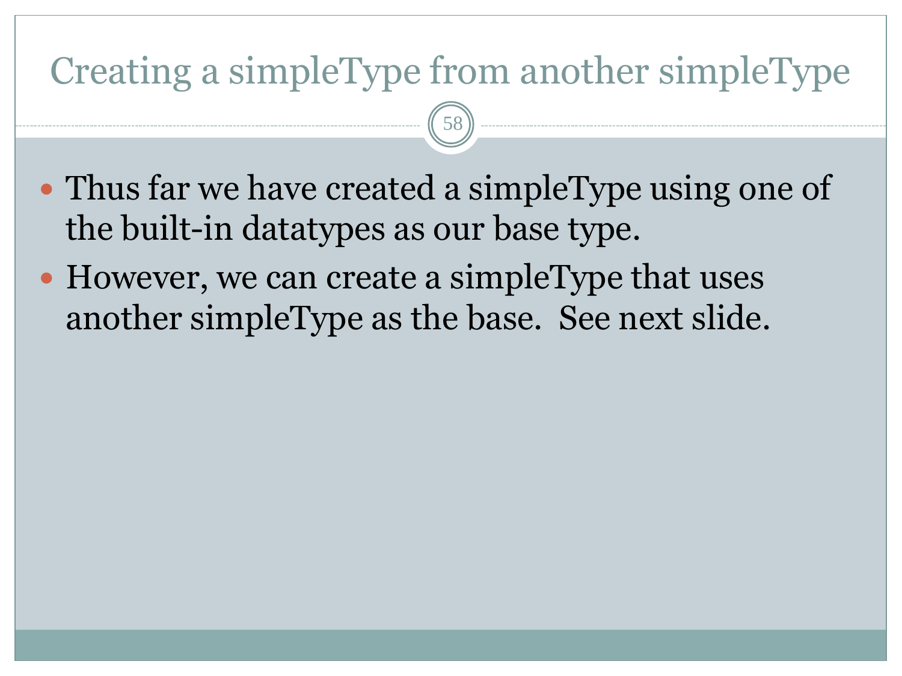# Creating a simpleType from another simpleType

- Thus far we have created a simpleType using one of the built-in datatypes as our base type.
- However, we can create a simpleType that uses another simpleType as the base. See next slide.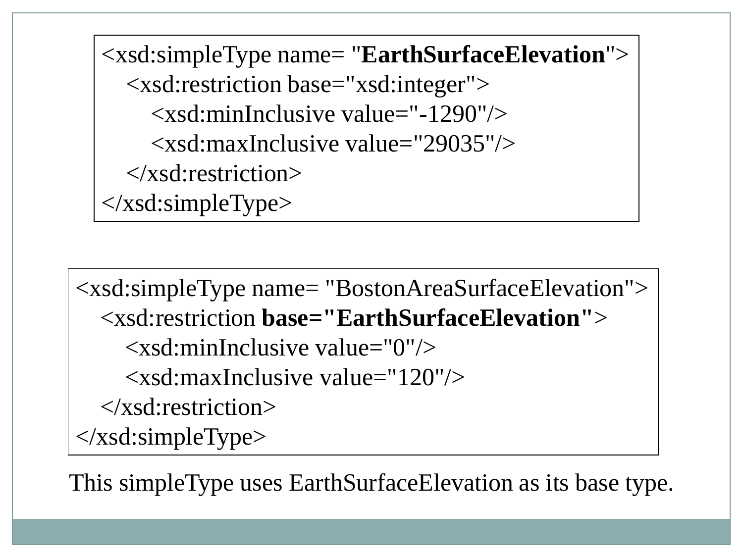```xml
<xsd:simpleType name= "EarthSurfaceElevation">
    <xsd:restriction base="xsd:integer">
        <xsd:minInclusive value="-1290"/>
        <xsd:maxInclusive value="29035"/>
    </xsd:restriction>
</xsd:simpleType>
```

```xml
<xsd:simpleType name= "BostonAreaSurfaceElevation">
    <xsd:restriction base="EarthSurfaceElevation">
        <xsd:minInclusive value="0"/>
        <xsd:maxInclusive value="120"/>
    </xsd:restriction>
</xsd:simpleType>
```

This simpleType uses EarthSurfaceElevation as its base type.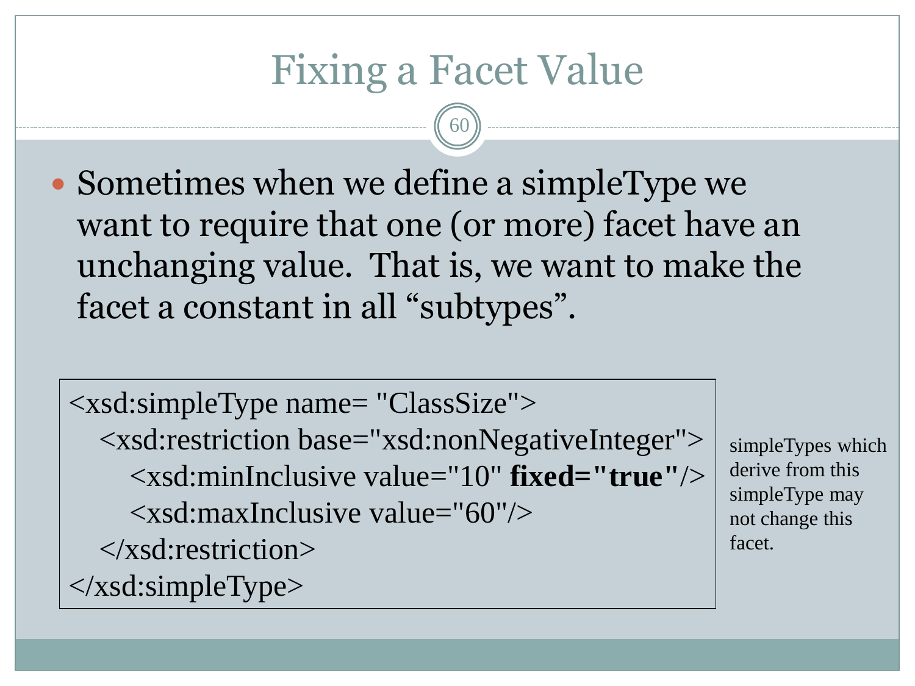# Fixing a Facet Value

- Sometimes when we define a simpleType we want to require that one (or more) facet have an unchanging value. That is, we want to make the facet a constant in all "subtypes".

```
<xsd:simpleType name= "ClassSize">
   <xsd:restriction base="xsd:nonNegativeInteger">
      <xsd:minInclusive value="10" fixed="true"/>
      <xsd:maxInclusive value="60"/>
   </xsd:restriction>
</xsd:simpleType>
```

simpleTypes which derive from this simpleType may not change this facet.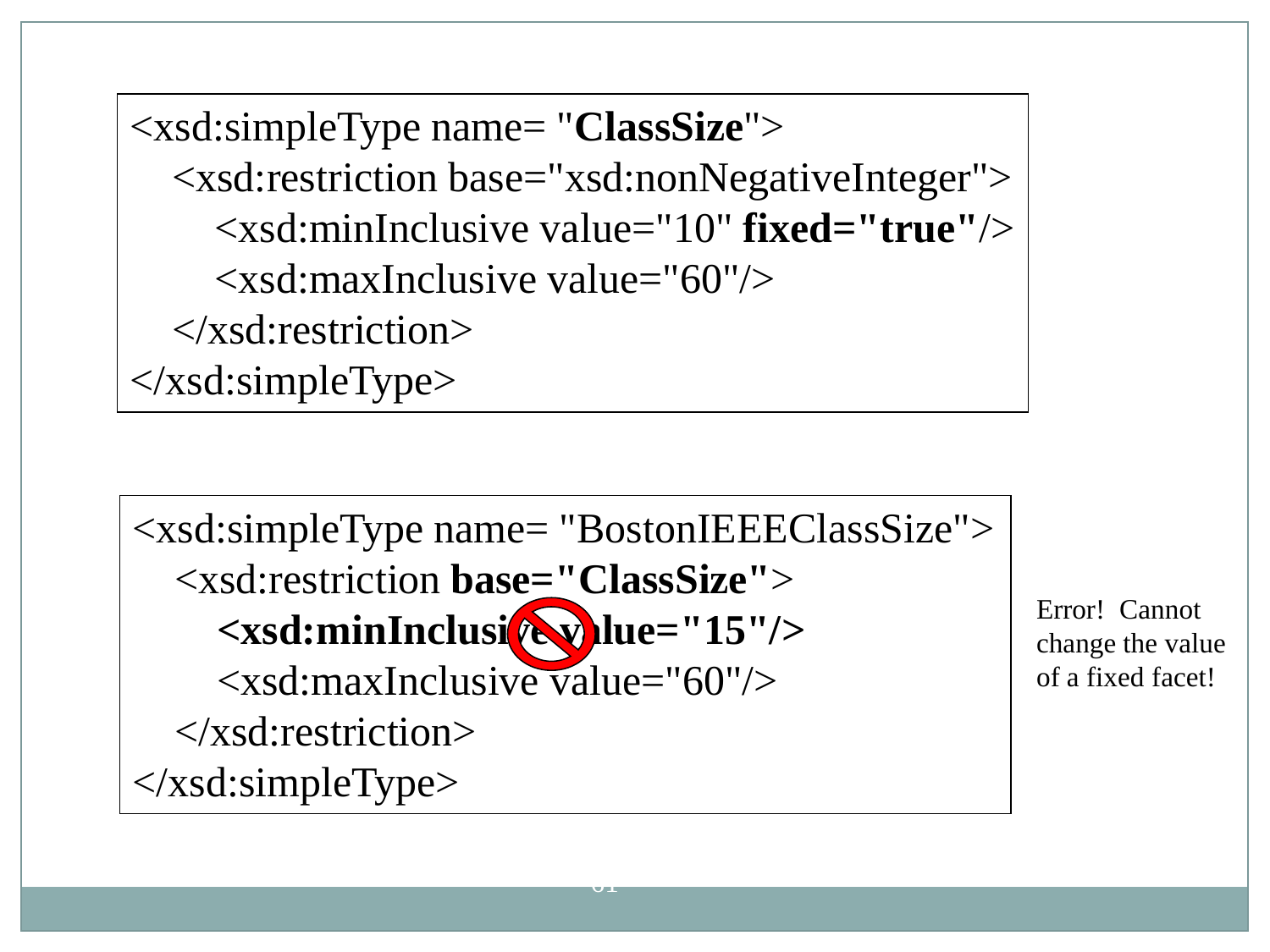```xml
<xsd:simpleType name= "ClassSize">
   <xsd:restriction base="xsd:nonNegativeInteger">
      <xsd:minInclusive value="10" fixed="true"/>
      <xsd:maxInclusive value="60"/>
   </xsd:restriction>
</xsd:simpleType>
```

```xml
<xsd:simpleType name= "BostonIEEEClassSize">
   <xsd:restriction base="ClassSize">
      <xsd:minInclusive value="15"/>
      <xsd:maxInclusive value="60"/>
   </xsd:restriction>
</xsd:simpleType>
```

Error! Cannot change the value of a fixed facet!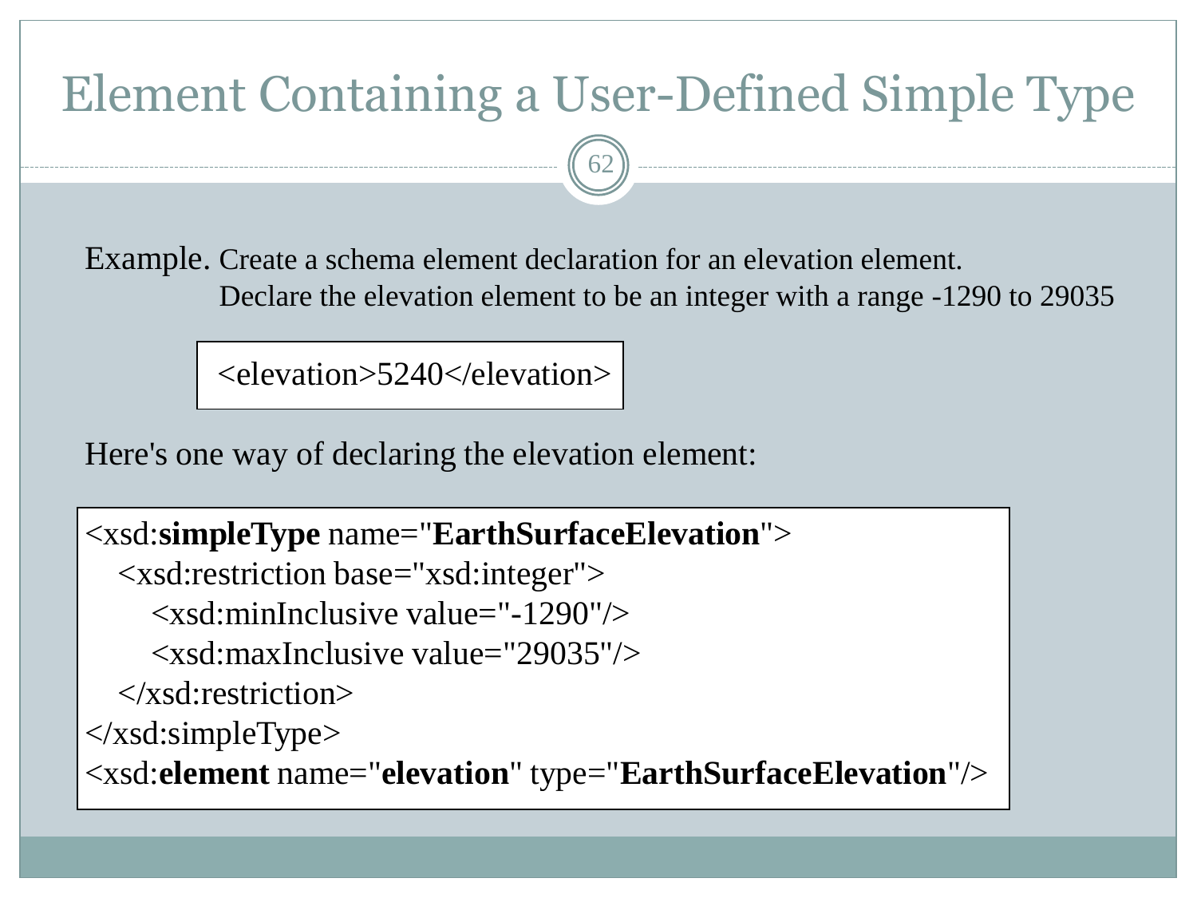# Element Containing a User-Defined Simple Type

Example. Create a schema element declaration for an elevation element.
Declare the elevation element to be an integer with a range -1290 to 29035

```
<elevation>5240</elevation>
```

Here's one way of declaring the elevation element:

```
<xsd:simpleType name="EarthSurfaceElevation">
   <xsd:restriction base="xsd:integer">
      <xsd:minInclusive value="-1290"/>
      <xsd:maxInclusive value="29035"/>
   </xsd:restriction>
</xsd:simpleType>
<xsd:element name="elevation" type="EarthSurfaceElevation"/>
```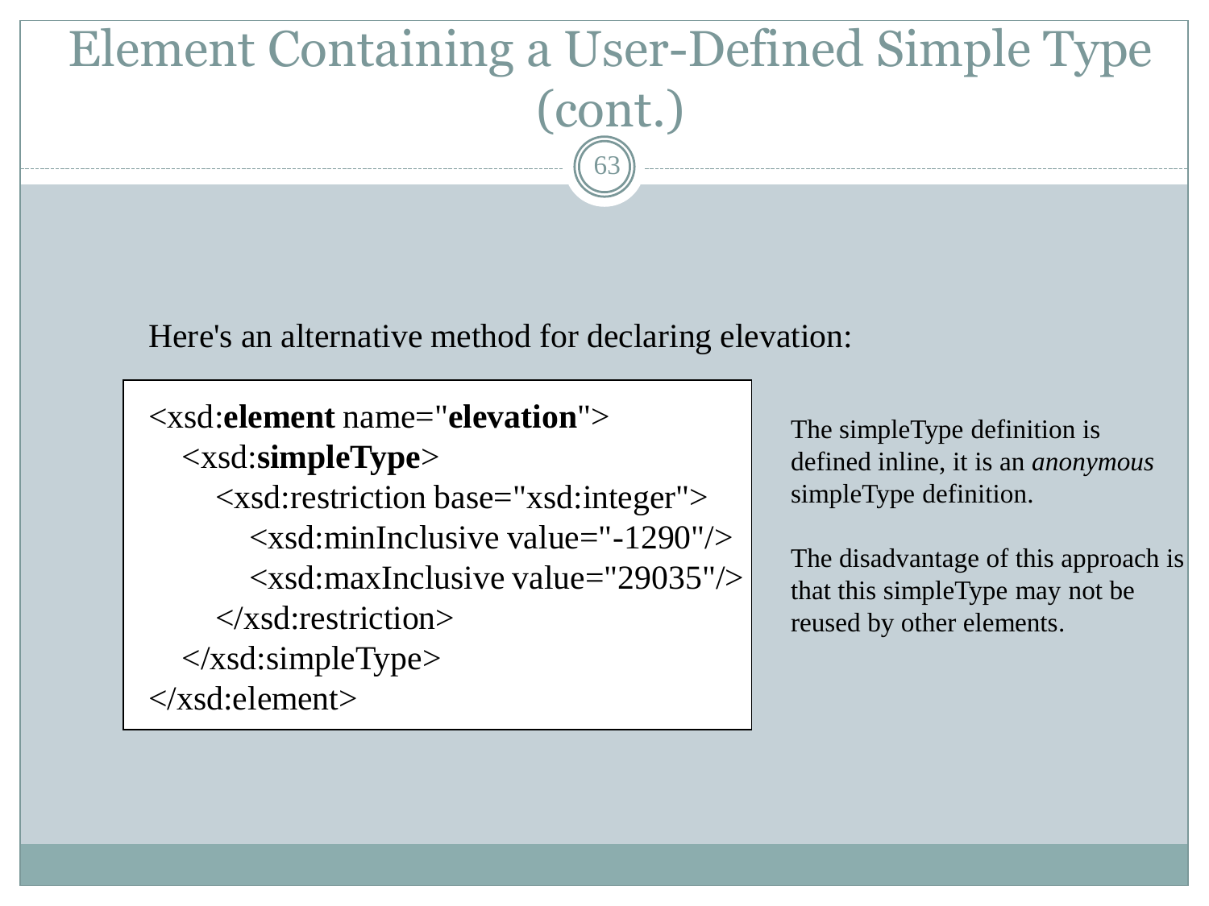# Element Containing a User-Defined Simple Type (cont.)

Here's an alternative method for declaring elevation:

```
<xsd:element name="elevation">
    <xsd:simpleType>
        <xsd:restriction base="xsd:integer">
            <xsd:minInclusive value="-1290"/>
            <xsd:maxInclusive value="29035"/>
        </xsd:restriction>
    </xsd:simpleType>
</xsd:element>
```

The simpleType definition is defined inline, it is an *anonymous* simpleType definition.

The disadvantage of this approach is that this simpleType may not be reused by other elements.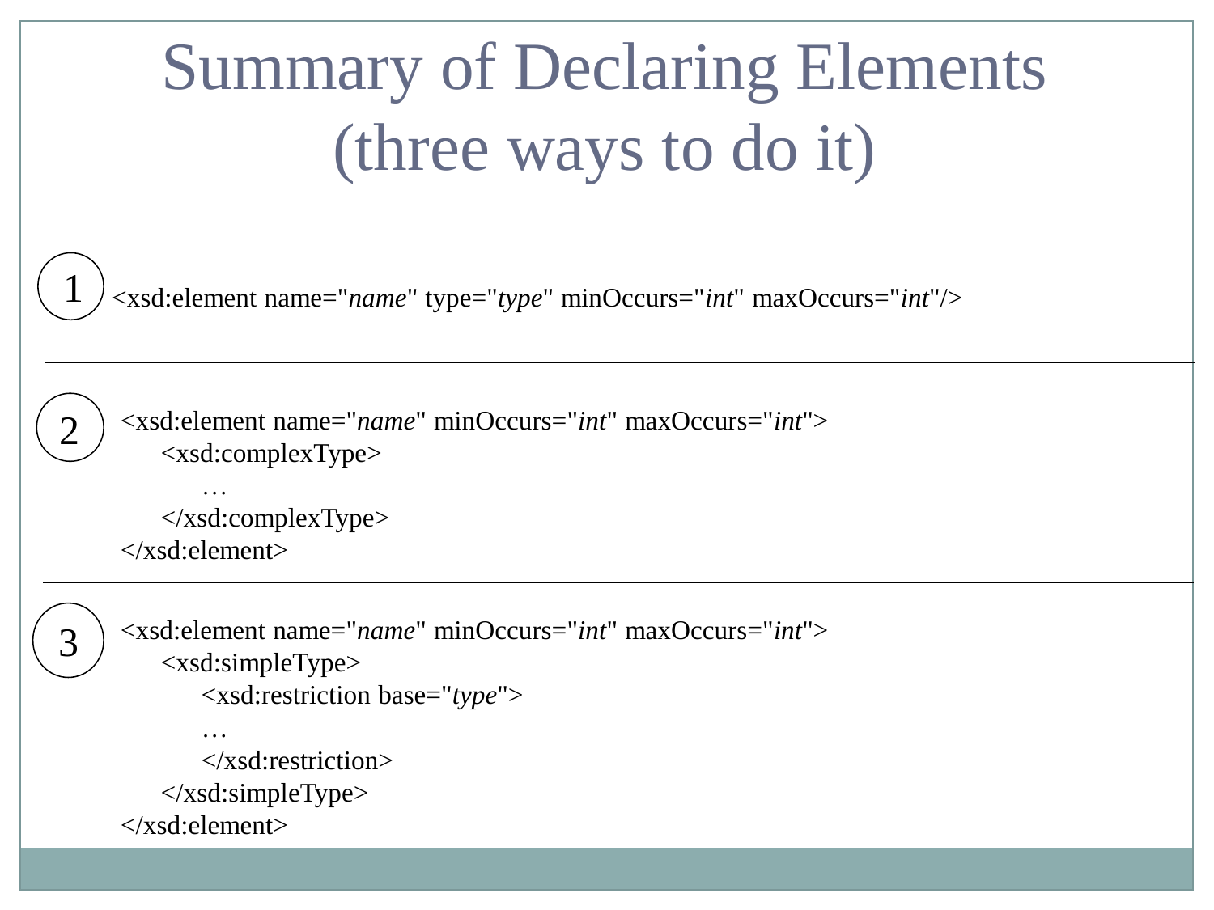# Summary of Declaring Elements (three ways to do it)

**1**

```
<xsd:element name="name" type="type" minOccurs="int" maxOccurs="int"/>
```

---

**2**

```
<xsd:element name="name" minOccurs="int" maxOccurs="int">
    <xsd:complexType>
        …
    </xsd:complexType>
</xsd:element>
```

---

**3**

```
<xsd:element name="name" minOccurs="int" maxOccurs="int">
    <xsd:simpleType>
        <xsd:restriction base="type">
        …
        </xsd:restriction>
    </xsd:simpleType>
</xsd:element>
```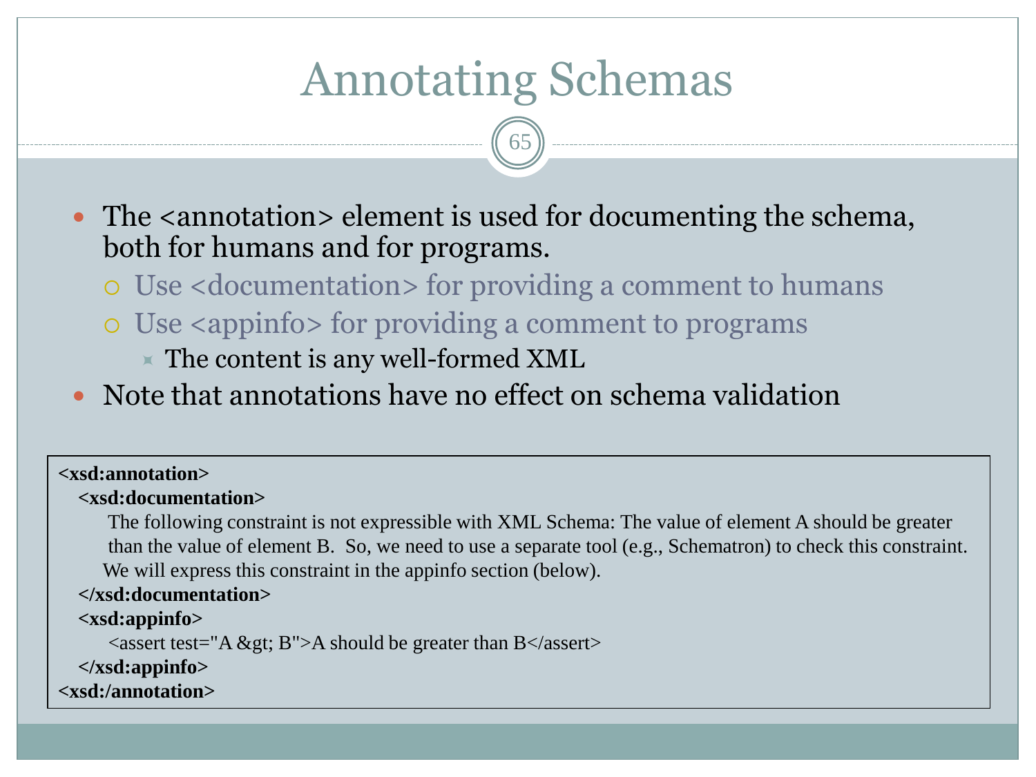# Annotating Schemas

- The <annotation> element is used for documenting the schema, both for humans and for programs.
  - Use <documentation> for providing a comment to humans
  - Use <appinfo> for providing a comment to programs
    - The content is any well-formed XML
- Note that annotations have no effect on schema validation

```
<xsd:annotation>
  <xsd:documentation>
     The following constraint is not expressible with XML Schema: The value of element A should be greater
     than the value of element B.  So, we need to use a separate tool (e.g., Schematron) to check this constraint.
    We will express this constraint in the appinfo section (below).
  </xsd:documentation>
  <xsd:appinfo>
     <assert test="A &gt; B">A should be greater than B</assert>
  </xsd:appinfo>
<xsd:/annotation>
```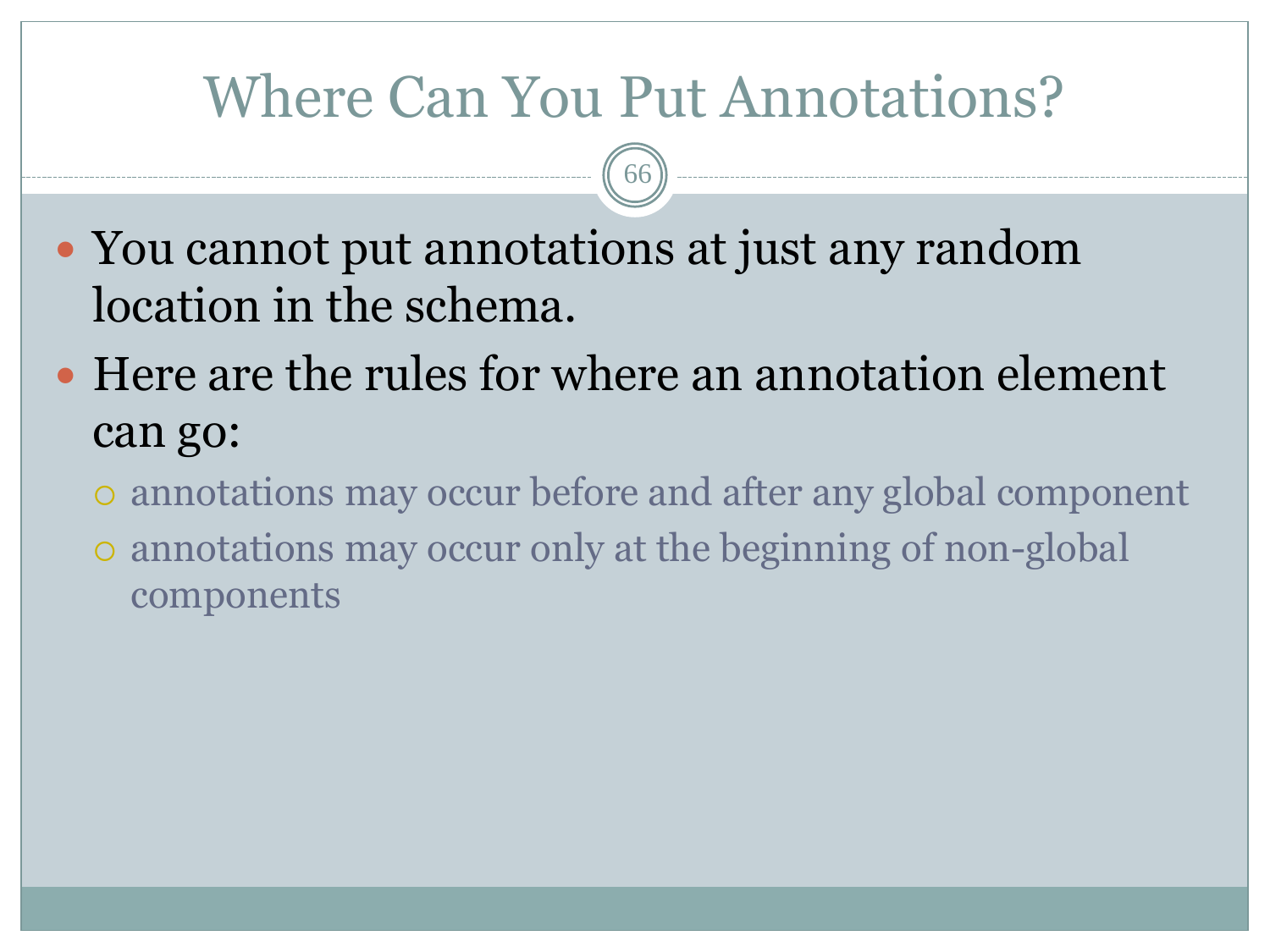# Where Can You Put Annotations?

- You cannot put annotations at just any random location in the schema.
- Here are the rules for where an annotation element can go:
  - annotations may occur before and after any global component
  - annotations may occur only at the beginning of non-global components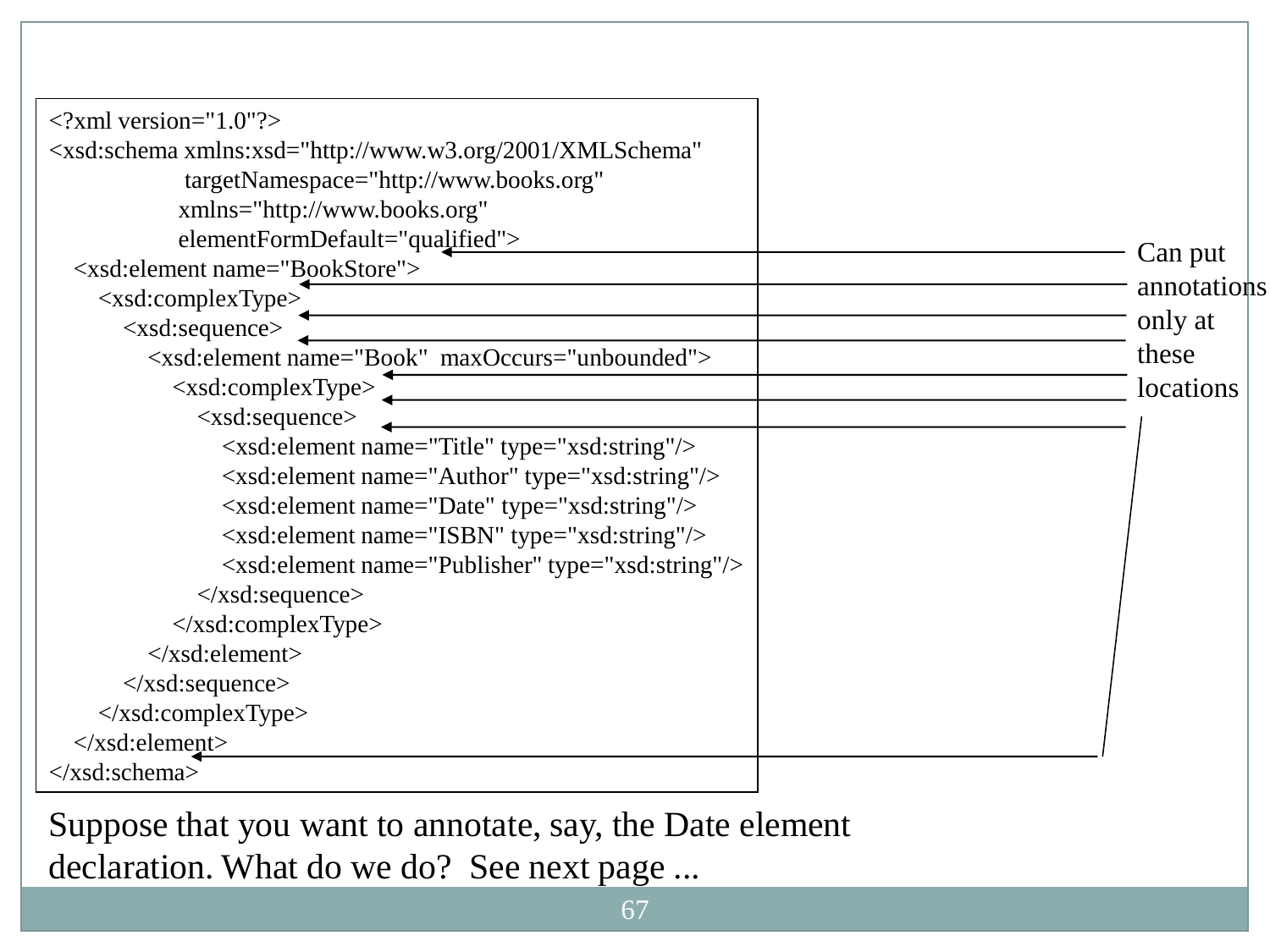```xml
<?xml version="1.0"?>
<xsd:schema xmlns:xsd="http://www.w3.org/2001/XMLSchema"
            targetNamespace="http://www.books.org"
            xmlns="http://www.books.org"
            elementFormDefault="qualified">
    <xsd:element name="BookStore">
        <xsd:complexType>
            <xsd:sequence>
                <xsd:element name="Book"  maxOccurs="unbounded">
                    <xsd:complexType>
                        <xsd:sequence>
                            <xsd:element name="Title" type="xsd:string"/>
                            <xsd:element name="Author" type="xsd:string"/>
                            <xsd:element name="Date" type="xsd:string"/>
                            <xsd:element name="ISBN" type="xsd:string"/>
                            <xsd:element name="Publisher" type="xsd:string"/>
                        </xsd:sequence>
                    </xsd:complexType>
                </xsd:element>
            </xsd:sequence>
        </xsd:complexType>
    </xsd:element>
</xsd:schema>
```

Can put annotations only at these locations

Suppose that you want to annotate, say, the Date element declaration. What do we do? See next page ...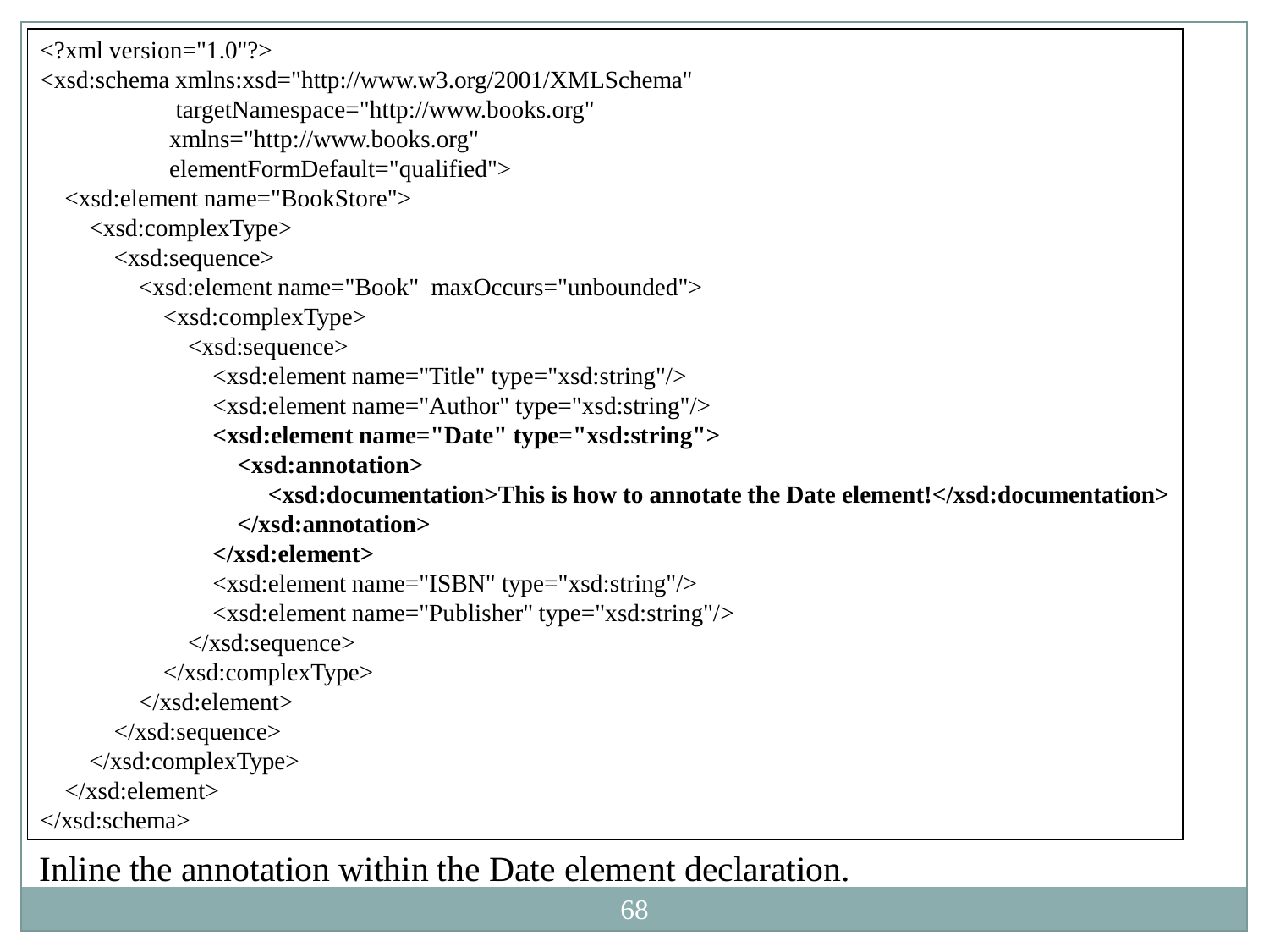```xml
<?xml version="1.0"?>
<xsd:schema xmlns:xsd="http://www.w3.org/2001/XMLSchema"
            targetNamespace="http://www.books.org"
            xmlns="http://www.books.org"
            elementFormDefault="qualified">
    <xsd:element name="BookStore">
        <xsd:complexType>
            <xsd:sequence>
                <xsd:element name="Book"  maxOccurs="unbounded">
                    <xsd:complexType>
                        <xsd:sequence>
                            <xsd:element name="Title" type="xsd:string"/>
                            <xsd:element name="Author" type="xsd:string"/>
                            <xsd:element name="Date" type="xsd:string">
                                <xsd:annotation>
                                    <xsd:documentation>This is how to annotate the Date element!</xsd:documentation>
                                </xsd:annotation>
                            </xsd:element>
                            <xsd:element name="ISBN" type="xsd:string"/>
                            <xsd:element name="Publisher" type="xsd:string"/>
                        </xsd:sequence>
                    </xsd:complexType>
                </xsd:element>
            </xsd:sequence>
        </xsd:complexType>
    </xsd:element>
</xsd:schema>
```

Inline the annotation within the Date element declaration.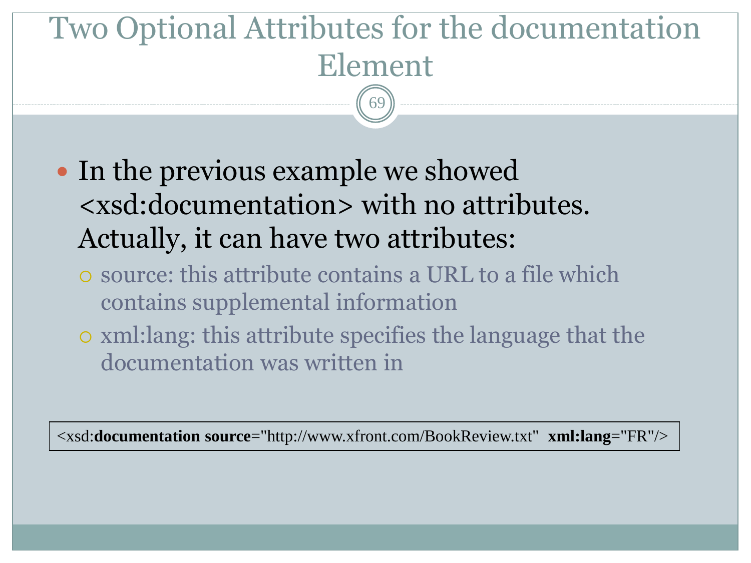# Two Optional Attributes for the documentation Element

- In the previous example we showed <xsd:documentation> with no attributes. Actually, it can have two attributes:
  - source: this attribute contains a URL to a file which contains supplemental information
  - xml:lang: this attribute specifies the language that the documentation was written in

```
<xsd:documentation source="http://www.xfront.com/BookReview.txt"  xml:lang="FR"/>
```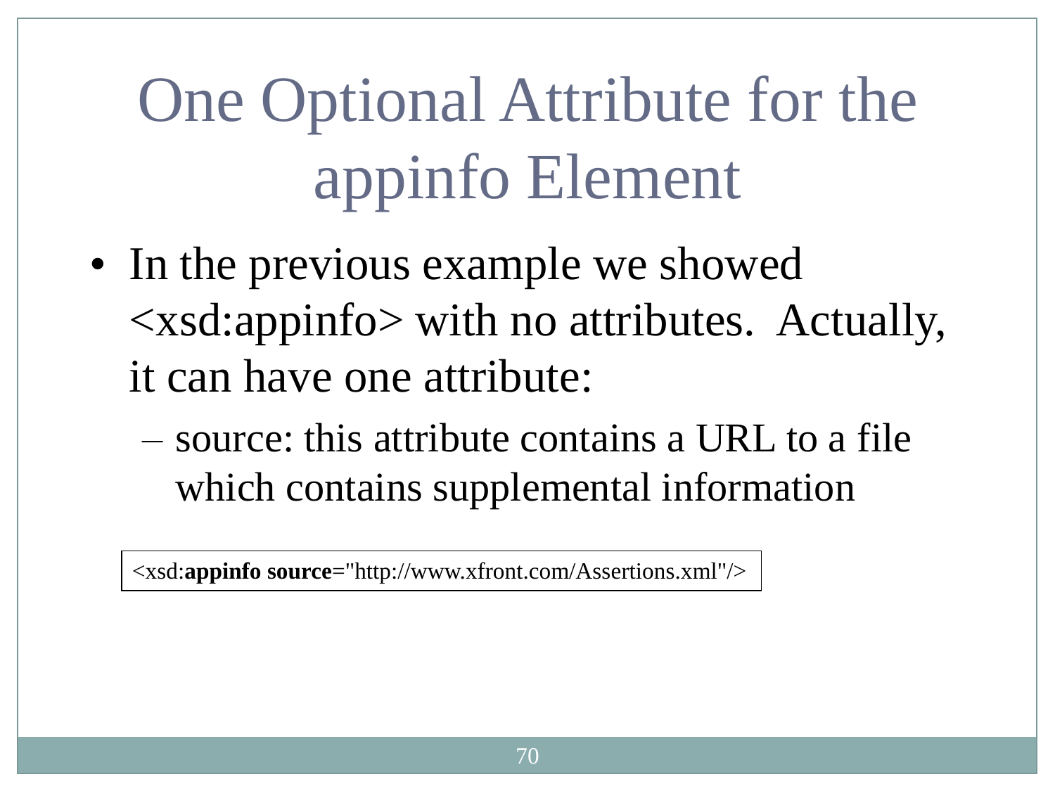# One Optional Attribute for the appinfo Element

- In the previous example we showed <xsd:appinfo> with no attributes. Actually, it can have one attribute:
  - source: this attribute contains a URL to a file which contains supplemental information

```
<xsd:appinfo source="http://www.xfront.com/Assertions.xml"/>
```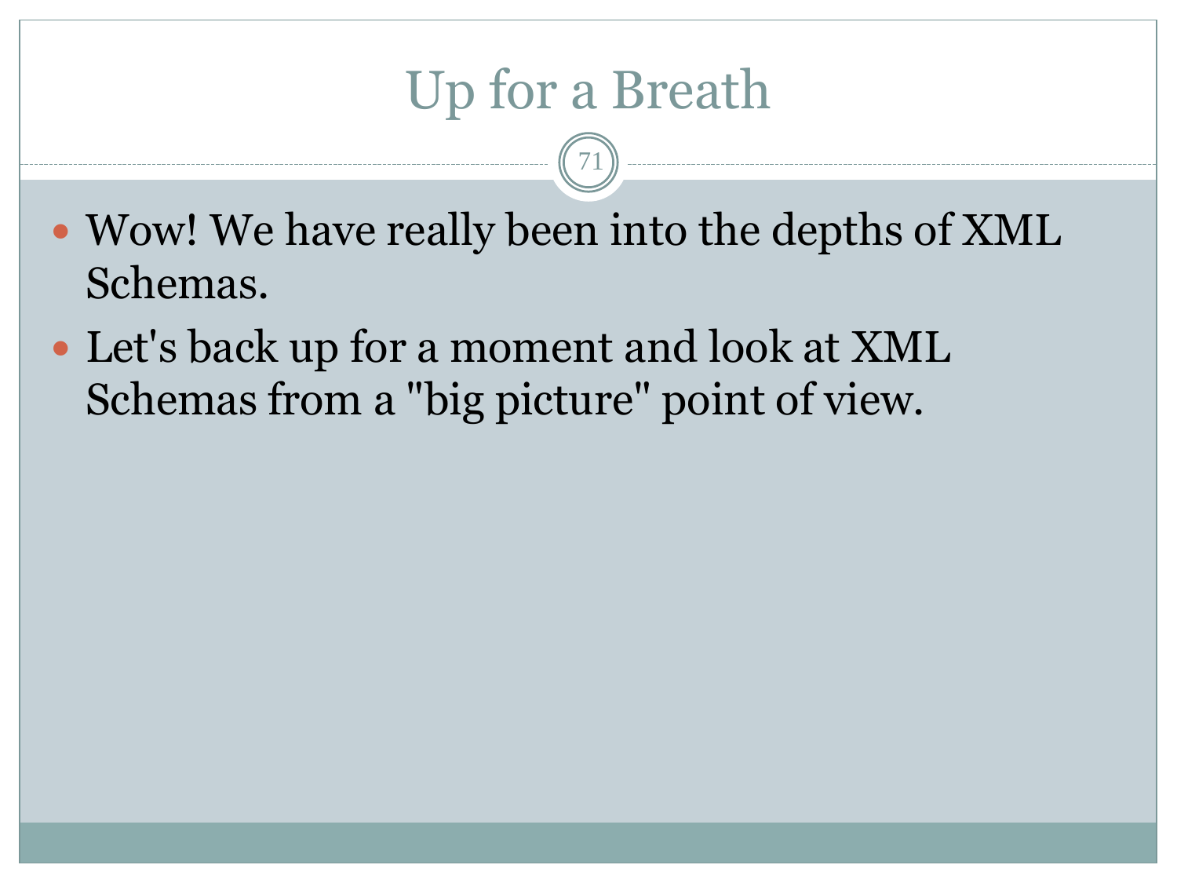# Up for a Breath

- Wow! We have really been into the depths of XML Schemas.
- Let's back up for a moment and look at XML Schemas from a "big picture" point of view.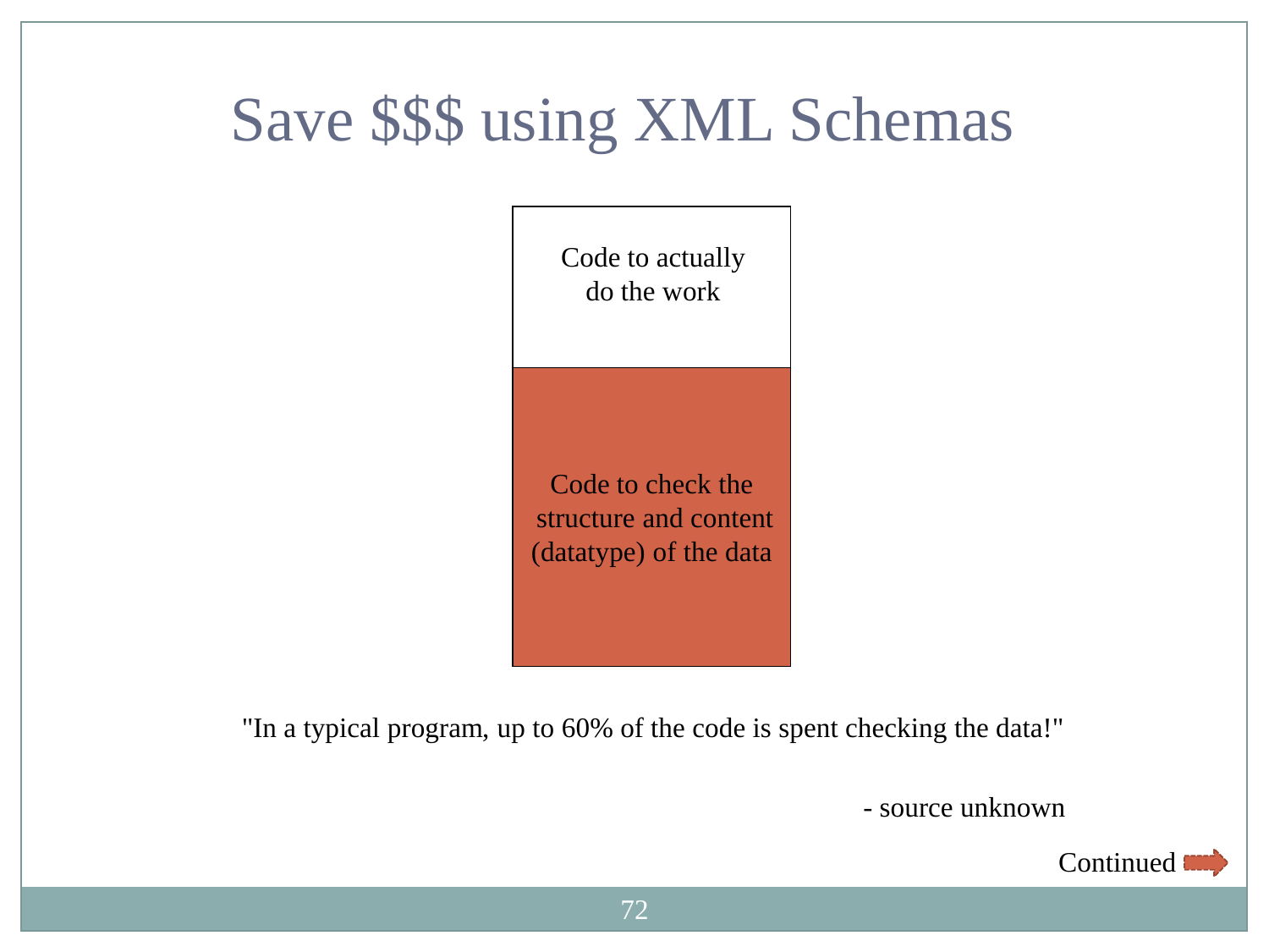# Save $$$ using XML Schemas

Code to actually do the work

Code to check the structure and content (datatype) of the data

"In a typical program, up to 60% of the code is spent checking the data!"

- source unknown

Continued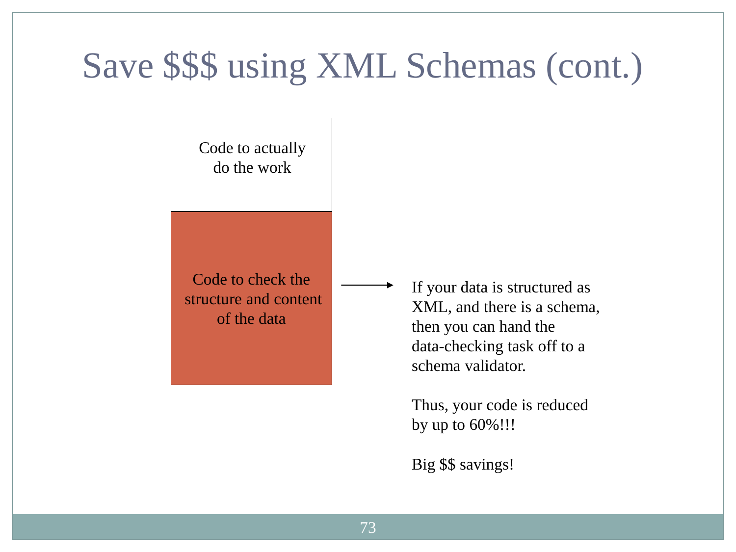# Save $$$ using XML Schemas (cont.)

Code to actually do the work

Code to check the structure and content of the data

→

If your data is structured as XML, and there is a schema, then you can hand the data-checking task off to a schema validator.

Thus, your code is reduced by up to 60%!!!

Big $$ savings!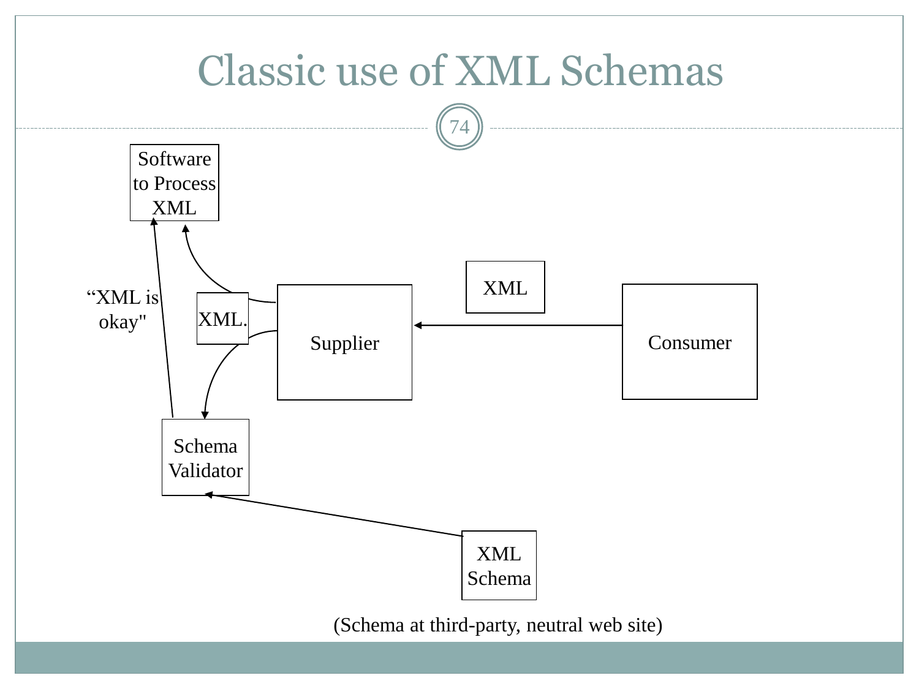# Classic use of XML Schemas

Software to Process XML

"XML is okay"

XML.

Supplier

XML

Consumer

Schema Validator

XML Schema

(Schema at third-party, neutral web site)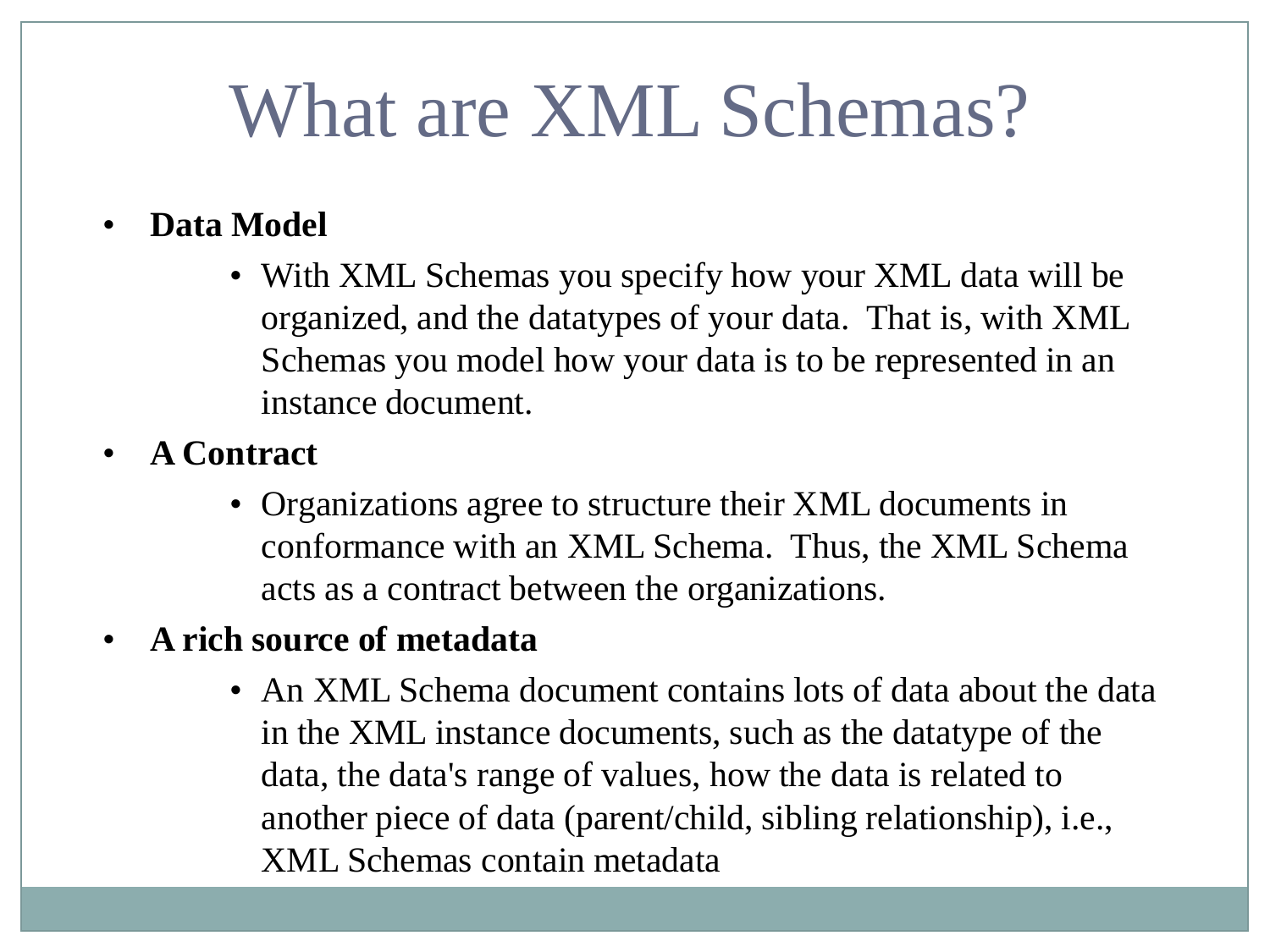# What are XML Schemas?

- **Data Model**
  - With XML Schemas you specify how your XML data will be organized, and the datatypes of your data. That is, with XML Schemas you model how your data is to be represented in an instance document.
- **A Contract**
  - Organizations agree to structure their XML documents in conformance with an XML Schema. Thus, the XML Schema acts as a contract between the organizations.
- **A rich source of metadata**
  - An XML Schema document contains lots of data about the data in the XML instance documents, such as the datatype of the data, the data's range of values, how the data is related to another piece of data (parent/child, sibling relationship), i.e., XML Schemas contain metadata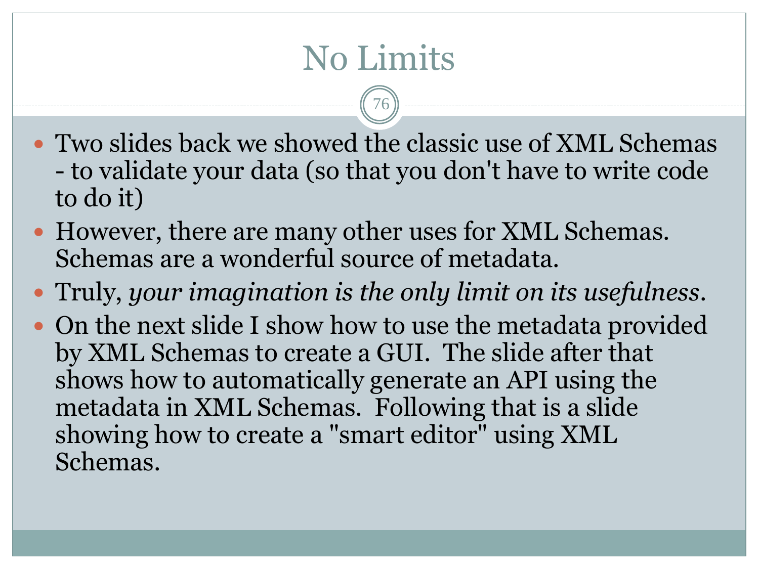# No Limits

- Two slides back we showed the classic use of XML Schemas - to validate your data (so that you don't have to write code to do it)
- However, there are many other uses for XML Schemas. Schemas are a wonderful source of metadata.
- Truly, *your imagination is the only limit on its usefulness*.
- On the next slide I show how to use the metadata provided by XML Schemas to create a GUI. The slide after that shows how to automatically generate an API using the metadata in XML Schemas. Following that is a slide showing how to create a "smart editor" using XML Schemas.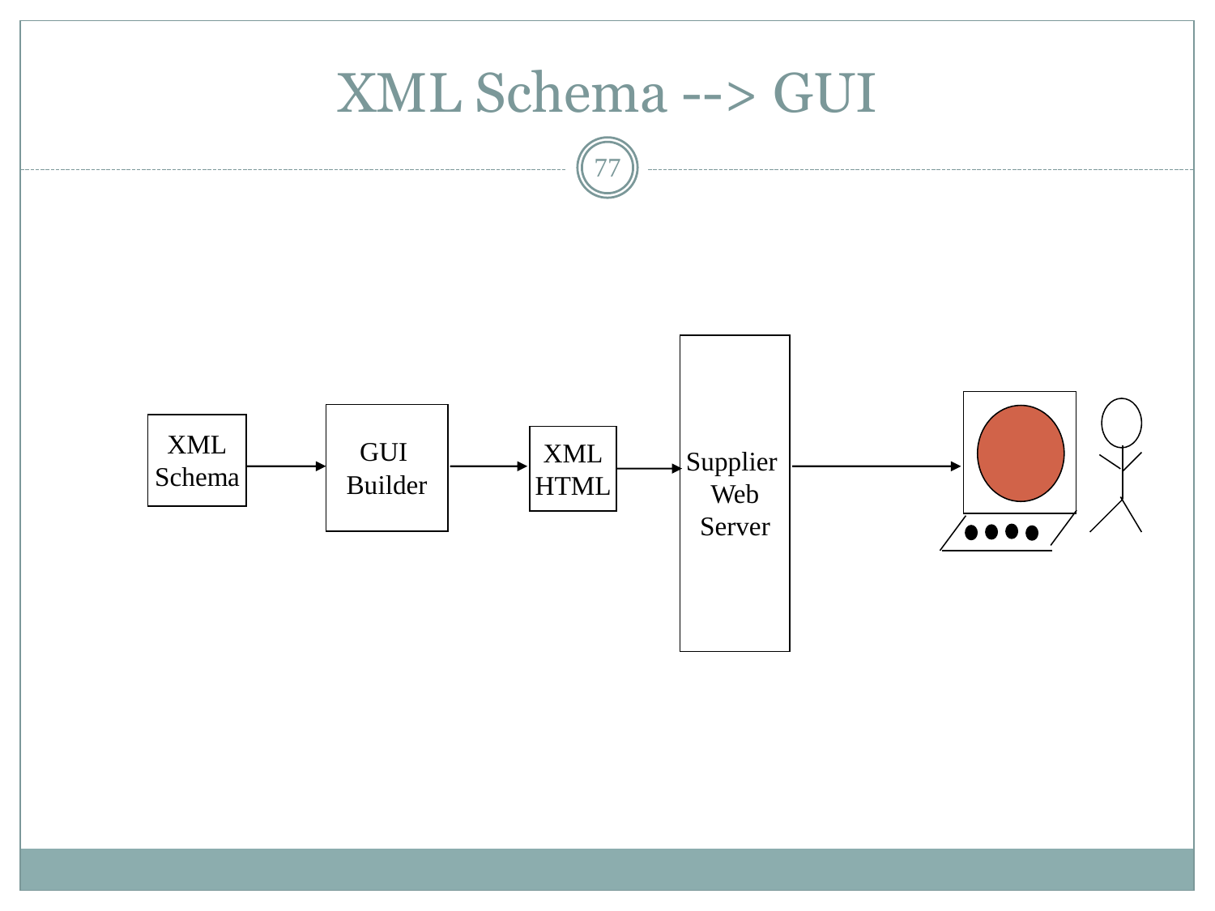# XML Schema --> GUI

XML Schema → GUI Builder → XML HTML → Supplier Web Server →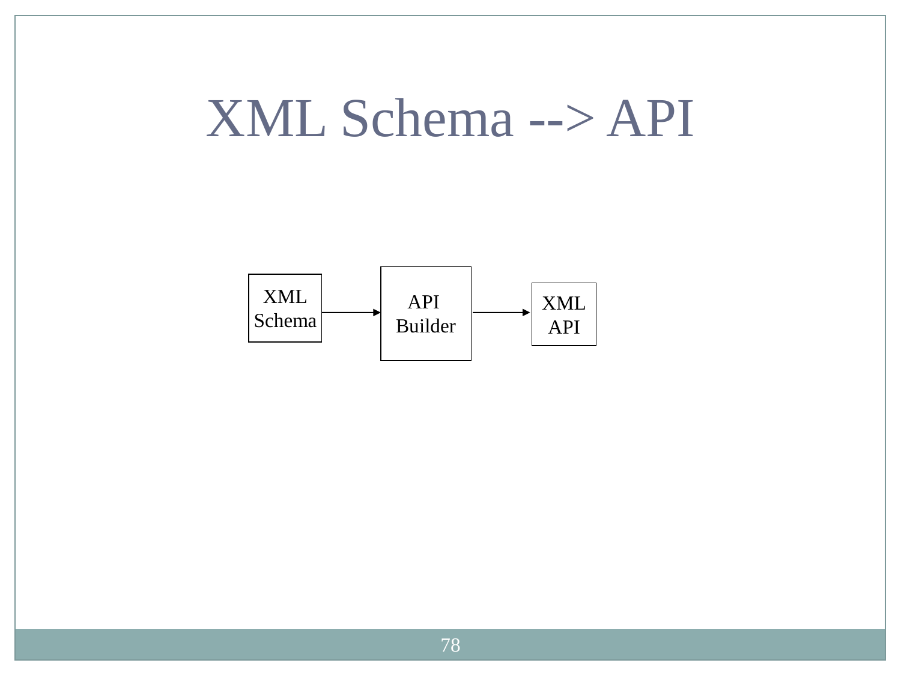# XML Schema --> API

XML Schema → API Builder → XML API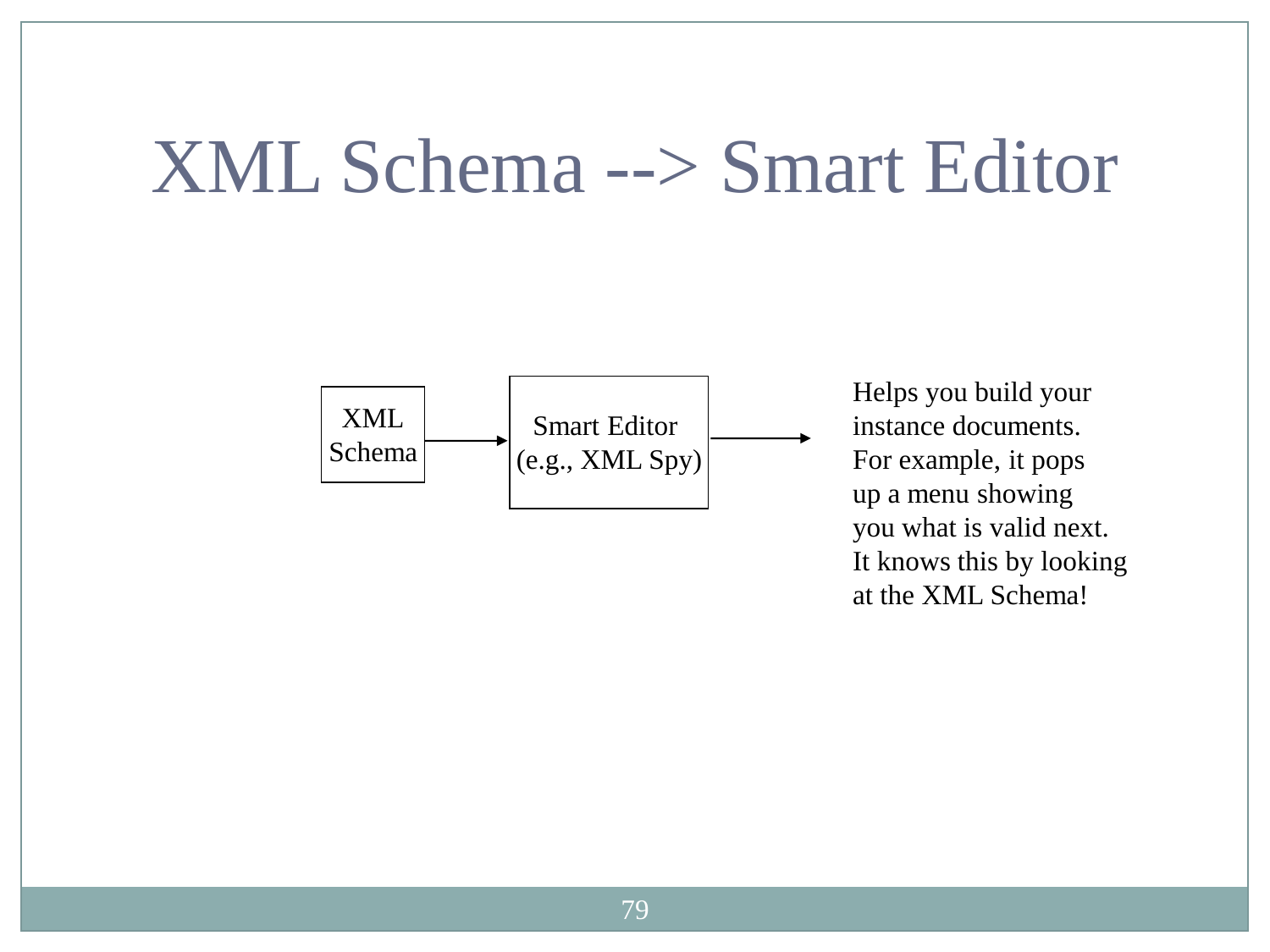# XML Schema --> Smart Editor

XML Schema → Smart Editor (e.g., XML Spy) →

Helps you build your instance documents. For example, it pops up a menu showing you what is valid next. It knows this by looking at the XML Schema!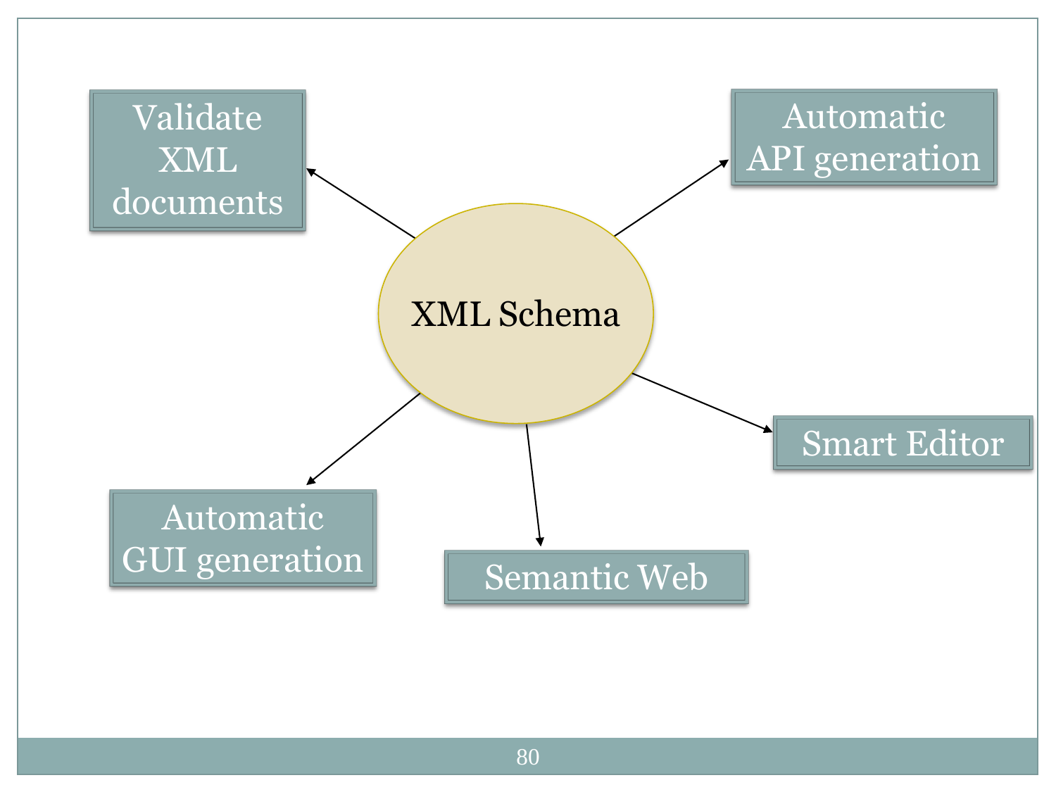XML Schema

- Validate XML documents
- Automatic API generation
- Smart Editor
- Semantic Web
- Automatic GUI generation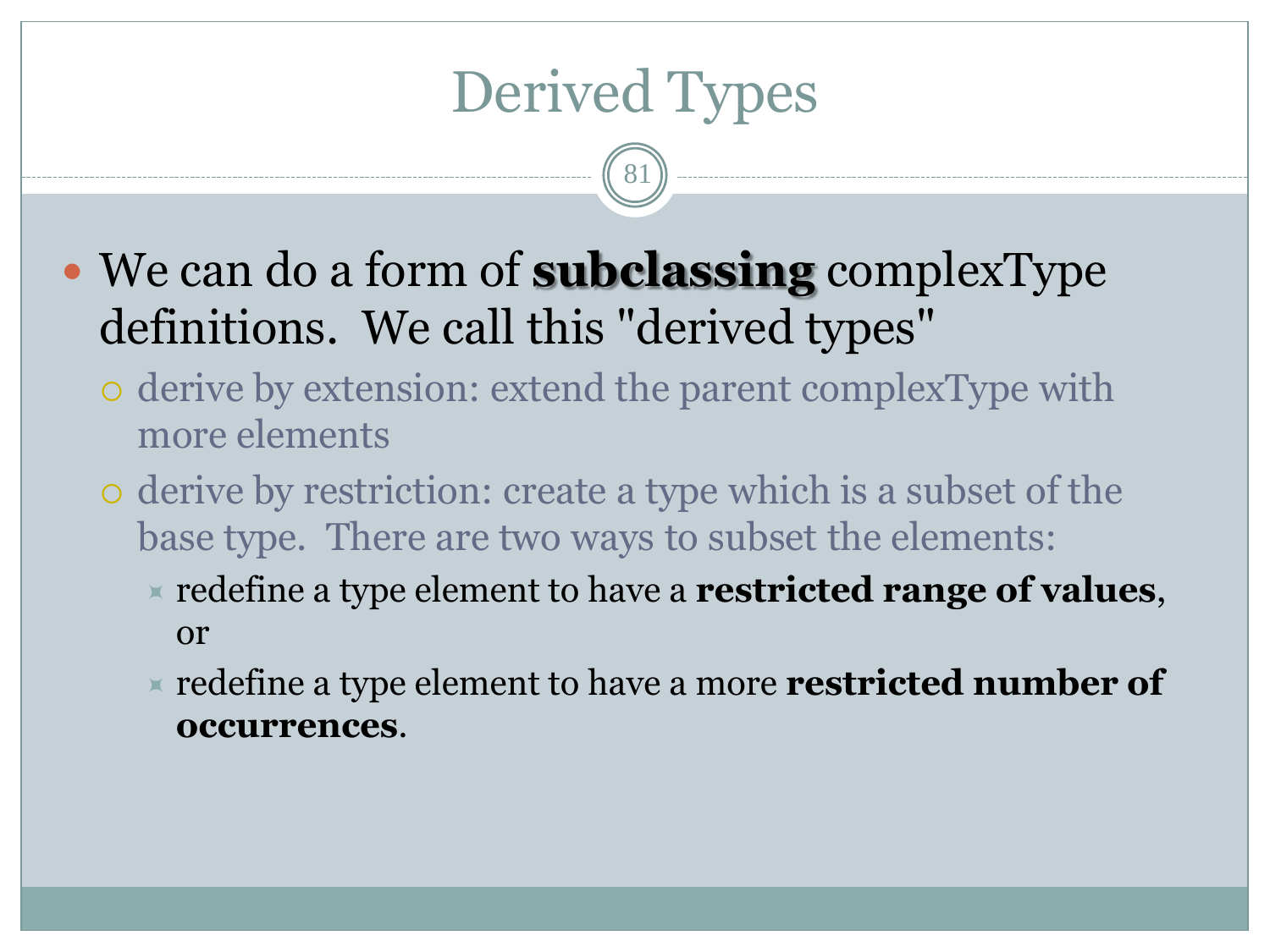# Derived Types

- We can do a form of **subclassing** complexType definitions. We call this "derived types"
  - derive by extension: extend the parent complexType with more elements
  - derive by restriction: create a type which is a subset of the base type. There are two ways to subset the elements:
    - redefine a type element to have a **restricted range of values**, or
    - redefine a type element to have a more **restricted number of occurrences**.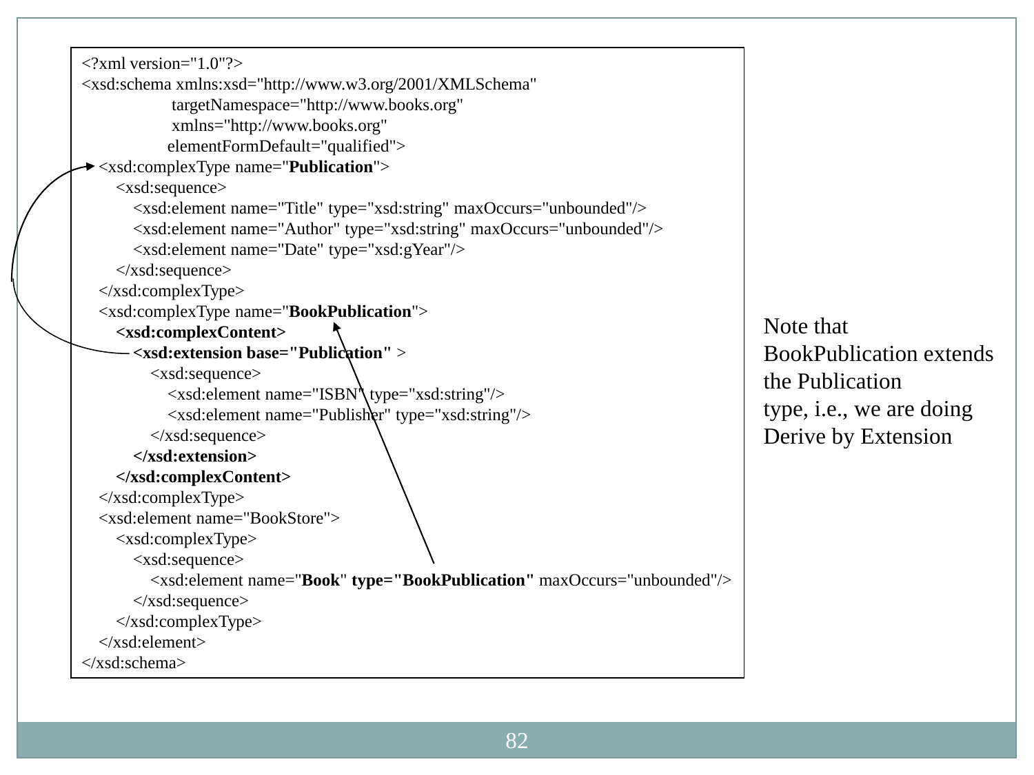```xml
<?xml version="1.0"?>
<xsd:schema xmlns:xsd="http://www.w3.org/2001/XMLSchema"
            targetNamespace="http://www.books.org"
            xmlns="http://www.books.org"
           elementFormDefault="qualified">
   <xsd:complexType name="Publication">
      <xsd:sequence>
         <xsd:element name="Title" type="xsd:string" maxOccurs="unbounded"/>
         <xsd:element name="Author" type="xsd:string" maxOccurs="unbounded"/>
         <xsd:element name="Date" type="xsd:gYear"/>
      </xsd:sequence>
   </xsd:complexType>
   <xsd:complexType name="BookPublication">
      <xsd:complexContent>
         <xsd:extension base="Publication" >
            <xsd:sequence>
               <xsd:element name="ISBN" type="xsd:string"/>
               <xsd:element name="Publisher" type="xsd:string"/>
            </xsd:sequence>
         </xsd:extension>
      </xsd:complexContent>
   </xsd:complexType>
   <xsd:element name="BookStore">
      <xsd:complexType>
         <xsd:sequence>
            <xsd:element name="Book" type="BookPublication" maxOccurs="unbounded"/>
         </xsd:sequence>
      </xsd:complexType>
   </xsd:element>
</xsd:schema>
```

Note that BookPublication extends the Publication type, i.e., we are doing Derive by Extension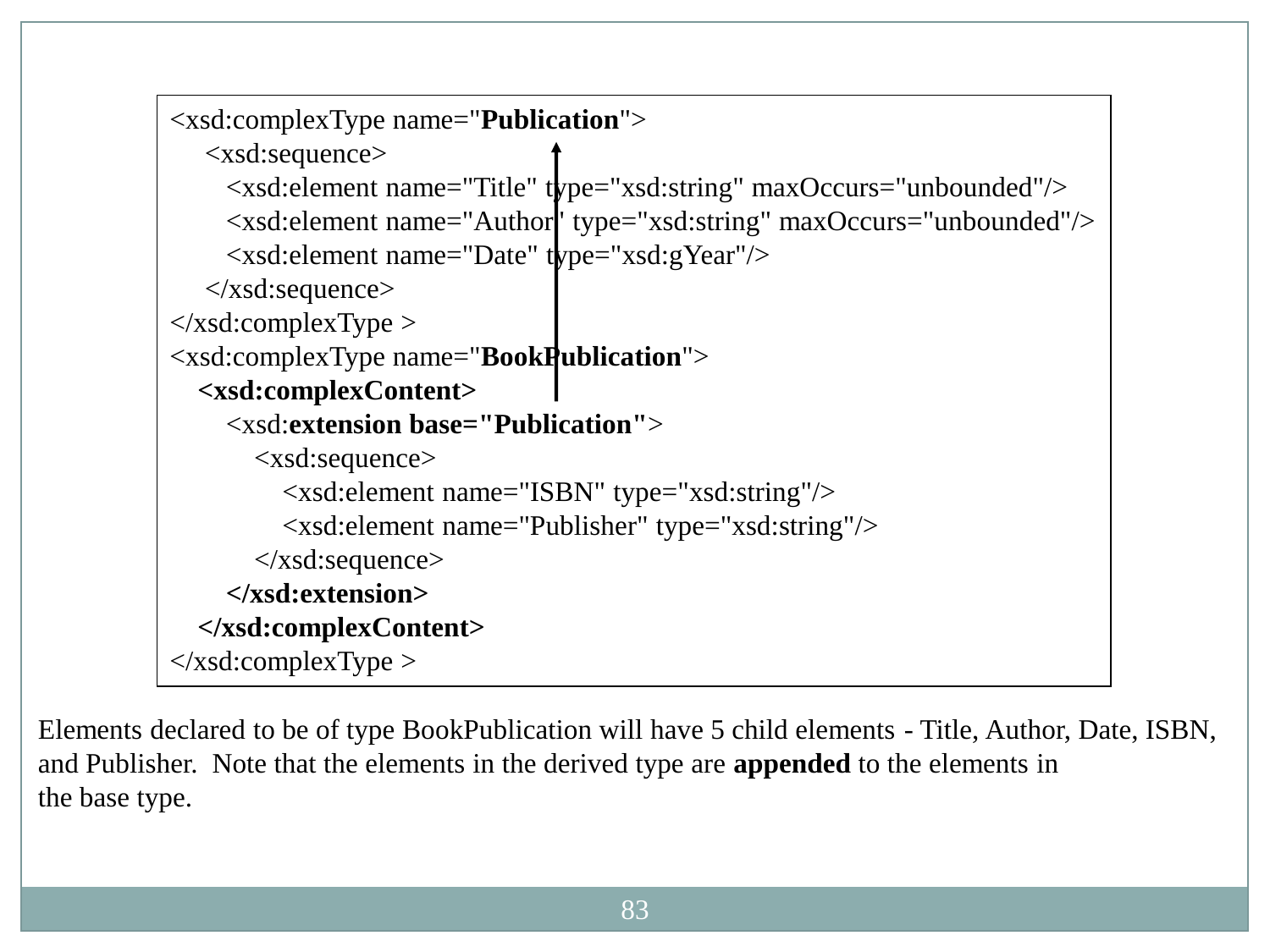```xml
<xsd:complexType name="Publication">
     <xsd:sequence>
        <xsd:element name="Title" type="xsd:string" maxOccurs="unbounded"/>
        <xsd:element name="Author" type="xsd:string" maxOccurs="unbounded"/>
        <xsd:element name="Date" type="xsd:gYear"/>
     </xsd:sequence>
</xsd:complexType >
<xsd:complexType name="BookPublication">
    <xsd:complexContent>
        <xsd:extension base="Publication">
            <xsd:sequence>
                <xsd:element name="ISBN" type="xsd:string"/>
                <xsd:element name="Publisher" type="xsd:string"/>
            </xsd:sequence>
        </xsd:extension>
    </xsd:complexContent>
</xsd:complexType >
```

Elements declared to be of type BookPublication will have 5 child elements - Title, Author, Date, ISBN, and Publisher. Note that the elements in the derived type are **appended** to the elements in the base type.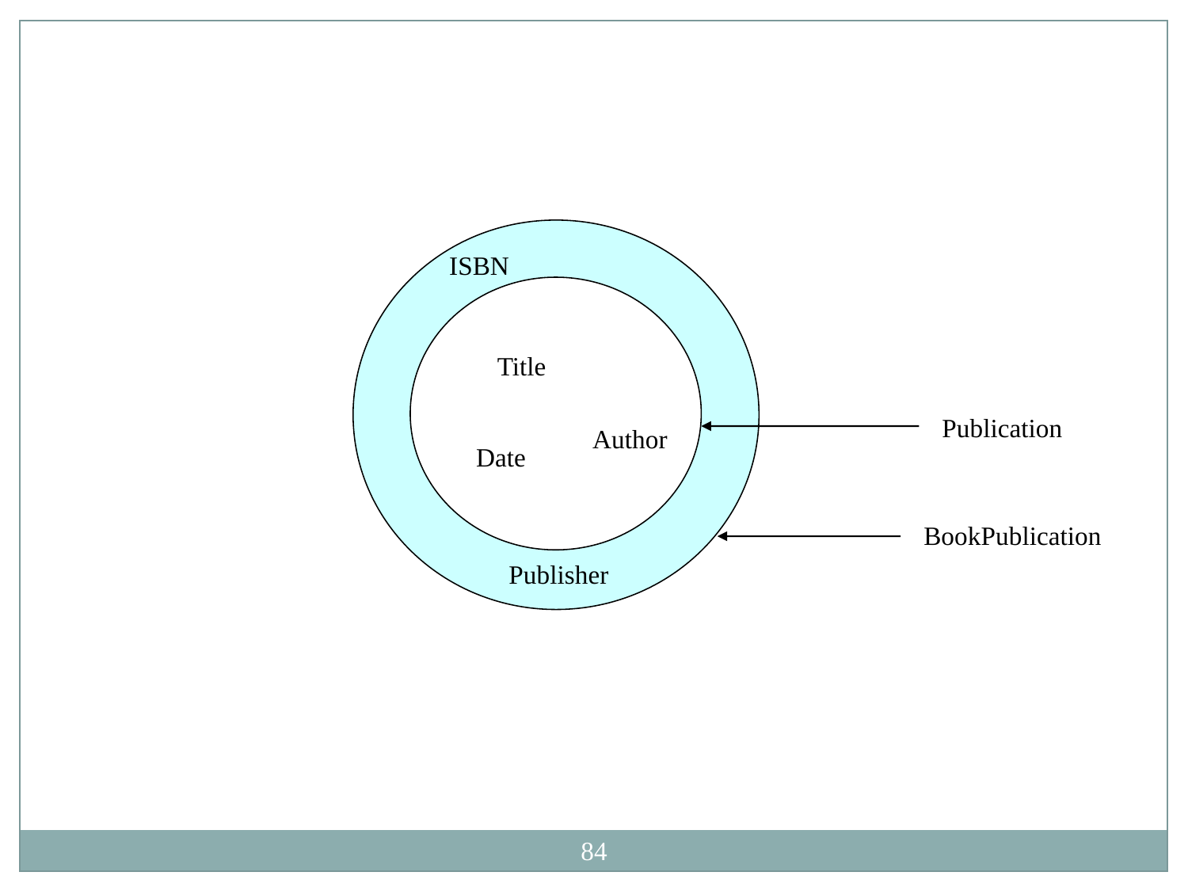ISBN

Title

Date

Author

Publisher

Publication

BookPublication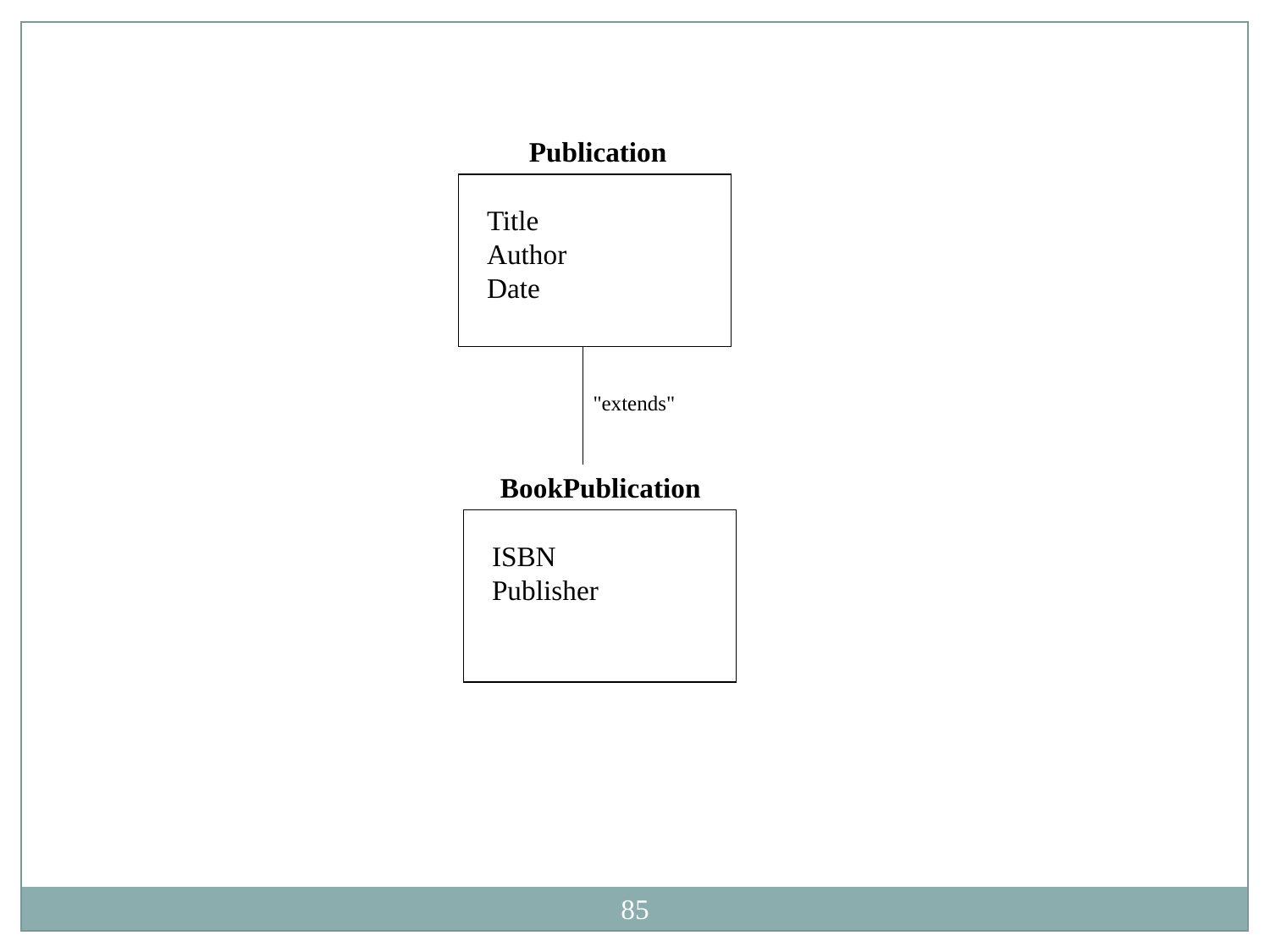**Publication**

Title
Author
Date

"extends"

**BookPublication**

ISBN
Publisher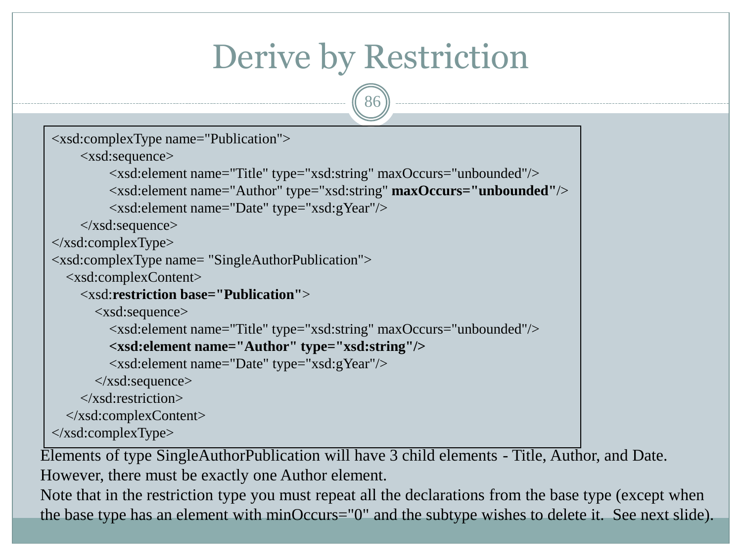# Derive by Restriction

```
<xsd:complexType name="Publication">
      <xsd:sequence>
            <xsd:element name="Title" type="xsd:string" maxOccurs="unbounded"/>
            <xsd:element name="Author" type="xsd:string" maxOccurs="unbounded"/>
            <xsd:element name="Date" type="xsd:gYear"/>
      </xsd:sequence>
</xsd:complexType>
<xsd:complexType name= "SingleAuthorPublication">
   <xsd:complexContent>
      <xsd:restriction base="Publication">
         <xsd:sequence>
            <xsd:element name="Title" type="xsd:string" maxOccurs="unbounded"/>
            <xsd:element name="Author" type="xsd:string"/>
            <xsd:element name="Date" type="xsd:gYear"/>
         </xsd:sequence>
      </xsd:restriction>
   </xsd:complexContent>
</xsd:complexType>
```

Elements of type SingleAuthorPublication will have 3 child elements - Title, Author, and Date. However, there must be exactly one Author element.

Note that in the restriction type you must repeat all the declarations from the base type (except when the base type has an element with minOccurs="0" and the subtype wishes to delete it. See next slide).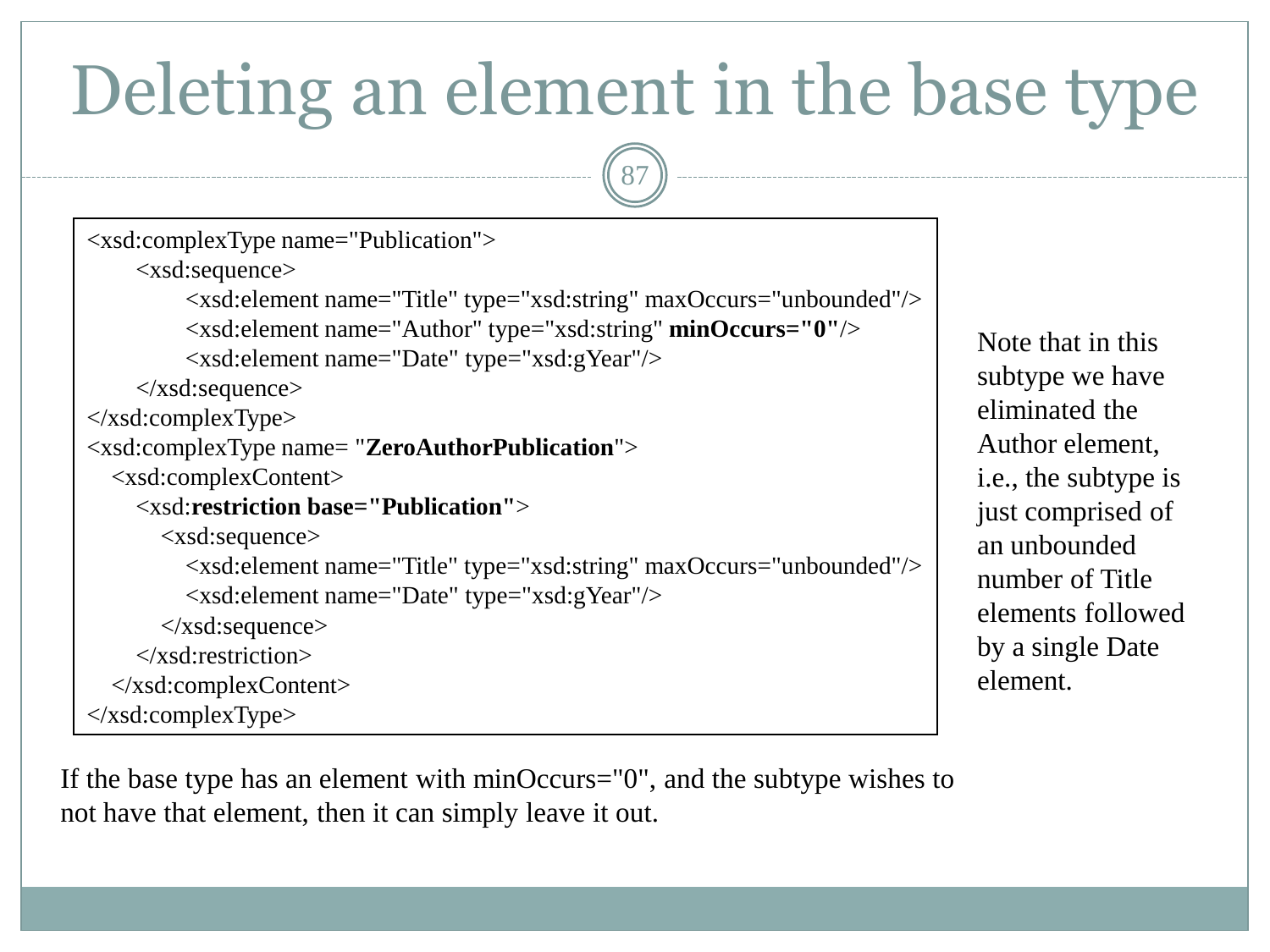# Deleting an element in the base type

```
<xsd:complexType name="Publication">
    <xsd:sequence>
        <xsd:element name="Title" type="xsd:string" maxOccurs="unbounded"/>
        <xsd:element name="Author" type="xsd:string" minOccurs="0"/>
        <xsd:element name="Date" type="xsd:gYear"/>
    </xsd:sequence>
</xsd:complexType>
<xsd:complexType name= "ZeroAuthorPublication">
  <xsd:complexContent>
    <xsd:restriction base="Publication">
      <xsd:sequence>
        <xsd:element name="Title" type="xsd:string" maxOccurs="unbounded"/>
        <xsd:element name="Date" type="xsd:gYear"/>
      </xsd:sequence>
    </xsd:restriction>
  </xsd:complexContent>
</xsd:complexType>
```

Note that in this subtype we have eliminated the Author element, i.e., the subtype is just comprised of an unbounded number of Title elements followed by a single Date element.

If the base type has an element with minOccurs="0", and the subtype wishes to not have that element, then it can simply leave it out.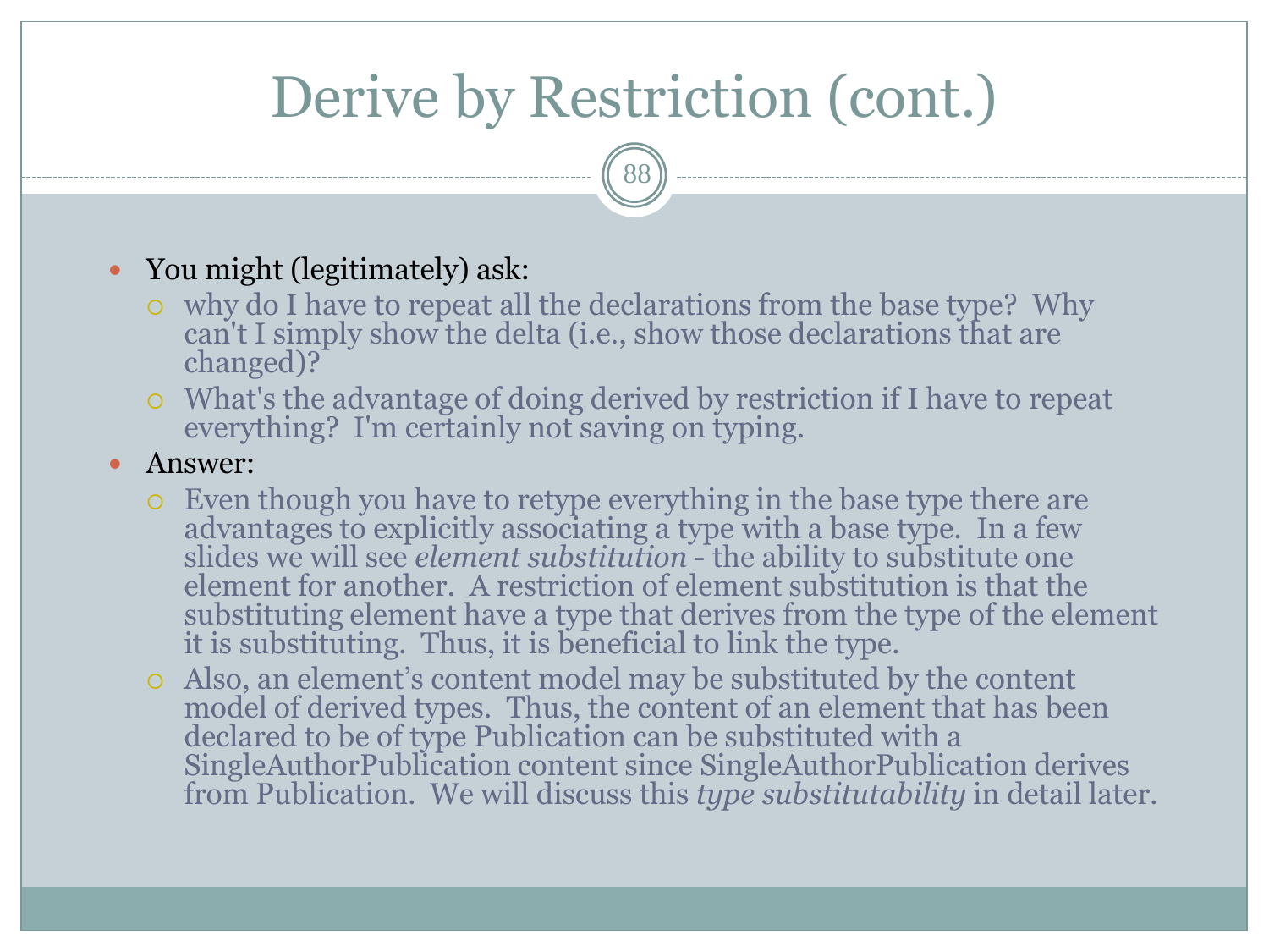# Derive by Restriction (cont.)

- You might (legitimately) ask:
  - why do I have to repeat all the declarations from the base type? Why can't I simply show the delta (i.e., show those declarations that are changed)?
  - What's the advantage of doing derived by restriction if I have to repeat everything? I'm certainly not saving on typing.
- Answer:
  - Even though you have to retype everything in the base type there are advantages to explicitly associating a type with a base type. In a few slides we will see *element substitution* - the ability to substitute one element for another. A restriction of element substitution is that the substituting element have a type that derives from the type of the element it is substituting. Thus, it is beneficial to link the type.
  - Also, an element's content model may be substituted by the content model of derived types. Thus, the content of an element that has been declared to be of type Publication can be substituted with a SingleAuthorPublication content since SingleAuthorPublication derives from Publication. We will discuss this *type substitutability* in detail later.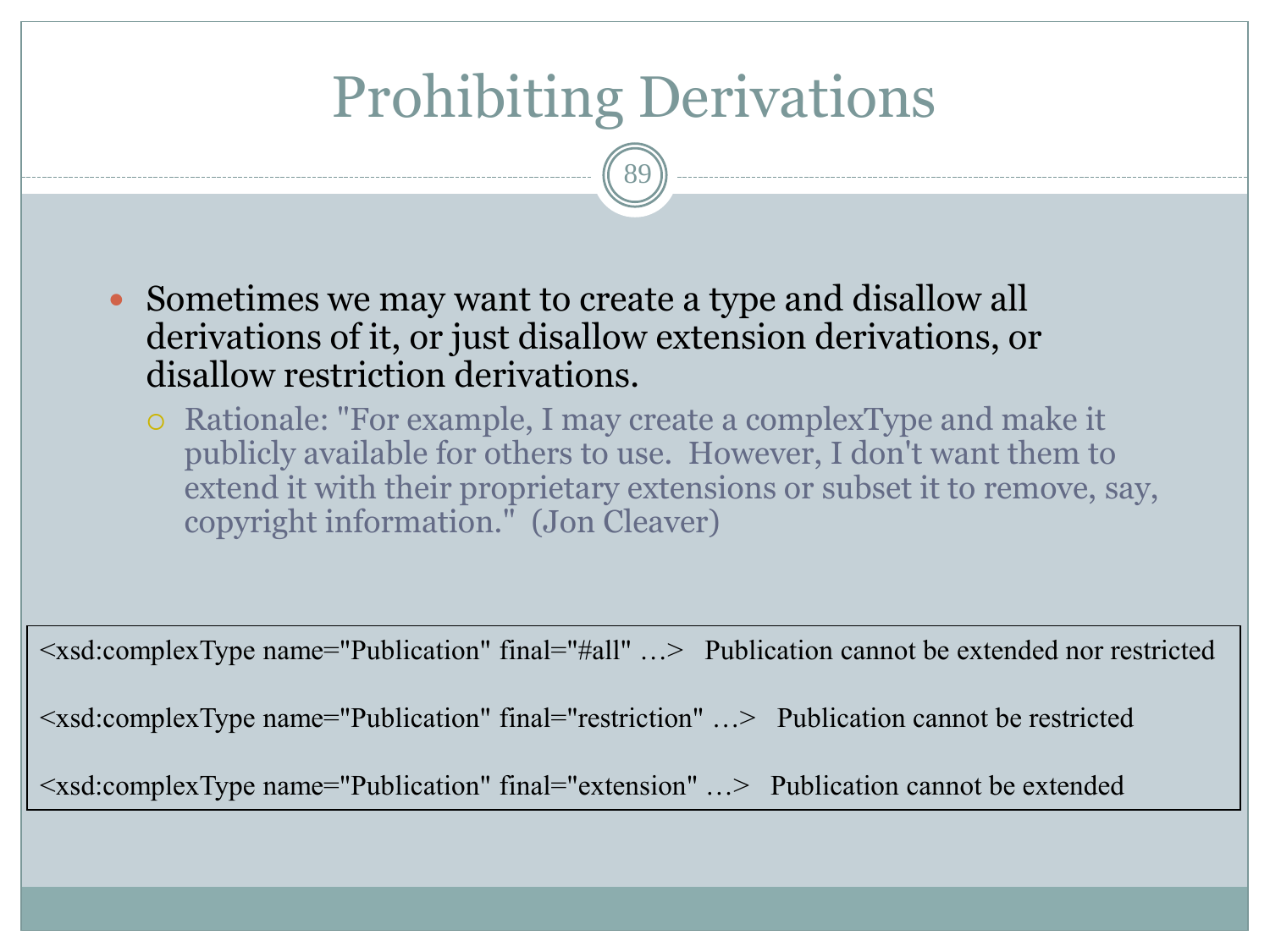# Prohibiting Derivations

- Sometimes we may want to create a type and disallow all derivations of it, or just disallow extension derivations, or disallow restriction derivations.
  - Rationale: "For example, I may create a complexType and make it publicly available for others to use. However, I don't want them to extend it with their proprietary extensions or subset it to remove, say, copyright information." (Jon Cleaver)

```
<xsd:complexType name="Publication" final="#all" …>   Publication cannot be extended nor restricted

<xsd:complexType name="Publication" final="restriction" …>   Publication cannot be restricted

<xsd:complexType name="Publication" final="extension" …>   Publication cannot be extended
```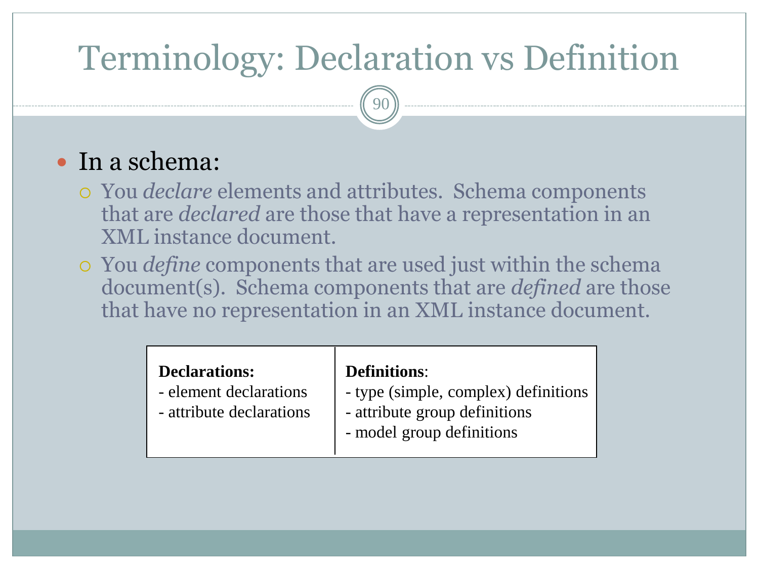# Terminology: Declaration vs Definition

- In a schema:
  - You *declare* elements and attributes. Schema components that are *declared* are those that have a representation in an XML instance document.
  - You *define* components that are used just within the schema document(s). Schema components that are *defined* are those that have no representation in an XML instance document.

| **Declarations:** | **Definitions**: |
| --- | --- |
| - element declarations | - type (simple, complex) definitions |
| - attribute declarations | - attribute group definitions |
| | - model group definitions |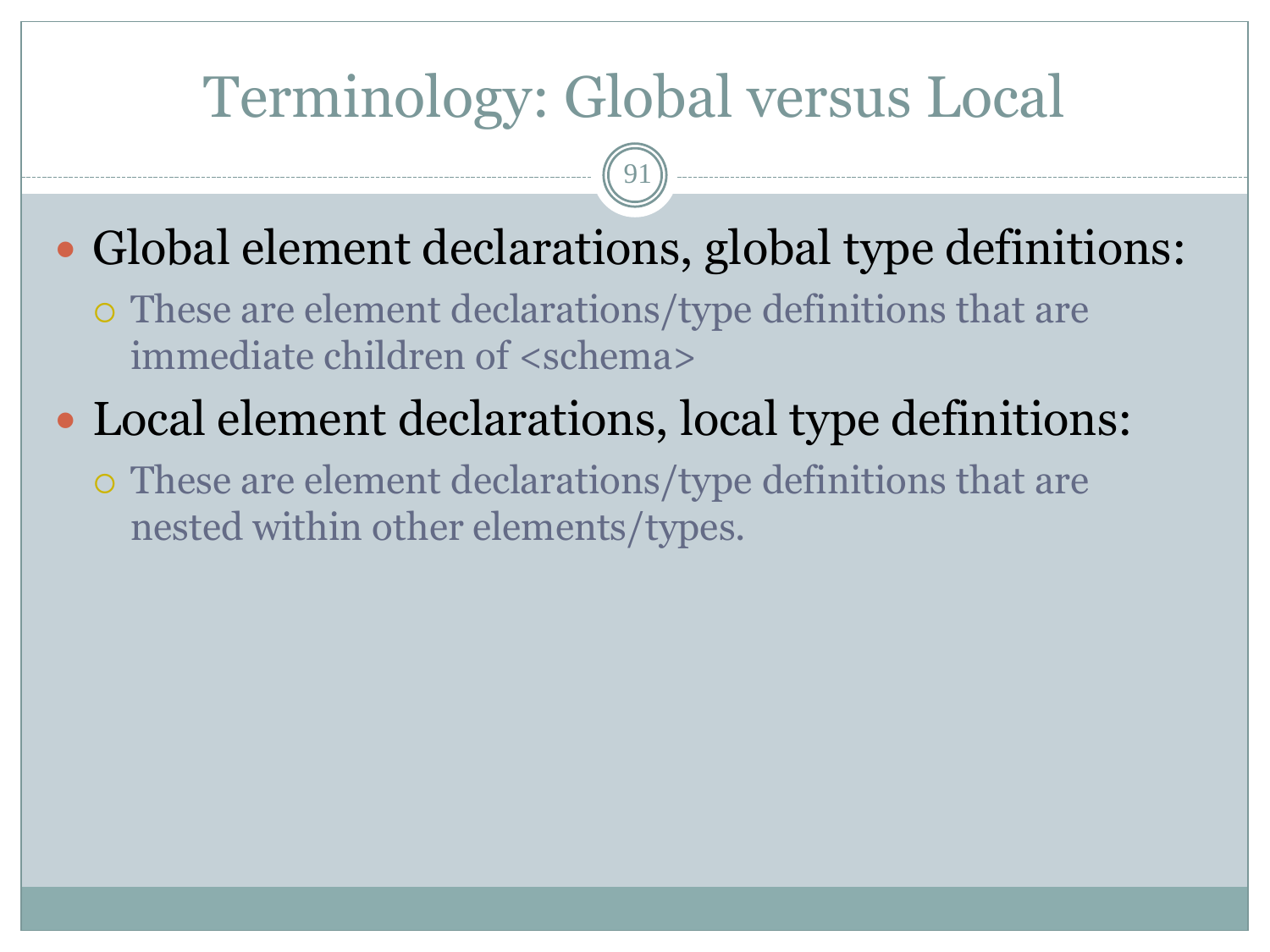# Terminology: Global versus Local

- Global element declarations, global type definitions:
  - These are element declarations/type definitions that are immediate children of <schema>
- Local element declarations, local type definitions:
  - These are element declarations/type definitions that are nested within other elements/types.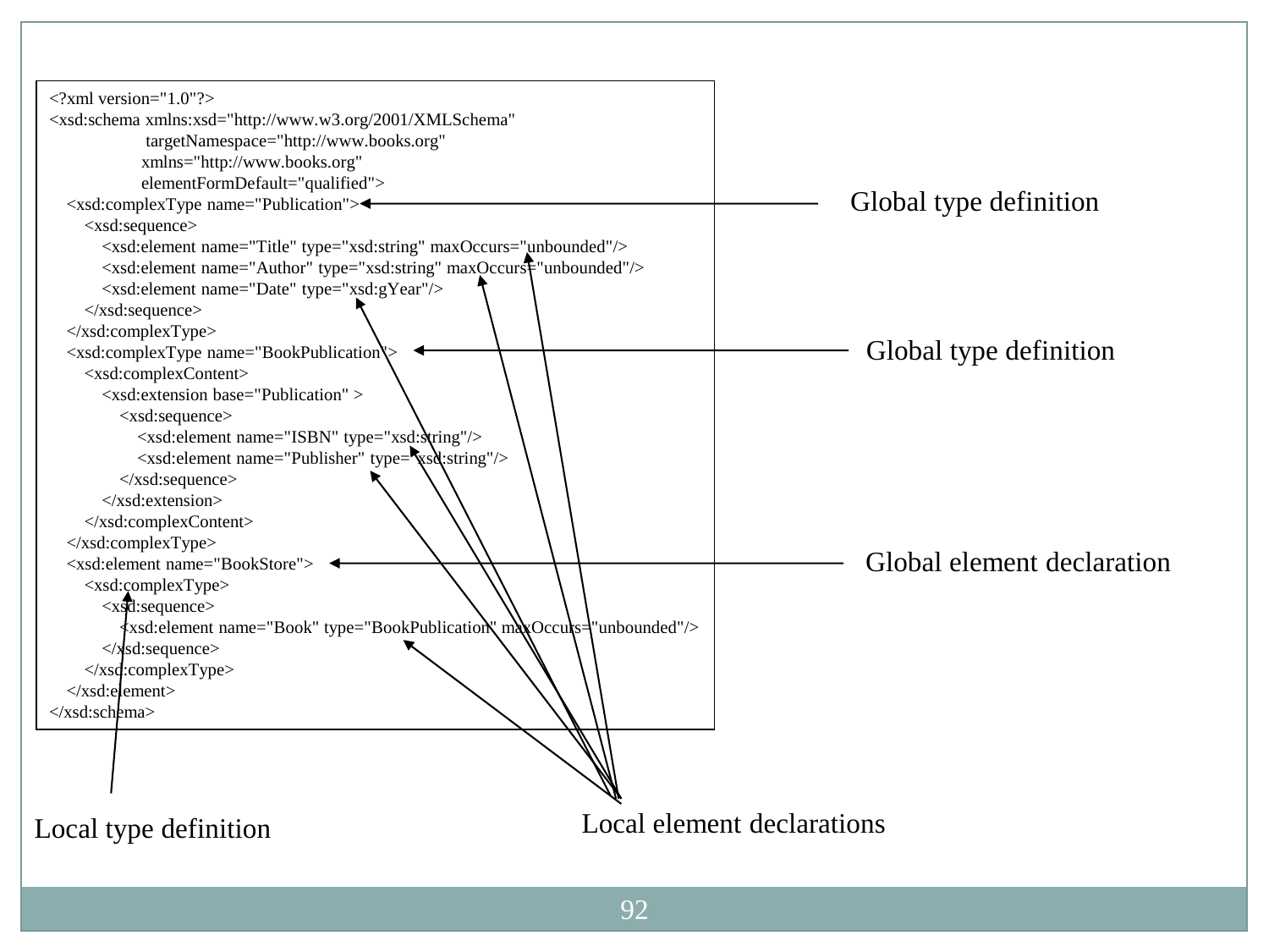```xml
<?xml version="1.0"?>
<xsd:schema xmlns:xsd="http://www.w3.org/2001/XMLSchema"
            targetNamespace="http://www.books.org"
            xmlns="http://www.books.org"
            elementFormDefault="qualified">
  <xsd:complexType name="Publication">
    <xsd:sequence>
      <xsd:element name="Title" type="xsd:string" maxOccurs="unbounded"/>
      <xsd:element name="Author" type="xsd:string" maxOccurs="unbounded"/>
      <xsd:element name="Date" type="xsd:gYear"/>
    </xsd:sequence>
  </xsd:complexType>
  <xsd:complexType name="BookPublication">
    <xsd:complexContent>
      <xsd:extension base="Publication" >
        <xsd:sequence>
          <xsd:element name="ISBN" type="xsd:string"/>
          <xsd:element name="Publisher" type="xsd:string"/>
        </xsd:sequence>
      </xsd:extension>
    </xsd:complexContent>
  </xsd:complexType>
  <xsd:element name="BookStore">
    <xsd:complexType>
      <xsd:sequence>
        <xsd:element name="Book" type="BookPublication" maxOccurs="unbounded"/>
      </xsd:sequence>
    </xsd:complexType>
  </xsd:element>
</xsd:schema>
```

- Global type definition (`Publication`)
- Global type definition (`BookPublication`)
- Global element declaration (`BookStore`)
- Local type definition (the `xsd:complexType` inside `BookStore`)
- Local element declarations (`Title`, `Author`, `Date`, `ISBN`, `Publisher`, `Book`)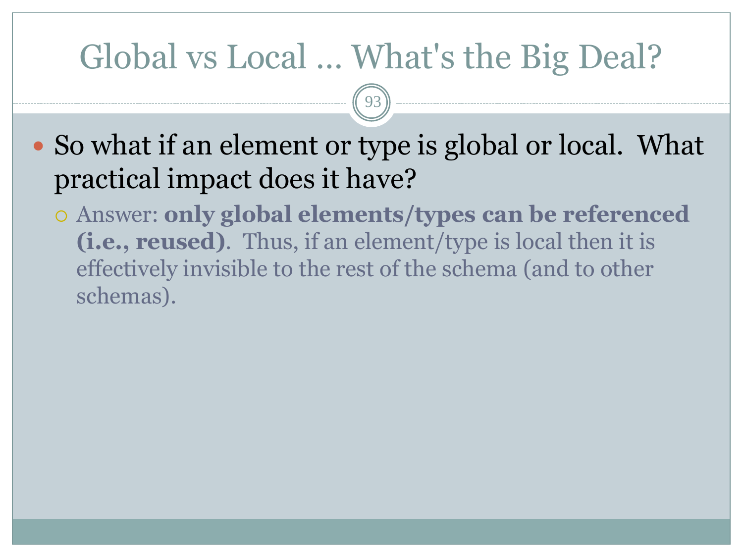# Global vs Local … What's the Big Deal?

- So what if an element or type is global or local. What practical impact does it have?
  - Answer: **only global elements/types can be referenced (i.e., reused)**. Thus, if an element/type is local then it is effectively invisible to the rest of the schema (and to other schemas).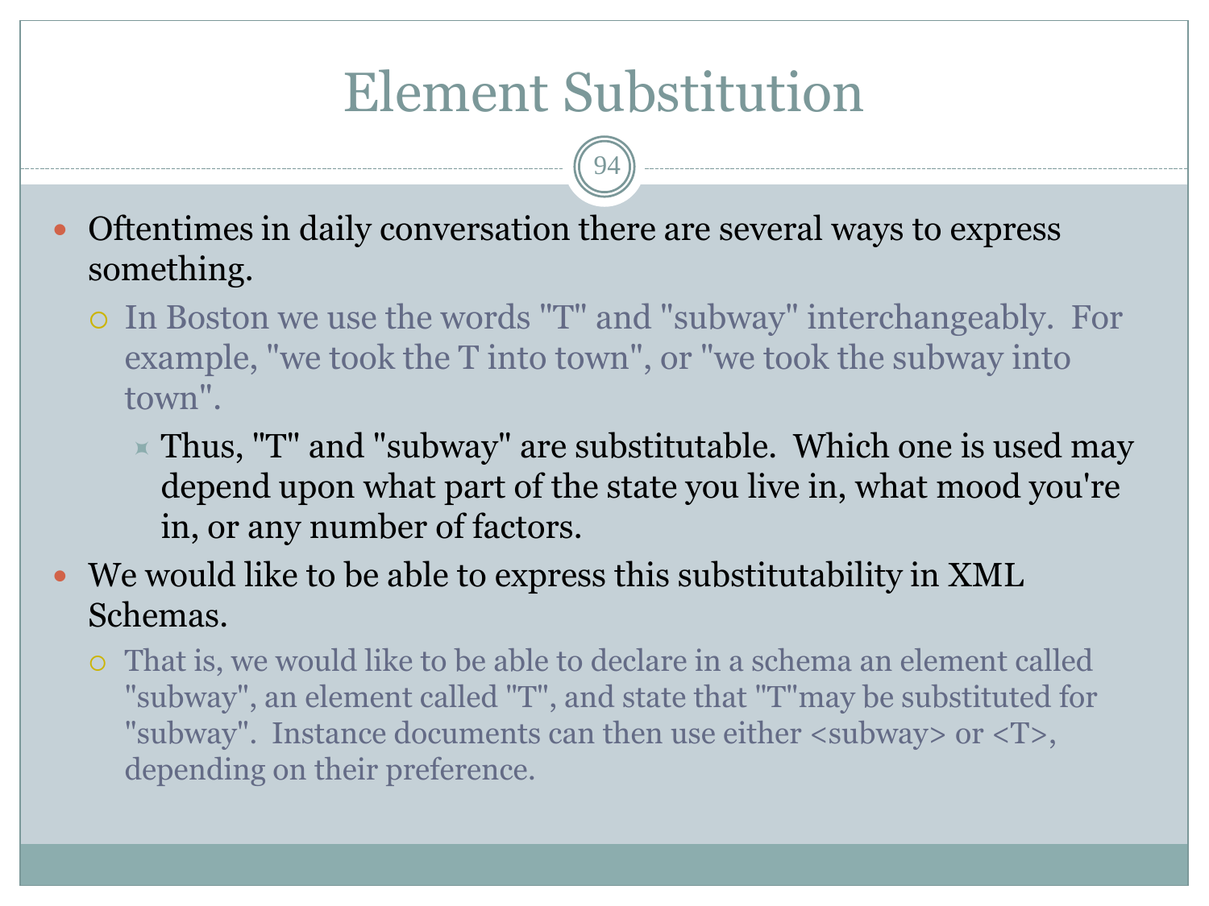# Element Substitution

- Oftentimes in daily conversation there are several ways to express something.
  - In Boston we use the words "T" and "subway" interchangeably. For example, "we took the T into town", or "we took the subway into town".
    - Thus, "T" and "subway" are substitutable. Which one is used may depend upon what part of the state you live in, what mood you're in, or any number of factors.
- We would like to be able to express this substitutability in XML Schemas.
  - That is, we would like to be able to declare in a schema an element called "subway", an element called "T", and state that "T"may be substituted for "subway". Instance documents can then use either <subway> or <T>, depending on their preference.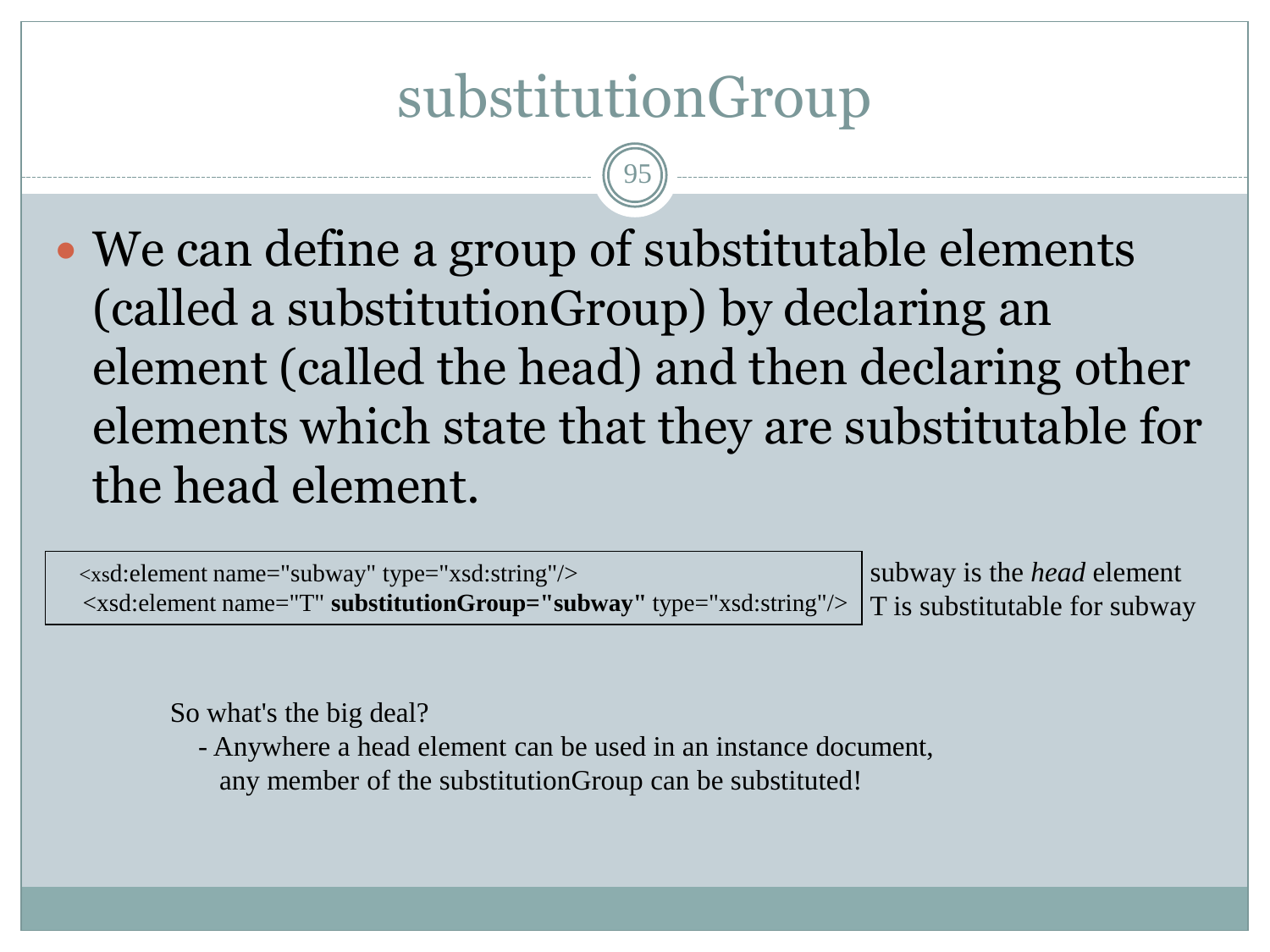# substitutionGroup

- We can define a group of substitutable elements (called a substitutionGroup) by declaring an element (called the head) and then declaring other elements which state that they are substitutable for the head element.

```
<xsd:element name="subway" type="xsd:string"/>
<xsd:element name="T" substitutionGroup="subway" type="xsd:string"/>
```

subway is the *head* element
T is substitutable for subway

So what's the big deal?

- Anywhere a head element can be used in an instance document, any member of the substitutionGroup can be substituted!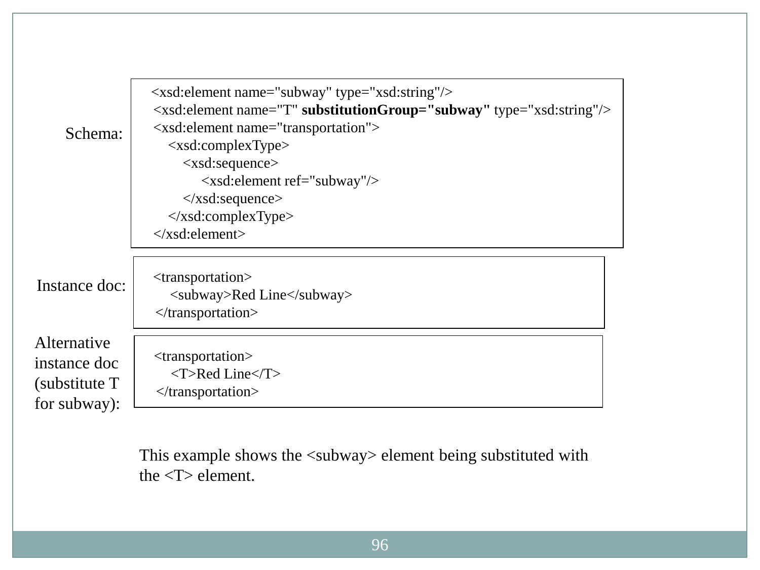Schema:

```
<xsd:element name="subway" type="xsd:string"/>
<xsd:element name="T" substitutionGroup="subway" type="xsd:string"/>
<xsd:element name="transportation">
    <xsd:complexType>
        <xsd:sequence>
            <xsd:element ref="subway"/>
        </xsd:sequence>
    </xsd:complexType>
</xsd:element>
```

Instance doc:

```
<transportation>
    <subway>Red Line</subway>
</transportation>
```

Alternative instance doc (substitute T for subway):

```
<transportation>
    <T>Red Line</T>
</transportation>
```

This example shows the <subway> element being substituted with the <T> element.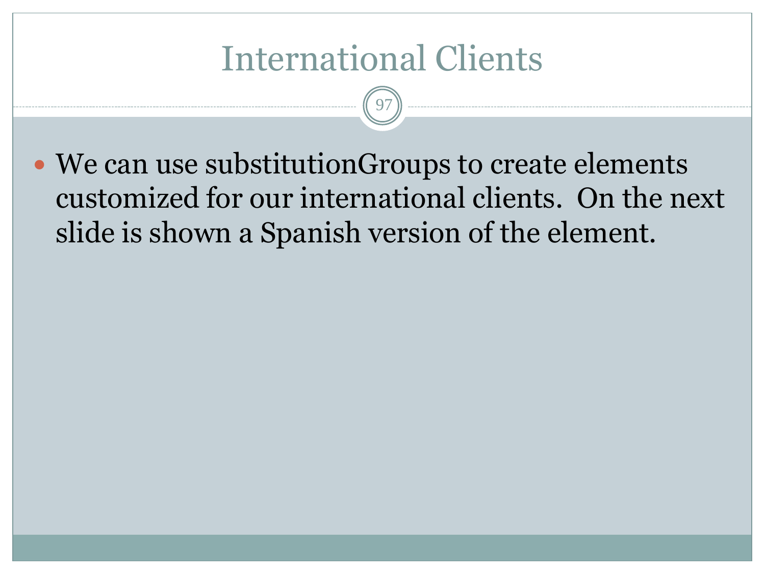# International Clients

- We can use substitutionGroups to create elements customized for our international clients.  On the next slide is shown a Spanish version of the element.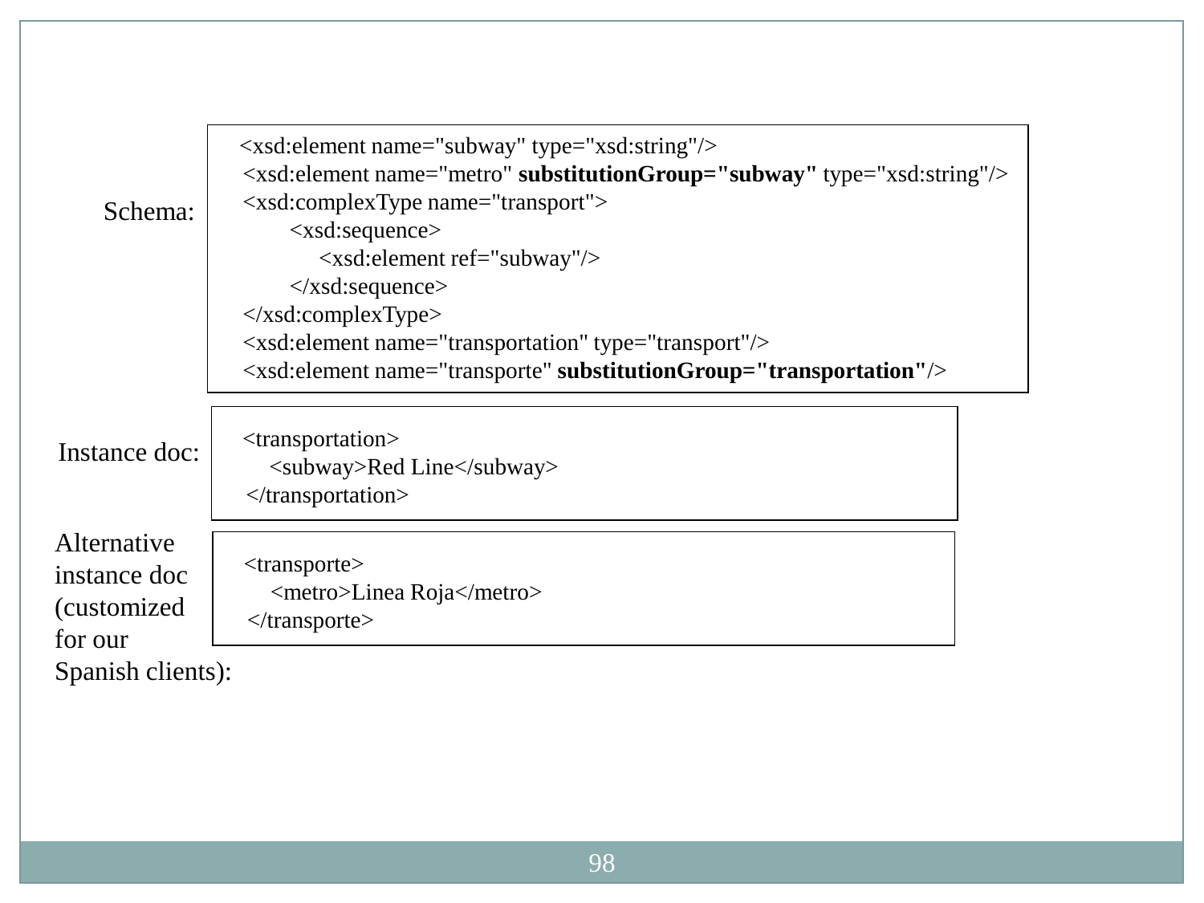Schema:

```
<xsd:element name="subway" type="xsd:string"/>
<xsd:element name="metro" substitutionGroup="subway" type="xsd:string"/>
<xsd:complexType name="transport">
    <xsd:sequence>
        <xsd:element ref="subway"/>
    </xsd:sequence>
</xsd:complexType>
<xsd:element name="transportation" type="transport"/>
<xsd:element name="transporte" substitutionGroup="transportation"/>
```

Instance doc:

```
<transportation>
    <subway>Red Line</subway>
</transportation>
```

Alternative instance doc (customized for our Spanish clients):

```
<transporte>
    <metro>Linea Roja</metro>
</transporte>
```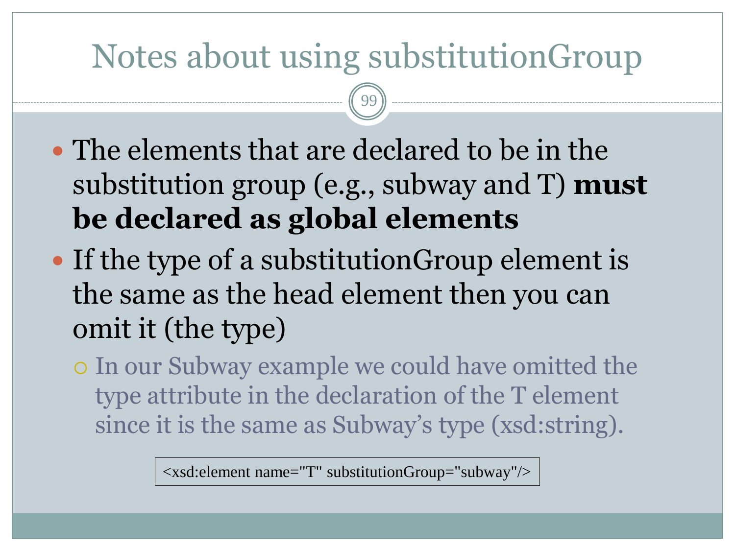# Notes about using substitutionGroup

- The elements that are declared to be in the substitution group (e.g., subway and T) **must be declared as global elements**
- If the type of a substitutionGroup element is the same as the head element then you can omit it (the type)
  - In our Subway example we could have omitted the type attribute in the declaration of the T element since it is the same as Subway's type (xsd:string).

```
<xsd:element name="T" substitutionGroup="subway"/>
```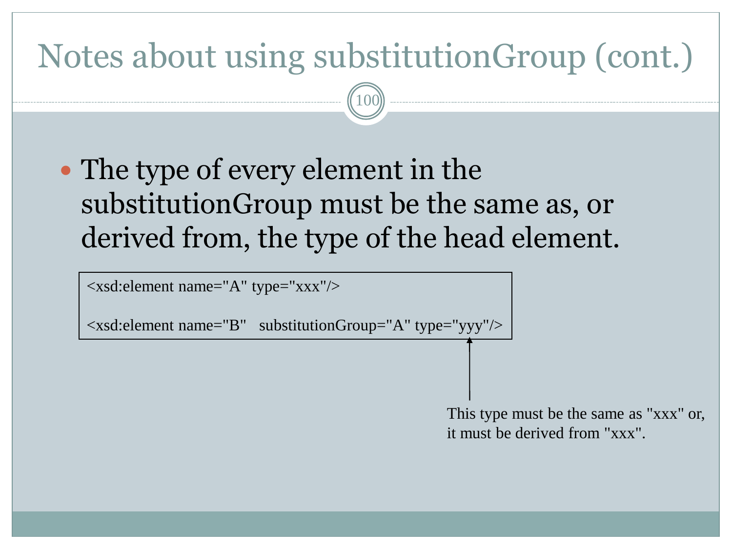# Notes about using substitutionGroup (cont.)

- The type of every element in the substitutionGroup must be the same as, or derived from, the type of the head element.

```
<xsd:element name="A" type="xxx"/>

<xsd:element name="B"   substitutionGroup="A" type="yyy"/>
```

This type must be the same as "xxx" or, it must be derived from "xxx".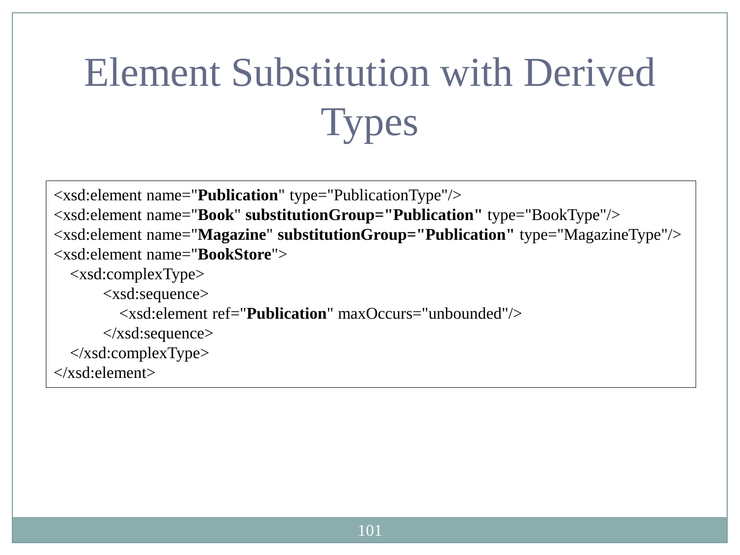# Element Substitution with Derived Types

```
<xsd:element name="Publication" type="PublicationType"/>
<xsd:element name="Book" substitutionGroup="Publication" type="BookType"/>
<xsd:element name="Magazine" substitutionGroup="Publication" type="MagazineType"/>
<xsd:element name="BookStore">
   <xsd:complexType>
         <xsd:sequence>
            <xsd:element ref="Publication" maxOccurs="unbounded"/>
         </xsd:sequence>
   </xsd:complexType>
</xsd:element>
```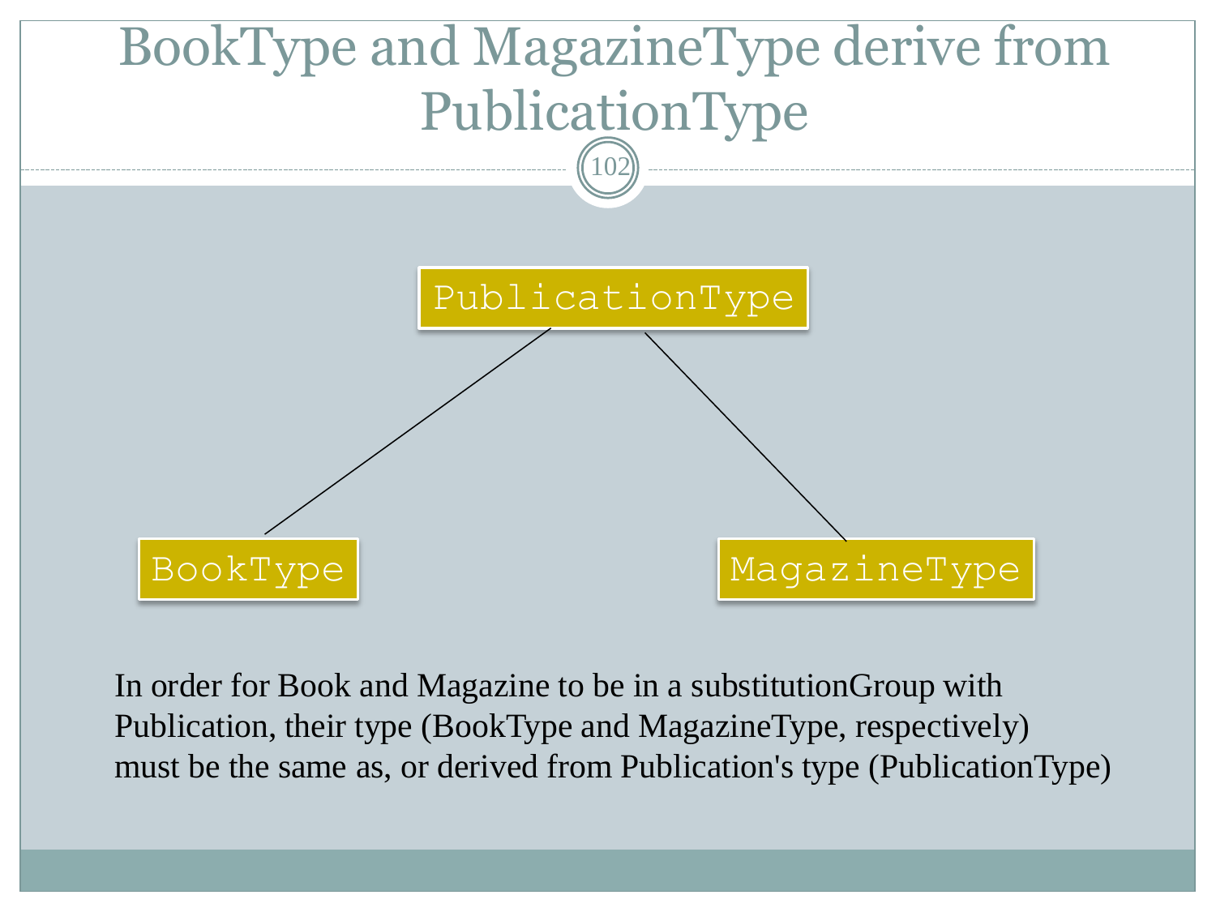# BookType and MagazineType derive from PublicationType

```
              PublicationType
             /               \
            /                 \
     BookType              MagazineType
```

In order for Book and Magazine to be in a substitutionGroup with Publication, their type (BookType and MagazineType, respectively) must be the same as, or derived from Publication's type (PublicationType)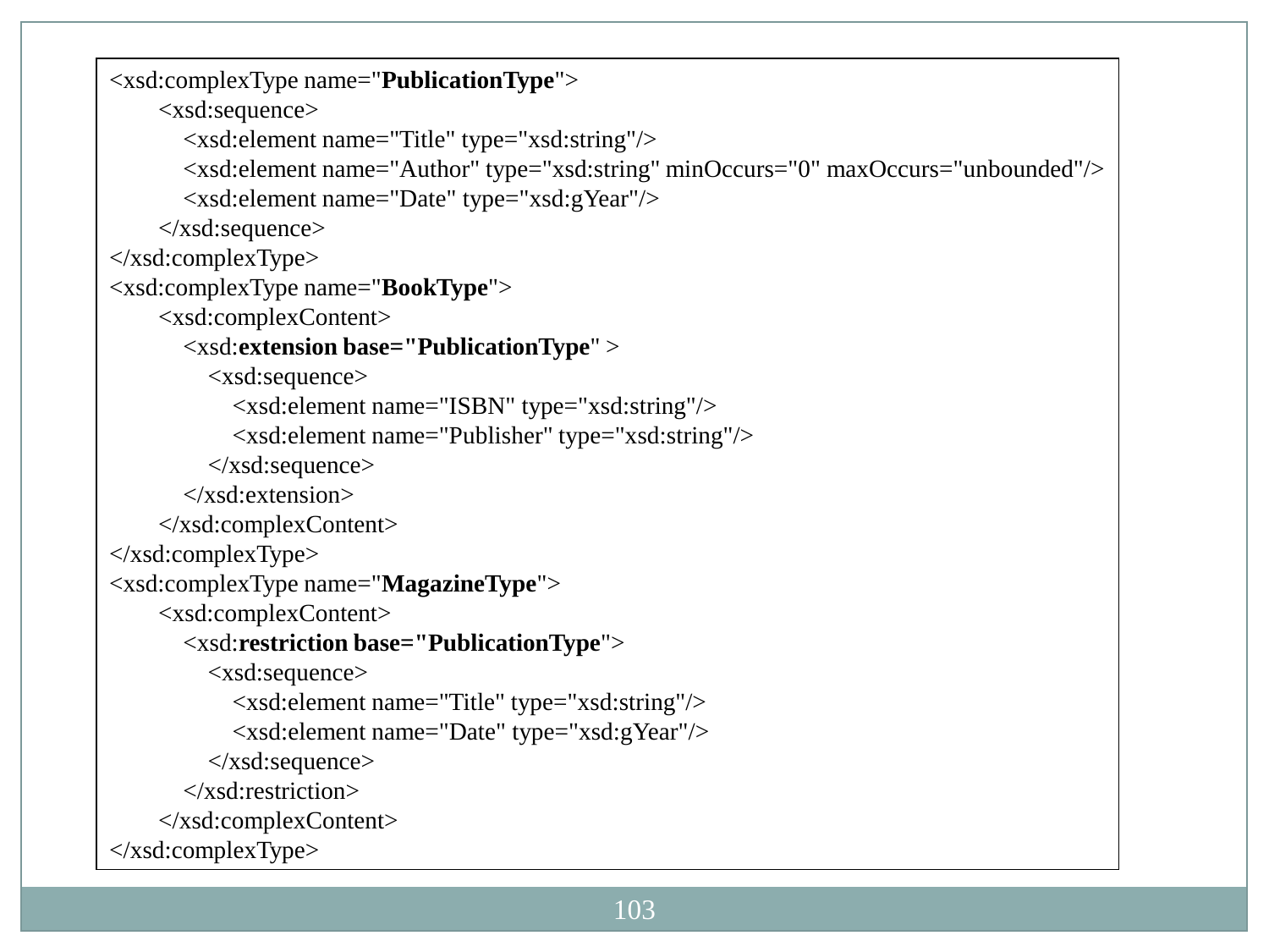```xml
<xsd:complexType name="PublicationType">
    <xsd:sequence>
        <xsd:element name="Title" type="xsd:string"/>
        <xsd:element name="Author" type="xsd:string" minOccurs="0" maxOccurs="unbounded"/>
        <xsd:element name="Date" type="xsd:gYear"/>
    </xsd:sequence>
</xsd:complexType>
<xsd:complexType name="BookType">
    <xsd:complexContent>
        <xsd:extension base="PublicationType" >
            <xsd:sequence>
                <xsd:element name="ISBN" type="xsd:string"/>
                <xsd:element name="Publisher" type="xsd:string"/>
            </xsd:sequence>
        </xsd:extension>
    </xsd:complexContent>
</xsd:complexType>
<xsd:complexType name="MagazineType">
    <xsd:complexContent>
        <xsd:restriction base="PublicationType">
            <xsd:sequence>
                <xsd:element name="Title" type="xsd:string"/>
                <xsd:element name="Date" type="xsd:gYear"/>
            </xsd:sequence>
        </xsd:restriction>
    </xsd:complexContent>
</xsd:complexType>
```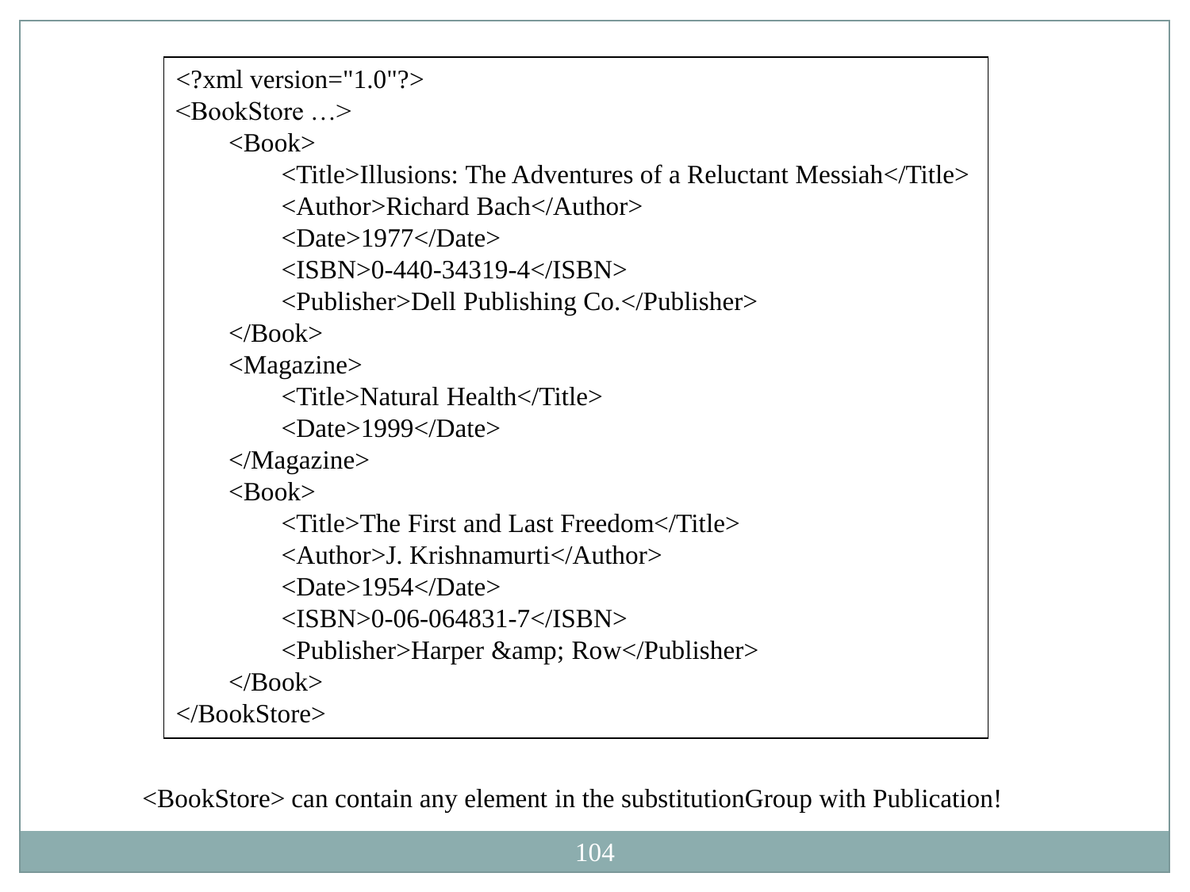```xml
<?xml version="1.0"?>
<BookStore …>
    <Book>
        <Title>Illusions: The Adventures of a Reluctant Messiah</Title>
        <Author>Richard Bach</Author>
        <Date>1977</Date>
        <ISBN>0-440-34319-4</ISBN>
        <Publisher>Dell Publishing Co.</Publisher>
    </Book>
    <Magazine>
        <Title>Natural Health</Title>
        <Date>1999</Date>
    </Magazine>
    <Book>
        <Title>The First and Last Freedom</Title>
        <Author>J. Krishnamurti</Author>
        <Date>1954</Date>
        <ISBN>0-06-064831-7</ISBN>
        <Publisher>Harper &amp; Row</Publisher>
    </Book>
</BookStore>
```

<BookStore> can contain any element in the substitutionGroup with Publication!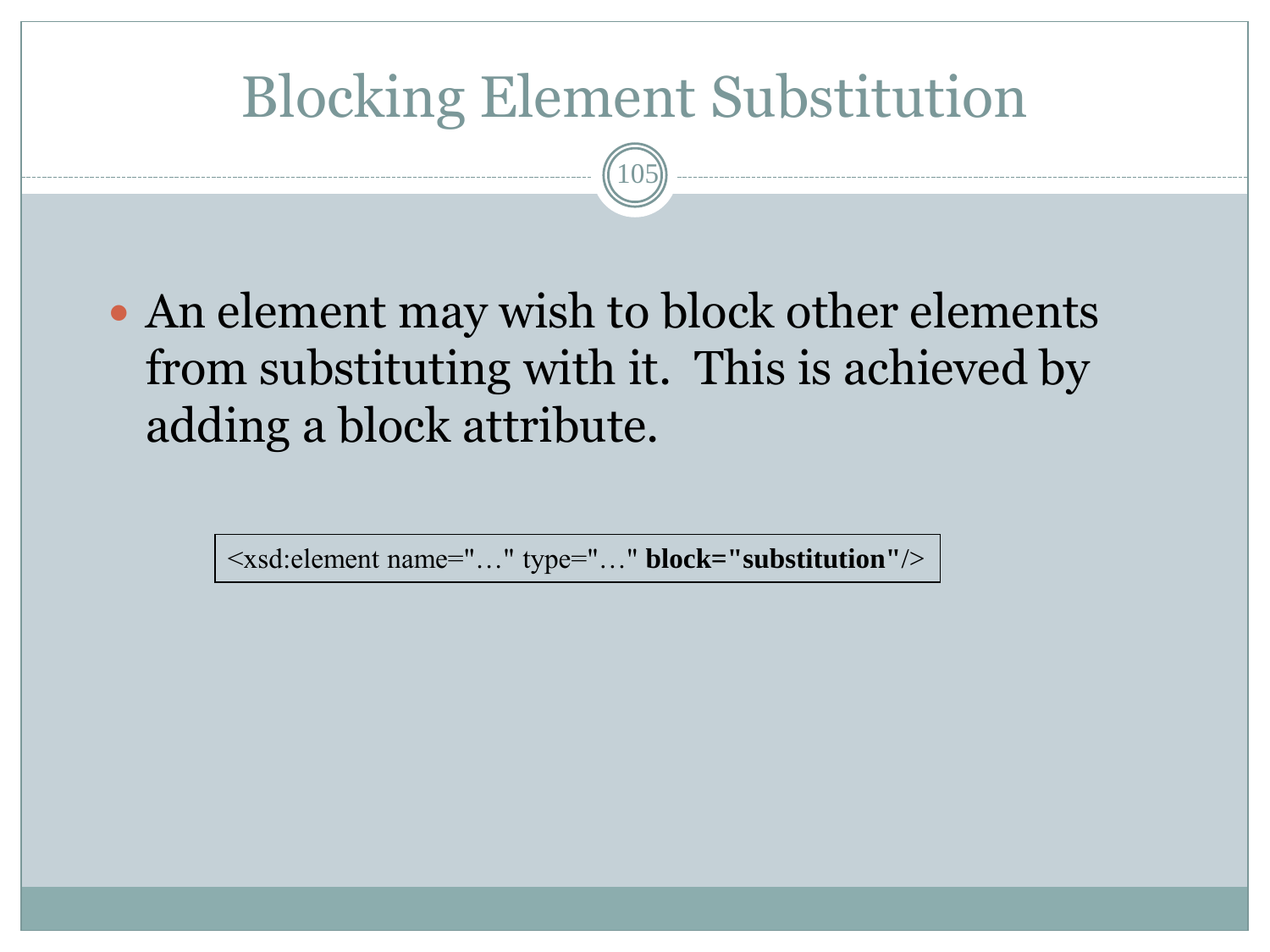# Blocking Element Substitution

- An element may wish to block other elements from substituting with it. This is achieved by adding a block attribute.

```
<xsd:element name="…" type="…" block="substitution"/>
```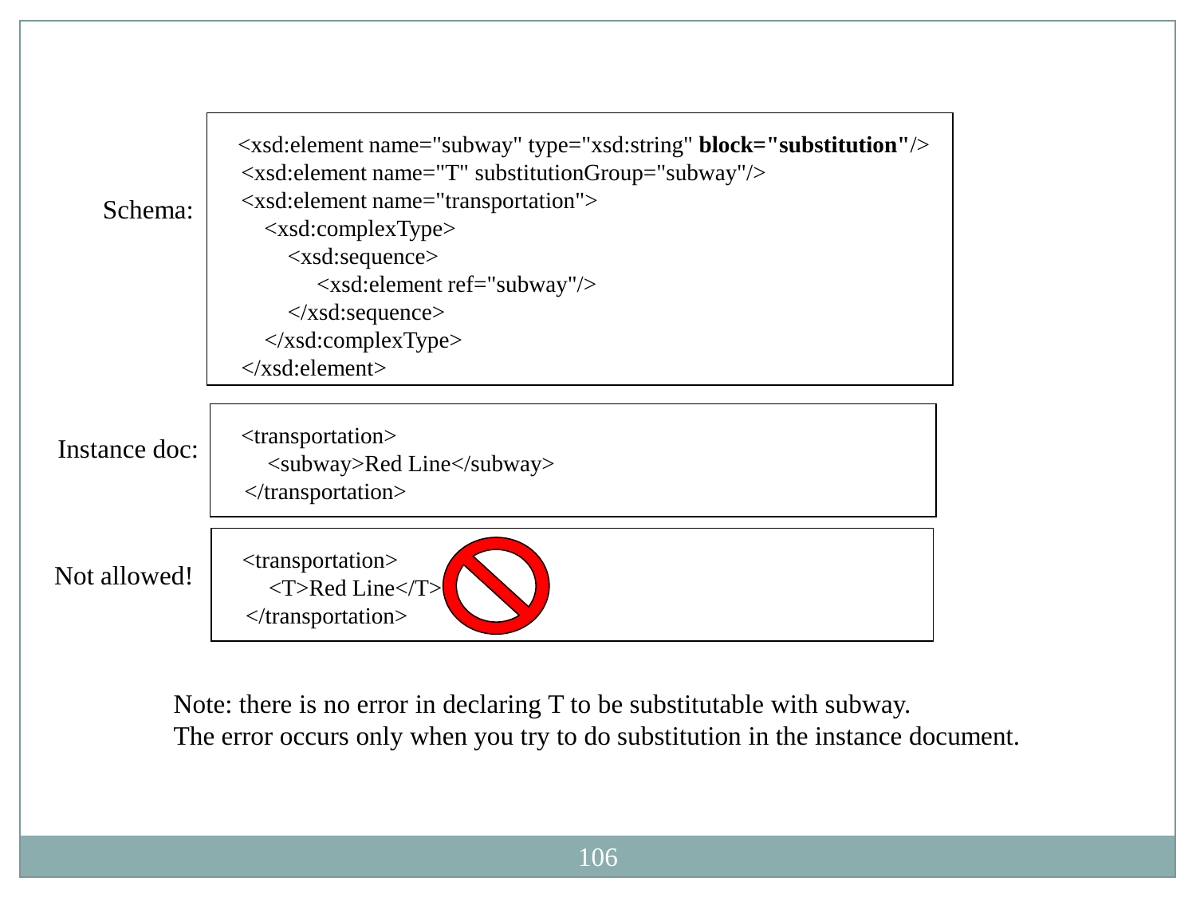Schema:

```xml
<xsd:element name="subway" type="xsd:string" block="substitution"/>
<xsd:element name="T" substitutionGroup="subway"/>
<xsd:element name="transportation">
    <xsd:complexType>
        <xsd:sequence>
            <xsd:element ref="subway"/>
        </xsd:sequence>
    </xsd:complexType>
</xsd:element>
```

Instance doc:

```xml
<transportation>
    <subway>Red Line</subway>
</transportation>
```

Not allowed!

```xml
<transportation>
    <T>Red Line</T>
</transportation>
```

Note: there is no error in declaring T to be substitutable with subway.
The error occurs only when you try to do substitution in the instance document.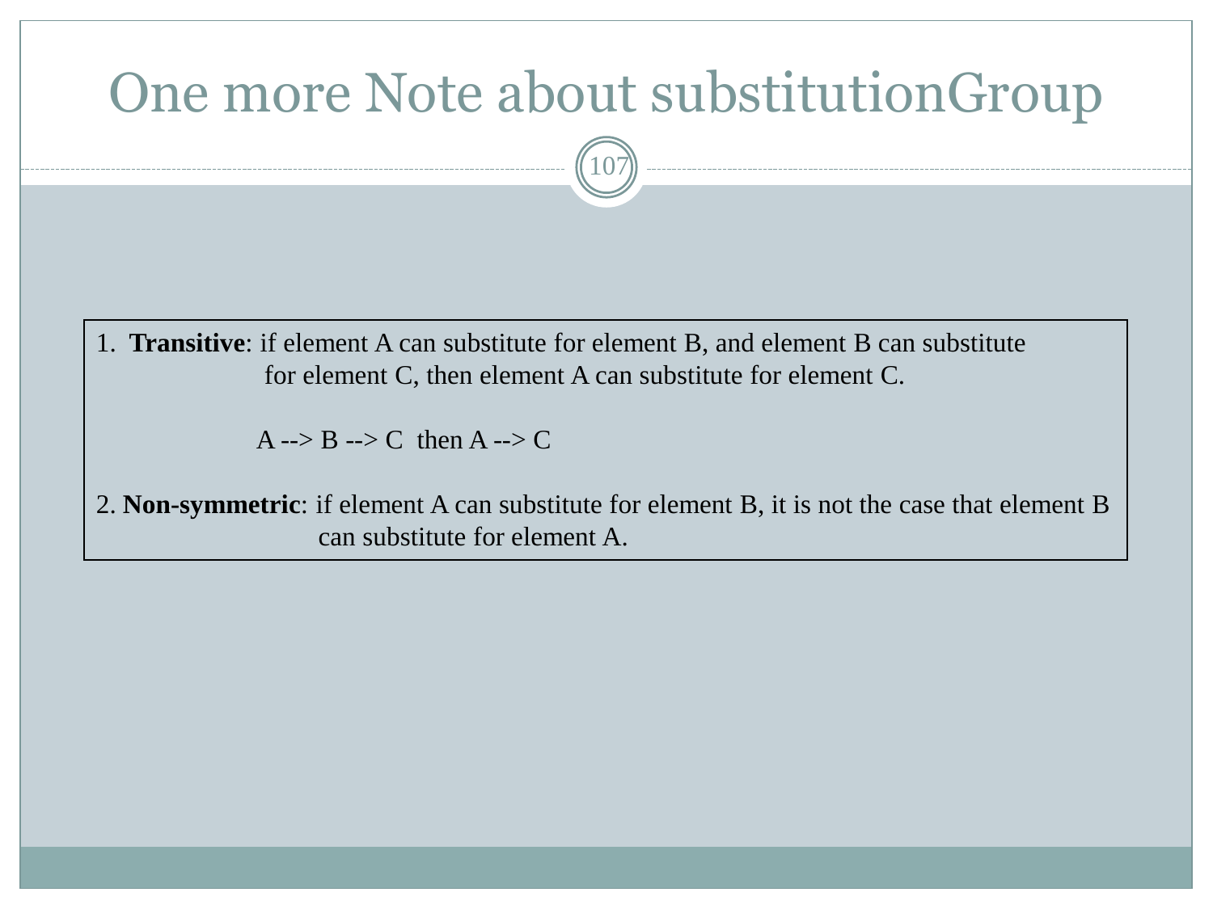# One more Note about substitutionGroup

1. **Transitive**: if element A can substitute for element B, and element B can substitute for element C, then element A can substitute for element C.

   A --> B --> C then A --> C

2. **Non-symmetric**: if element A can substitute for element B, it is not the case that element B can substitute for element A.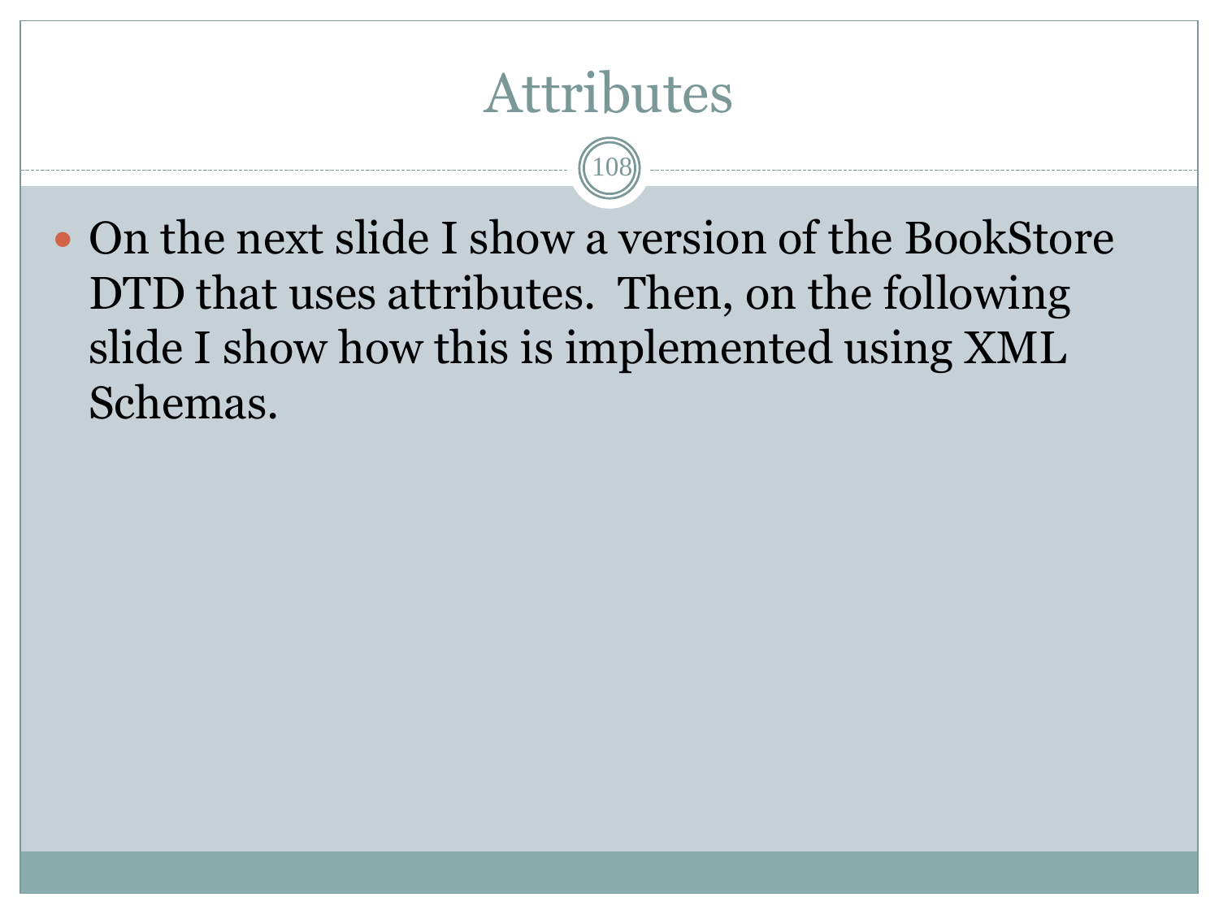# Attributes

- On the next slide I show a version of the BookStore DTD that uses attributes. Then, on the following slide I show how this is implemented using XML Schemas.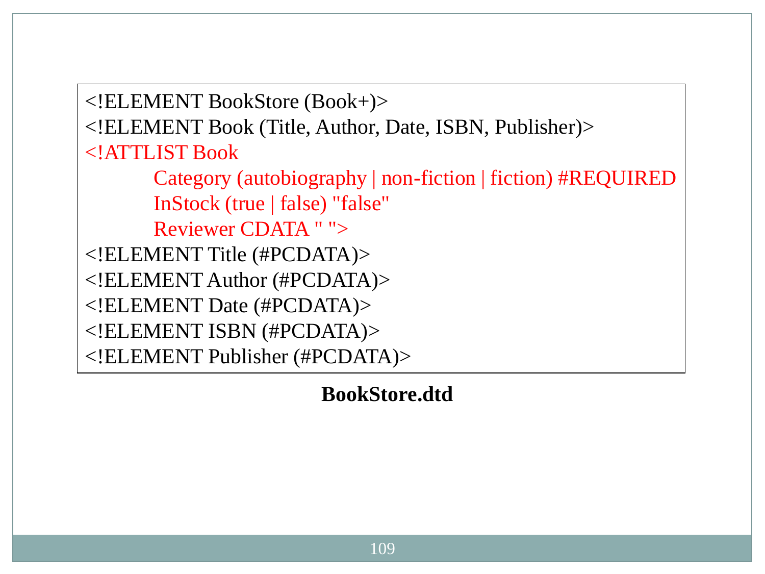```
<!ELEMENT BookStore (Book+)>
<!ELEMENT Book (Title, Author, Date, ISBN, Publisher)>
<!ATTLIST Book
        Category (autobiography | non-fiction | fiction) #REQUIRED
        InStock (true | false) "false"
        Reviewer CDATA " ">
<!ELEMENT Title (#PCDATA)>
<!ELEMENT Author (#PCDATA)>
<!ELEMENT Date (#PCDATA)>
<!ELEMENT ISBN (#PCDATA)>
<!ELEMENT Publisher (#PCDATA)>
```

**BookStore.dtd**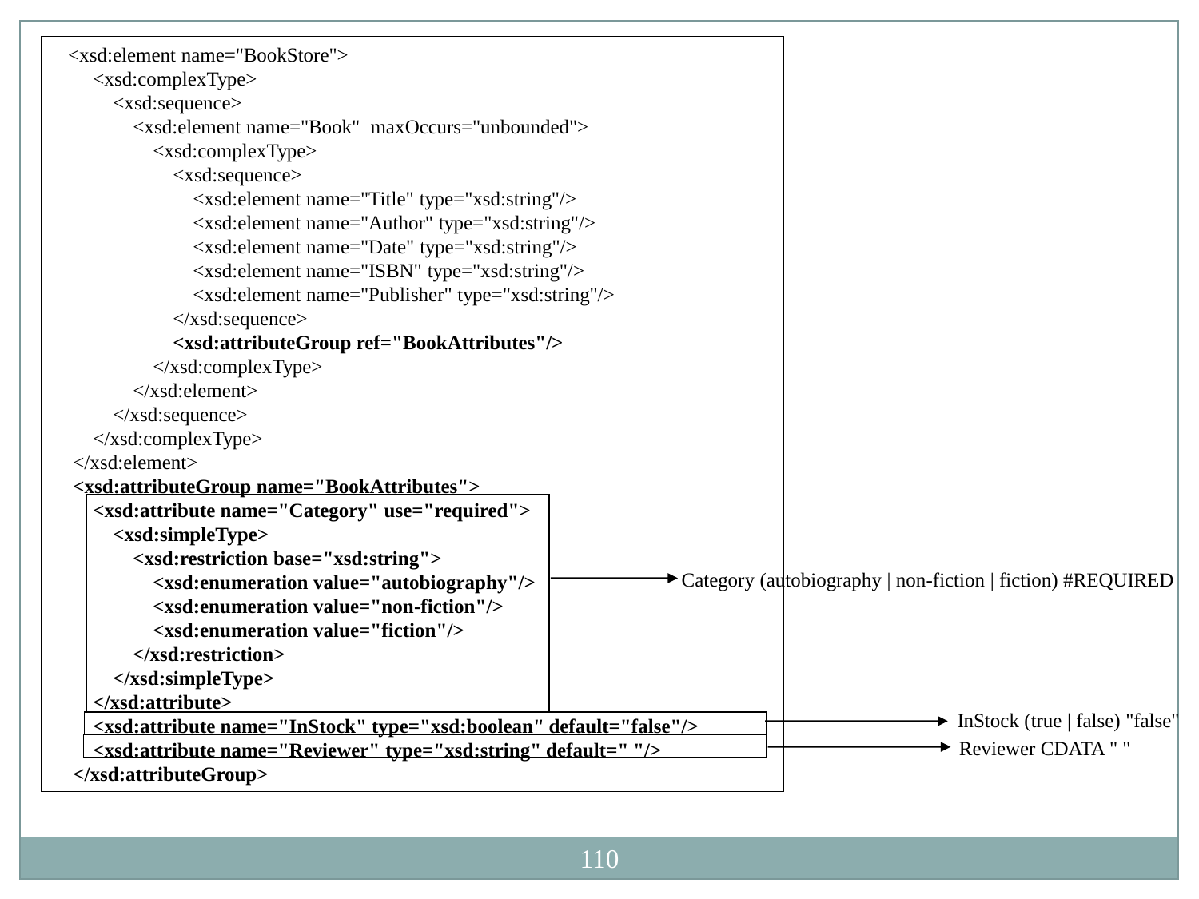```xml
<xsd:element name="BookStore">
    <xsd:complexType>
        <xsd:sequence>
            <xsd:element name="Book"  maxOccurs="unbounded">
                <xsd:complexType>
                    <xsd:sequence>
                        <xsd:element name="Title" type="xsd:string"/>
                        <xsd:element name="Author" type="xsd:string"/>
                        <xsd:element name="Date" type="xsd:string"/>
                        <xsd:element name="ISBN" type="xsd:string"/>
                        <xsd:element name="Publisher" type="xsd:string"/>
                    </xsd:sequence>
                    <xsd:attributeGroup ref="BookAttributes"/>
                </xsd:complexType>
            </xsd:element>
        </xsd:sequence>
    </xsd:complexType>
</xsd:element>
<xsd:attributeGroup name="BookAttributes">
    <xsd:attribute name="Category" use="required">
        <xsd:simpleType>
            <xsd:restriction base="xsd:string">
                <xsd:enumeration value="autobiography"/>
                <xsd:enumeration value="non-fiction"/>
                <xsd:enumeration value="fiction"/>
            </xsd:restriction>
        </xsd:simpleType>
    </xsd:attribute>
    <xsd:attribute name="InStock" type="xsd:boolean" default="false"/>
    <xsd:attribute name="Reviewer" type="xsd:string" default=" "/>
</xsd:attributeGroup>
```

- Category attribute → Category (autobiography | non-fiction | fiction) #REQUIRED
- InStock attribute → InStock (true | false) "false"
- Reviewer attribute → Reviewer CDATA " "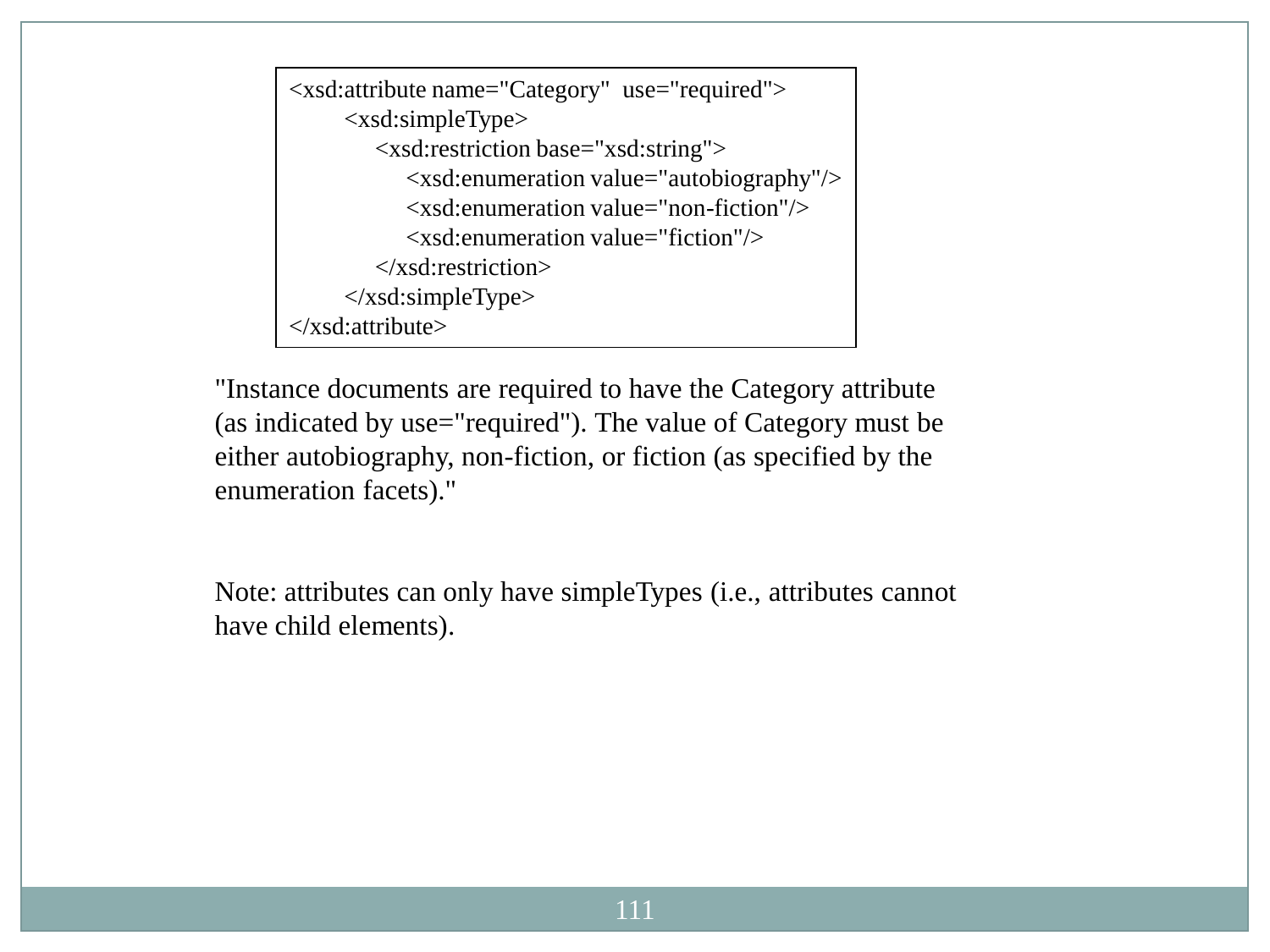```xml
<xsd:attribute name="Category"  use="required">
        <xsd:simpleType>
             <xsd:restriction base="xsd:string">
                  <xsd:enumeration value="autobiography"/>
                  <xsd:enumeration value="non-fiction"/>
                  <xsd:enumeration value="fiction"/>
             </xsd:restriction>
        </xsd:simpleType>
</xsd:attribute>
```

"Instance documents are required to have the Category attribute (as indicated by use="required"). The value of Category must be either autobiography, non-fiction, or fiction (as specified by the enumeration facets)."

Note: attributes can only have simpleTypes (i.e., attributes cannot have child elements).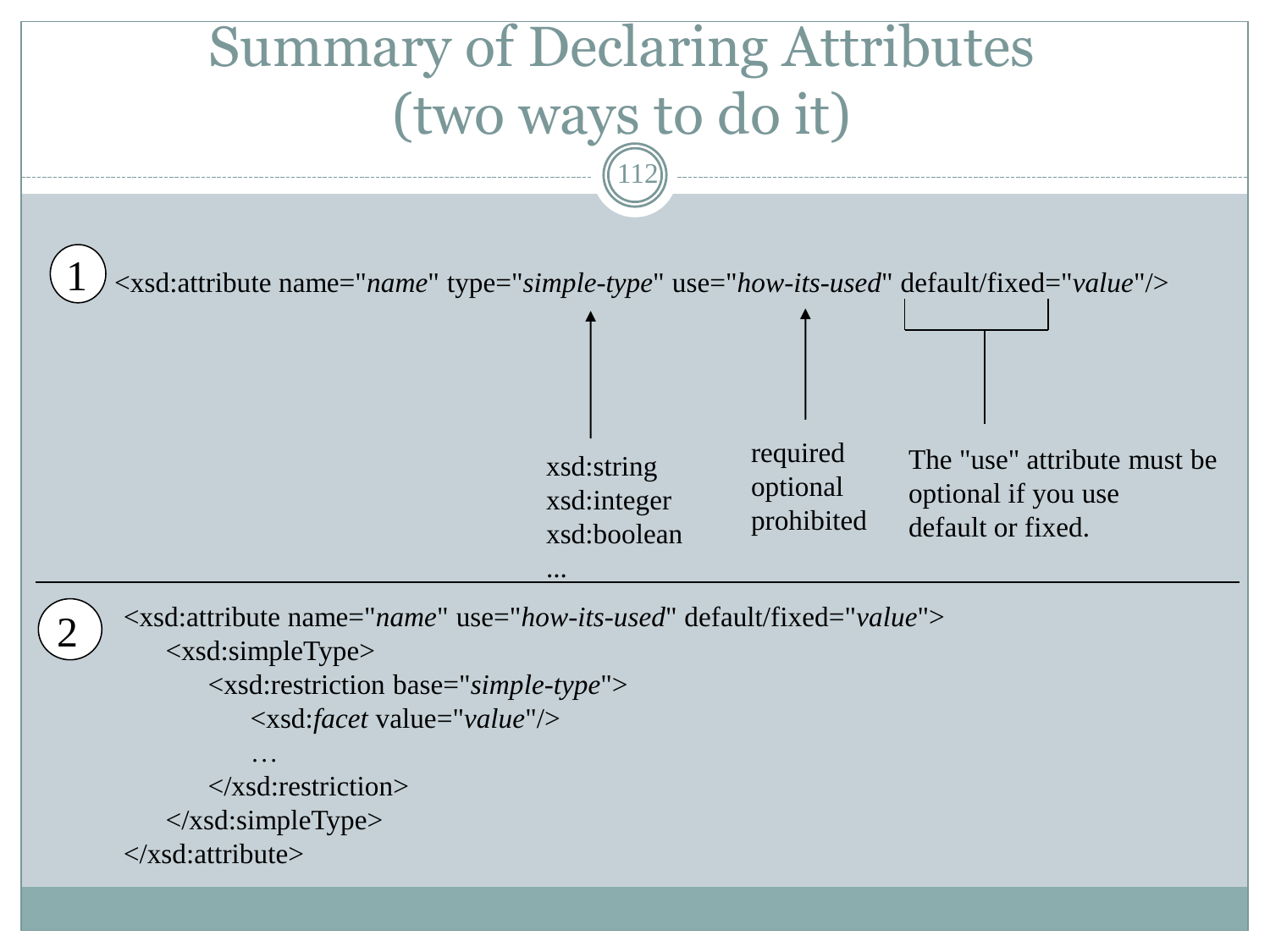# Summary of Declaring Attributes (two ways to do it)

**1**

```
<xsd:attribute name="name" type="simple-type" use="how-its-used" default/fixed="value"/>
```

- *simple-type*: xsd:string, xsd:integer, xsd:boolean, ...
- *how-its-used*: required, optional, prohibited
- default/fixed: The "use" attribute must be optional if you use default or fixed.

---

**2**

```
<xsd:attribute name="name" use="how-its-used" default/fixed="value">
    <xsd:simpleType>
        <xsd:restriction base="simple-type">
            <xsd:facet value="value"/>
            …
        </xsd:restriction>
    </xsd:simpleType>
</xsd:attribute>
```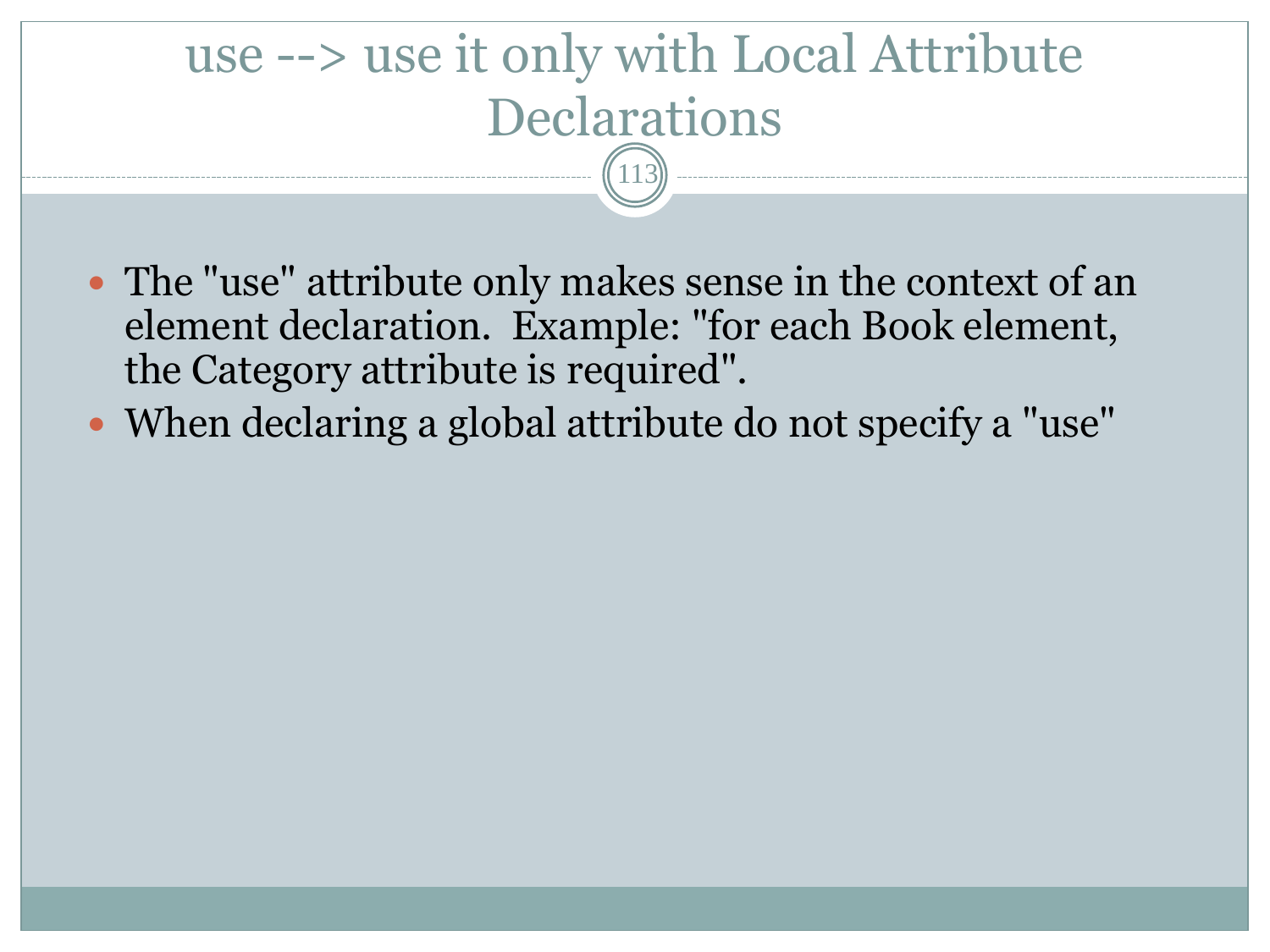# use --> use it only with Local Attribute Declarations

- The "use" attribute only makes sense in the context of an element declaration.  Example: "for each Book element, the Category attribute is required".
- When declaring a global attribute do not specify a "use"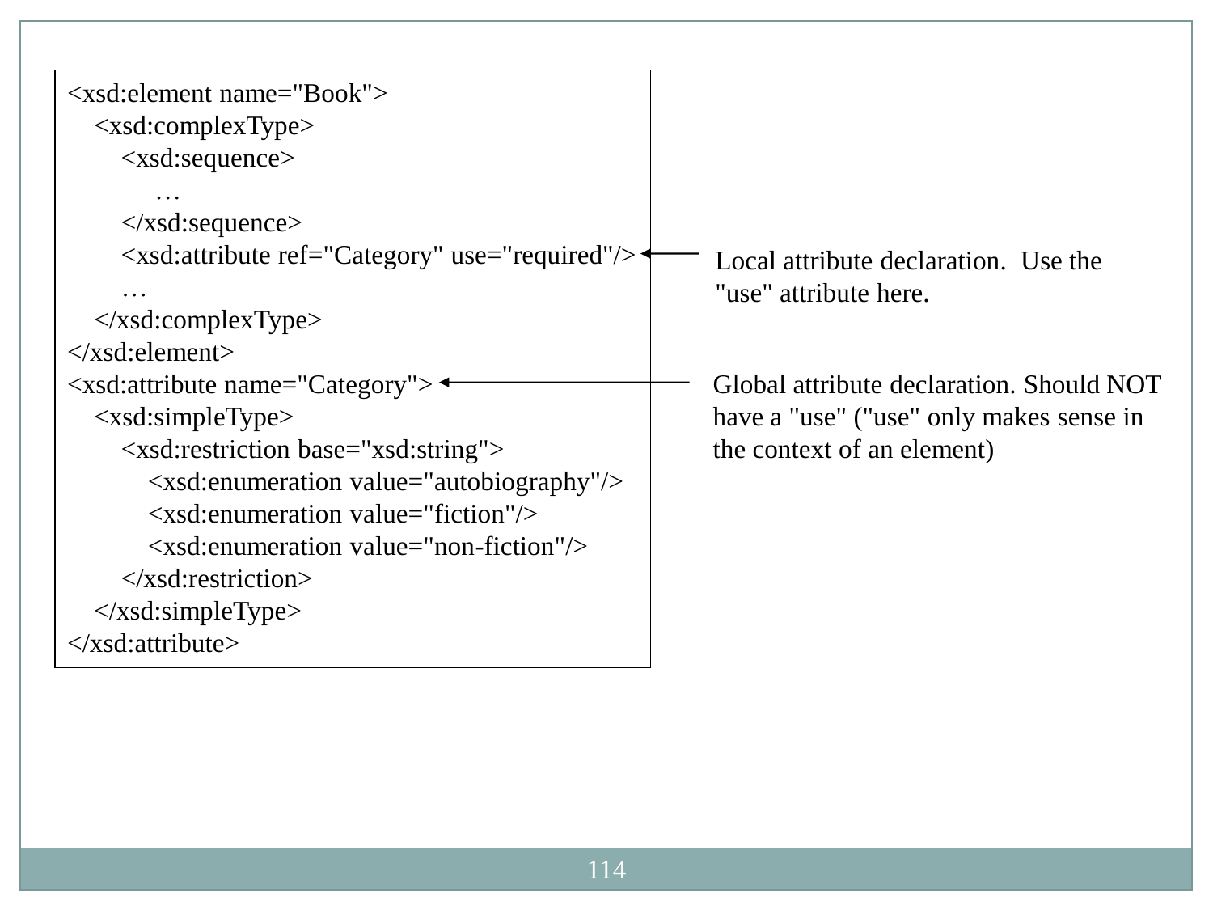```
<xsd:element name="Book">
   <xsd:complexType>
      <xsd:sequence>
         …
      </xsd:sequence>
      <xsd:attribute ref="Category" use="required"/>
      …
   </xsd:complexType>
</xsd:element>
<xsd:attribute name="Category">
   <xsd:simpleType>
      <xsd:restriction base="xsd:string">
         <xsd:enumeration value="autobiography"/>
         <xsd:enumeration value="fiction"/>
         <xsd:enumeration value="non-fiction"/>
      </xsd:restriction>
   </xsd:simpleType>
</xsd:attribute>
```

Local attribute declaration. Use the "use" attribute here.

Global attribute declaration. Should NOT have a "use" ("use" only makes sense in the context of an element)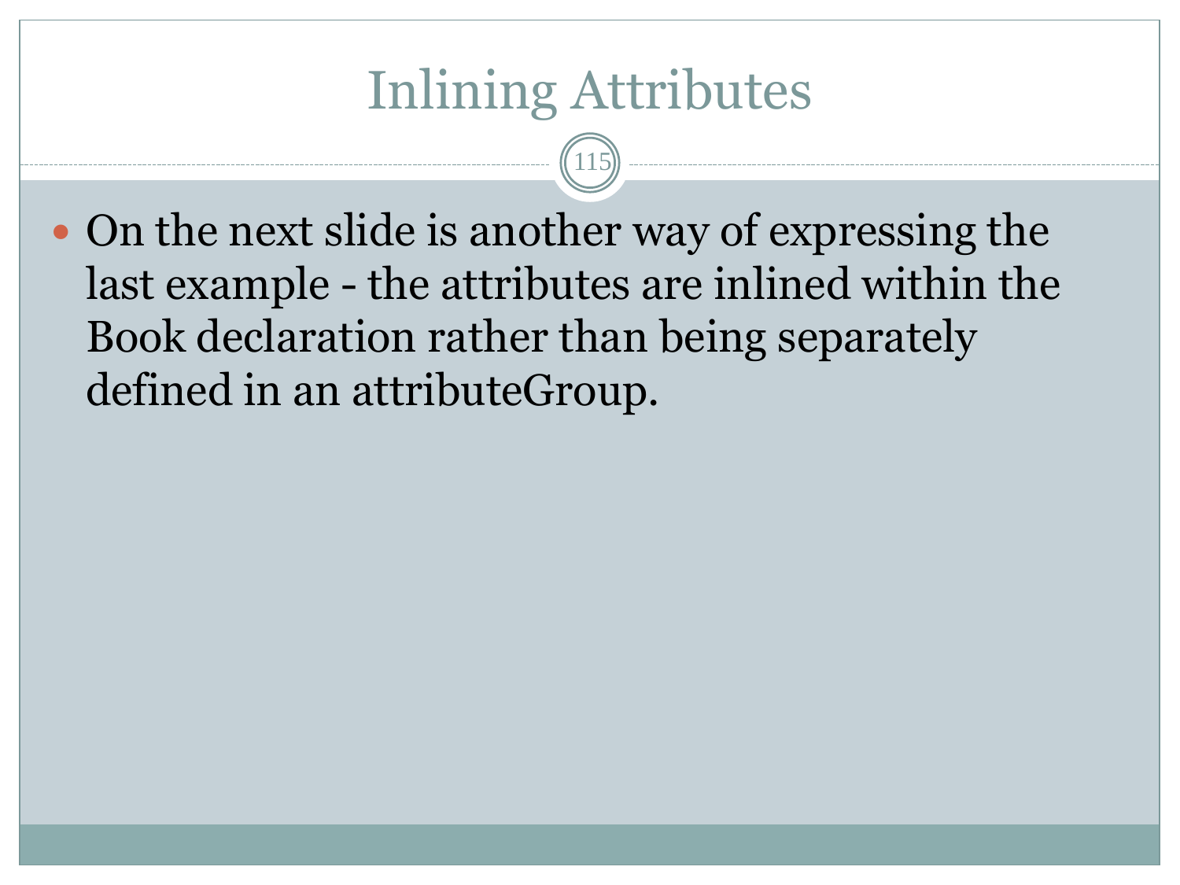# Inlining Attributes

- On the next slide is another way of expressing the last example - the attributes are inlined within the Book declaration rather than being separately defined in an attributeGroup.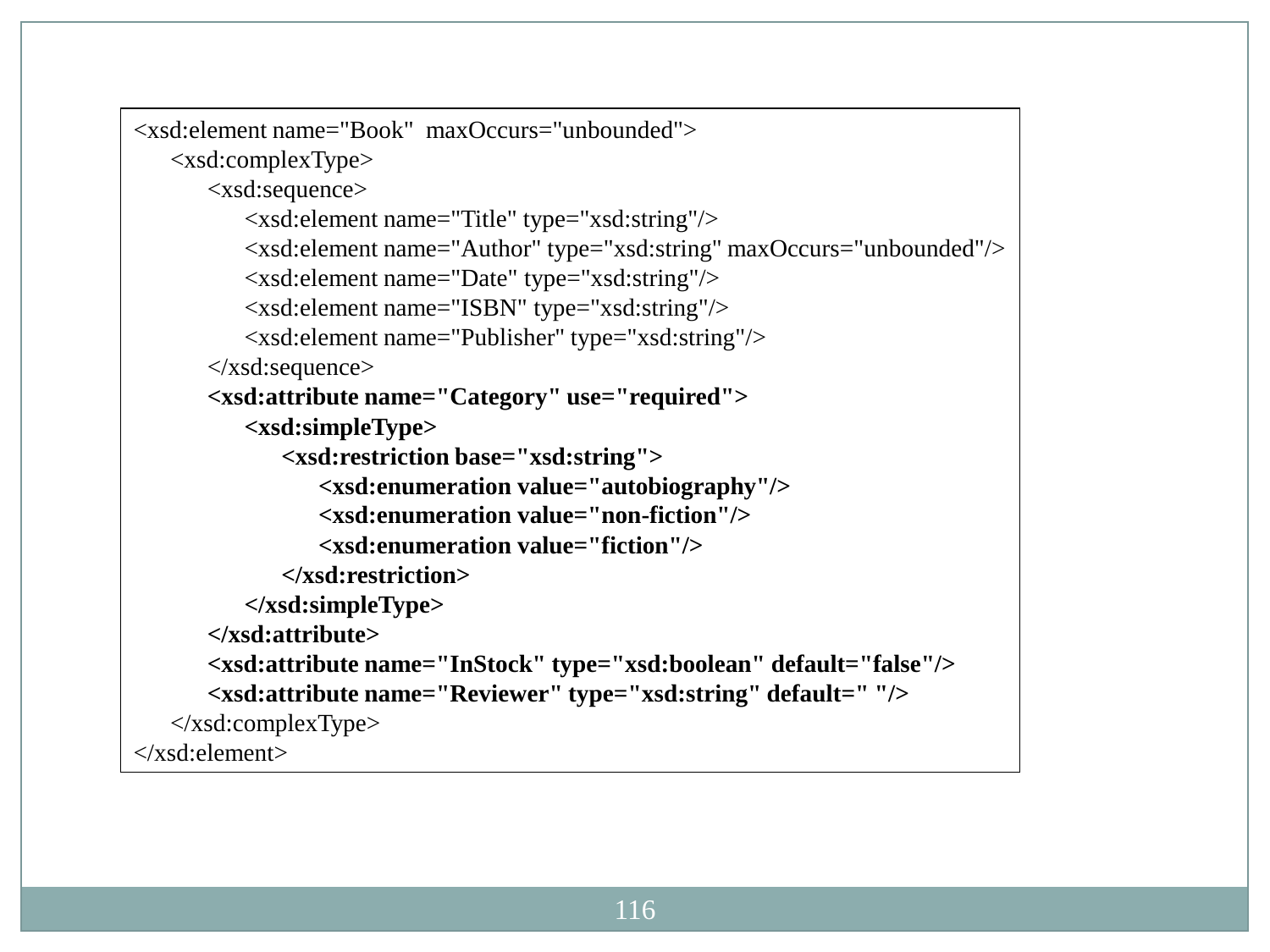```
<xsd:element name="Book"  maxOccurs="unbounded">
    <xsd:complexType>
        <xsd:sequence>
            <xsd:element name="Title" type="xsd:string"/>
            <xsd:element name="Author" type="xsd:string" maxOccurs="unbounded"/>
            <xsd:element name="Date" type="xsd:string"/>
            <xsd:element name="ISBN" type="xsd:string"/>
            <xsd:element name="Publisher" type="xsd:string"/>
        </xsd:sequence>
        <xsd:attribute name="Category" use="required">
            <xsd:simpleType>
                <xsd:restriction base="xsd:string">
                    <xsd:enumeration value="autobiography"/>
                    <xsd:enumeration value="non-fiction"/>
                    <xsd:enumeration value="fiction"/>
                </xsd:restriction>
            </xsd:simpleType>
        </xsd:attribute>
        <xsd:attribute name="InStock" type="xsd:boolean" default="false"/>
        <xsd:attribute name="Reviewer" type="xsd:string" default=" "/>
    </xsd:complexType>
</xsd:element>
```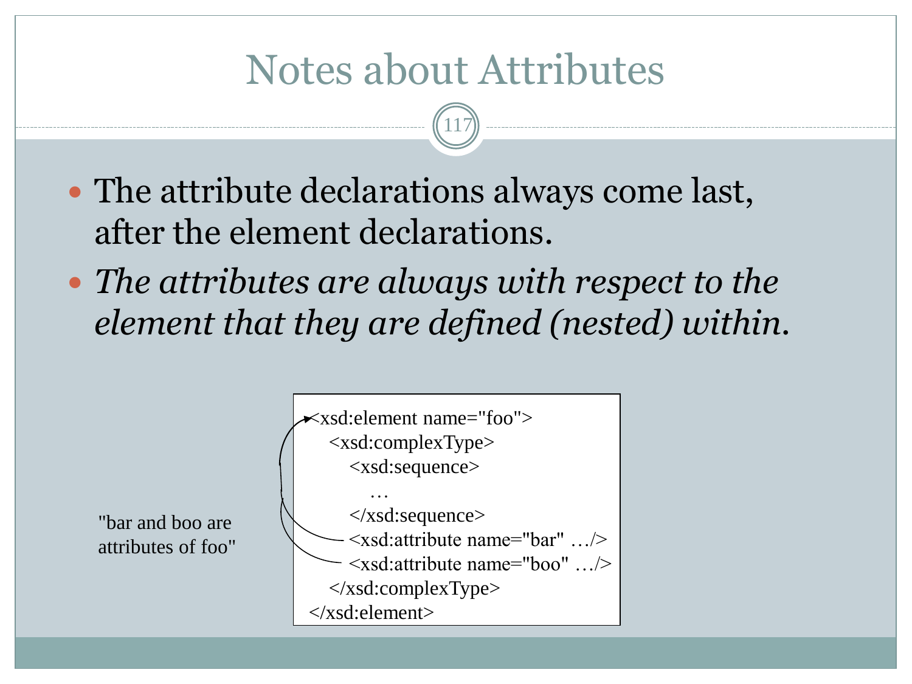# Notes about Attributes

- The attribute declarations always come last, after the element declarations.
- *The attributes are always with respect to the element that they are defined (nested) within.*

```
<xsd:element name="foo">
    <xsd:complexType>
        <xsd:sequence>
            …
        </xsd:sequence>
        <xsd:attribute name="bar" …/>
        <xsd:attribute name="boo" …/>
    </xsd:complexType>
</xsd:element>
```

"bar and boo are attributes of foo"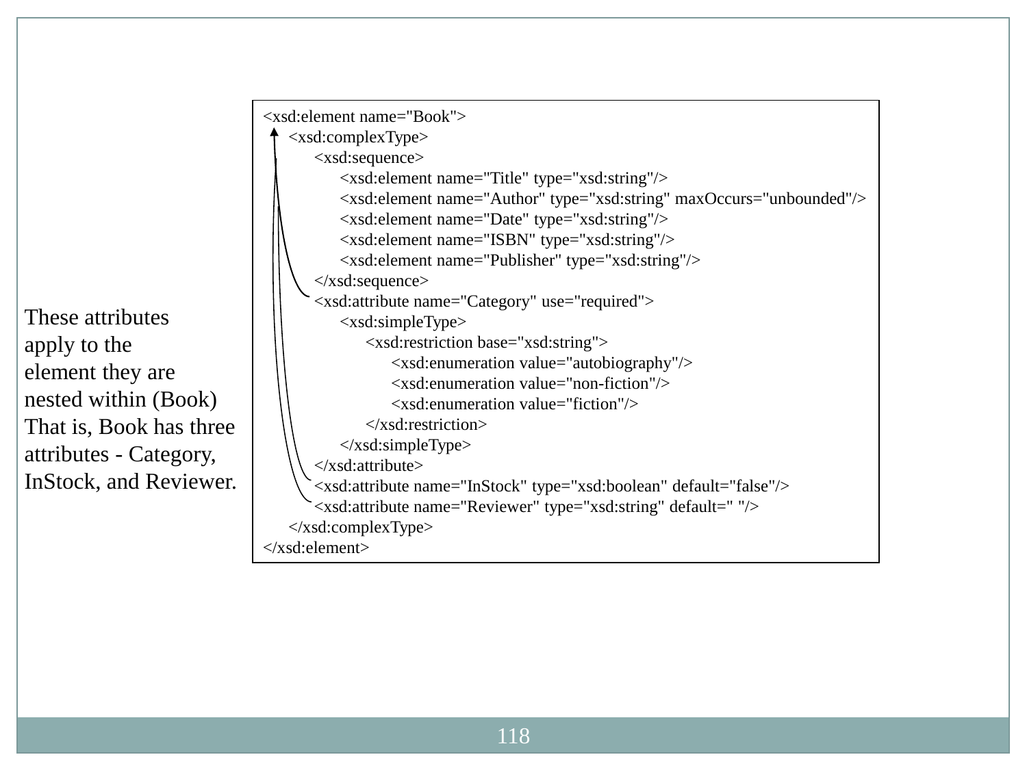```xml
<xsd:element name="Book">
    <xsd:complexType>
        <xsd:sequence>
            <xsd:element name="Title" type="xsd:string"/>
            <xsd:element name="Author" type="xsd:string" maxOccurs="unbounded"/>
            <xsd:element name="Date" type="xsd:string"/>
            <xsd:element name="ISBN" type="xsd:string"/>
            <xsd:element name="Publisher" type="xsd:string"/>
        </xsd:sequence>
        <xsd:attribute name="Category" use="required">
            <xsd:simpleType>
                <xsd:restriction base="xsd:string">
                    <xsd:enumeration value="autobiography"/>
                    <xsd:enumeration value="non-fiction"/>
                    <xsd:enumeration value="fiction"/>
                </xsd:restriction>
            </xsd:simpleType>
        </xsd:attribute>
        <xsd:attribute name="InStock" type="xsd:boolean" default="false"/>
        <xsd:attribute name="Reviewer" type="xsd:string" default=" "/>
    </xsd:complexType>
</xsd:element>
```

These attributes apply to the element they are nested within (Book) That is, Book has three attributes - Category, InStock, and Reviewer.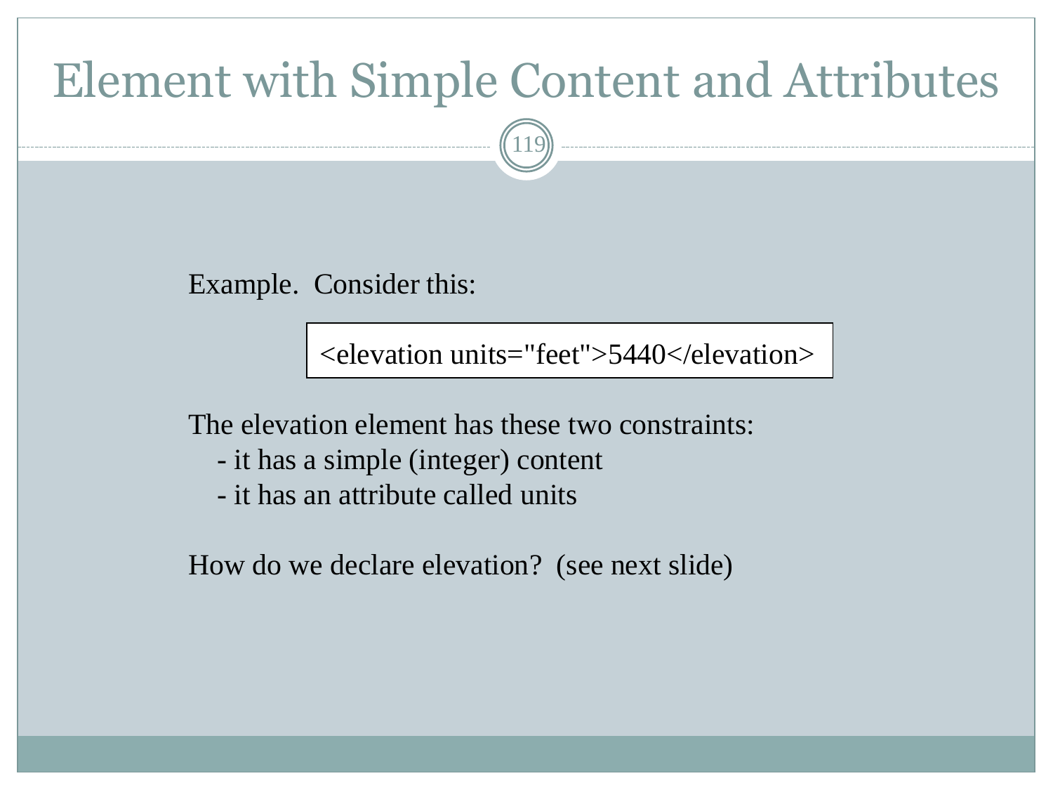# Element with Simple Content and Attributes

Example. Consider this:

```
<elevation units="feet">5440</elevation>
```

The elevation element has these two constraints:

- it has a simple (integer) content
- it has an attribute called units

How do we declare elevation? (see next slide)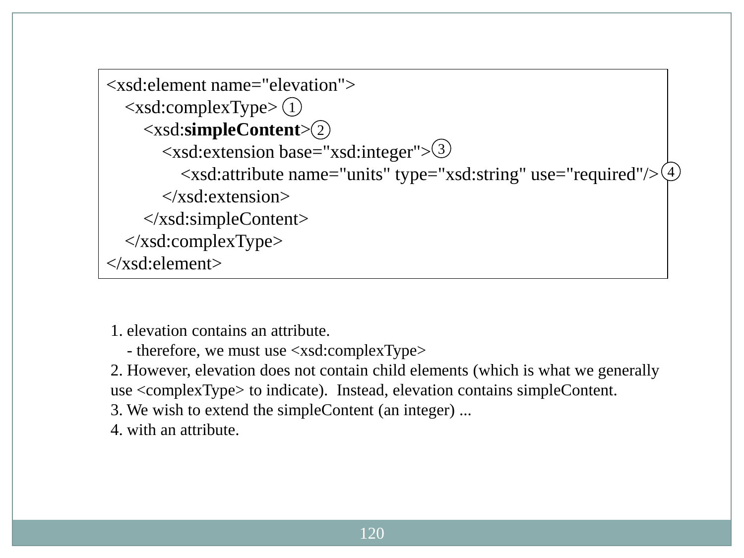```
<xsd:element name="elevation">
    <xsd:complexType> ①
        <xsd:simpleContent>②
            <xsd:extension base="xsd:integer">③
                <xsd:attribute name="units" type="xsd:string" use="required"/> ④
            </xsd:extension>
        </xsd:simpleContent>
    </xsd:complexType>
</xsd:element>
```

1. elevation contains an attribute.
   - therefore, we must use <xsd:complexType>
2. However, elevation does not contain child elements (which is what we generally use <complexType> to indicate). Instead, elevation contains simpleContent.
3. We wish to extend the simpleContent (an integer) ...
4. with an attribute.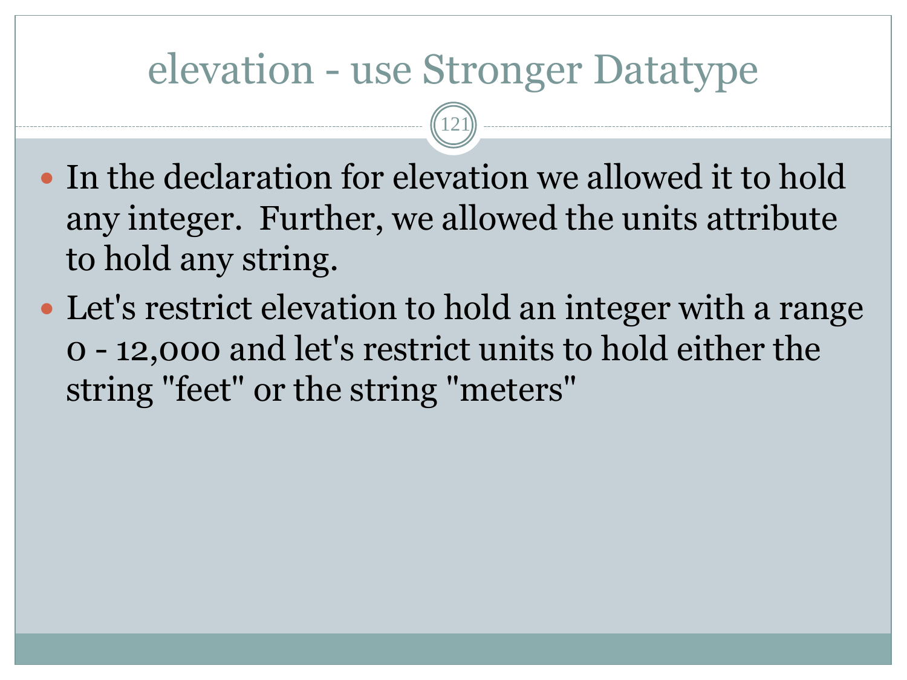# elevation - use Stronger Datatype

- In the declaration for elevation we allowed it to hold any integer. Further, we allowed the units attribute to hold any string.
- Let's restrict elevation to hold an integer with a range 0 - 12,000 and let's restrict units to hold either the string "feet" or the string "meters"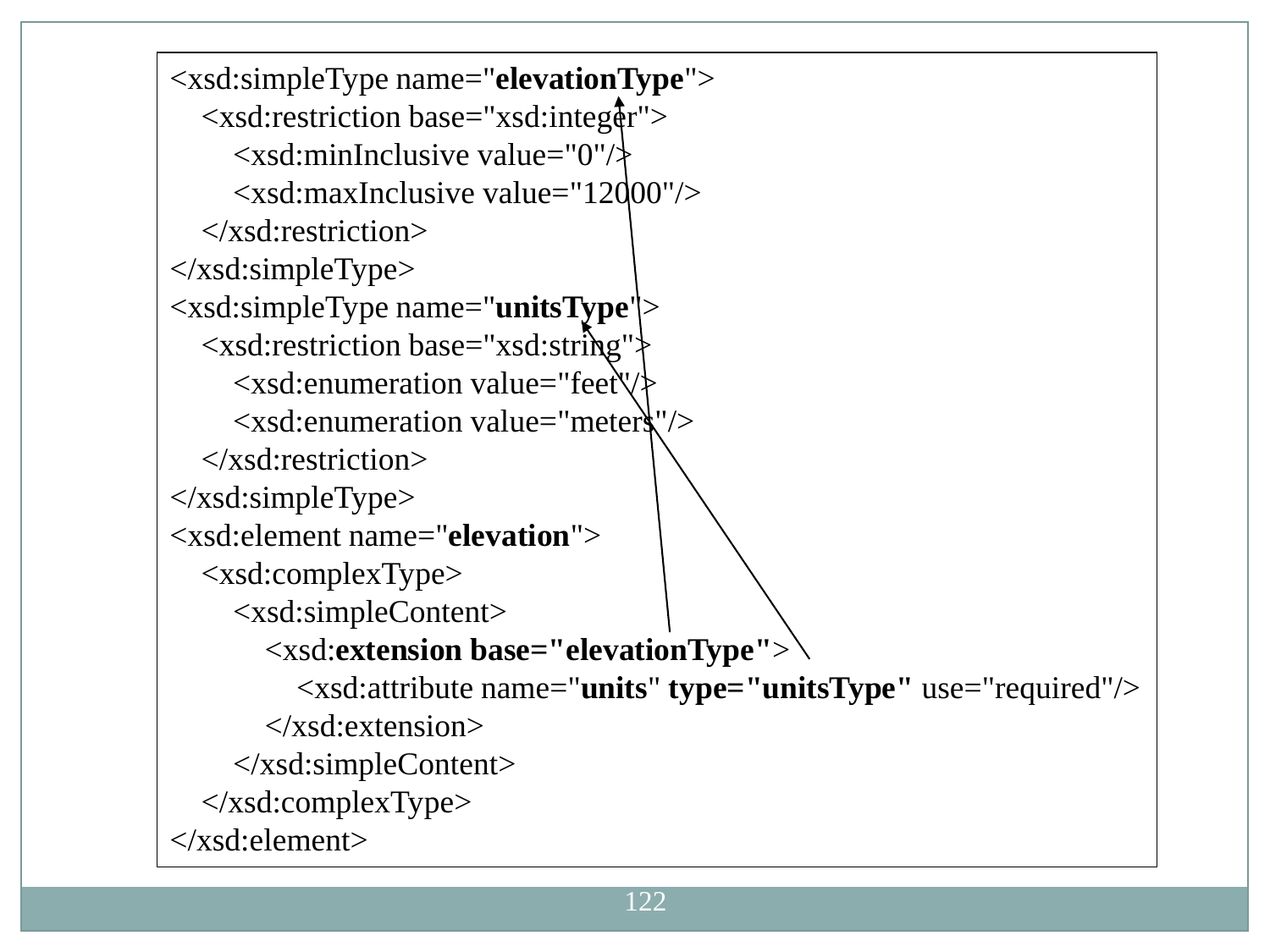```xml
<xsd:simpleType name="elevationType">
    <xsd:restriction base="xsd:integer">
        <xsd:minInclusive value="0"/>
        <xsd:maxInclusive value="12000"/>
    </xsd:restriction>
</xsd:simpleType>
<xsd:simpleType name="unitsType">
    <xsd:restriction base="xsd:string">
        <xsd:enumeration value="feet"/>
        <xsd:enumeration value="meters"/>
    </xsd:restriction>
</xsd:simpleType>
<xsd:element name="elevation">
    <xsd:complexType>
        <xsd:simpleContent>
            <xsd:extension base="elevationType">
                <xsd:attribute name="units" type="unitsType" use="required"/>
            </xsd:extension>
        </xsd:simpleContent>
    </xsd:complexType>
</xsd:element>
```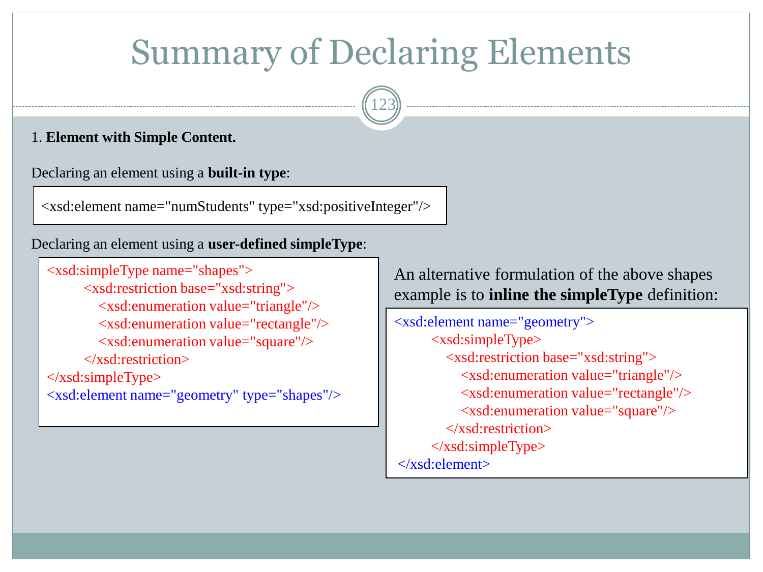# Summary of Declaring Elements

1. **Element with Simple Content.**

Declaring an element using a **built-in type**:

```
<xsd:element name="numStudents" type="xsd:positiveInteger"/>
```

Declaring an element using a **user-defined simpleType**:

```
<xsd:simpleType name="shapes">
        <xsd:restriction base="xsd:string">
            <xsd:enumeration value="triangle"/>
            <xsd:enumeration value="rectangle"/>
            <xsd:enumeration value="square"/>
        </xsd:restriction>
</xsd:simpleType>
<xsd:element name="geometry" type="shapes"/>
```

An alternative formulation of the above shapes example is to **inline the simpleType** definition:

```
<xsd:element name="geometry">
        <xsd:simpleType>
            <xsd:restriction base="xsd:string">
                <xsd:enumeration value="triangle"/>
                <xsd:enumeration value="rectangle"/>
                <xsd:enumeration value="square"/>
            </xsd:restriction>
        </xsd:simpleType>
 </xsd:element>
```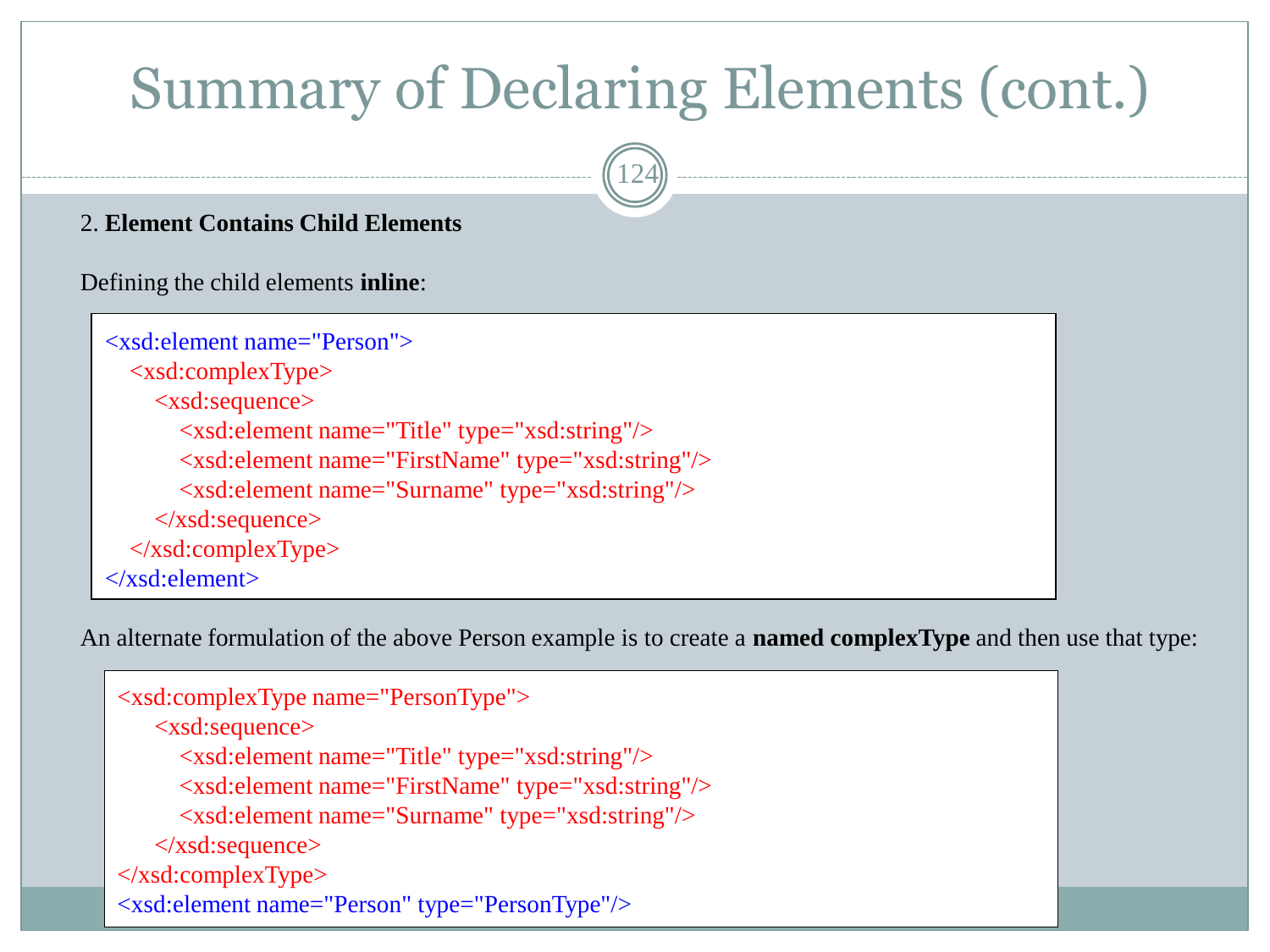# Summary of Declaring Elements (cont.)

2. **Element Contains Child Elements**

Defining the child elements **inline**:

```
<xsd:element name="Person">
   <xsd:complexType>
      <xsd:sequence>
         <xsd:element name="Title" type="xsd:string"/>
         <xsd:element name="FirstName" type="xsd:string"/>
         <xsd:element name="Surname" type="xsd:string"/>
      </xsd:sequence>
   </xsd:complexType>
</xsd:element>
```

An alternate formulation of the above Person example is to create a **named complexType** and then use that type:

```
<xsd:complexType name="PersonType">
     <xsd:sequence>
        <xsd:element name="Title" type="xsd:string"/>
        <xsd:element name="FirstName" type="xsd:string"/>
        <xsd:element name="Surname" type="xsd:string"/>
     </xsd:sequence>
</xsd:complexType>
<xsd:element name="Person" type="PersonType"/>
```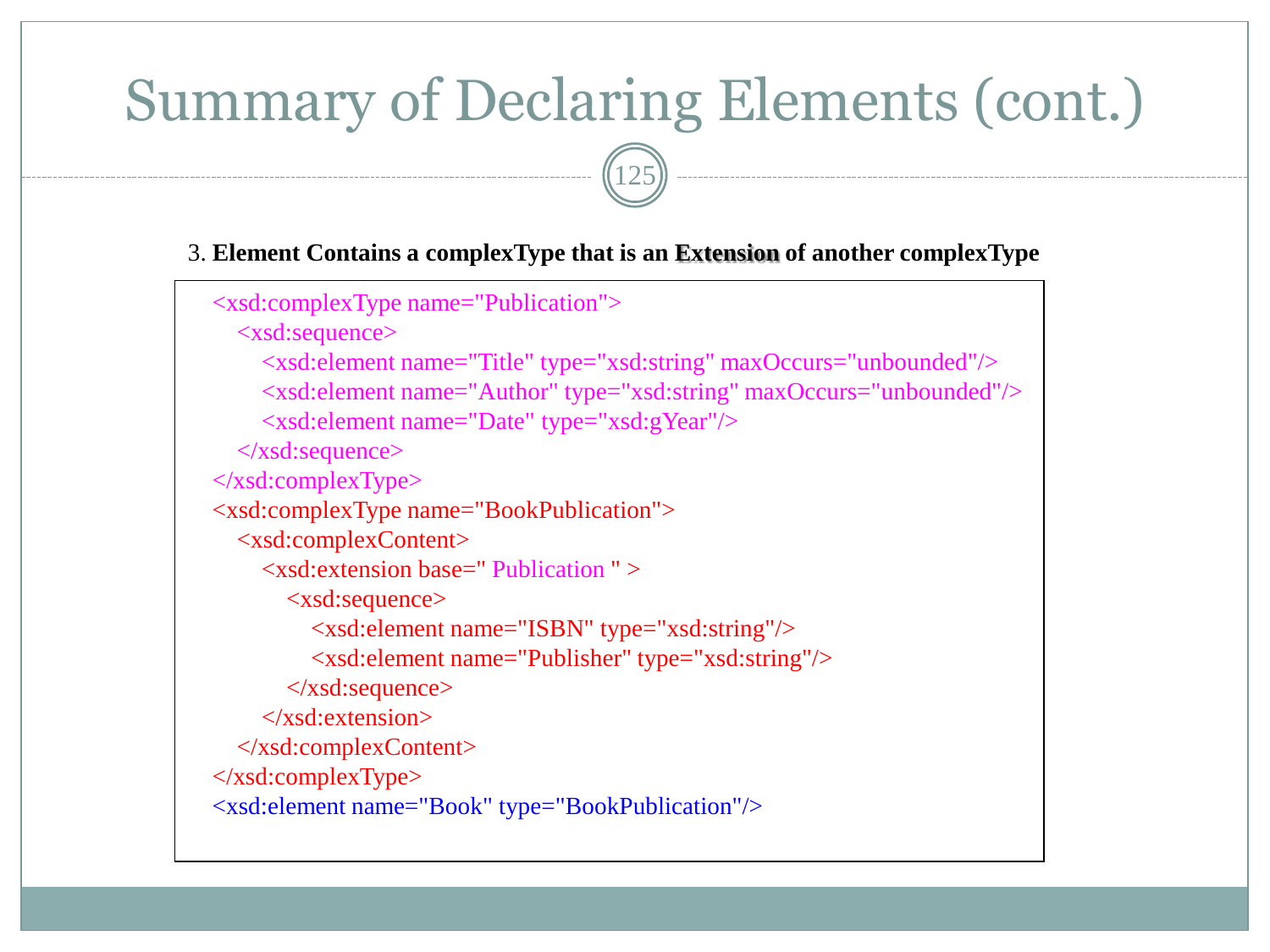# Summary of Declaring Elements (cont.)

3. **Element Contains a complexType that is an Extension of another complexType**

```
<xsd:complexType name="Publication">
    <xsd:sequence>
        <xsd:element name="Title" type="xsd:string" maxOccurs="unbounded"/>
        <xsd:element name="Author" type="xsd:string" maxOccurs="unbounded"/>
        <xsd:element name="Date" type="xsd:gYear"/>
    </xsd:sequence>
</xsd:complexType>
<xsd:complexType name="BookPublication">
    <xsd:complexContent>
        <xsd:extension base=" Publication " >
            <xsd:sequence>
                <xsd:element name="ISBN" type="xsd:string"/>
                <xsd:element name="Publisher" type="xsd:string"/>
            </xsd:sequence>
        </xsd:extension>
    </xsd:complexContent>
</xsd:complexType>
<xsd:element name="Book" type="BookPublication"/>
```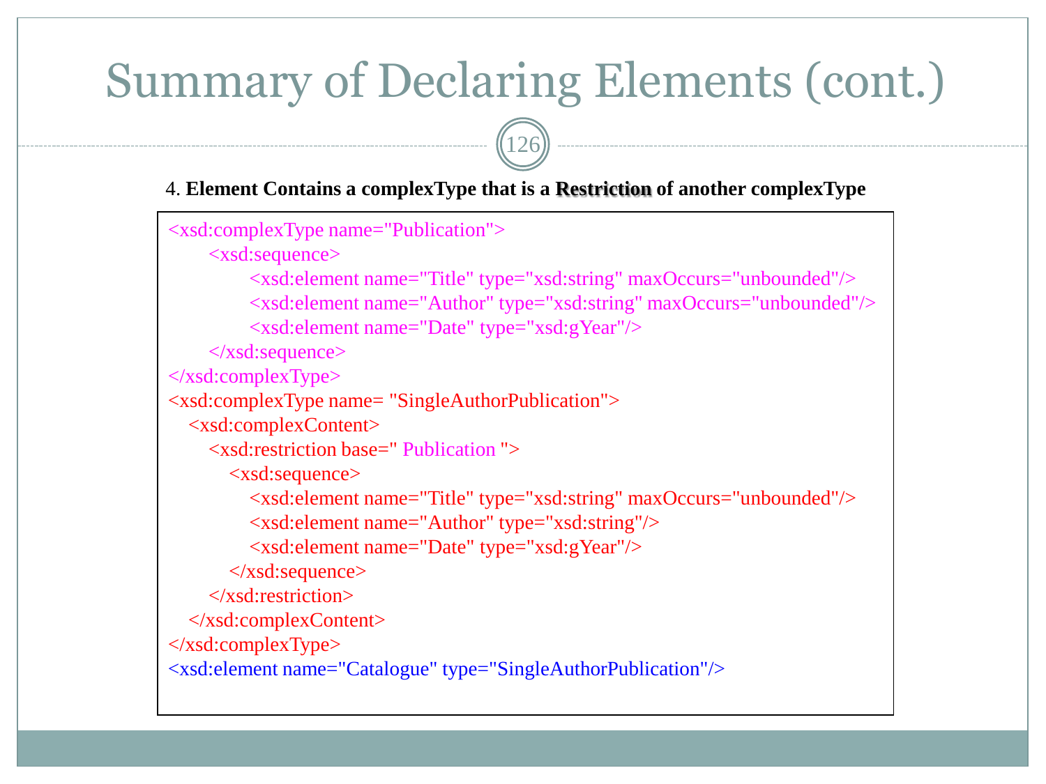# Summary of Declaring Elements (cont.)

4. **Element Contains a complexType that is a Restriction of another complexType**

```
<xsd:complexType name="Publication">
      <xsd:sequence>
            <xsd:element name="Title" type="xsd:string" maxOccurs="unbounded"/>
            <xsd:element name="Author" type="xsd:string" maxOccurs="unbounded"/>
            <xsd:element name="Date" type="xsd:gYear"/>
      </xsd:sequence>
</xsd:complexType>
<xsd:complexType name= "SingleAuthorPublication">
   <xsd:complexContent>
      <xsd:restriction base=" Publication ">
         <xsd:sequence>
            <xsd:element name="Title" type="xsd:string" maxOccurs="unbounded"/>
            <xsd:element name="Author" type="xsd:string"/>
            <xsd:element name="Date" type="xsd:gYear"/>
         </xsd:sequence>
      </xsd:restriction>
   </xsd:complexContent>
</xsd:complexType>
<xsd:element name="Catalogue" type="SingleAuthorPublication"/>
```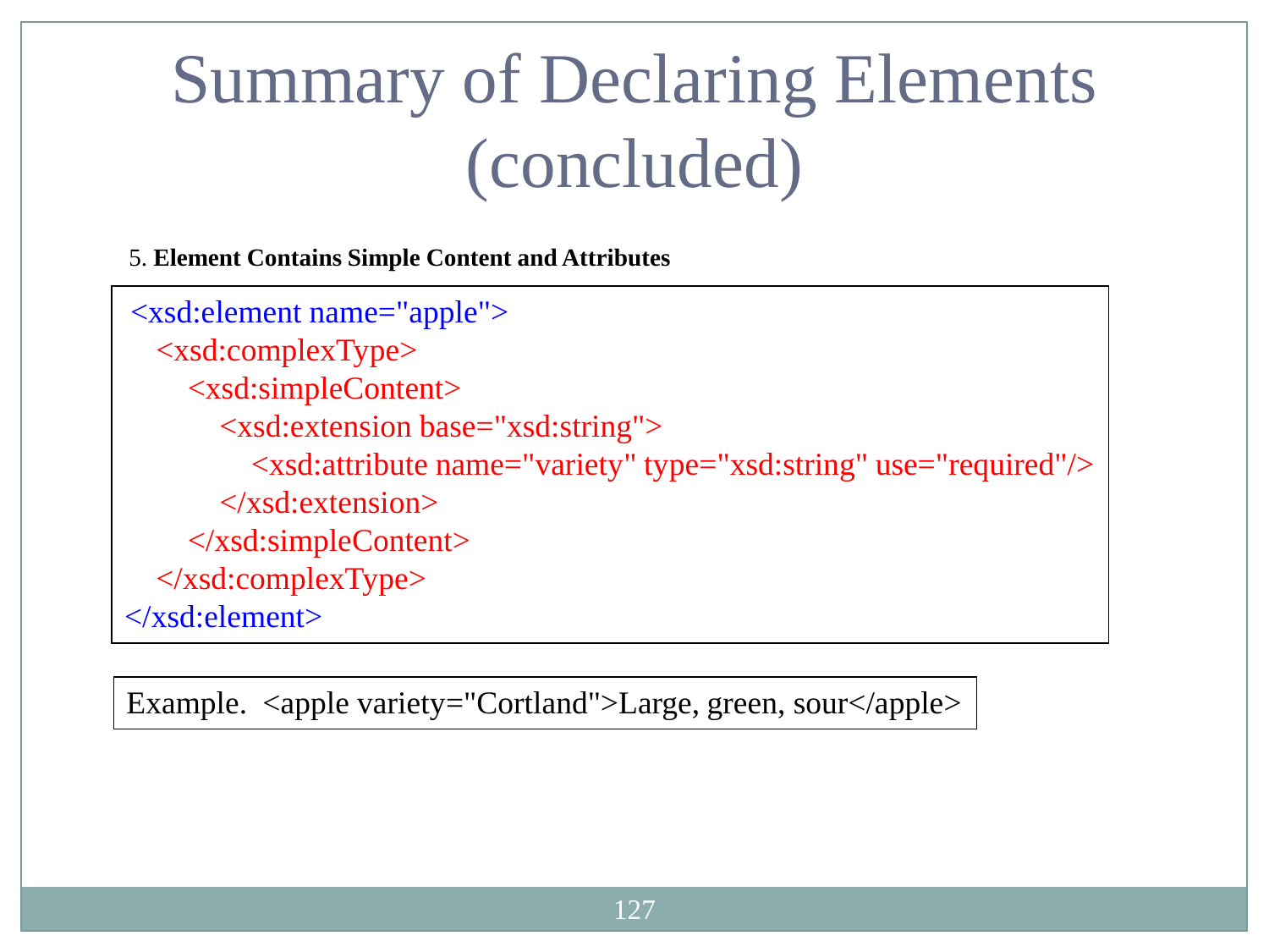# Summary of Declaring Elements (concluded)

5. **Element Contains Simple Content and Attributes**

```
<xsd:element name="apple">
   <xsd:complexType>
      <xsd:simpleContent>
         <xsd:extension base="xsd:string">
            <xsd:attribute name="variety" type="xsd:string" use="required"/>
         </xsd:extension>
      </xsd:simpleContent>
   </xsd:complexType>
</xsd:element>
```

Example. <apple variety="Cortland">Large, green, sour</apple>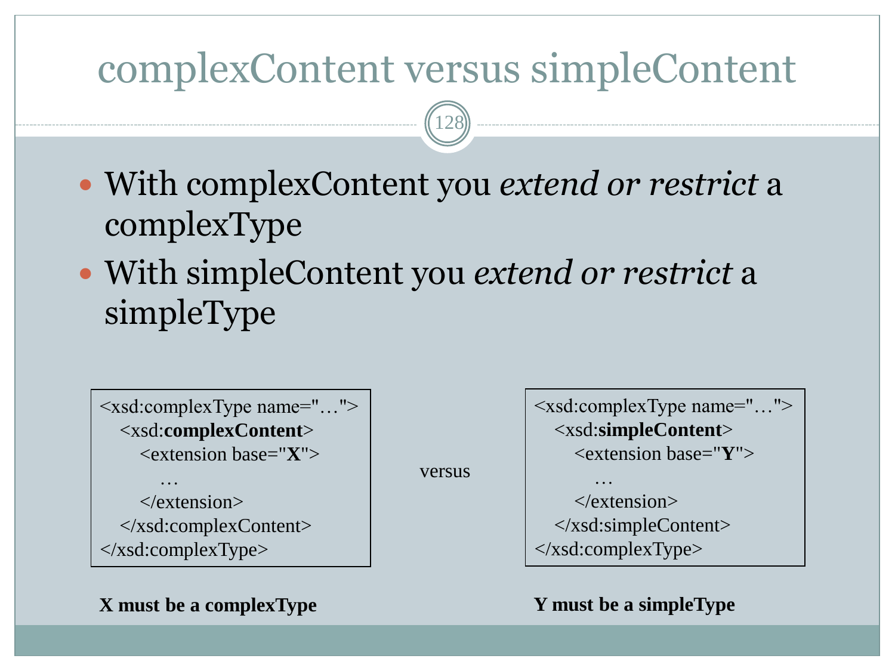# complexContent versus simpleContent

- With complexContent you *extend or restrict* a complexType
- With simpleContent you *extend or restrict* a simpleType

```
<xsd:complexType name="…">
   <xsd:complexContent>
      <extension base="X">
         …
      </extension>
   </xsd:complexContent>
</xsd:complexType>
```

versus

```
<xsd:complexType name="…">
   <xsd:simpleContent>
      <extension base="Y">
         …
      </extension>
   </xsd:simpleContent>
</xsd:complexType>
```

**X must be a complexType**

**Y must be a simpleType**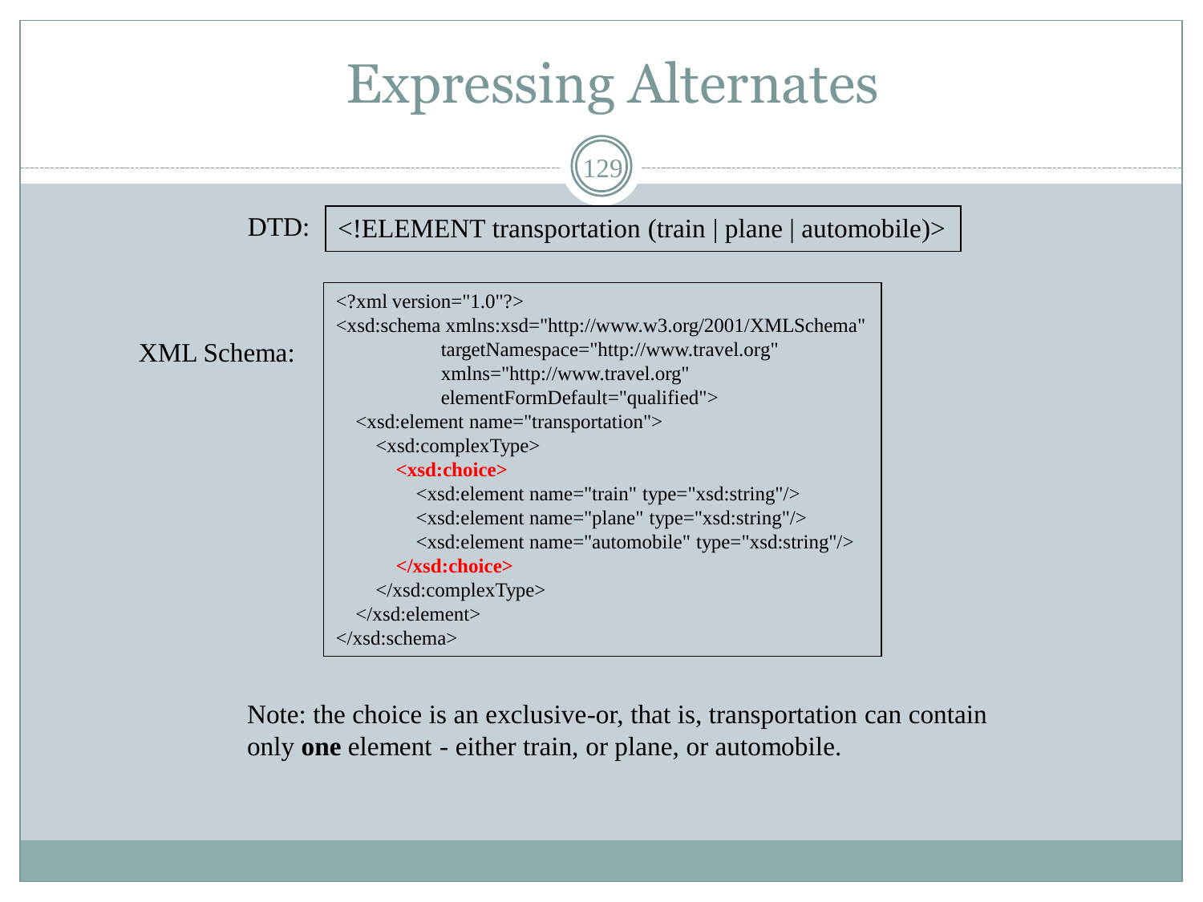# Expressing Alternates

DTD:

```
<!ELEMENT transportation (train | plane | automobile)>
```

XML Schema:

```
<?xml version="1.0"?>
<xsd:schema xmlns:xsd="http://www.w3.org/2001/XMLSchema"
            targetNamespace="http://www.travel.org"
            xmlns="http://www.travel.org"
            elementFormDefault="qualified">
  <xsd:element name="transportation">
    <xsd:complexType>
      <xsd:choice>
        <xsd:element name="train" type="xsd:string"/>
        <xsd:element name="plane" type="xsd:string"/>
        <xsd:element name="automobile" type="xsd:string"/>
      </xsd:choice>
    </xsd:complexType>
  </xsd:element>
</xsd:schema>
```

Note: the choice is an exclusive-or, that is, transportation can contain only **one** element - either train, or plane, or automobile.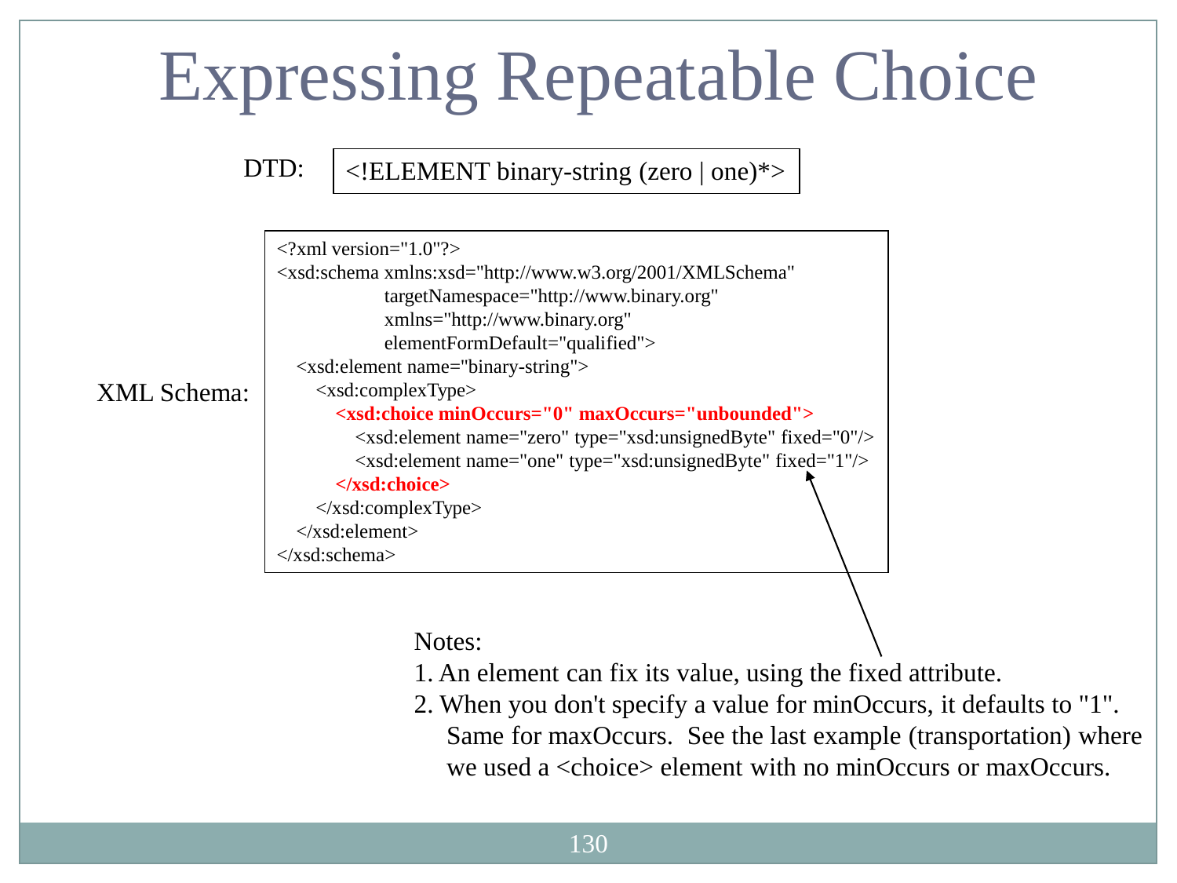# Expressing Repeatable Choice

DTD:

```
<!ELEMENT binary-string (zero | one)*>
```

XML Schema:

```
<?xml version="1.0"?>
<xsd:schema xmlns:xsd="http://www.w3.org/2001/XMLSchema"
            targetNamespace="http://www.binary.org"
            xmlns="http://www.binary.org"
            elementFormDefault="qualified">
  <xsd:element name="binary-string">
    <xsd:complexType>
      <xsd:choice minOccurs="0" maxOccurs="unbounded">
        <xsd:element name="zero" type="xsd:unsignedByte" fixed="0"/>
        <xsd:element name="one" type="xsd:unsignedByte" fixed="1"/>
      </xsd:choice>
    </xsd:complexType>
  </xsd:element>
</xsd:schema>
```

Notes:

1. An element can fix its value, using the fixed attribute.
2. When you don't specify a value for minOccurs, it defaults to "1". Same for maxOccurs. See the last example (transportation) where we used a <choice> element with no minOccurs or maxOccurs.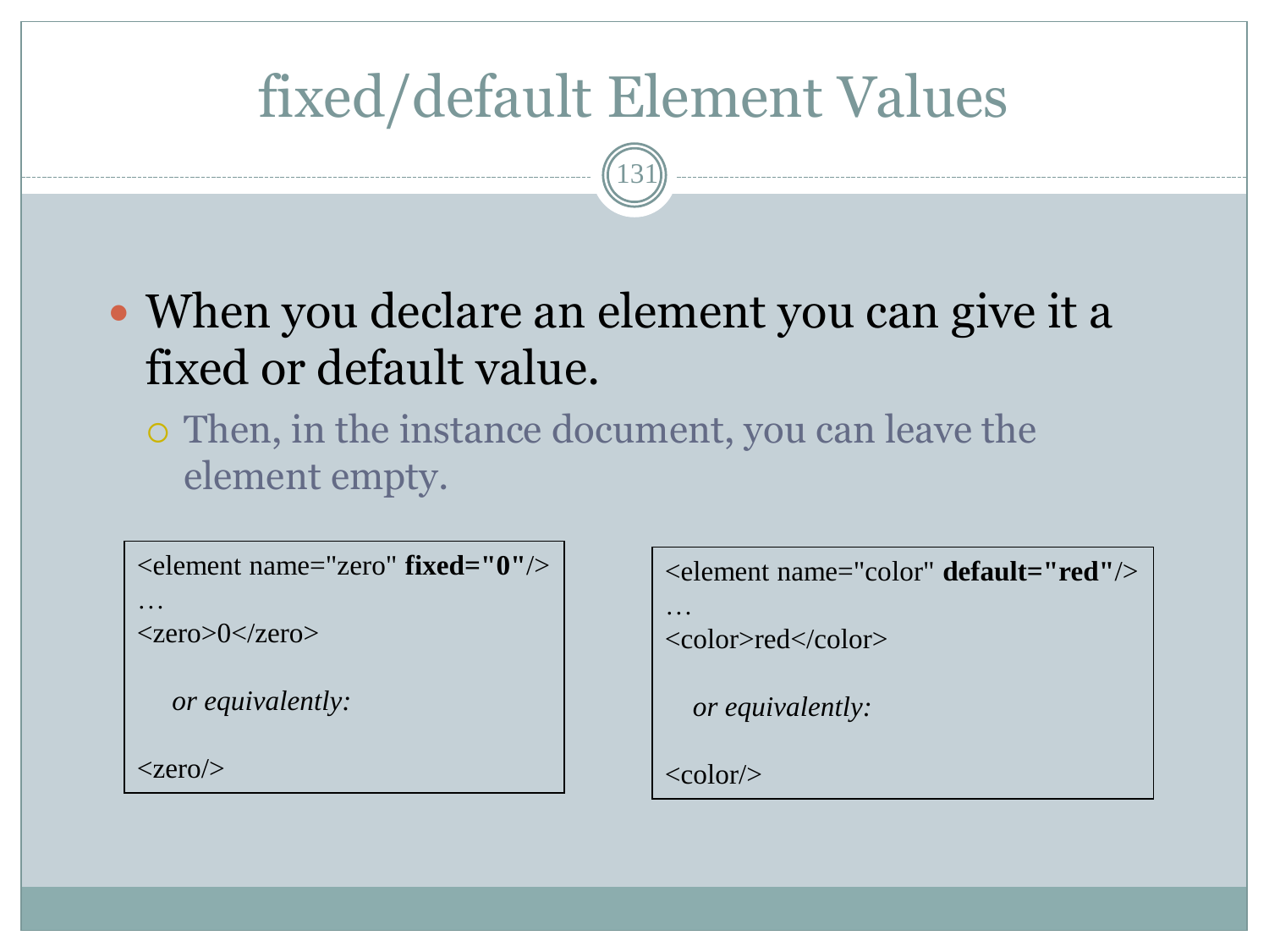# fixed/default Element Values

- When you declare an element you can give it a fixed or default value.
  - Then, in the instance document, you can leave the element empty.

```
<element name="zero" fixed="0"/>
…
<zero>0</zero>

    or equivalently:

<zero/>
```

```
<element name="color" default="red"/>
…
<color>red</color>

    or equivalently:

<color/>
```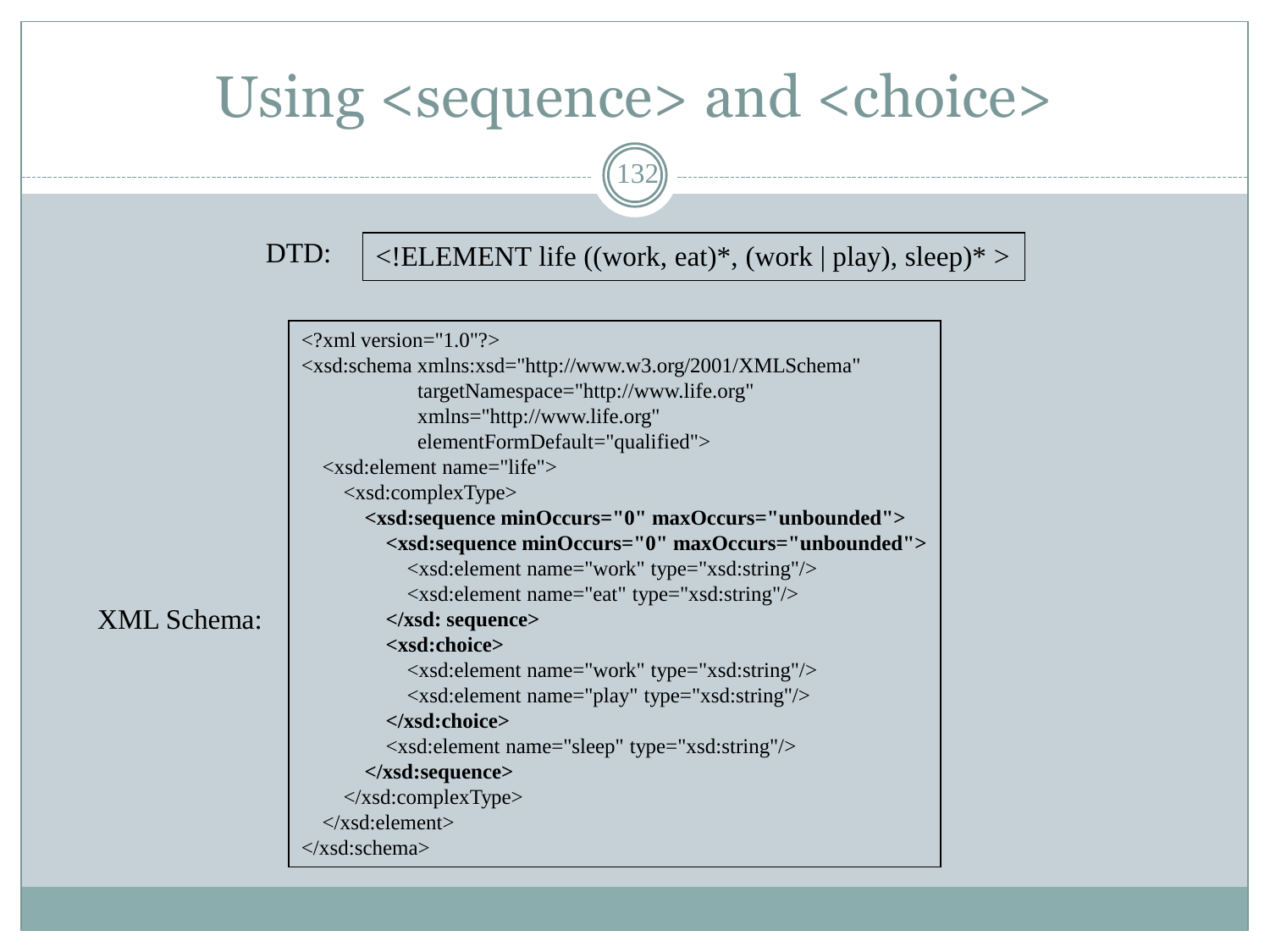# Using <sequence> and <choice>

DTD:

```
<!ELEMENT life ((work, eat)*, (work | play), sleep)* >
```

XML Schema:

```
<?xml version="1.0"?>
<xsd:schema xmlns:xsd="http://www.w3.org/2001/XMLSchema"
               targetNamespace="http://www.life.org"
               xmlns="http://www.life.org"
               elementFormDefault="qualified">
   <xsd:element name="life">
      <xsd:complexType>
         <xsd:sequence minOccurs="0" maxOccurs="unbounded">
            <xsd:sequence minOccurs="0" maxOccurs="unbounded">
               <xsd:element name="work" type="xsd:string"/>
               <xsd:element name="eat" type="xsd:string"/>
            </xsd: sequence>
            <xsd:choice>
               <xsd:element name="work" type="xsd:string"/>
               <xsd:element name="play" type="xsd:string"/>
            </xsd:choice>
            <xsd:element name="sleep" type="xsd:string"/>
         </xsd:sequence>
      </xsd:complexType>
   </xsd:element>
</xsd:schema>
```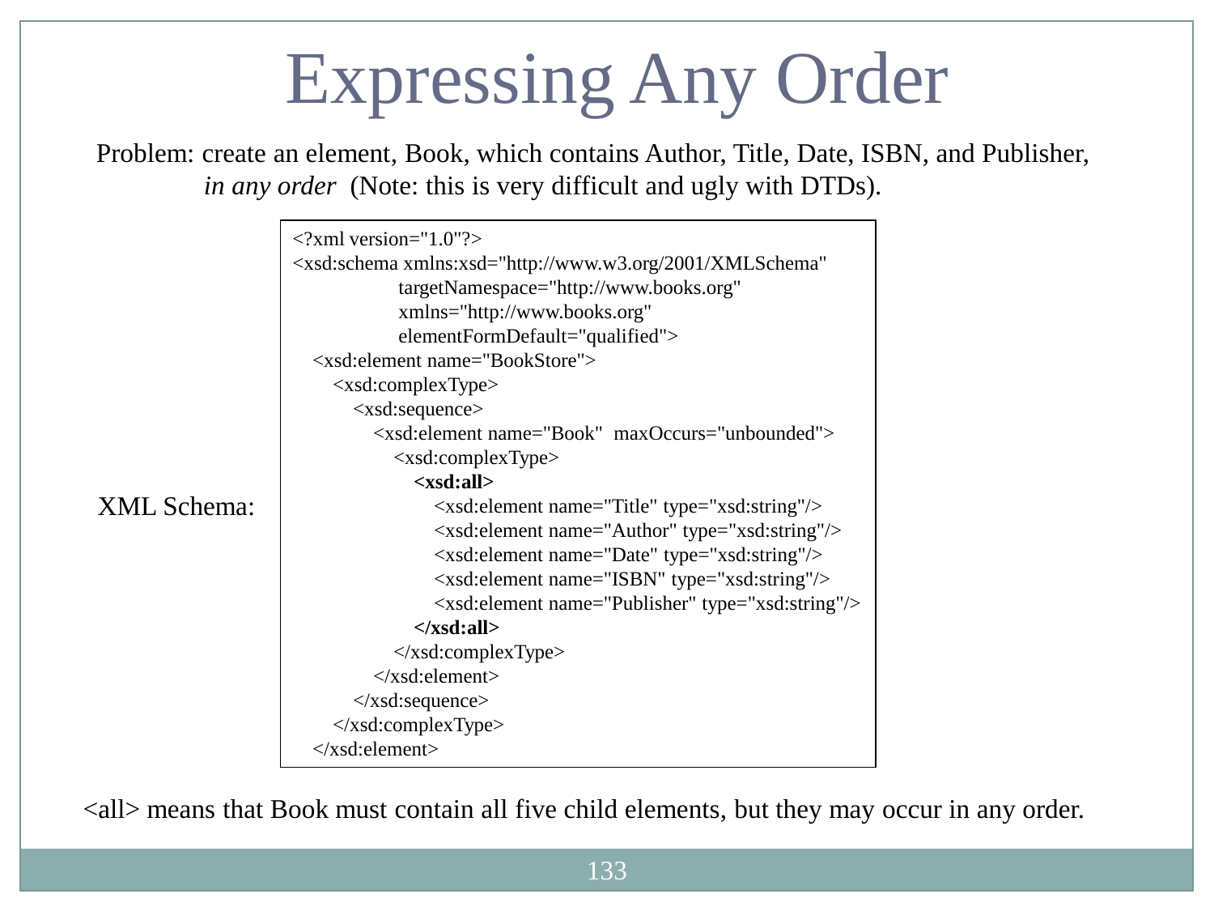# Expressing Any Order

Problem: create an element, Book, which contains Author, Title, Date, ISBN, and Publisher, *in any order* (Note: this is very difficult and ugly with DTDs).

XML Schema:

```
<?xml version="1.0"?>
<xsd:schema xmlns:xsd="http://www.w3.org/2001/XMLSchema"
            targetNamespace="http://www.books.org"
            xmlns="http://www.books.org"
            elementFormDefault="qualified">
    <xsd:element name="BookStore">
        <xsd:complexType>
            <xsd:sequence>
                <xsd:element name="Book"  maxOccurs="unbounded">
                    <xsd:complexType>
                        <xsd:all>
                            <xsd:element name="Title" type="xsd:string"/>
                            <xsd:element name="Author" type="xsd:string"/>
                            <xsd:element name="Date" type="xsd:string"/>
                            <xsd:element name="ISBN" type="xsd:string"/>
                            <xsd:element name="Publisher" type="xsd:string"/>
                        </xsd:all>
                    </xsd:complexType>
                </xsd:element>
            </xsd:sequence>
        </xsd:complexType>
    </xsd:element>
```

<all> means that Book must contain all five child elements, but they may occur in any order.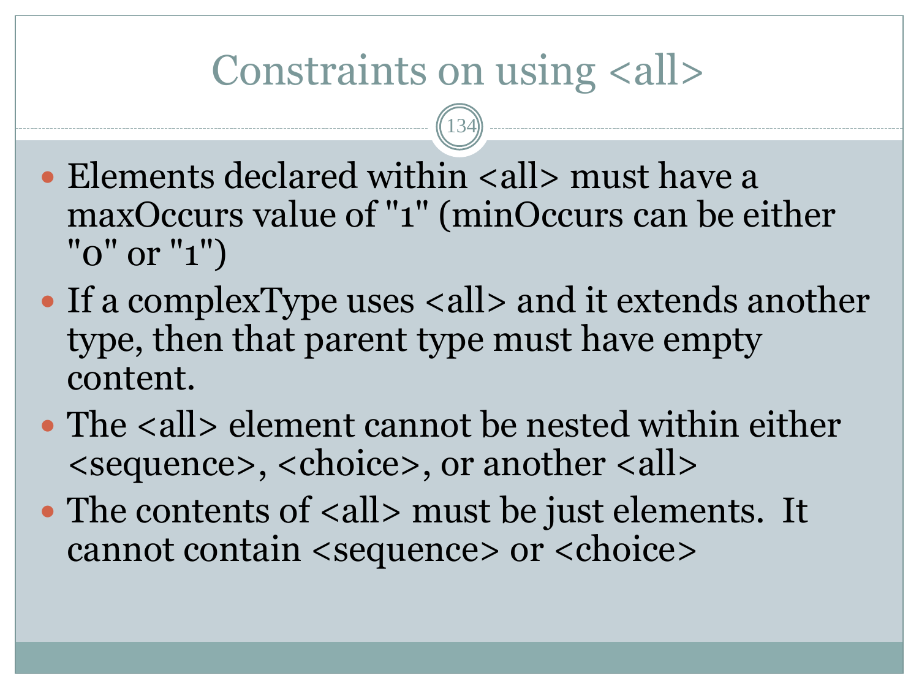# Constraints on using <all>

- Elements declared within <all> must have a maxOccurs value of "1" (minOccurs can be either "0" or "1")
- If a complexType uses <all> and it extends another type, then that parent type must have empty content.
- The <all> element cannot be nested within either <sequence>, <choice>, or another <all>
- The contents of <all> must be just elements. It cannot contain <sequence> or <choice>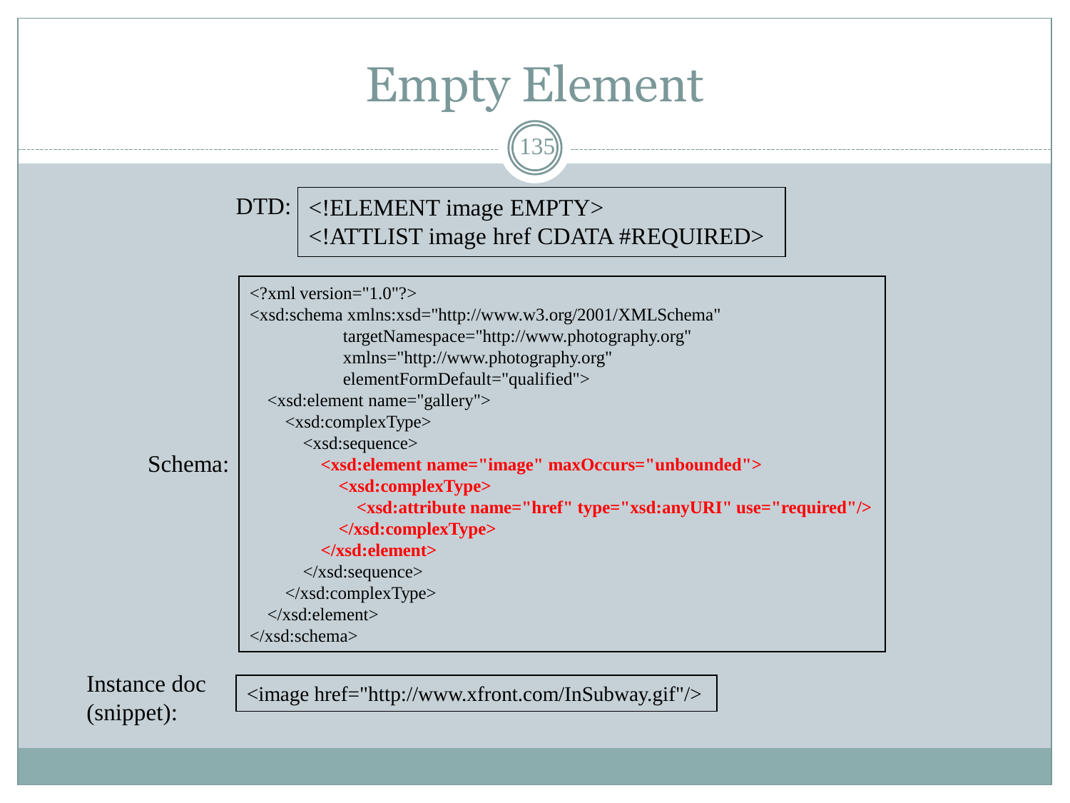# Empty Element

DTD:

```
<!ELEMENT image EMPTY>
<!ATTLIST image href CDATA #REQUIRED>
```

Schema:

```
<?xml version="1.0"?>
<xsd:schema xmlns:xsd="http://www.w3.org/2001/XMLSchema"
                targetNamespace="http://www.photography.org"
                xmlns="http://www.photography.org"
                elementFormDefault="qualified">
    <xsd:element name="gallery">
        <xsd:complexType>
            <xsd:sequence>
                <xsd:element name="image" maxOccurs="unbounded">
                    <xsd:complexType>
                        <xsd:attribute name="href" type="xsd:anyURI" use="required"/>
                    </xsd:complexType>
                </xsd:element>
            </xsd:sequence>
        </xsd:complexType>
    </xsd:element>
</xsd:schema>
```

Instance doc (snippet):

```
<image href="http://www.xfront.com/InSubway.gif"/>
```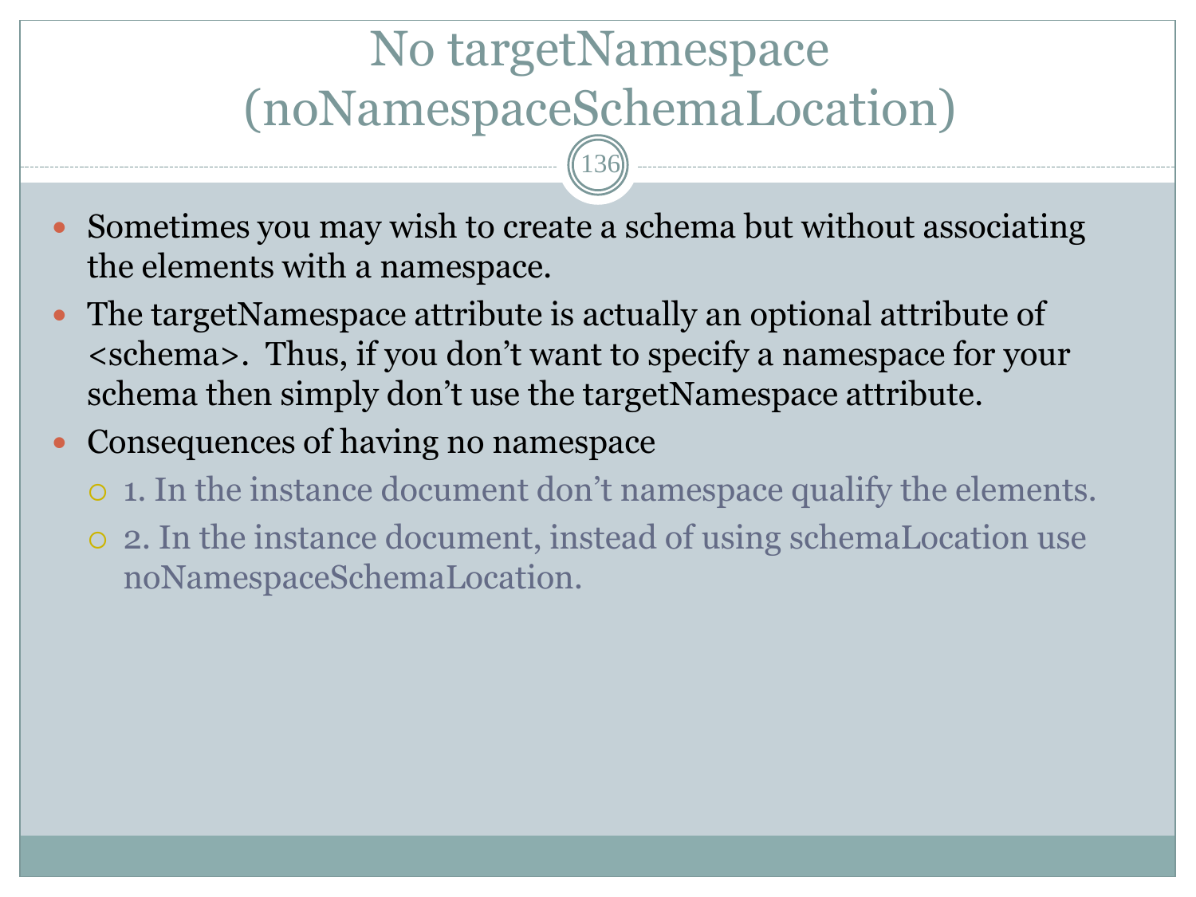# No targetNamespace (noNamespaceSchemaLocation)

- Sometimes you may wish to create a schema but without associating the elements with a namespace.
- The targetNamespace attribute is actually an optional attribute of <schema>. Thus, if you don't want to specify a namespace for your schema then simply don't use the targetNamespace attribute.
- Consequences of having no namespace
  - 1. In the instance document don't namespace qualify the elements.
  - 2. In the instance document, instead of using schemaLocation use noNamespaceSchemaLocation.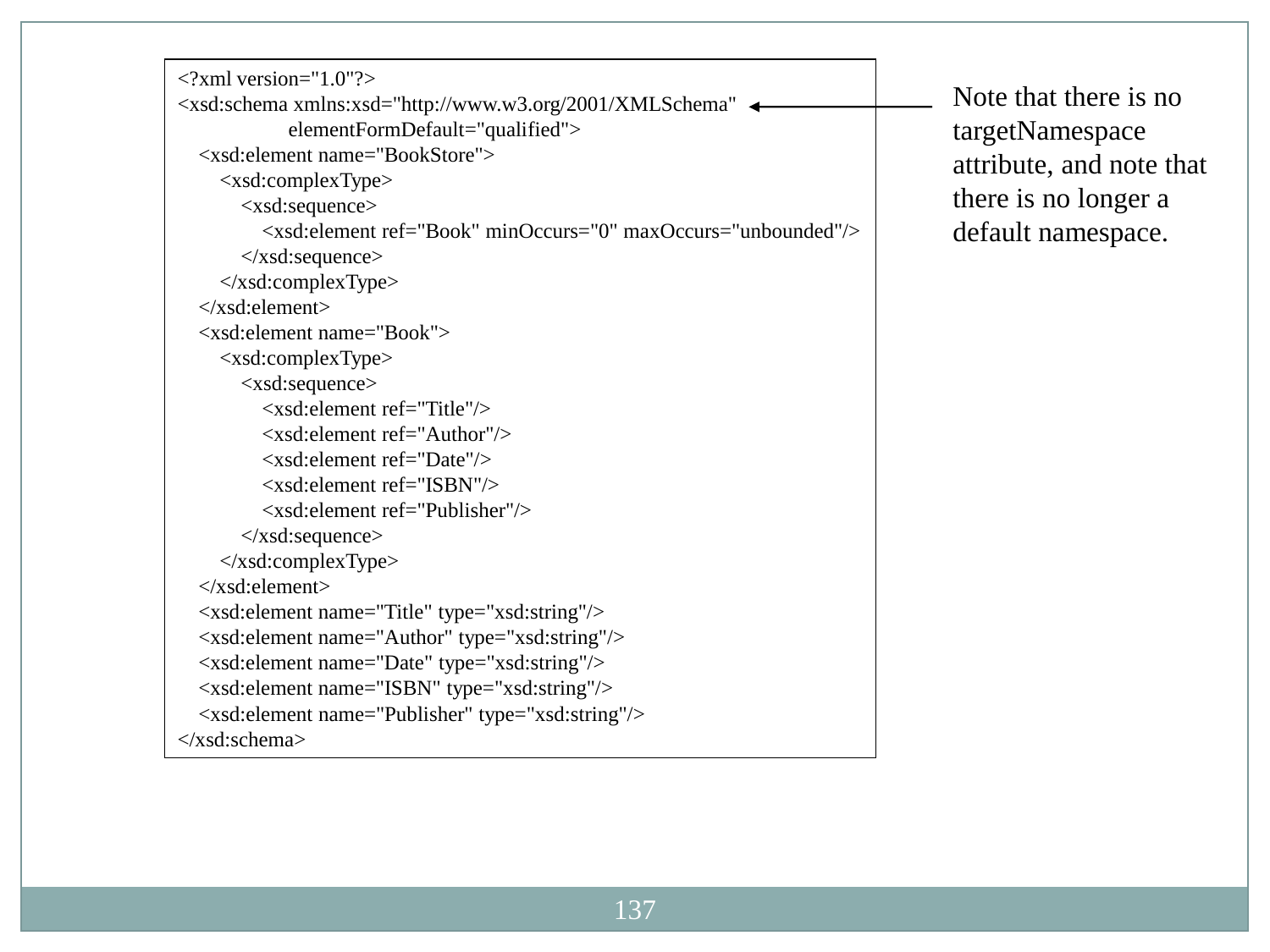```xml
<?xml version="1.0"?>
<xsd:schema xmlns:xsd="http://www.w3.org/2001/XMLSchema"
            elementFormDefault="qualified">
  <xsd:element name="BookStore">
    <xsd:complexType>
      <xsd:sequence>
        <xsd:element ref="Book" minOccurs="0" maxOccurs="unbounded"/>
      </xsd:sequence>
    </xsd:complexType>
  </xsd:element>
  <xsd:element name="Book">
    <xsd:complexType>
      <xsd:sequence>
        <xsd:element ref="Title"/>
        <xsd:element ref="Author"/>
        <xsd:element ref="Date"/>
        <xsd:element ref="ISBN"/>
        <xsd:element ref="Publisher"/>
      </xsd:sequence>
    </xsd:complexType>
  </xsd:element>
  <xsd:element name="Title" type="xsd:string"/>
  <xsd:element name="Author" type="xsd:string"/>
  <xsd:element name="Date" type="xsd:string"/>
  <xsd:element name="ISBN" type="xsd:string"/>
  <xsd:element name="Publisher" type="xsd:string"/>
</xsd:schema>
```

Note that there is no targetNamespace attribute, and note that there is no longer a default namespace.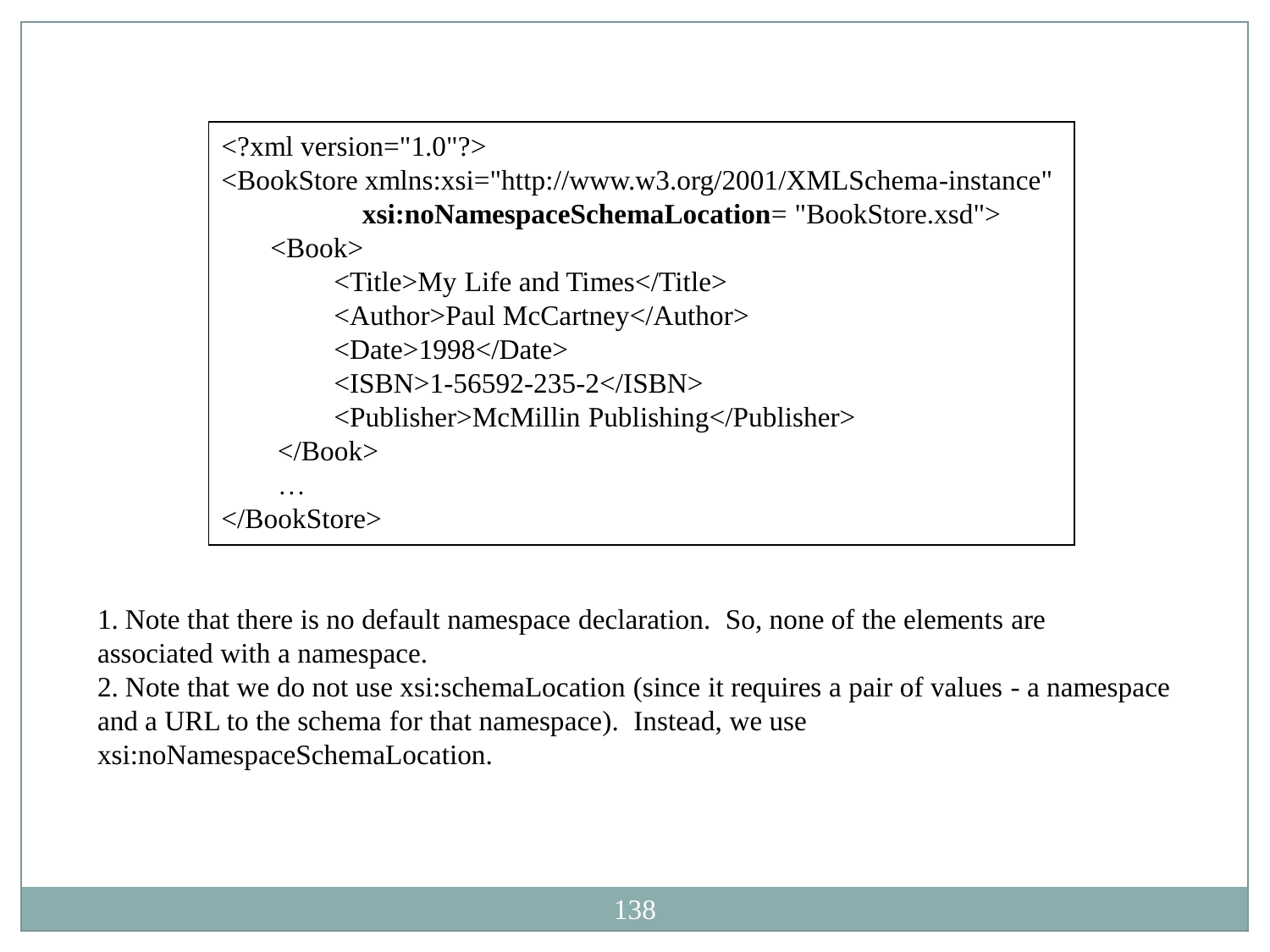```xml
<?xml version="1.0"?>
<BookStore xmlns:xsi="http://www.w3.org/2001/XMLSchema-instance"
           xsi:noNamespaceSchemaLocation= "BookStore.xsd">
    <Book>
        <Title>My Life and Times</Title>
        <Author>Paul McCartney</Author>
        <Date>1998</Date>
        <ISBN>1-56592-235-2</ISBN>
        <Publisher>McMillin Publishing</Publisher>
    </Book>
    …
</BookStore>
```

1. Note that there is no default namespace declaration. So, none of the elements are associated with a namespace.
2. Note that we do not use xsi:schemaLocation (since it requires a pair of values - a namespace and a URL to the schema for that namespace). Instead, we use xsi:noNamespaceSchemaLocation.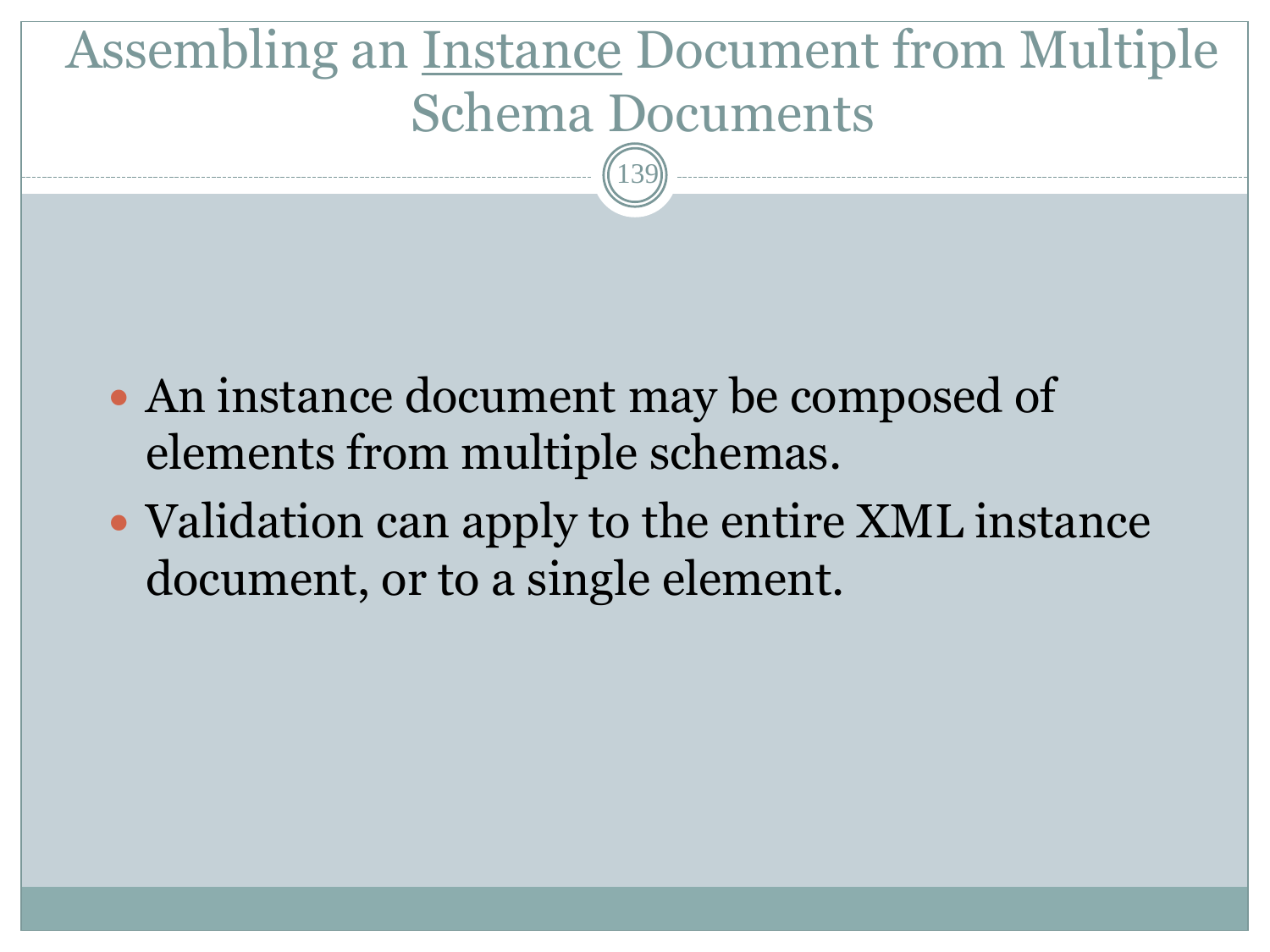# Assembling an Instance Document from Multiple Schema Documents

- An instance document may be composed of elements from multiple schemas.
- Validation can apply to the entire XML instance document, or to a single element.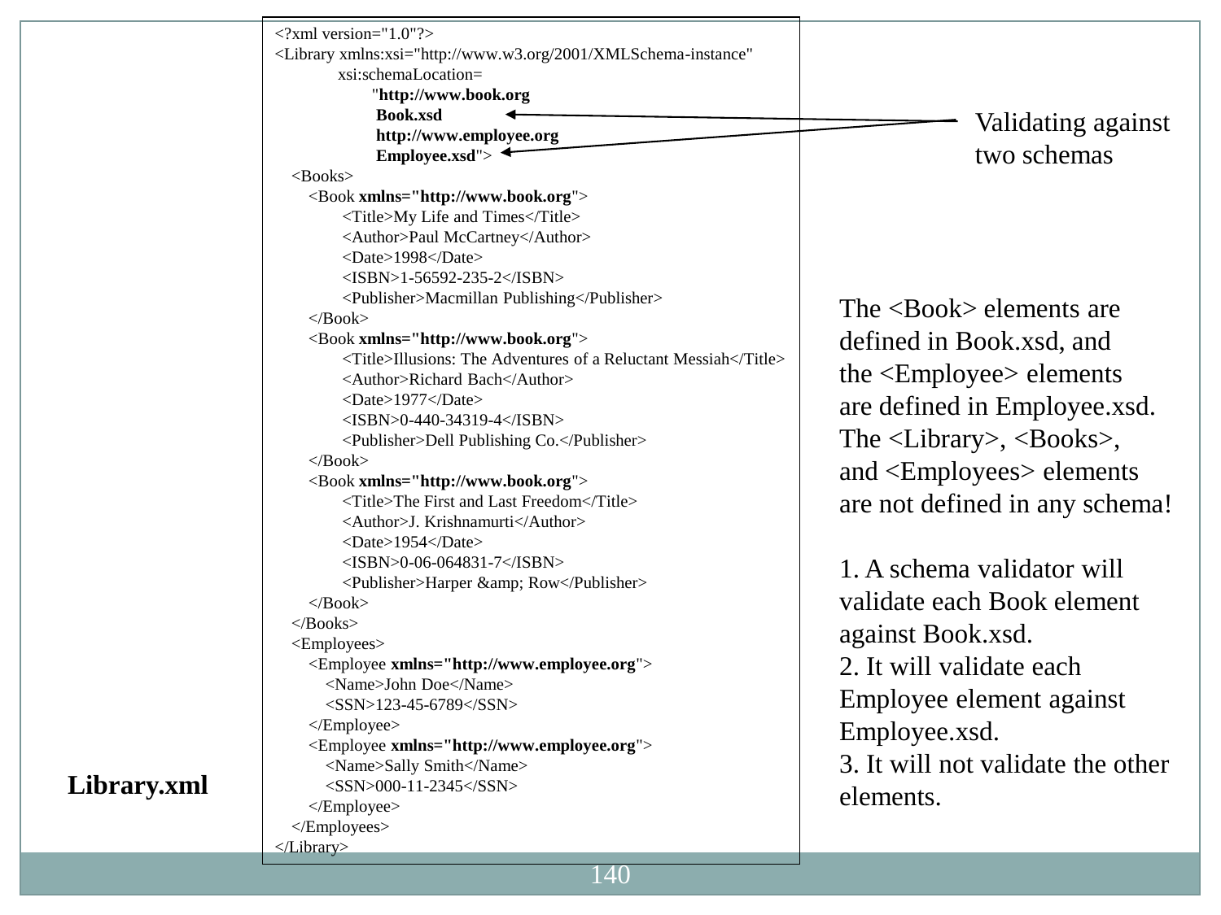```xml
<?xml version="1.0"?>
<Library xmlns:xsi="http://www.w3.org/2001/XMLSchema-instance"
         xsi:schemaLocation=
              "http://www.book.org
               Book.xsd
               http://www.employee.org
               Employee.xsd">
   <Books>
      <Book xmlns="http://www.book.org">
            <Title>My Life and Times</Title>
            <Author>Paul McCartney</Author>
            <Date>1998</Date>
            <ISBN>1-56592-235-2</ISBN>
            <Publisher>Macmillan Publishing</Publisher>
      </Book>
      <Book xmlns="http://www.book.org">
            <Title>Illusions: The Adventures of a Reluctant Messiah</Title>
            <Author>Richard Bach</Author>
            <Date>1977</Date>
            <ISBN>0-440-34319-4</ISBN>
            <Publisher>Dell Publishing Co.</Publisher>
      </Book>
      <Book xmlns="http://www.book.org">
            <Title>The First and Last Freedom</Title>
            <Author>J. Krishnamurti</Author>
            <Date>1954</Date>
            <ISBN>0-06-064831-7</ISBN>
            <Publisher>Harper &amp; Row</Publisher>
      </Book>
   </Books>
   <Employees>
      <Employee xmlns="http://www.employee.org">
         <Name>John Doe</Name>
         <SSN>123-45-6789</SSN>
      </Employee>
      <Employee xmlns="http://www.employee.org">
         <Name>Sally Smith</Name>
         <SSN>000-11-2345</SSN>
      </Employee>
   </Employees>
</Library>
```

**Library.xml**

Validating against two schemas

The <Book> elements are defined in Book.xsd, and the <Employee> elements are defined in Employee.xsd. The <Library>, <Books>, and <Employees> elements are not defined in any schema!

1. A schema validator will validate each Book element against Book.xsd.
2. It will validate each Employee element against Employee.xsd.
3. It will not validate the other elements.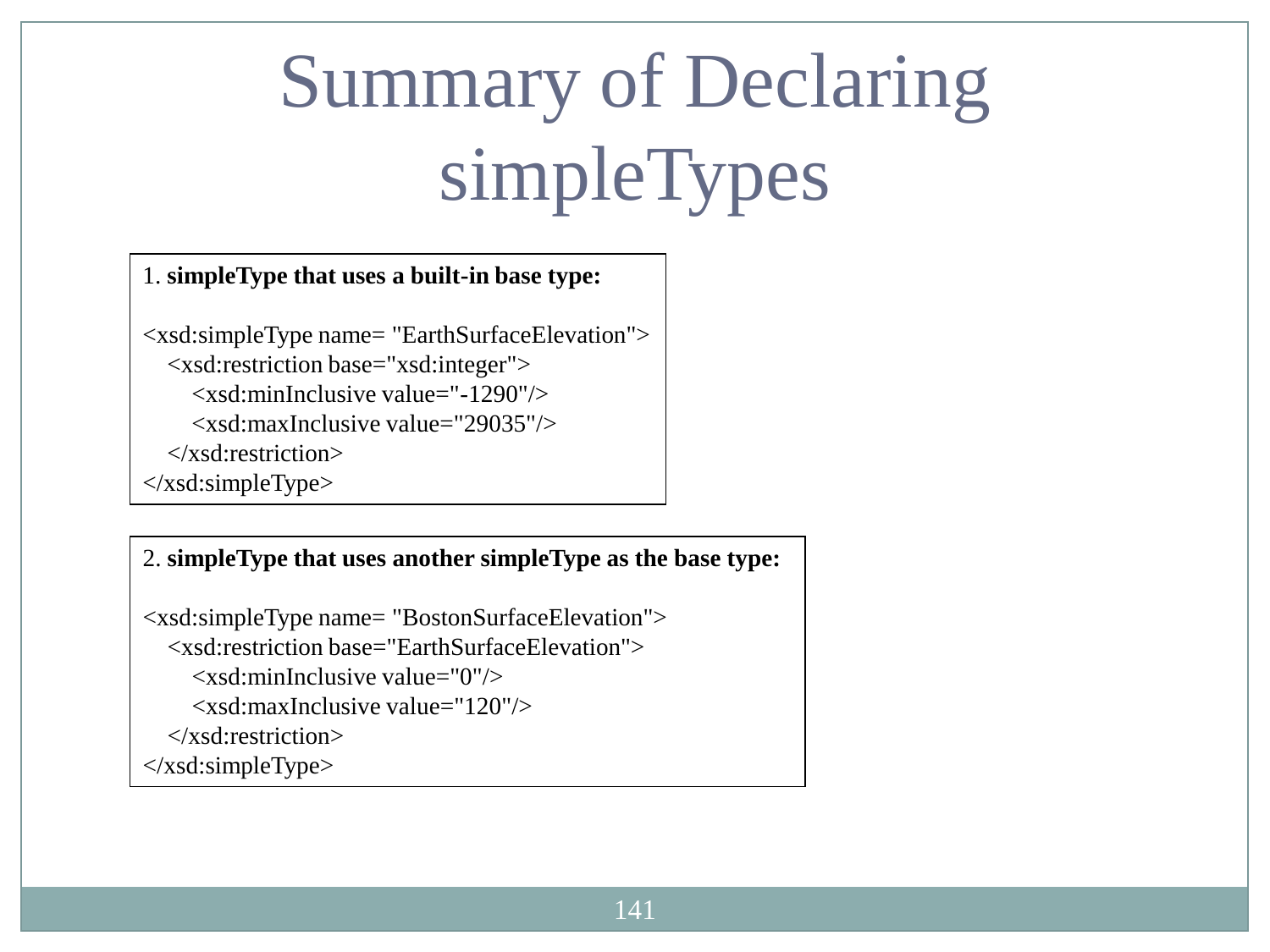# Summary of Declaring simpleTypes

1. **simpleType that uses a built-in base type:**

```
<xsd:simpleType name= "EarthSurfaceElevation">
   <xsd:restriction base="xsd:integer">
      <xsd:minInclusive value="-1290"/>
      <xsd:maxInclusive value="29035"/>
   </xsd:restriction>
</xsd:simpleType>
```

2. **simpleType that uses another simpleType as the base type:**

```
<xsd:simpleType name= "BostonSurfaceElevation">
   <xsd:restriction base="EarthSurfaceElevation">
      <xsd:minInclusive value="0"/>
      <xsd:maxInclusive value="120"/>
   </xsd:restriction>
</xsd:simpleType>
```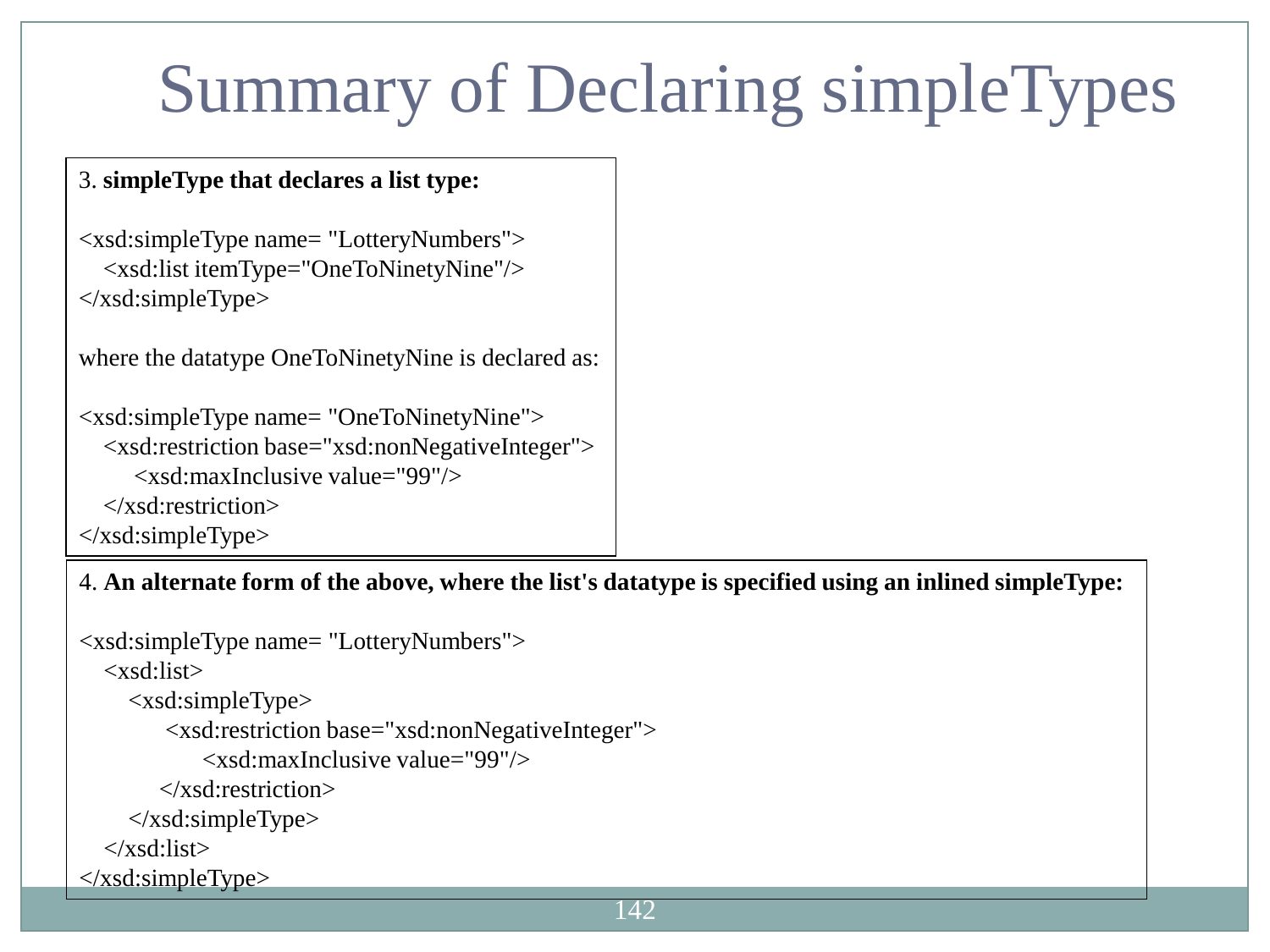# Summary of Declaring simpleTypes

3. **simpleType that declares a list type:**

```
<xsd:simpleType name= "LotteryNumbers">
   <xsd:list itemType="OneToNinetyNine"/>
</xsd:simpleType>
```

where the datatype OneToNinetyNine is declared as:

```
<xsd:simpleType name= "OneToNinetyNine">
   <xsd:restriction base="xsd:nonNegativeInteger">
      <xsd:maxInclusive value="99"/>
   </xsd:restriction>
</xsd:simpleType>
```

4. **An alternate form of the above, where the list's datatype is specified using an inlined simpleType:**

```
<xsd:simpleType name= "LotteryNumbers">
   <xsd:list>
      <xsd:simpleType>
         <xsd:restriction base="xsd:nonNegativeInteger">
            <xsd:maxInclusive value="99"/>
         </xsd:restriction>
      </xsd:simpleType>
   </xsd:list>
</xsd:simpleType>
```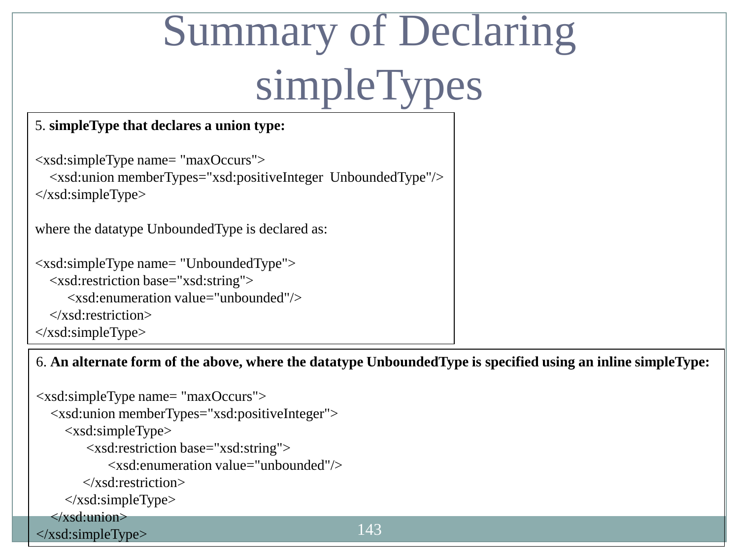# Summary of Declaring simpleTypes

5. **simpleType that declares a union type:**

```
<xsd:simpleType name= "maxOccurs">
    <xsd:union memberTypes="xsd:positiveInteger  UnboundedType"/>
</xsd:simpleType>
```

where the datatype UnboundedType is declared as:

```
<xsd:simpleType name= "UnboundedType">
    <xsd:restriction base="xsd:string">
        <xsd:enumeration value="unbounded"/>
    </xsd:restriction>
</xsd:simpleType>
```

6. **An alternate form of the above, where the datatype UnboundedType is specified using an inline simpleType:**

```
<xsd:simpleType name= "maxOccurs">
    <xsd:union memberTypes="xsd:positiveInteger">
        <xsd:simpleType>
            <xsd:restriction base="xsd:string">
                <xsd:enumeration value="unbounded"/>
            </xsd:restriction>
        </xsd:simpleType>
    </xsd:union>
</xsd:simpleType>
```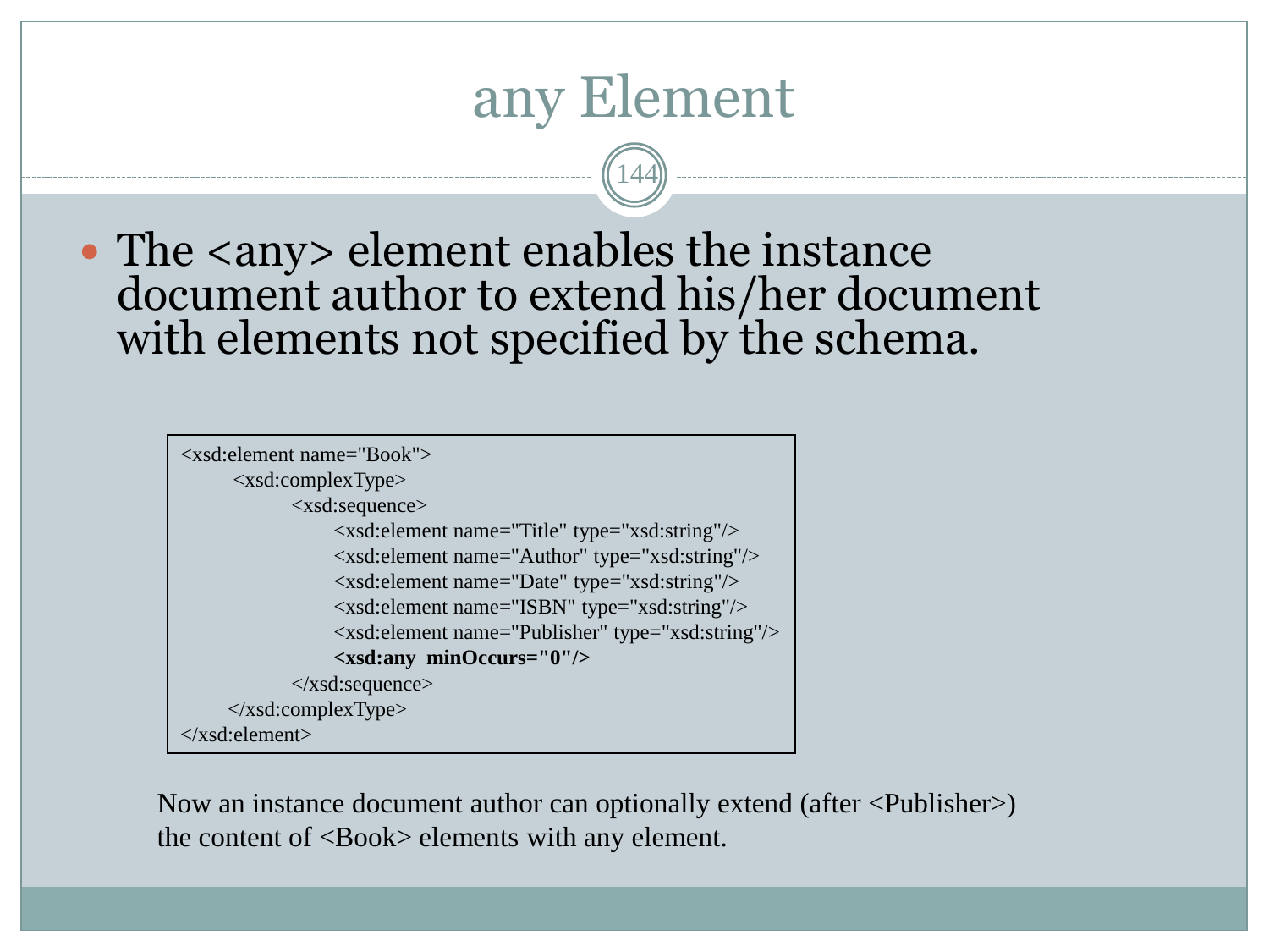# any Element

- The <any> element enables the instance document author to extend his/her document with elements not specified by the schema.

```
<xsd:element name="Book">
    <xsd:complexType>
        <xsd:sequence>
            <xsd:element name="Title" type="xsd:string"/>
            <xsd:element name="Author" type="xsd:string"/>
            <xsd:element name="Date" type="xsd:string"/>
            <xsd:element name="ISBN" type="xsd:string"/>
            <xsd:element name="Publisher" type="xsd:string"/>
            <xsd:any  minOccurs="0"/>
        </xsd:sequence>
    </xsd:complexType>
</xsd:element>
```

Now an instance document author can optionally extend (after <Publisher>) the content of <Book> elements with any element.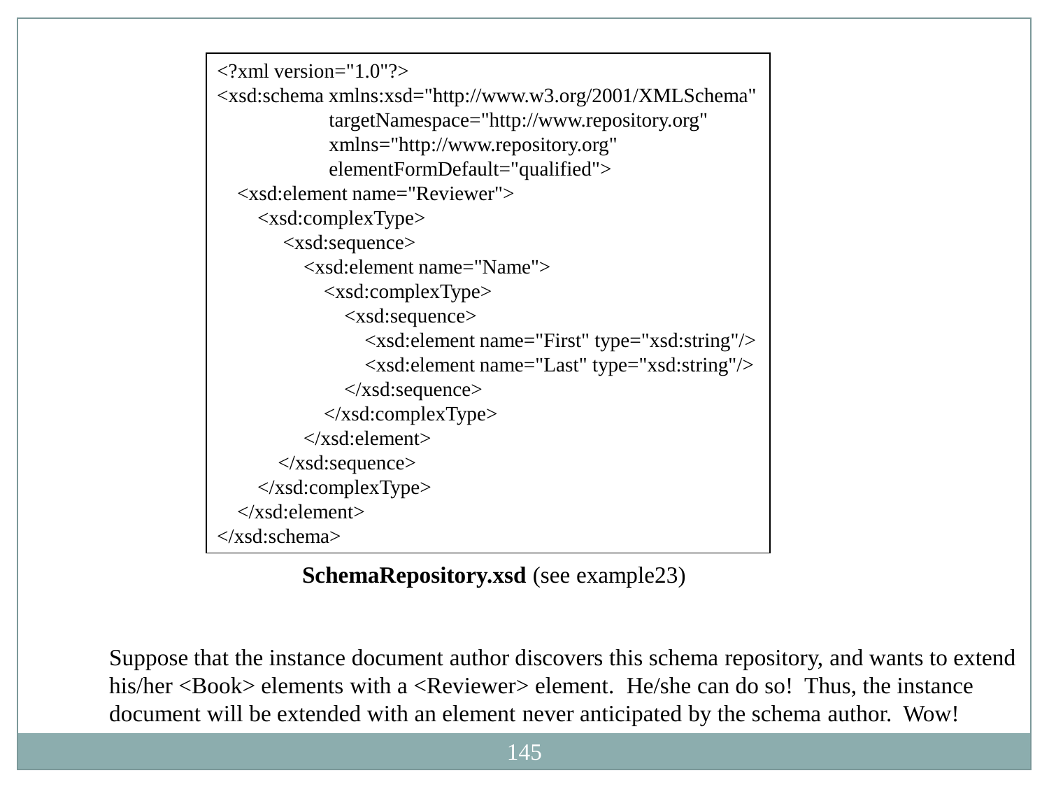```xml
<?xml version="1.0"?>
<xsd:schema xmlns:xsd="http://www.w3.org/2001/XMLSchema"
            targetNamespace="http://www.repository.org"
            xmlns="http://www.repository.org"
            elementFormDefault="qualified">
    <xsd:element name="Reviewer">
        <xsd:complexType>
            <xsd:sequence>
                <xsd:element name="Name">
                    <xsd:complexType>
                        <xsd:sequence>
                            <xsd:element name="First" type="xsd:string"/>
                            <xsd:element name="Last" type="xsd:string"/>
                        </xsd:sequence>
                    </xsd:complexType>
                </xsd:element>
            </xsd:sequence>
        </xsd:complexType>
    </xsd:element>
</xsd:schema>
```

**SchemaRepository.xsd** (see example23)

Suppose that the instance document author discovers this schema repository, and wants to extend his/her <Book> elements with a <Reviewer> element. He/she can do so! Thus, the instance document will be extended with an element never anticipated by the schema author. Wow!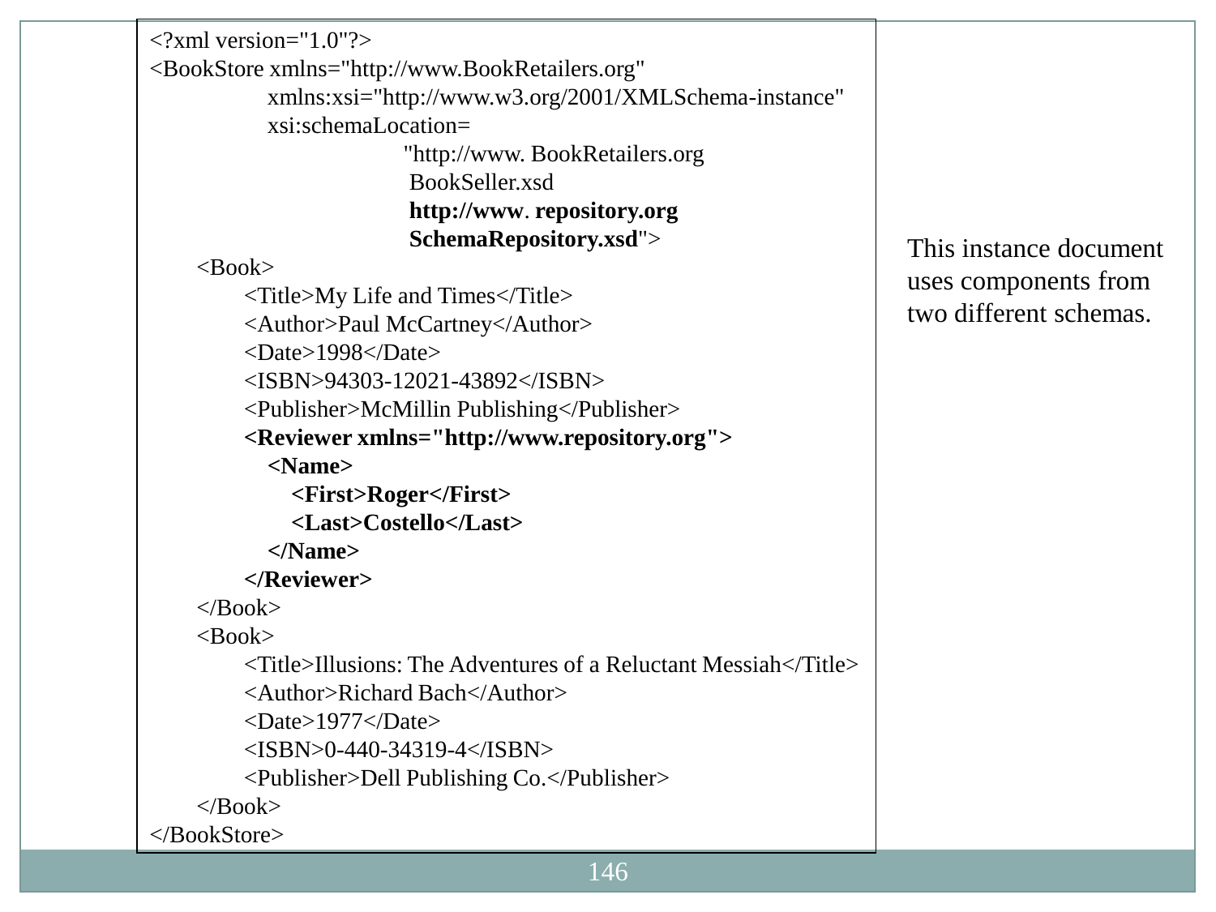```xml
<?xml version="1.0"?>
<BookStore xmlns="http://www.BookRetailers.org"
           xmlns:xsi="http://www.w3.org/2001/XMLSchema-instance"
           xsi:schemaLocation=
                      "http://www. BookRetailers.org
                       BookSeller.xsd
                       http://www. repository.org
                       SchemaRepository.xsd">
    <Book>
        <Title>My Life and Times</Title>
        <Author>Paul McCartney</Author>
        <Date>1998</Date>
        <ISBN>94303-12021-43892</ISBN>
        <Publisher>McMillin Publishing</Publisher>
        <Reviewer xmlns="http://www.repository.org">
            <Name>
                <First>Roger</First>
                <Last>Costello</Last>
            </Name>
        </Reviewer>
    </Book>
    <Book>
        <Title>Illusions: The Adventures of a Reluctant Messiah</Title>
        <Author>Richard Bach</Author>
        <Date>1977</Date>
        <ISBN>0-440-34319-4</ISBN>
        <Publisher>Dell Publishing Co.</Publisher>
    </Book>
</BookStore>
```

This instance document uses components from two different schemas.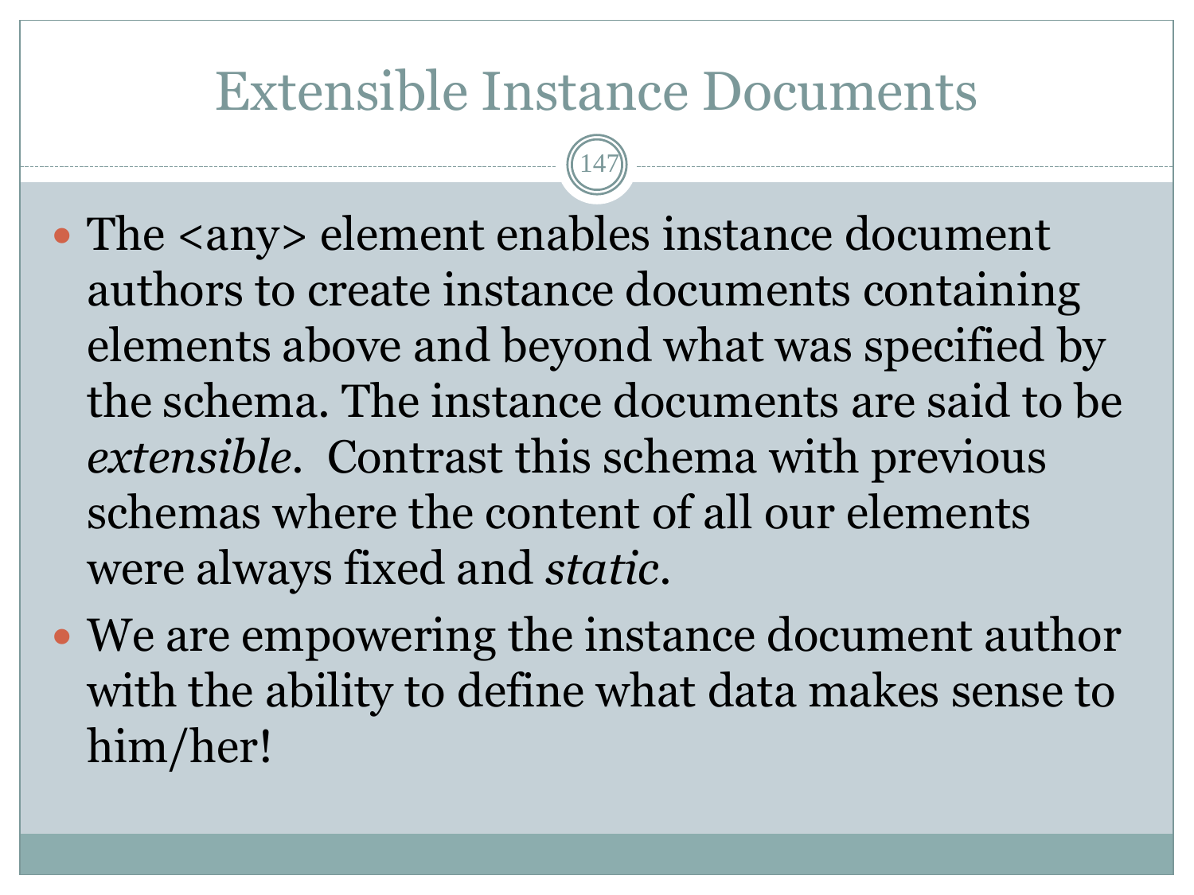# Extensible Instance Documents

- The <any> element enables instance document authors to create instance documents containing elements above and beyond what was specified by the schema. The instance documents are said to be *extensible*. Contrast this schema with previous schemas where the content of all our elements were always fixed and *static*.
- We are empowering the instance document author with the ability to define what data makes sense to him/her!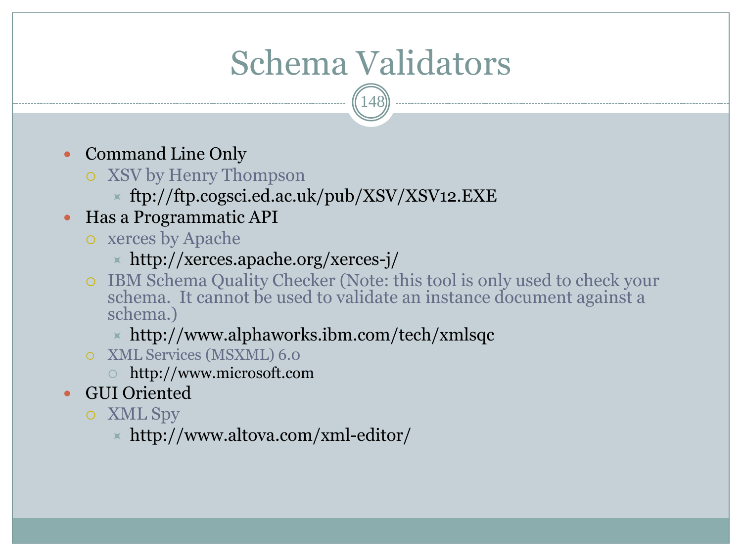# Schema Validators

- Command Line Only
  - XSV by Henry Thompson
    - ftp://ftp.cogsci.ed.ac.uk/pub/XSV/XSV12.EXE
- Has a Programmatic API
  - xerces by Apache
    - http://xerces.apache.org/xerces-j/
  - IBM Schema Quality Checker (Note: this tool is only used to check your schema. It cannot be used to validate an instance document against a schema.)
    - http://www.alphaworks.ibm.com/tech/xmlsqc
  - XML Services (MSXML) 6.0
    - http://www.microsoft.com
- GUI Oriented
  - XML Spy
    - http://www.altova.com/xml-editor/